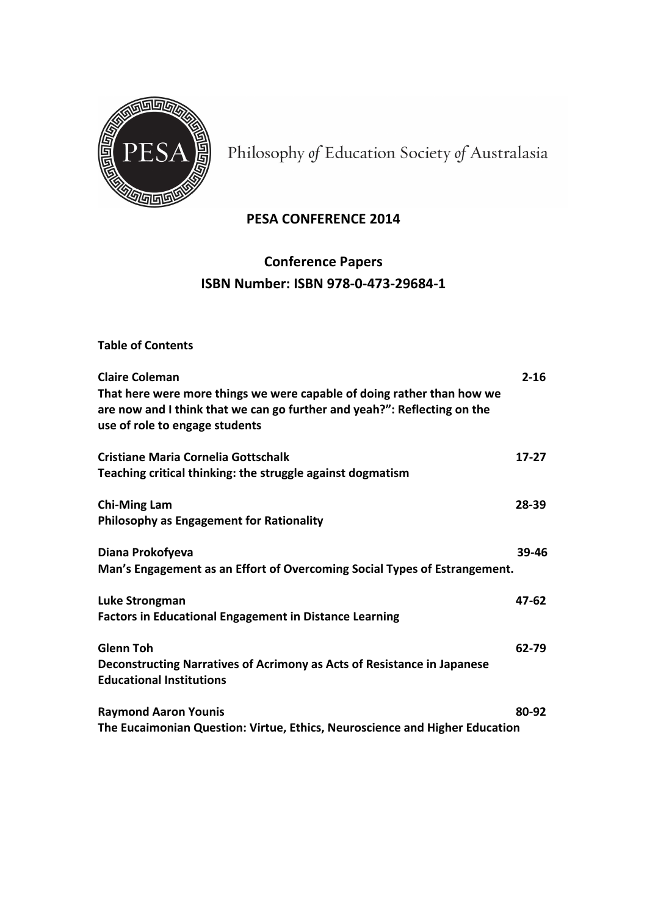Philosophy *of* Education Society *of* Australasia

# PESA CONFERENCE 2014

## Conference Papers

## ISBN Number: ISBN 978-0-473-29684-1

**Table of Contents**

| | |
|---|---|
| **Claire Coleman**<br>**That here were more things we were capable of doing rather than how we are now and I think that we can go further and yeah?": Reflecting on the use of role to engage students** | **2-16** |
| **Cristiane Maria Cornelia Gottschalk**<br>**Teaching critical thinking: the struggle against dogmatism** | **17-27** |
| **Chi-Ming Lam**<br>**Philosophy as Engagement for Rationality** | **28-39** |
| **Diana Prokofyeva**<br>**Man's Engagement as an Effort of Overcoming Social Types of Estrangement.** | **39-46** |
| **Luke Strongman**<br>**Factors in Educational Engagement in Distance Learning** | **47-62** |
| **Glenn Toh**<br>**Deconstructing Narratives of Acrimony as Acts of Resistance in Japanese Educational Institutions** | **62-79** |
| **Raymond Aaron Younis**<br>**The Eucaimonian Question: Virtue, Ethics, Neuroscience and Higher Education** | **80-92** |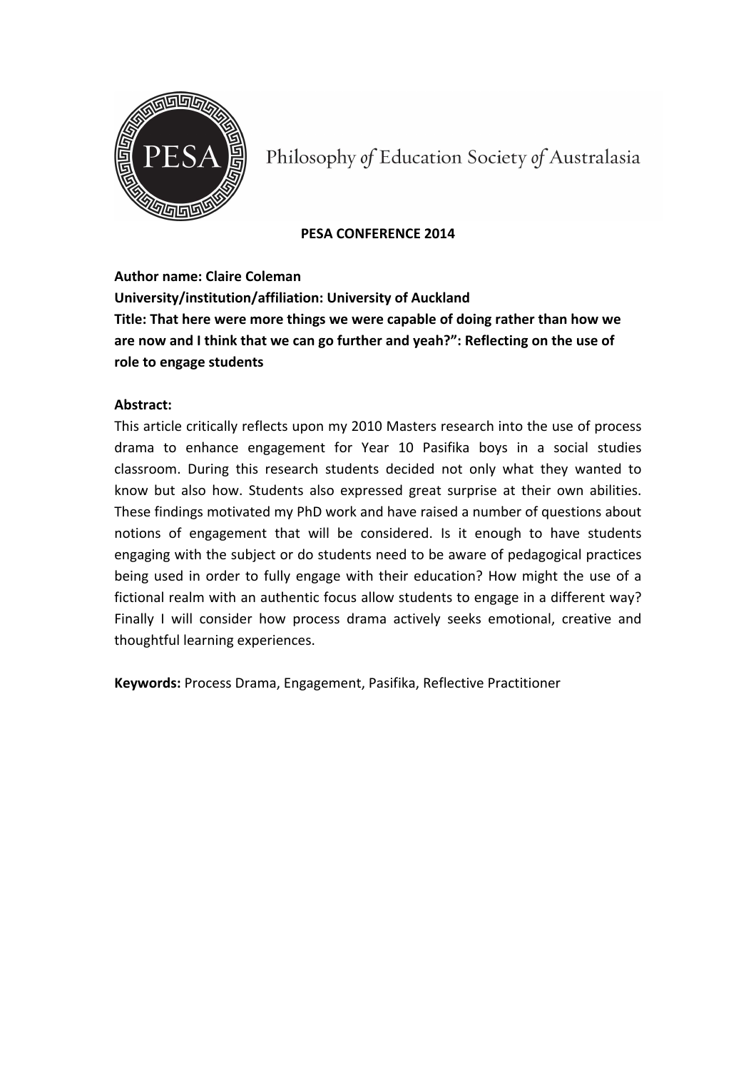Philosophy *of* Education Society *of* Australasia

**PESA CONFERENCE 2014**

**Author name: Claire Coleman**
**University/institution/affiliation: University of Auckland**
**Title: That here were more things we were capable of doing rather than how we are now and I think that we can go further and yeah?": Reflecting on the use of role to engage students**

**Abstract:**
This article critically reflects upon my 2010 Masters research into the use of process drama to enhance engagement for Year 10 Pasifika boys in a social studies classroom. During this research students decided not only what they wanted to know but also how. Students also expressed great surprise at their own abilities. These findings motivated my PhD work and have raised a number of questions about notions of engagement that will be considered. Is it enough to have students engaging with the subject or do students need to be aware of pedagogical practices being used in order to fully engage with their education? How might the use of a fictional realm with an authentic focus allow students to engage in a different way? Finally I will consider how process drama actively seeks emotional, creative and thoughtful learning experiences.

**Keywords:** Process Drama, Engagement, Pasifika, Reflective Practitioner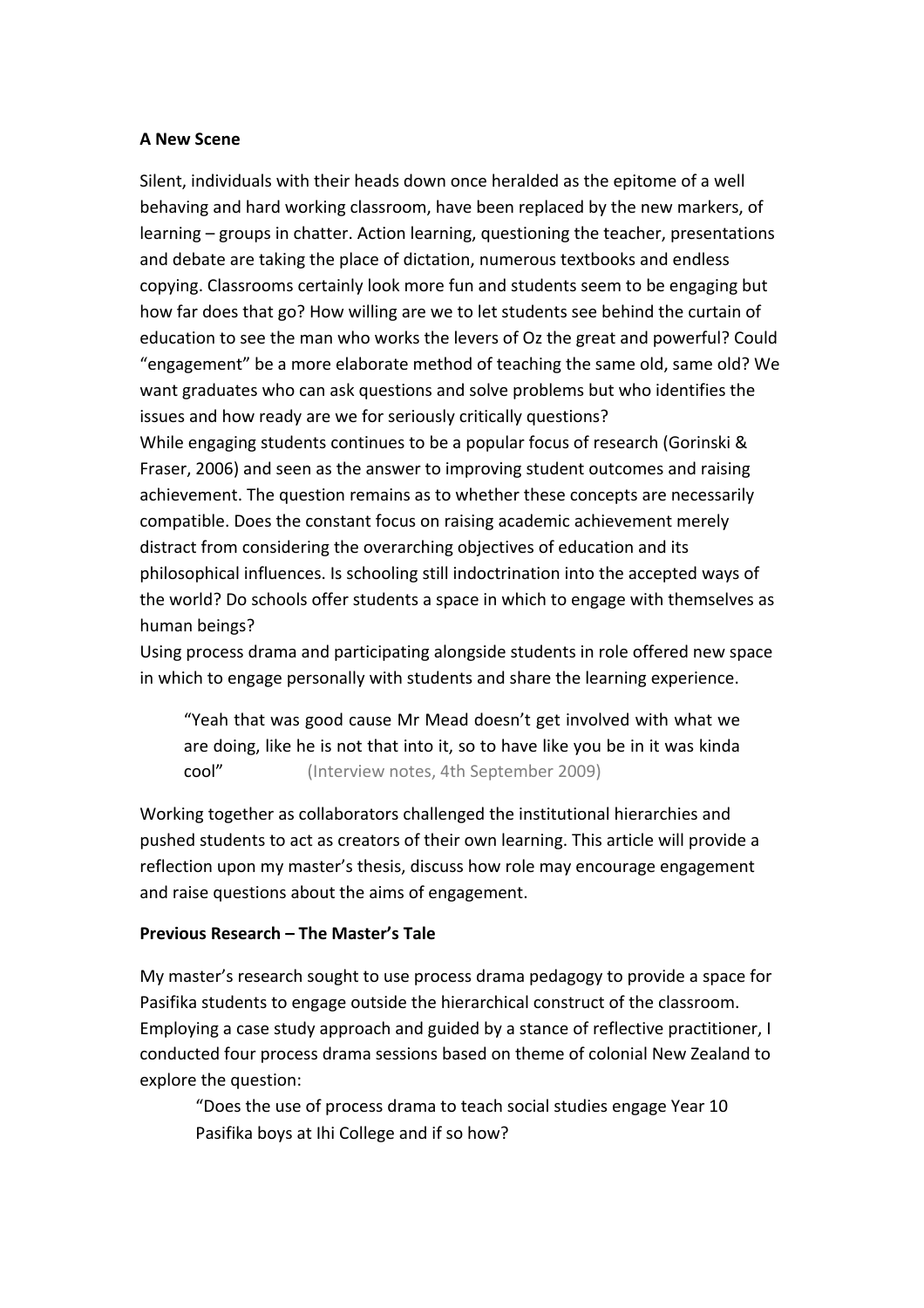**A New Scene**

Silent, individuals with their heads down once heralded as the epitome of a well behaving and hard working classroom, have been replaced by the new markers, of learning – groups in chatter. Action learning, questioning the teacher, presentations and debate are taking the place of dictation, numerous textbooks and endless copying. Classrooms certainly look more fun and students seem to be engaging but how far does that go? How willing are we to let students see behind the curtain of education to see the man who works the levers of Oz the great and powerful? Could "engagement" be a more elaborate method of teaching the same old, same old? We want graduates who can ask questions and solve problems but who identifies the issues and how ready are we for seriously critically questions?

While engaging students continues to be a popular focus of research (Gorinski & Fraser, 2006) and seen as the answer to improving student outcomes and raising achievement. The question remains as to whether these concepts are necessarily compatible. Does the constant focus on raising academic achievement merely distract from considering the overarching objectives of education and its philosophical influences. Is schooling still indoctrination into the accepted ways of the world? Do schools offer students a space in which to engage with themselves as human beings?

Using process drama and participating alongside students in role offered new space in which to engage personally with students and share the learning experience.

> "Yeah that was good cause Mr Mead doesn't get involved with what we are doing, like he is not that into it, so to have like you be in it was kinda cool" (Interview notes, 4th September 2009)

Working together as collaborators challenged the institutional hierarchies and pushed students to act as creators of their own learning. This article will provide a reflection upon my master's thesis, discuss how role may encourage engagement and raise questions about the aims of engagement.

**Previous Research – The Master's Tale**

My master's research sought to use process drama pedagogy to provide a space for Pasifika students to engage outside the hierarchical construct of the classroom. Employing a case study approach and guided by a stance of reflective practitioner, I conducted four process drama sessions based on theme of colonial New Zealand to explore the question:

> "Does the use of process drama to teach social studies engage Year 10 Pasifika boys at Ihi College and if so how?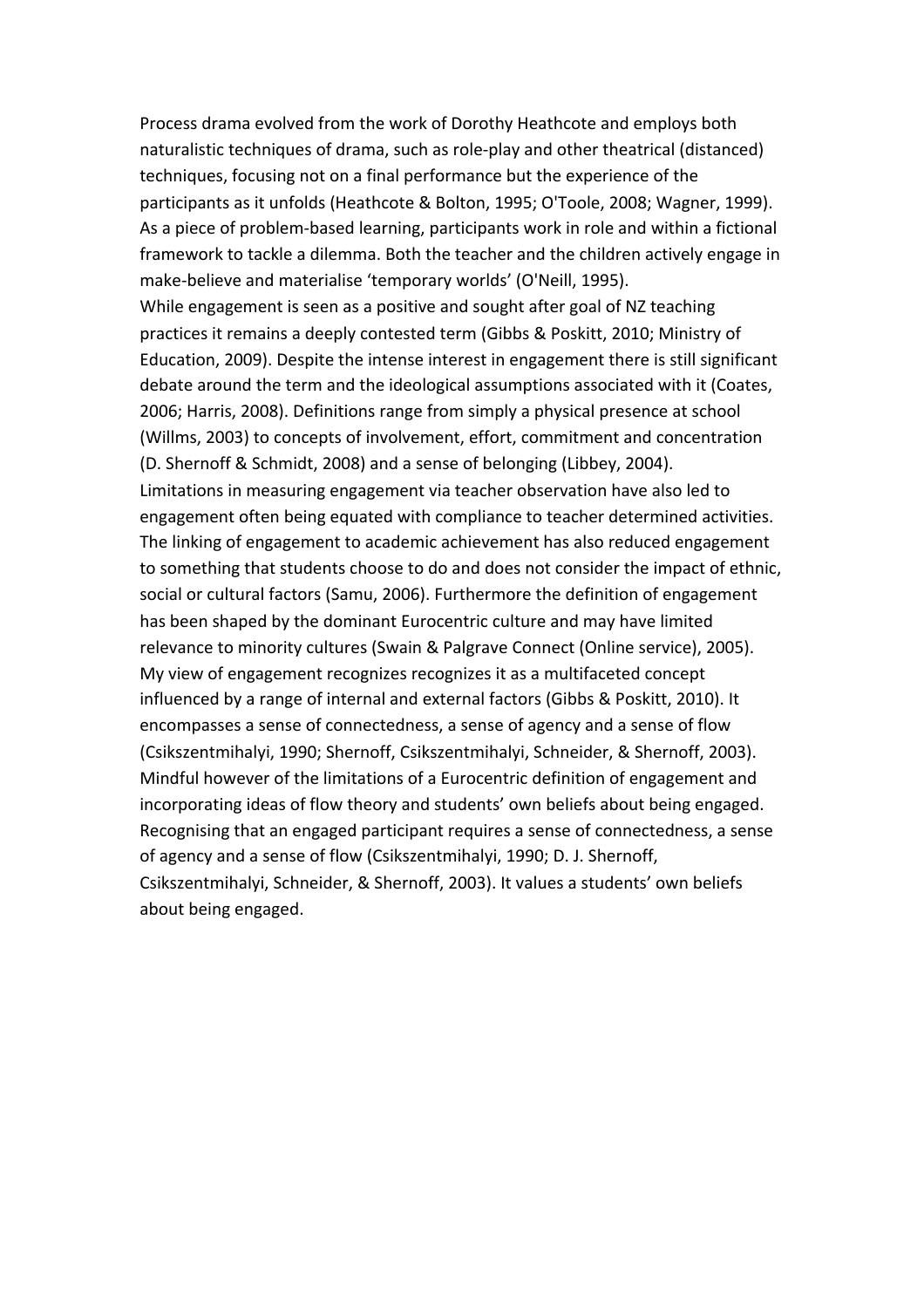Process drama evolved from the work of Dorothy Heathcote and employs both naturalistic techniques of drama, such as role-play and other theatrical (distanced) techniques, focusing not on a final performance but the experience of the participants as it unfolds (Heathcote & Bolton, 1995; O'Toole, 2008; Wagner, 1999). As a piece of problem-based learning, participants work in role and within a fictional framework to tackle a dilemma. Both the teacher and the children actively engage in make-believe and materialise 'temporary worlds' (O'Neill, 1995).

While engagement is seen as a positive and sought after goal of NZ teaching practices it remains a deeply contested term (Gibbs & Poskitt, 2010; Ministry of Education, 2009). Despite the intense interest in engagement there is still significant debate around the term and the ideological assumptions associated with it (Coates, 2006; Harris, 2008). Definitions range from simply a physical presence at school (Willms, 2003) to concepts of involvement, effort, commitment and concentration (D. Shernoff & Schmidt, 2008) and a sense of belonging (Libbey, 2004). Limitations in measuring engagement via teacher observation have also led to engagement often being equated with compliance to teacher determined activities. The linking of engagement to academic achievement has also reduced engagement to something that students choose to do and does not consider the impact of ethnic, social or cultural factors (Samu, 2006). Furthermore the definition of engagement has been shaped by the dominant Eurocentric culture and may have limited relevance to minority cultures (Swain & Palgrave Connect (Online service), 2005).

My view of engagement recognizes recognizes it as a multifaceted concept influenced by a range of internal and external factors (Gibbs & Poskitt, 2010). It encompasses a sense of connectedness, a sense of agency and a sense of flow (Csikszentmihalyi, 1990; Shernoff, Csikszentmihalyi, Schneider, & Shernoff, 2003). Mindful however of the limitations of a Eurocentric definition of engagement and incorporating ideas of flow theory and students' own beliefs about being engaged. Recognising that an engaged participant requires a sense of connectedness, a sense of agency and a sense of flow (Csikszentmihalyi, 1990; D. J. Shernoff, Csikszentmihalyi, Schneider, & Shernoff, 2003). It values a students' own beliefs about being engaged.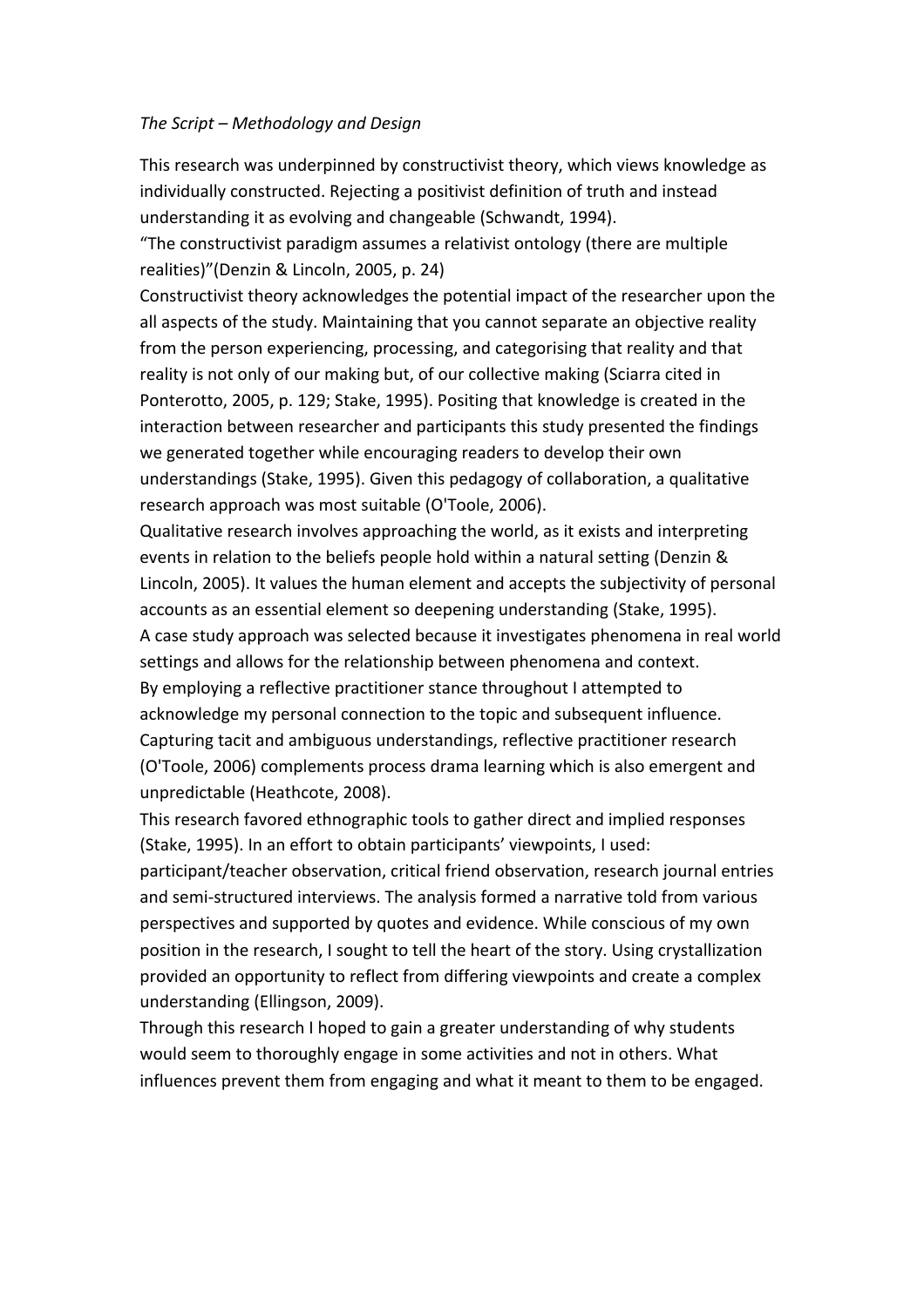*The Script – Methodology and Design*

This research was underpinned by constructivist theory, which views knowledge as individually constructed. Rejecting a positivist definition of truth and instead understanding it as evolving and changeable (Schwandt, 1994).

"The constructivist paradigm assumes a relativist ontology (there are multiple realities)"(Denzin & Lincoln, 2005, p. 24)

Constructivist theory acknowledges the potential impact of the researcher upon the all aspects of the study. Maintaining that you cannot separate an objective reality from the person experiencing, processing, and categorising that reality and that reality is not only of our making but, of our collective making (Sciarra cited in Ponterotto, 2005, p. 129; Stake, 1995). Positing that knowledge is created in the interaction between researcher and participants this study presented the findings we generated together while encouraging readers to develop their own understandings (Stake, 1995). Given this pedagogy of collaboration, a qualitative research approach was most suitable (O'Toole, 2006).

Qualitative research involves approaching the world, as it exists and interpreting events in relation to the beliefs people hold within a natural setting (Denzin & Lincoln, 2005). It values the human element and accepts the subjectivity of personal accounts as an essential element so deepening understanding (Stake, 1995).

A case study approach was selected because it investigates phenomena in real world settings and allows for the relationship between phenomena and context.

By employing a reflective practitioner stance throughout I attempted to acknowledge my personal connection to the topic and subsequent influence. Capturing tacit and ambiguous understandings, reflective practitioner research (O'Toole, 2006) complements process drama learning which is also emergent and unpredictable (Heathcote, 2008).

This research favored ethnographic tools to gather direct and implied responses (Stake, 1995). In an effort to obtain participants' viewpoints, I used: participant/teacher observation, critical friend observation, research journal entries and semi-structured interviews. The analysis formed a narrative told from various perspectives and supported by quotes and evidence. While conscious of my own position in the research, I sought to tell the heart of the story. Using crystallization provided an opportunity to reflect from differing viewpoints and create a complex understanding (Ellingson, 2009).

Through this research I hoped to gain a greater understanding of why students would seem to thoroughly engage in activities and not in others. What influences prevent them from engaging and what it meant to them to be engaged.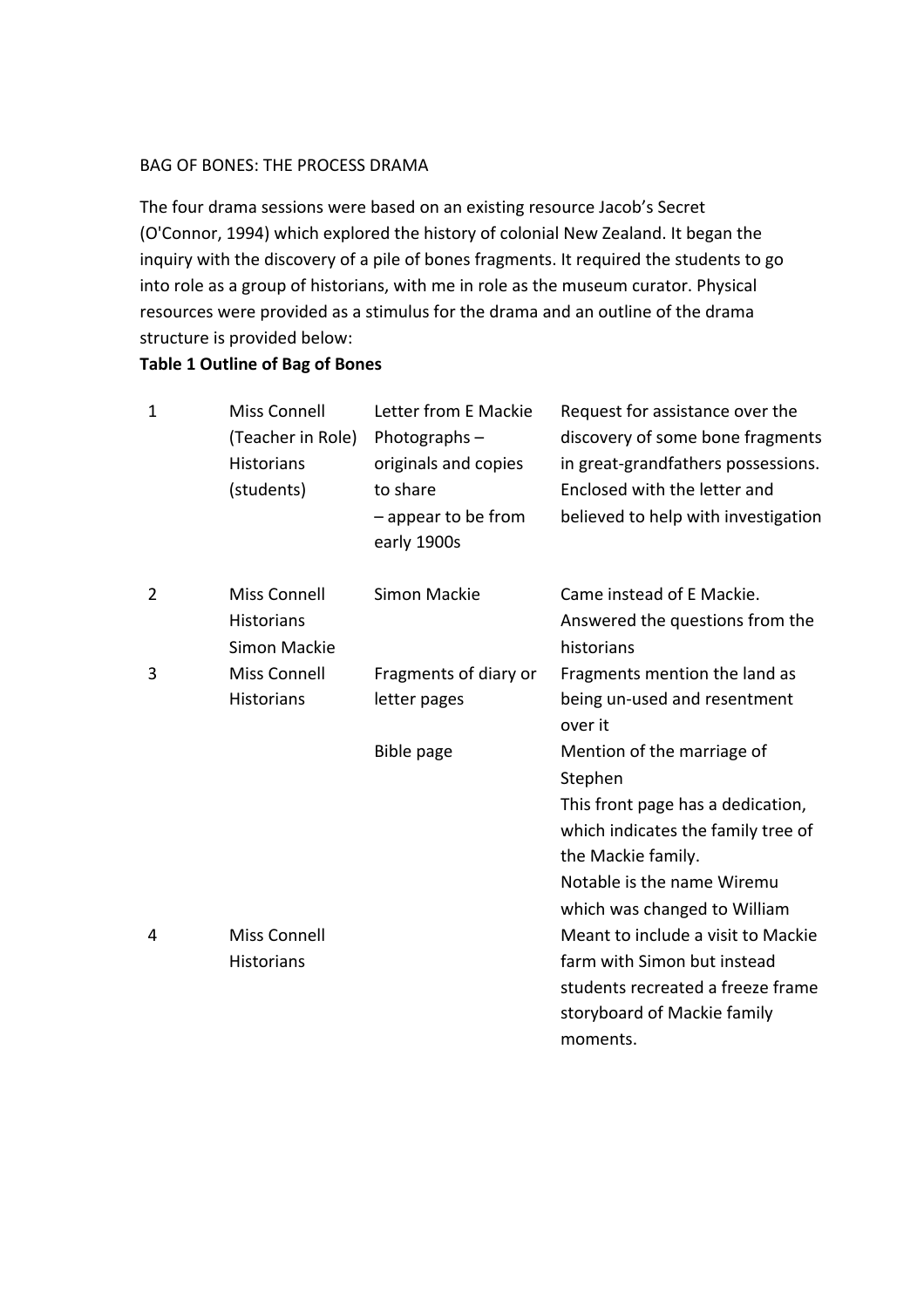BAG OF BONES: THE PROCESS DRAMA

The four drama sessions were based on an existing resource Jacob's Secret (O'Connor, 1994) which explored the history of colonial New Zealand. It began the inquiry with the discovery of a pile of bones fragments. It required the students to go into role as a group of historians, with me in role as the museum curator. Physical resources were provided as a stimulus for the drama and an outline of the drama structure is provided below:

**Table 1 Outline of Bag of Bones**

| | | | |
|---|---|---|---|
| 1 | Miss Connell (Teacher in Role) Historians (students) | Letter from E Mackie Photographs – originals and copies to share – appear to be from early 1900s | Request for assistance over the discovery of some bone fragments in great-grandfathers possessions. Enclosed with the letter and believed to help with investigation |
| 2 | Miss Connell Historians Simon Mackie | Simon Mackie | Came instead of E Mackie. Answered the questions from the historians |
| 3 | Miss Connell Historians | Fragments of diary or letter pages | Fragments mention the land as being un-used and resentment over it |
| | | Bible page | Mention of the marriage of Stephen This front page has a dedication, which indicates the family tree of the Mackie family. Notable is the name Wiremu which was changed to William |
| 4 | Miss Connell Historians | | Meant to include a visit to Mackie farm with Simon but instead students recreated a freeze frame storyboard of Mackie family moments. |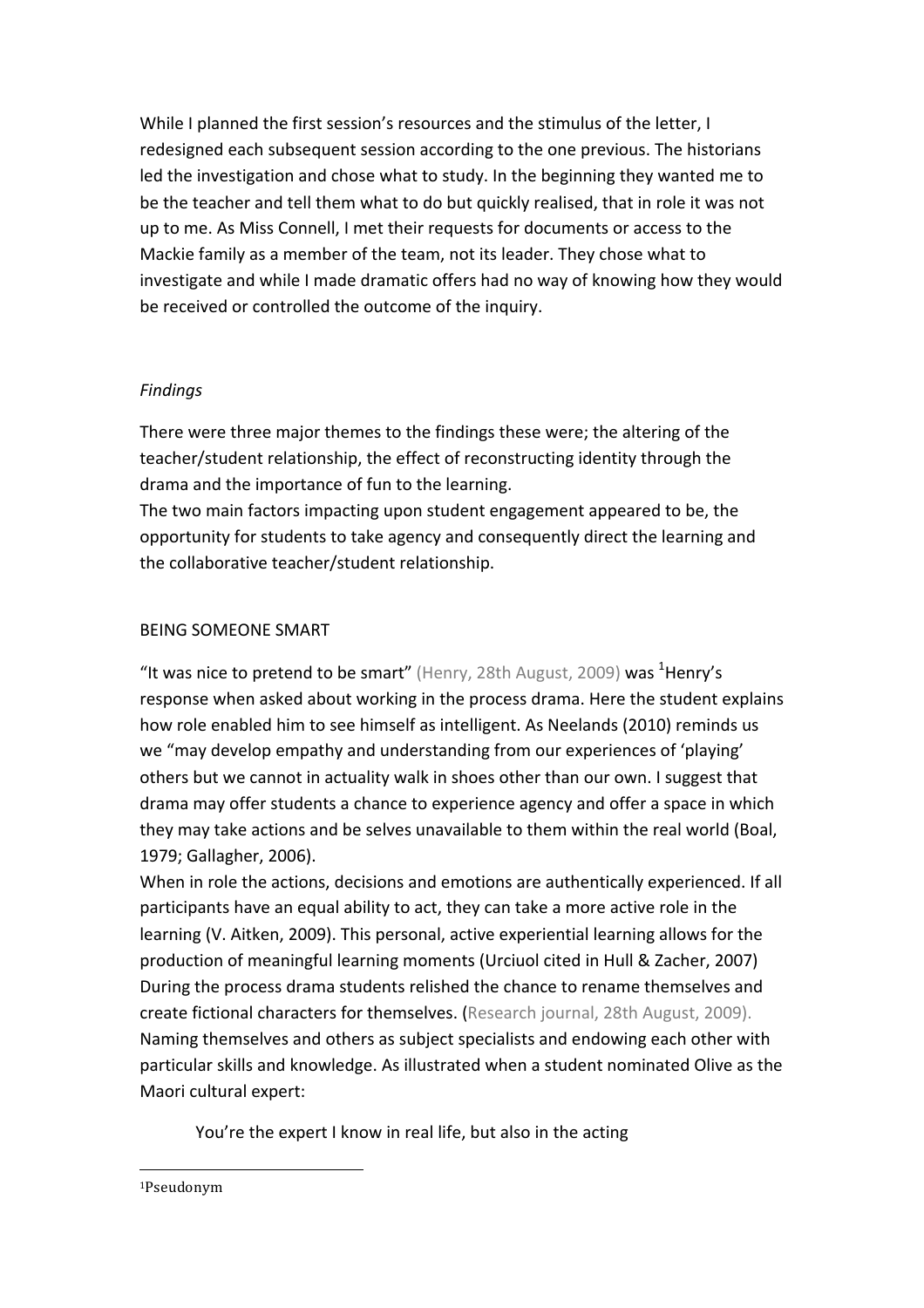While I planned the first session's resources and the stimulus of the letter, I redesigned each subsequent session according to the one previous. The historians led the investigation and chose what to study. In the beginning they wanted me to be the teacher and tell them what to do but quickly realised, that in role it was not up to me. As Miss Connell, I met their requests for documents or access to the Mackie family as a member of the team, not its leader. They chose what to investigate and while I made dramatic offers had no way of knowing how they would be received or controlled the outcome of the inquiry.

*Findings*

There were three major themes to the findings these were; the altering of the teacher/student relationship, the effect of reconstructing identity through the drama and the importance of fun to the learning.
The two main factors impacting upon student engagement appeared to be, the opportunity for students to take agency and consequently direct the learning and the collaborative teacher/student relationship.

BEING SOMEONE SMART

"It was nice to pretend to be smart" (Henry, 28th August, 2009) was [1]Henry's response when asked about working in the process drama. Here the student explains how role enabled him to see himself as intelligent. As Neelands (2010) reminds us we "may develop empathy and understanding from our experiences of 'playing' others but we cannot in actuality walk in shoes other than our own. I suggest that drama may offer students a chance to experience agency and offer a space in which they may take actions and be selves unavailable to them within the real world (Boal, 1979; Gallagher, 2006).
When in role the actions, decisions and emotions are authentically experienced. If all participants have an equal ability to act, they can take a more active role in the learning (V. Aitken, 2009). This personal, active experiential learning allows for the production of meaningful learning moments (Urciuol cited in Hull & Zacher, 2007) During the process drama students relished the chance to rename themselves and create fictional characters for themselves. (Research journal, 28th August, 2009). Naming themselves and others as subject specialists and endowing each other with particular skills and knowledge. As illustrated when a student nominated Olive as the Maori cultural expert:

> You're the expert I know in real life, but also in the acting

[1]Pseudonym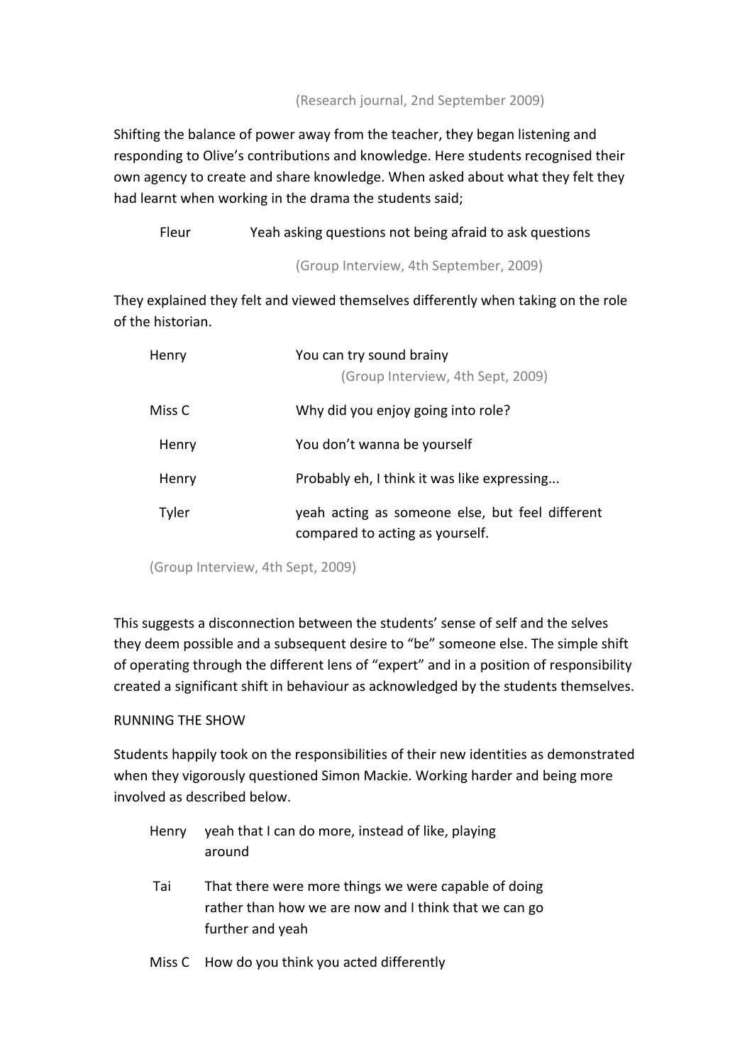(Research journal, 2nd September 2009)

Shifting the balance of power away from the teacher, they began listening and responding to Olive's contributions and knowledge. Here students recognised their own agency to create and share knowledge. When asked about what they felt they had learnt when working in the drama the students said;

Fleur Yeah asking questions not being afraid to ask questions

(Group Interview, 4th September, 2009)

They explained they felt and viewed themselves differently when taking on the role of the historian.

Henry You can try sound brainy

(Group Interview, 4th Sept, 2009)

Miss C Why did you enjoy going into role?

Henry You don't wanna be yourself

Henry Probably eh, I think it was like expressing...

Tyler yeah acting as someone else, but feel different compared to acting as yourself.

(Group Interview, 4th Sept, 2009)

This suggests a disconnection between the students' sense of self and the selves they deem possible and a subsequent desire to "be" someone else. The simple shift of operating through the different lens of "expert" and in a position of responsibility created a significant shift in behaviour as acknowledged by the students themselves.

RUNNING THE SHOW

Students happily took on the responsibilities of their new identities as demonstrated when they vigorously questioned Simon Mackie. Working harder and being more involved as described below.

Henry yeah that I can do more, instead of like, playing around

Tai That there were more things we were capable of doing rather than how we are now and I think that we can go further and yeah

Miss C How do you think you acted differently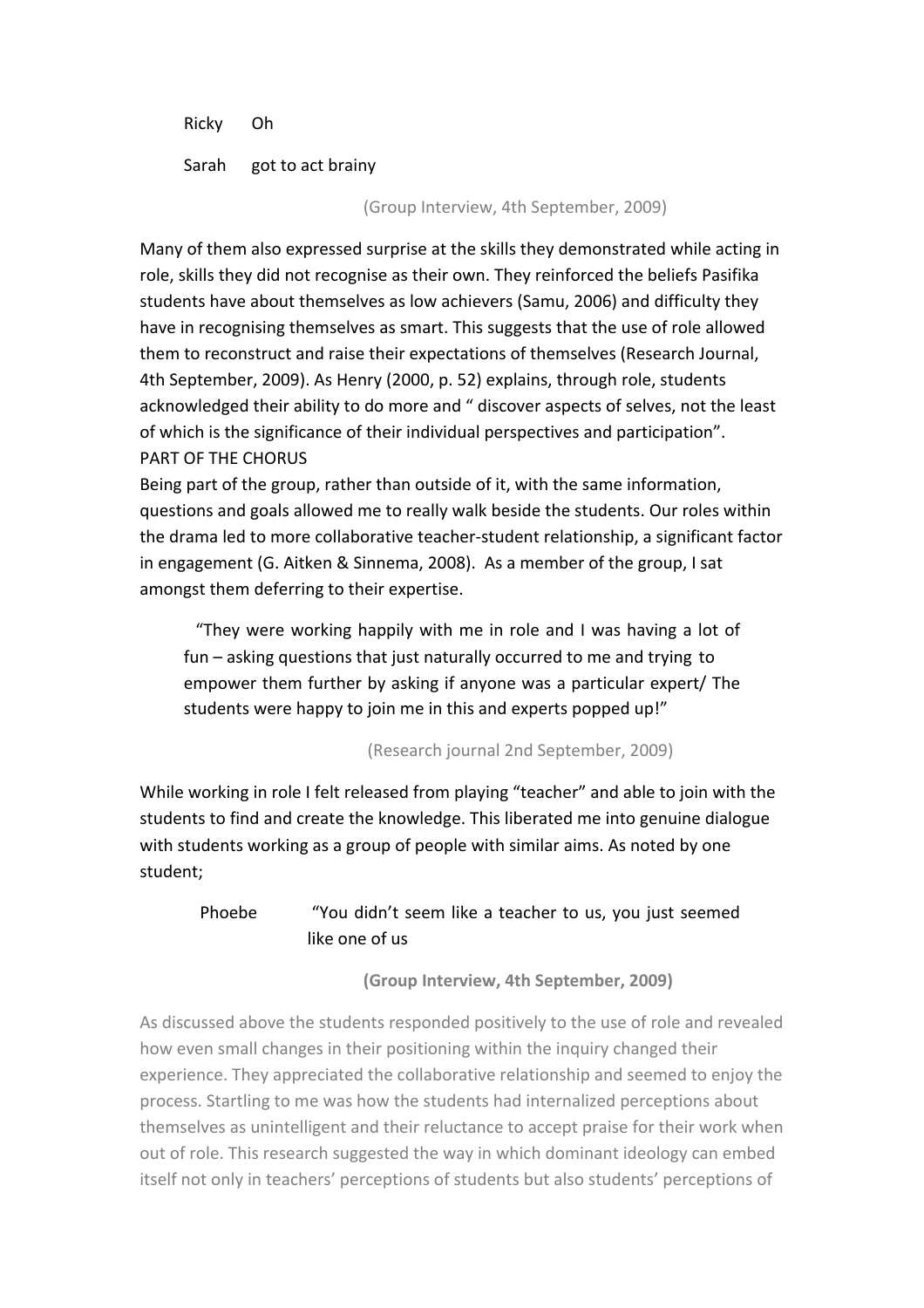Ricky Oh

Sarah got to act brainy

(Group Interview, 4th September, 2009)

Many of them also expressed surprise at the skills they demonstrated while acting in role, skills they did not recognise as their own. They reinforced the beliefs Pasifika students have about themselves as low achievers (Samu, 2006) and difficulty they have in recognising themselves as smart. This suggests that the use of role allowed them to reconstruct and raise their expectations of themselves (Research Journal, 4th September, 2009). As Henry (2000, p. 52) explains, through role, students acknowledged their ability to do more and " discover aspects of selves, not the least of which is the significance of their individual perspectives and participation".

PART OF THE CHORUS

Being part of the group, rather than outside of it, with the same information, questions and goals allowed me to really walk beside the students. Our roles within the drama led to more collaborative teacher-student relationship, a significant factor in engagement (G. Aitken & Sinnema, 2008). As a member of the group, I sat amongst them deferring to their expertise.

> "They were working happily with me in role and I was having a lot of fun – asking questions that just naturally occurred to me and trying to empower them further by asking if anyone was a particular expert/ The students were happy to join me in this and experts popped up!"

(Research journal 2nd September, 2009)

While working in role I felt released from playing "teacher" and able to join with the students to find and create the knowledge. This liberated me into genuine dialogue with students working as a group of people with similar aims. As noted by one student;

> Phoebe "You didn't seem like a teacher to us, you just seemed like one of us

**(Group Interview, 4th September, 2009)**

As discussed above the students responded positively to the use of role and revealed how even small changes in their positioning within the inquiry changed their experience. They appreciated the collaborative relationship and seemed to enjoy the process. Startling to me was how the students had internalized perceptions about themselves as unintelligent and their reluctance to accept praise for their work when out of role. This research suggested the way in which dominant ideology can embed itself not only in teachers' perceptions of students but also students' perceptions of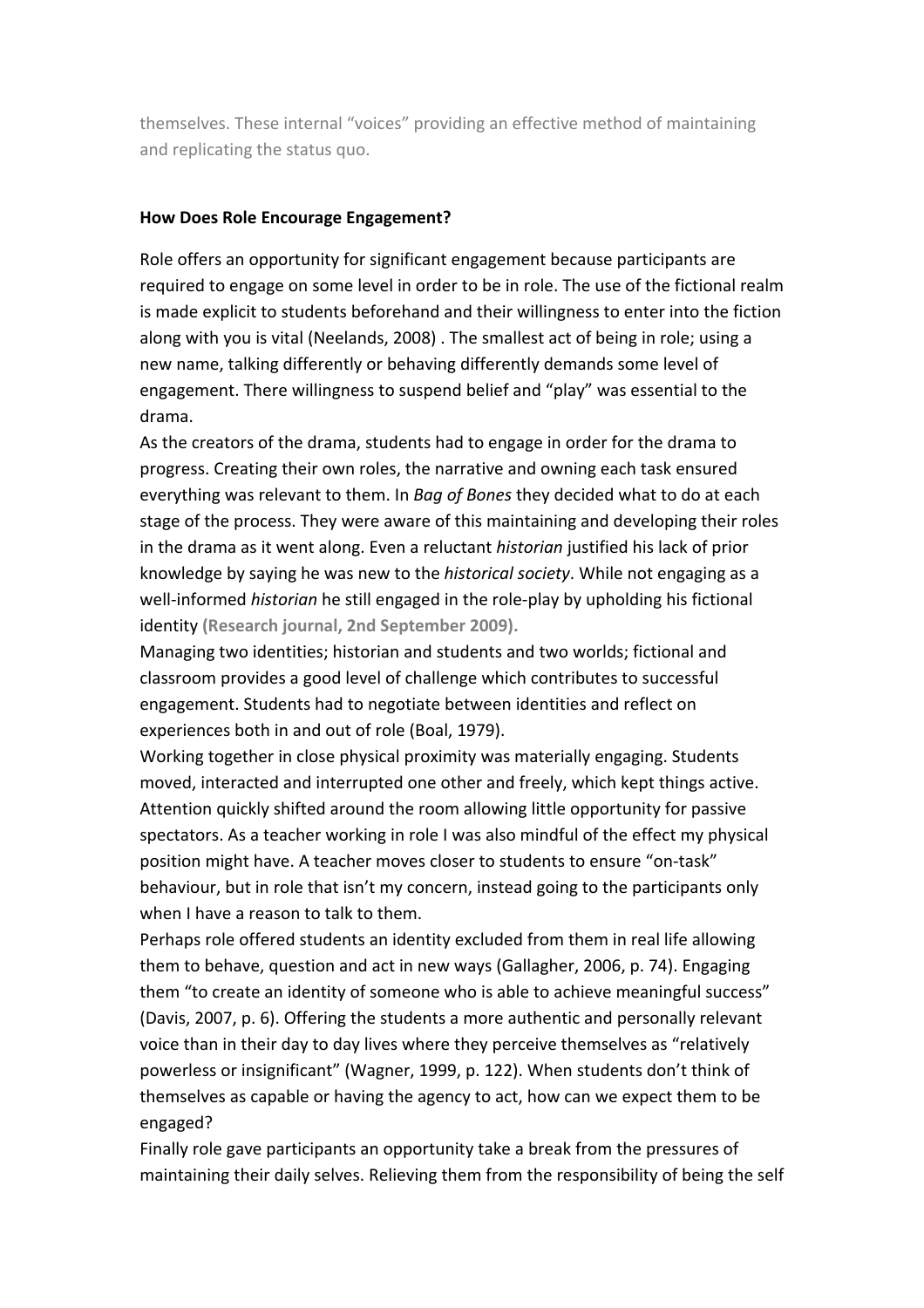themselves. These internal "voices" providing an effective method of maintaining and replicating the status quo.

**How Does Role Encourage Engagement?**

Role offers an opportunity for significant engagement because participants are required to engage on some level in order to be in role. The use of the fictional realm is made explicit to students beforehand and their willingness to enter into the fiction along with you is vital (Neelands, 2008) . The smallest act of being in role; using a new name, talking differently or behaving differently demands some level of engagement. There willingness to suspend belief and "play" was essential to the drama.

As the creators of the drama, students had to engage in order for the drama to progress. Creating their own roles, the narrative and owning each task ensured everything was relevant to them. In *Bag of Bones* they decided what to do at each stage of the process. They were aware of this maintaining and developing their roles in the drama as it went along. Even a reluctant *historian* justified his lack of prior knowledge by saying he was new to the *historical society*. While not engaging as a well-informed *historian* he still engaged in the role-play by upholding his fictional identity **(Research journal, 2nd September 2009).**

Managing two identities; historian and students and two worlds; fictional and classroom provides a good level of challenge which contributes to successful engagement. Students had to negotiate between identities and reflect on experiences both in and out of role (Boal, 1979).

Working together in close physical proximity was materially engaging. Students moved, interacted and interrupted one other and freely, which kept things active. Attention quickly shifted around the room allowing little opportunity for passive spectators. As a teacher working in role I was also mindful of the effect my physical position might have. A teacher moves closer to students to ensure "on-task" behaviour, but in role that isn't my concern, instead going to the participants only when I have a reason to talk to them.

Perhaps role offered students an identity excluded from them in real life allowing them to behave, question and act in new ways (Gallagher, 2006, p. 74). Engaging them "to create an identity of someone who is able to achieve meaningful success" (Davis, 2007, p. 6). Offering the students a more authentic and personally relevant voice than in their day to day lives where they perceive themselves as "relatively powerless or insignificant" (Wagner, 1999, p. 122). When students don't think of themselves as capable or having the agency to act, how can we expect them to be engaged?

Finally role gave participants an opportunity take a break from the pressures of maintaining their daily selves. Relieving them from the responsibility of being the self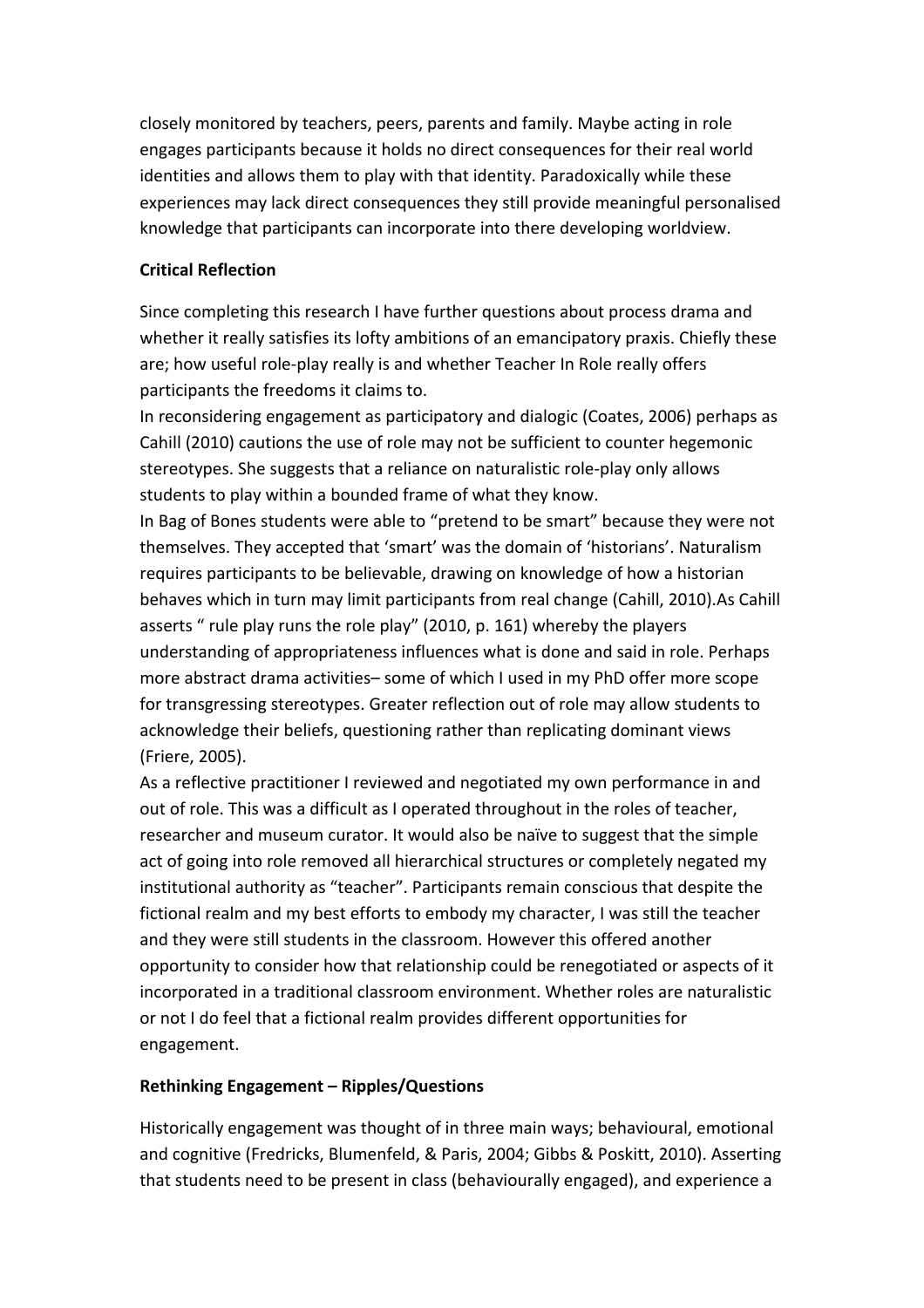closely monitored by teachers, peers, parents and family. Maybe acting in role engages participants because it holds no direct consequences for their real world identities and allows them to play with that identity. Paradoxically while these experiences may lack direct consequences they still provide meaningful personalised knowledge that participants can incorporate into there developing worldview.

**Critical Reflection**

Since completing this research I have further questions about process drama and whether it really satisfies its lofty ambitions of an emancipatory praxis. Chiefly these are; how useful role-play really is and whether Teacher In Role really offers participants the freedoms it claims to.

In reconsidering engagement as participatory and dialogic (Coates, 2006) perhaps as Cahill (2010) cautions the use of role may not be sufficient to counter hegemonic stereotypes. She suggests that a reliance on naturalistic role-play only allows students to play within a bounded frame of what they know.

In Bag of Bones students were able to "pretend to be smart" because they were not themselves. They accepted that 'smart' was the domain of 'historians'. Naturalism requires participants to be believable, drawing on knowledge of how a historian behaves which in turn may limit participants from real change (Cahill, 2010).As Cahill asserts " rule play runs the role play" (2010, p. 161) whereby the players understanding of appropriateness influences what is done and said in role. Perhaps more abstract drama activities– some of which I used in my PhD offer more scope for transgressing stereotypes. Greater reflection out of role may allow students to acknowledge their beliefs, questioning rather than replicating dominant views (Friere, 2005).

As a reflective practitioner I reviewed and negotiated my own performance in and out of role. This was a difficult as I operated throughout in the roles of teacher, researcher and museum curator. It would also be naïve to suggest that the simple act of going into role removed all hierarchical structures or completely negated my institutional authority as "teacher". Participants remain conscious that despite the fictional realm and my best efforts to embody my character, I was still the teacher and they were still students in the classroom. However this offered another opportunity to consider how that relationship could be renegotiated or aspects of it incorporated in a traditional classroom environment. Whether roles are naturalistic or not I do feel that a fictional realm provides different opportunities for engagement.

**Rethinking Engagement – Ripples/Questions**

Historically engagement was thought of in three main ways; behavioural, emotional and cognitive (Fredricks, Blumenfeld, & Paris, 2004; Gibbs & Poskitt, 2010). Asserting that students need to be present in class (behaviourally engaged), and experience a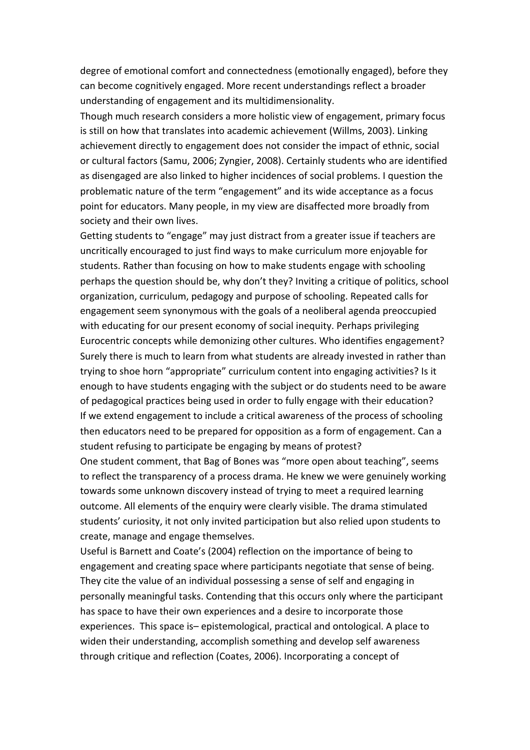degree of emotional comfort and connectedness (emotionally engaged), before they can become cognitively engaged. More recent understandings reflect a broader understanding of engagement and its multidimensionality.

Though much research considers a more holistic view of engagement, primary focus is still on how that translates into academic achievement (Willms, 2003). Linking achievement directly to engagement does not consider the impact of ethnic, social or cultural factors (Samu, 2006; Zyngier, 2008). Certainly students who are identified as disengaged are also linked to higher incidences of social problems. I question the problematic nature of the term "engagement" and its wide acceptance as a focus point for educators. Many people, in my view are disaffected more broadly from society and their own lives.

Getting students to "engage" may just distract from a greater issue if teachers are uncritically encouraged to just find ways to make curriculum more enjoyable for students. Rather than focusing on how to make students engage with schooling perhaps the question should be, why don't they? Inviting a critique of politics, school organization, curriculum, pedagogy and purpose of schooling. Repeated calls for engagement seem synonymous with the goals of a neoliberal agenda preoccupied with educating for our present economy of social inequity. Perhaps privileging Eurocentric concepts while demonizing other cultures. Who identifies engagement? Surely there is much to learn from what students are already invested in rather than trying to shoe horn "appropriate" curriculum content into engaging activities? Is it enough to have students engaging with the subject or do students need to be aware of pedagogical practices being used in order to fully engage with their education? If we extend engagement to include a critical awareness of the process of schooling then educators need to be prepared for opposition as a form of engagement. Can a student refusing to participate be engaging by means of protest?

One student comment, that Bag of Bones was "more open about teaching", seems to reflect the transparency of a process drama. He knew we were genuinely working towards some unknown discovery instead of trying to meet a required learning outcome. All elements of the enquiry were clearly visible. The drama stimulated students' curiosity, it not only invited participation but also relied upon students to create, manage and engage themselves.

Useful is Barnett and Coate's (2004) reflection on the importance of being to engagement and creating space where participants negotiate that sense of being. They cite the value of an individual possessing a sense of self and engaging in personally meaningful tasks. Contending that this occurs only where the participant has space to have their own experiences and a desire to incorporate those experiences. This space is– epistemological, practical and ontological. A place to widen their understanding, accomplish something and develop self awareness through critique and reflection (Coates, 2006). Incorporating a concept of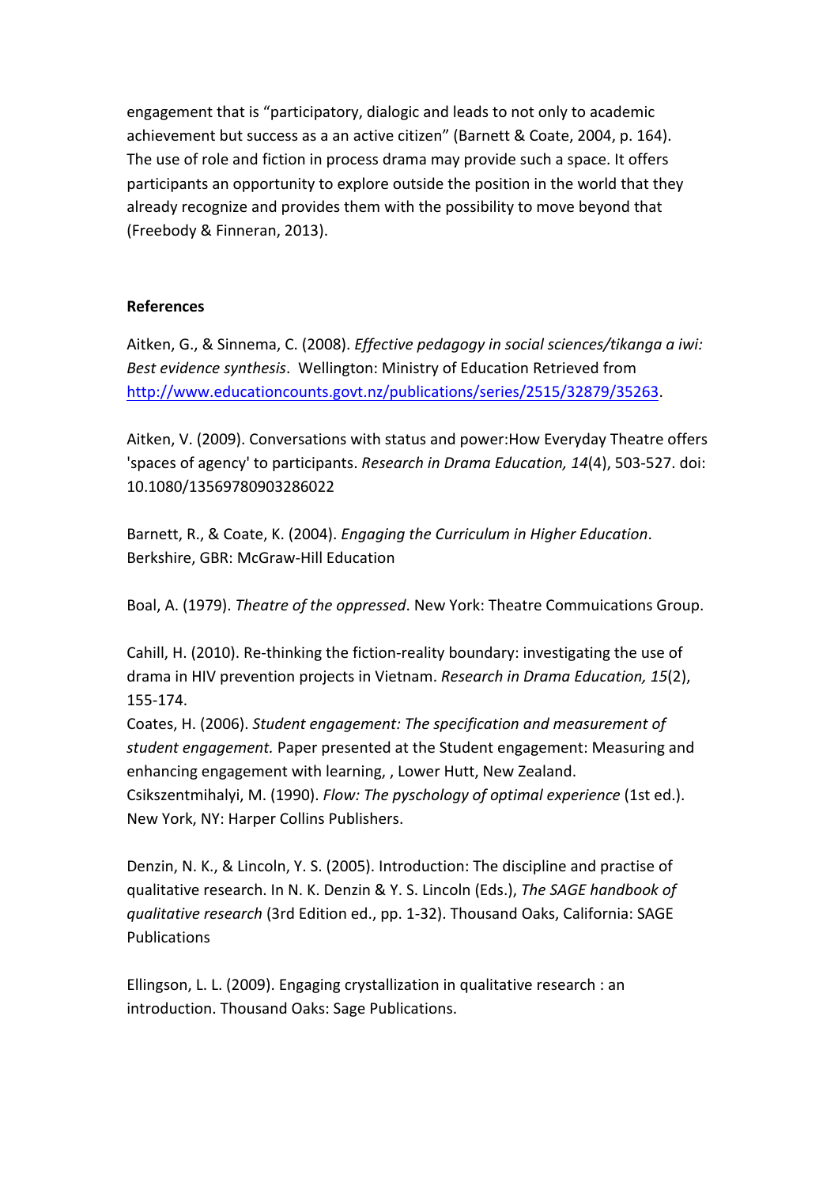engagement that is “participatory, dialogic and leads to not only to academic achievement but success as a an active citizen” (Barnett & Coate, 2004, p. 164). The use of role and fiction in process drama may provide such a space. It offers participants an opportunity to explore outside the position in the world that they already recognize and provides them with the possibility to move beyond that (Freebody & Finneran, 2013).

**References**

Aitken, G., & Sinnema, C. (2008). *Effective pedagogy in social sciences/tikanga a iwi: Best evidence synthesis*. Wellington: Ministry of Education Retrieved from http://www.educationcounts.govt.nz/publications/series/2515/32879/35263.

Aitken, V. (2009). Conversations with status and power:How Everyday Theatre offers 'spaces of agency' to participants. *Research in Drama Education, 14*(4), 503-527. doi: 10.1080/13569780903286022

Barnett, R., & Coate, K. (2004). *Engaging the Curriculum in Higher Education*. Berkshire, GBR: McGraw-Hill Education

Boal, A. (1979). *Theatre of the oppressed*. New York: Theatre Commuications Group.

Cahill, H. (2010). Re-thinking the fiction-reality boundary: investigating the use of drama in HIV prevention projects in Vietnam. *Research in Drama Education, 15*(2), 155-174.

Coates, H. (2006). *Student engagement: The specification and measurement of student engagement.* Paper presented at the Student engagement: Measuring and enhancing engagement with learning, , Lower Hutt, New Zealand.

Csikszentmihalyi, M. (1990). *Flow: The pyschology of optimal experience* (1st ed.). New York, NY: Harper Collins Publishers.

Denzin, N. K., & Lincoln, Y. S. (2005). Introduction: The discipline and practise of qualitative research. In N. K. Denzin & Y. S. Lincoln (Eds.), *The SAGE handbook of qualitative research* (3rd Edition ed., pp. 1-32). Thousand Oaks, California: SAGE Publications

Ellingson, L. L. (2009). Engaging crystallization in qualitative research : an introduction. Thousand Oaks: Sage Publications.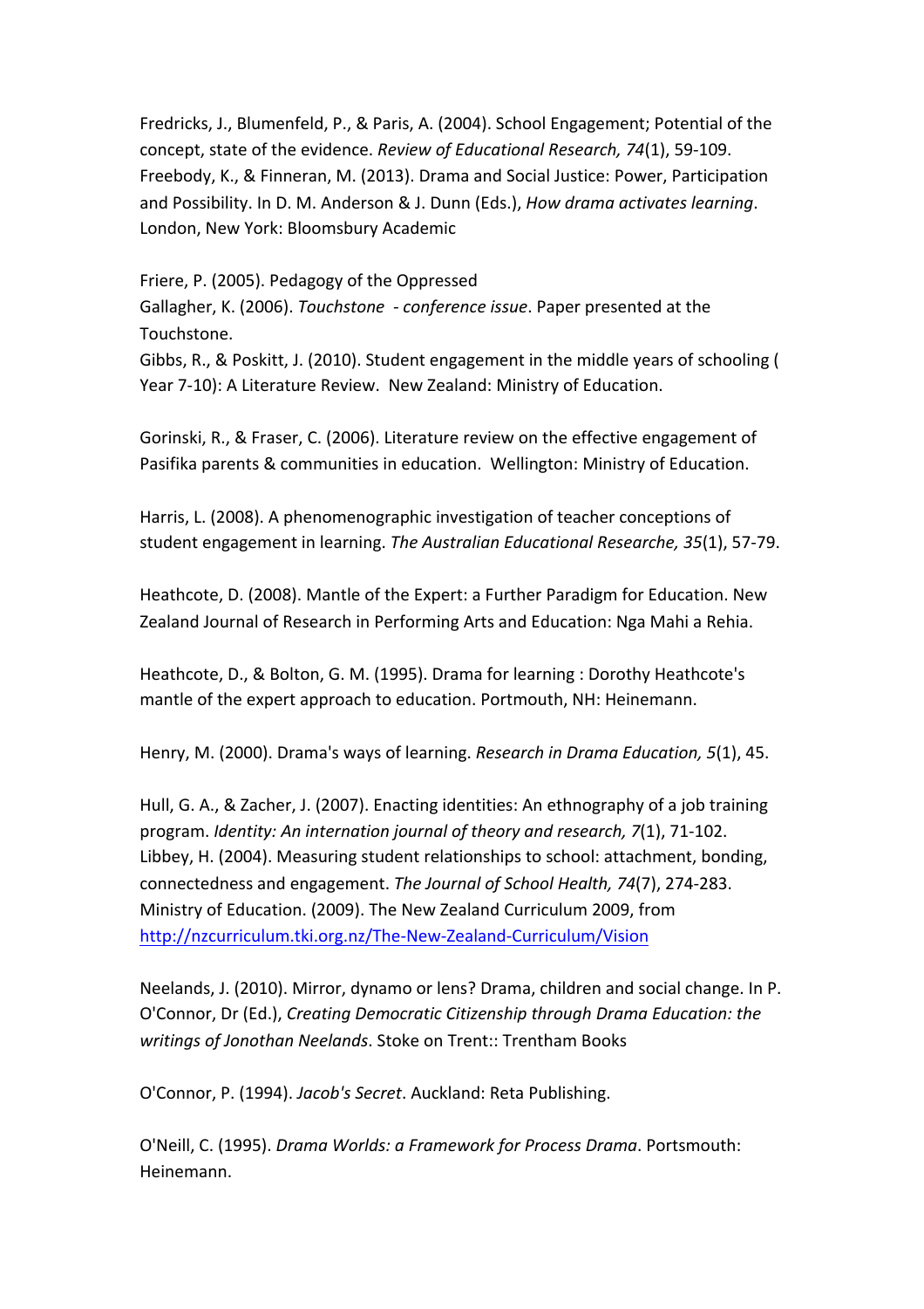Fredricks, J., Blumenfeld, P., & Paris, A. (2004). School Engagement; Potential of the concept, state of the evidence. *Review of Educational Research, 74*(1), 59-109.
Freebody, K., & Finneran, M. (2013). Drama and Social Justice: Power, Participation and Possibility. In D. M. Anderson & J. Dunn (Eds.), *How drama activates learning*. London, New York: Bloomsbury Academic

Friere, P. (2005). Pedagogy of the Oppressed
Gallagher, K. (2006). *Touchstone - conference issue*. Paper presented at the Touchstone.
Gibbs, R., & Poskitt, J. (2010). Student engagement in the middle years of schooling ( Year 7-10): A Literature Review. New Zealand: Ministry of Education.

Gorinski, R., & Fraser, C. (2006). Literature review on the effective engagement of Pasifika parents & communities in education. Wellington: Ministry of Education.

Harris, L. (2008). A phenomenographic investigation of teacher conceptions of student engagement in learning. *The Australian Educational Researche, 35*(1), 57-79.

Heathcote, D. (2008). Mantle of the Expert: a Further Paradigm for Education. New Zealand Journal of Research in Performing Arts and Education: Nga Mahi a Rehia.

Heathcote, D., & Bolton, G. M. (1995). Drama for learning : Dorothy Heathcote's mantle of the expert approach to education. Portmouth, NH: Heinemann.

Henry, M. (2000). Drama's ways of learning. *Research in Drama Education, 5*(1), 45.

Hull, G. A., & Zacher, J. (2007). Enacting identities: An ethnography of a job training program. *Identity: An internation journal of theory and research, 7*(1), 71-102.
Libbey, H. (2004). Measuring student relationships to school: attachment, bonding, connectedness and engagement. *The Journal of School Health, 74*(7), 274-283.
Ministry of Education. (2009). The New Zealand Curriculum 2009, from http://nzcurriculum.tki.org.nz/The-New-Zealand-Curriculum/Vision

Neelands, J. (2010). Mirror, dynamo or lens? Drama, children and social change. In P. O'Connor, Dr (Ed.), *Creating Democratic Citizenship through Drama Education: the writings of Jonothan Neelands*. Stoke on Trent:: Trentham Books

O'Connor, P. (1994). *Jacob's Secret*. Auckland: Reta Publishing.

O'Neill, C. (1995). *Drama Worlds: a Framework for Process Drama*. Portsmouth: Heinemann.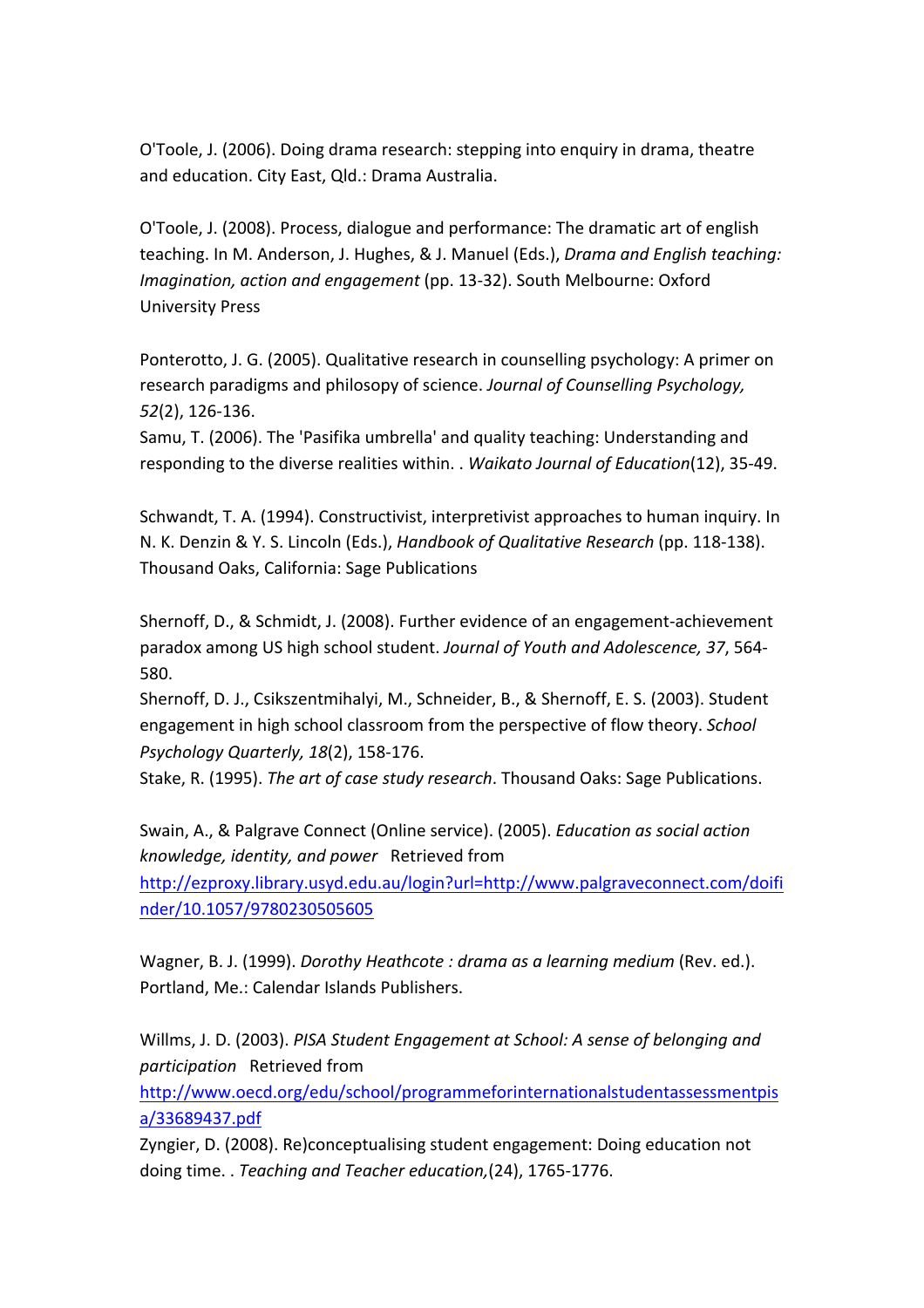O'Toole, J. (2006). Doing drama research: stepping into enquiry in drama, theatre and education. City East, Qld.: Drama Australia.

O'Toole, J. (2008). Process, dialogue and performance: The dramatic art of english teaching. In M. Anderson, J. Hughes, & J. Manuel (Eds.), *Drama and English teaching: Imagination, action and engagement* (pp. 13-32). South Melbourne: Oxford University Press

Ponterotto, J. G. (2005). Qualitative research in counselling psychology: A primer on research paradigms and philosopy of science. *Journal of Counselling Psychology, 52*(2), 126-136.

Samu, T. (2006). The 'Pasifika umbrella' and quality teaching: Understanding and responding to the diverse realities within. . *Waikato Journal of Education*(12), 35-49.

Schwandt, T. A. (1994). Constructivist, interpretivist approaches to human inquiry. In N. K. Denzin & Y. S. Lincoln (Eds.), *Handbook of Qualitative Research* (pp. 118-138). Thousand Oaks, California: Sage Publications

Shernoff, D., & Schmidt, J. (2008). Further evidence of an engagement-achievement paradox among US high school student. *Journal of Youth and Adolescence, 37*, 564-580.

Shernoff, D. J., Csikszentmihalyi, M., Schneider, B., & Shernoff, E. S. (2003). Student engagement in high school classroom from the perspective of flow theory. *School Psychology Quarterly, 18*(2), 158-176.

Stake, R. (1995). *The art of case study research*. Thousand Oaks: Sage Publications.

Swain, A., & Palgrave Connect (Online service). (2005). *Education as social action knowledge, identity, and power* Retrieved from http://ezproxy.library.usyd.edu.au/login?url=http://www.palgraveconnect.com/doifinder/10.1057/9780230505605

Wagner, B. J. (1999). *Dorothy Heathcote : drama as a learning medium* (Rev. ed.). Portland, Me.: Calendar Islands Publishers.

Willms, J. D. (2003). *PISA Student Engagement at School: A sense of belonging and participation* Retrieved from http://www.oecd.org/edu/school/programmeforinternationalstudentassessmentpisa/33689437.pdf

Zyngier, D. (2008). Re)conceptualising student engagement: Doing education not doing time. . *Teaching and Teacher education,*(24), 1765-1776.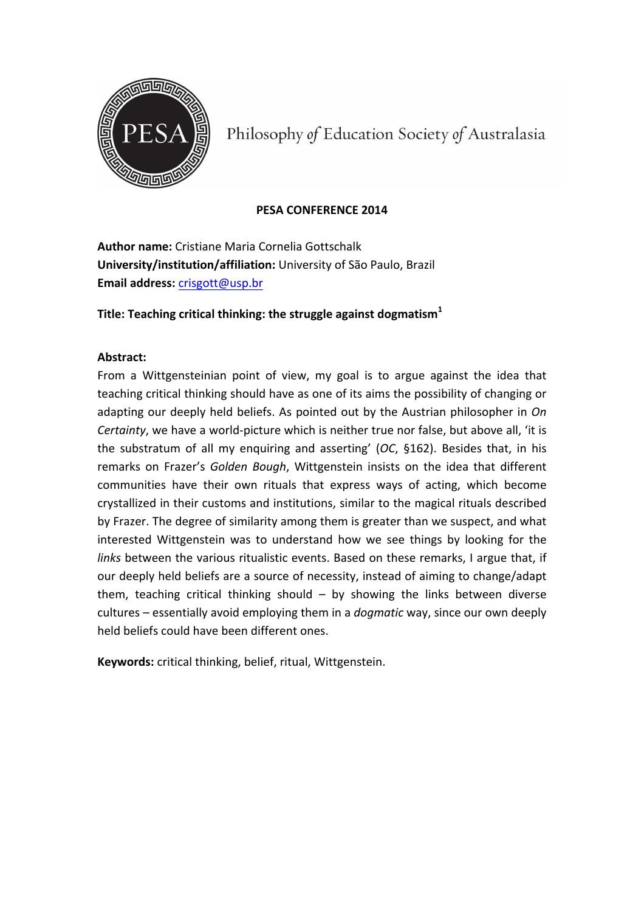Philosophy *of* Education Society *of* Australasia

**PESA CONFERENCE 2014**

**Author name:** Cristiane Maria Cornelia Gottschalk
**University/institution/affiliation:** University of São Paulo, Brazil
**Email address:** crisgott@usp.br

**Title: Teaching critical thinking: the struggle against dogmatism**[1]

**Abstract:**
From a Wittgensteinian point of view, my goal is to argue against the idea that teaching critical thinking should have as one of its aims the possibility of changing or adapting our deeply held beliefs. As pointed out by the Austrian philosopher in *On Certainty*, we have a world-picture which is neither true nor false, but above all, 'it is the substratum of all my enquiring and asserting' (*OC*, §162). Besides that, in his remarks on Frazer's *Golden Bough*, Wittgenstein insists on the idea that different communities have their own rituals that express ways of acting, which become crystallized in their customs and institutions, similar to the magical rituals described by Frazer. The degree of similarity among them is greater than we suspect, and what interested Wittgenstein was to understand how we see things by looking for the *links* between the various ritualistic events. Based on these remarks, I argue that, if our deeply held beliefs are a source of necessity, instead of aiming to change/adapt them, teaching critical thinking should – by showing the links between diverse cultures – essentially avoid employing them in a *dogmatic* way, since our own deeply held beliefs could have been different ones.

**Keywords:** critical thinking, belief, ritual, Wittgenstein.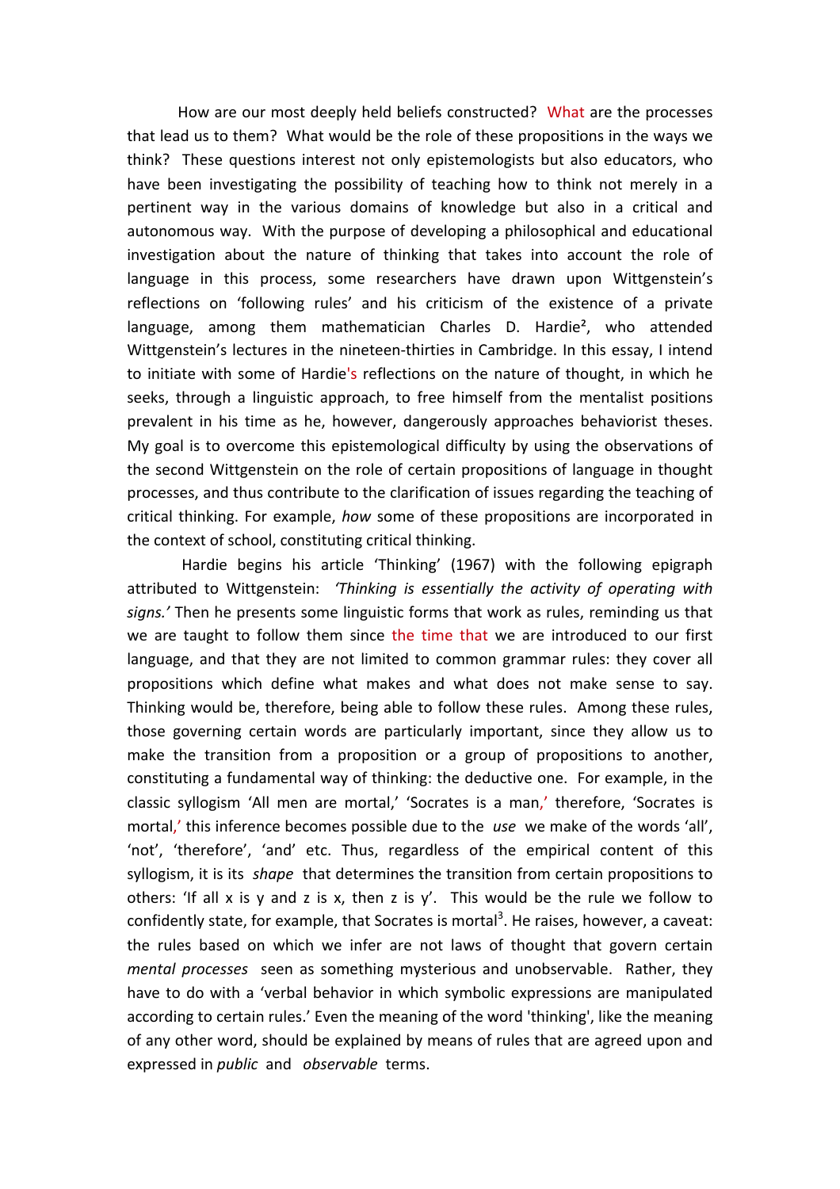How are our most deeply held beliefs constructed? What are the processes that lead us to them? What would be the role of these propositions in the ways we think? These questions interest not only epistemologists but also educators, who have been investigating the possibility of teaching how to think not merely in a pertinent way in the various domains of knowledge but also in a critical and autonomous way. With the purpose of developing a philosophical and educational investigation about the nature of thinking that takes into account the role of language in this process, some researchers have drawn upon Wittgenstein's reflections on 'following rules' and his criticism of the existence of a private language, among them mathematician Charles D. Hardie[2], who attended Wittgenstein's lectures in the nineteen-thirties in Cambridge. In this essay, I intend to initiate with some of Hardie's reflections on the nature of thought, in which he seeks, through a linguistic approach, to free himself from the mentalist positions prevalent in his time as he, however, dangerously approaches behaviorist theses. My goal is to overcome this epistemological difficulty by using the observations of the second Wittgenstein on the role of certain propositions of language in thought processes, and thus contribute to the clarification of issues regarding the teaching of critical thinking. For example, *how* some of these propositions are incorporated in the context of school, constituting critical thinking.

Hardie begins his article 'Thinking' (1967) with the following epigraph attributed to Wittgenstein: *'Thinking is essentially the activity of operating with signs.'* Then he presents some linguistic forms that work as rules, reminding us that we are taught to follow them since the time that we are introduced to our first language, and that they are not limited to common grammar rules: they cover all propositions which define what makes and what does not make sense to say. Thinking would be, therefore, being able to follow these rules. Among these rules, those governing certain words are particularly important, since they allow us to make the transition from a proposition or a group of propositions to another, constituting a fundamental way of thinking: the deductive one. For example, in the classic syllogism 'All men are mortal,' 'Socrates is a man,' therefore, 'Socrates is mortal,' this inference becomes possible due to the *use* we make of the words 'all', 'not', 'therefore', 'and' etc. Thus, regardless of the empirical content of this syllogism, it is its *shape* that determines the transition from certain propositions to others: 'If all x is y and z is x, then z is y'. This would be the rule we follow to confidently state, for example, that Socrates is mortal[3]. He raises, however, a caveat: the rules based on which we infer are not laws of thought that govern certain *mental processes* seen as something mysterious and unobservable. Rather, they have to do with a 'verbal behavior in which symbolic expressions are manipulated according to certain rules.' Even the meaning of the word 'thinking', like the meaning of any other word, should be explained by means of rules that are agreed upon and expressed in *public* and *observable* terms.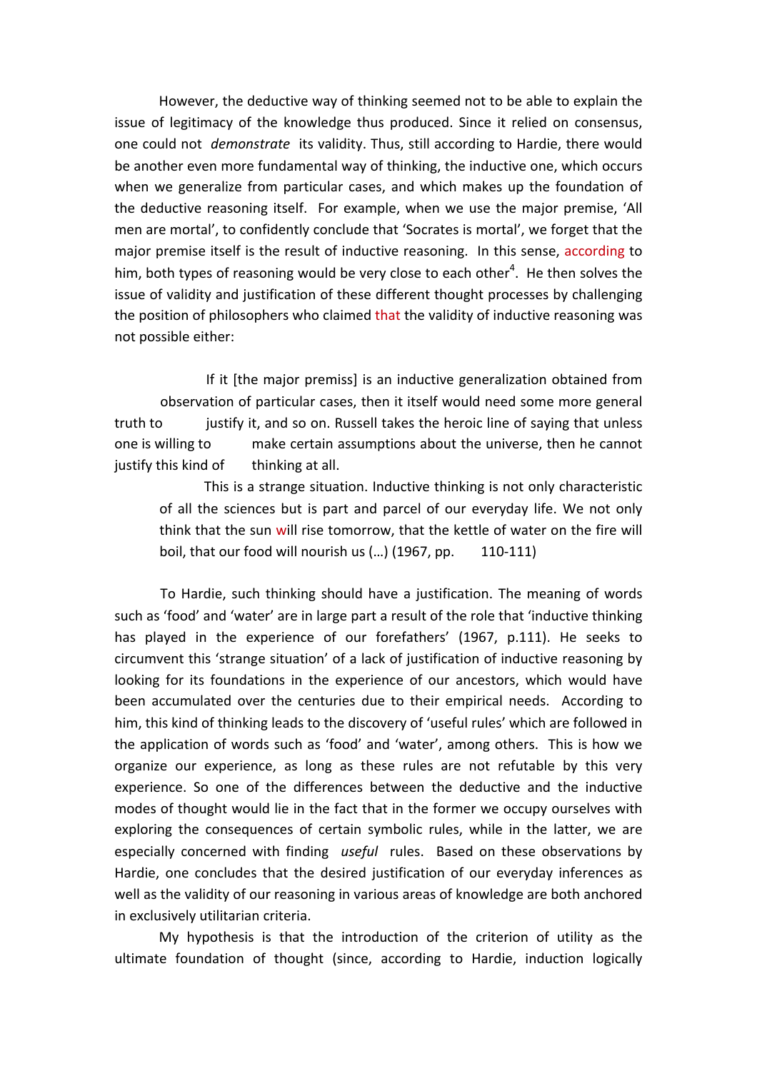However, the deductive way of thinking seemed not to be able to explain the issue of legitimacy of the knowledge thus produced. Since it relied on consensus, one could not *demonstrate* its validity. Thus, still according to Hardie, there would be another even more fundamental way of thinking, the inductive one, which occurs when we generalize from particular cases, and which makes up the foundation of the deductive reasoning itself. For example, when we use the major premise, 'All men are mortal', to confidently conclude that 'Socrates is mortal', we forget that the major premise itself is the result of inductive reasoning. In this sense, according to him, both types of reasoning would be very close to each other[4]. He then solves the issue of validity and justification of these different thought processes by challenging the position of philosophers who claimed that the validity of inductive reasoning was not possible either:

> If it [the major premiss] is an inductive generalization obtained from observation of particular cases, then it itself would need some more general truth to justify it, and so on. Russell takes the heroic line of saying that unless one is willing to make certain assumptions about the universe, then he cannot justify this kind of thinking at all.
>
> This is a strange situation. Inductive thinking is not only characteristic of all the sciences but is part and parcel of our everyday life. We not only think that the sun will rise tomorrow, that the kettle of water on the fire will boil, that our food will nourish us (…) (1967, pp. 110-111)

To Hardie, such thinking should have a justification. The meaning of words such as 'food' and 'water' are in large part a result of the role that 'inductive thinking has played in the experience of our forefathers' (1967, p.111). He seeks to circumvent this 'strange situation' of a lack of justification of inductive reasoning by looking for its foundations in the experience of our ancestors, which would have been accumulated over the centuries due to their empirical needs. According to him, this kind of thinking leads to the discovery of 'useful rules' which are followed in the application of words such as 'food' and 'water', among others. This is how we organize our experience, as long as these rules are not refutable by this very experience. So one of the differences between the deductive and the inductive modes of thought would lie in the fact that in the former we occupy ourselves with exploring the consequences of certain symbolic rules, while in the latter, we are especially concerned with finding *useful* rules. Based on these observations by Hardie, one concludes that the desired justification of our everyday inferences as well as the validity of our reasoning in various areas of knowledge are both anchored in exclusively utilitarian criteria.

My hypothesis is that the introduction of the criterion of utility as the ultimate foundation of thought (since, according to Hardie, induction logically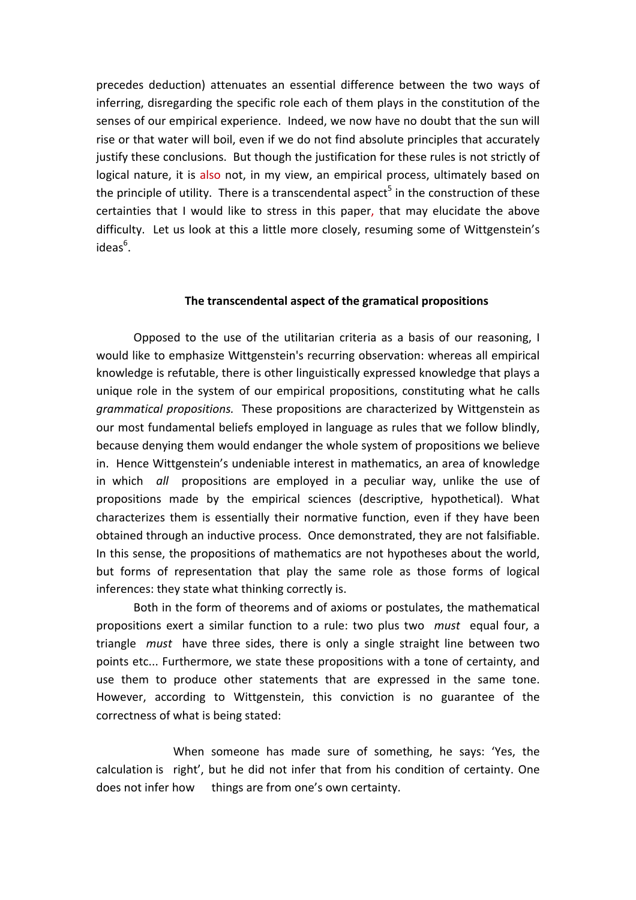precedes deduction) attenuates an essential difference between the two ways of inferring, disregarding the specific role each of them plays in the constitution of the senses of our empirical experience. Indeed, we now have no doubt that the sun will rise or that water will boil, even if we do not find absolute principles that accurately justify these conclusions. But though the justification for these rules is not strictly of logical nature, it is also not, in my view, an empirical process, ultimately based on the principle of utility. There is a transcendental aspect[5] in the construction of these certainties that I would like to stress in this paper, that may elucidate the above difficulty. Let us look at this a little more closely, resuming some of Wittgenstein's ideas[6].

### The transcendental aspect of the gramatical propositions

Opposed to the use of the utilitarian criteria as a basis of our reasoning, I would like to emphasize Wittgenstein's recurring observation: whereas all empirical knowledge is refutable, there is other linguistically expressed knowledge that plays a unique role in the system of our empirical propositions, constituting what he calls *grammatical propositions.* These propositions are characterized by Wittgenstein as our most fundamental beliefs employed in language as rules that we follow blindly, because denying them would endanger the whole system of propositions we believe in. Hence Wittgenstein's undeniable interest in mathematics, an area of knowledge in which *all* propositions are employed in a peculiar way, unlike the use of propositions made by the empirical sciences (descriptive, hypothetical). What characterizes them is essentially their normative function, even if they have been obtained through an inductive process. Once demonstrated, they are not falsifiable. In this sense, the propositions of mathematics are not hypotheses about the world, but forms of representation that play the same role as those forms of logical inferences: they state what thinking correctly is.

Both in the form of theorems and of axioms or postulates, the mathematical propositions exert a similar function to a rule: two plus two *must* equal four, a triangle *must* have three sides, there is only a single straight line between two points etc... Furthermore, we state these propositions with a tone of certainty, and use them to produce other statements that are expressed in the same tone. However, according to Wittgenstein, this conviction is no guarantee of the correctness of what is being stated:

> When someone has made sure of something, he says: 'Yes, the calculation is right', but he did not infer that from his condition of certainty. One does not infer how things are from one's own certainty.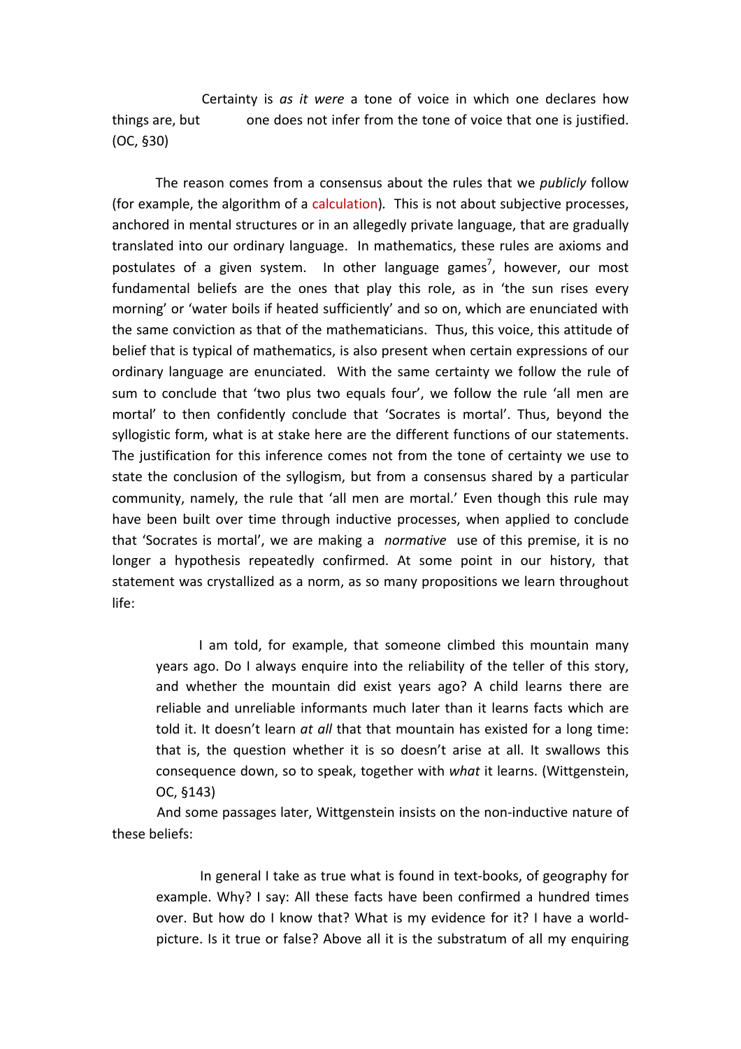> Certainty is *as it were* a tone of voice in which one declares how things are, but one does not infer from the tone of voice that one is justified. (OC, §30)

The reason comes from a consensus about the rules that we *publicly* follow (for example, the algorithm of a calculation). This is not about subjective processes, anchored in mental structures or in an allegedly private language, that are gradually translated into our ordinary language. In mathematics, these rules are axioms and postulates of a given system. In other language games[7], however, our most fundamental beliefs are the ones that play this role, as in 'the sun rises every morning' or 'water boils if heated sufficiently' and so on, which are enunciated with the same conviction as that of the mathematicians. Thus, this voice, this attitude of belief that is typical of mathematics, is also present when certain expressions of our ordinary language are enunciated. With the same certainty we follow the rule of sum to conclude that 'two plus two equals four', we follow the rule 'all men are mortal' to then confidently conclude that 'Socrates is mortal'. Thus, beyond the syllogistic form, what is at stake here are the different functions of our statements. The justification for this inference comes not from the tone of certainty we use to state the conclusion of the syllogism, but from a consensus shared by a particular community, namely, the rule that 'all men are mortal.' Even though this rule may have been built over time through inductive processes, when applied to conclude that 'Socrates is mortal', we are making a *normative* use of this premise, it is no longer a hypothesis repeatedly confirmed. At some point in our history, that statement was crystallized as a norm, as so many propositions we learn throughout life:

> I am told, for example, that someone climbed this mountain many years ago. Do I always enquire into the reliability of the teller of this story, and whether the mountain did exist years ago? A child learns there are reliable and unreliable informants much later than it learns facts which are told it. It doesn't learn *at all* that that mountain has existed for a long time: that is, the question whether it is so doesn't arise at all. It swallows this consequence down, so to speak, together with *what* it learns. (Wittgenstein, OC, §143)

And some passages later, Wittgenstein insists on the non-inductive nature of these beliefs:

> In general I take as true what is found in text-books, of geography for example. Why? I say: All these facts have been confirmed a hundred times over. But how do I know that? What is my evidence for it? I have a world-picture. Is it true or false? Above all it is the substratum of all my enquiring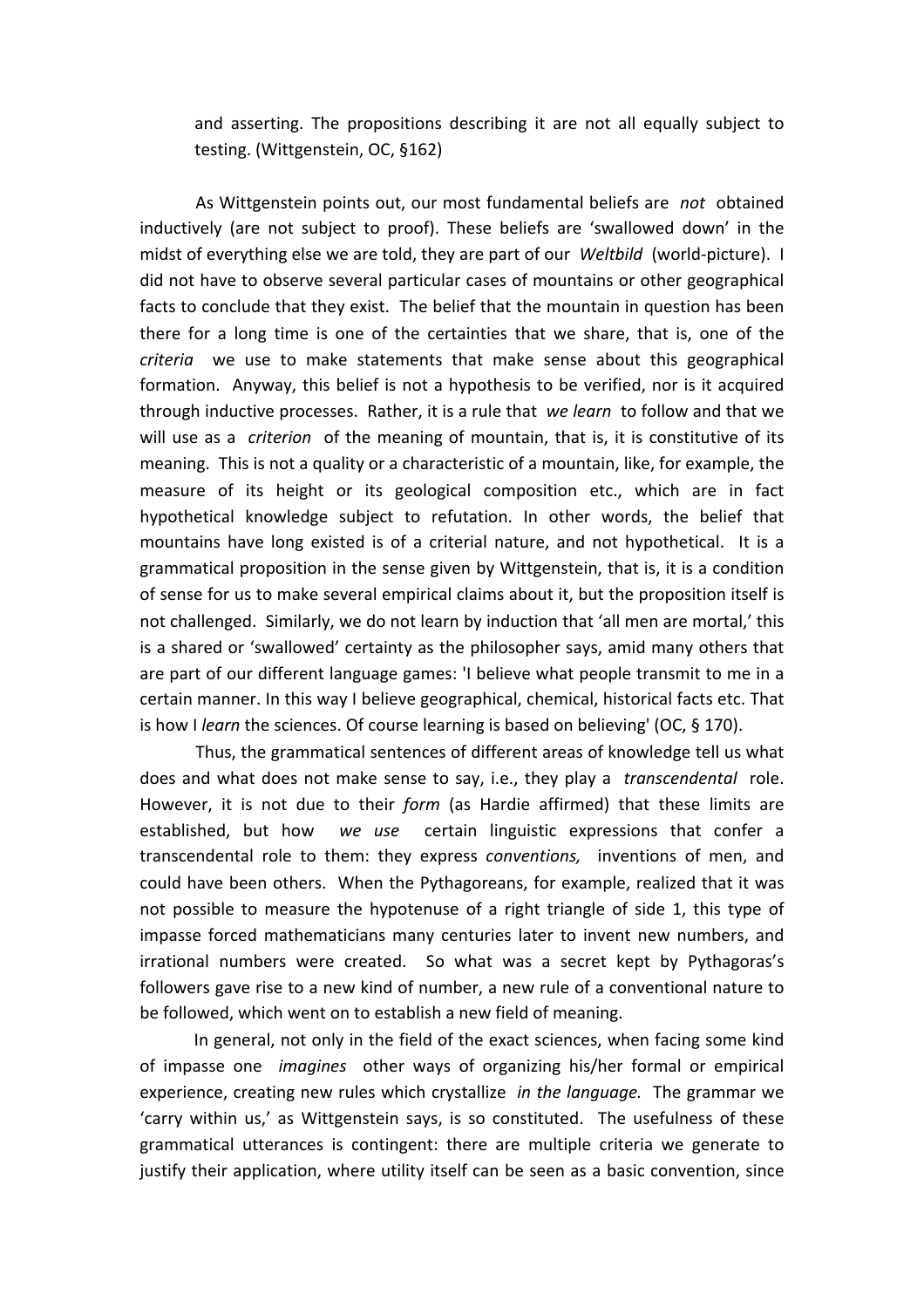> and asserting. The propositions describing it are not all equally subject to testing. (Wittgenstein, OC, §162)

As Wittgenstein points out, our most fundamental beliefs are *not* obtained inductively (are not subject to proof). These beliefs are 'swallowed down' in the midst of everything else we are told, they are part of our *Weltbild* (world-picture). I did not have to observe several particular cases of mountains or other geographical facts to conclude that they exist. The belief that the mountain in question has been there for a long time is one of the certainties that we share, that is, one of the *criteria* we use to make statements that make sense about this geographical formation. Anyway, this belief is not a hypothesis to be verified, nor is it acquired through inductive processes. Rather, it is a rule that *we learn* to follow and that we will use as a *criterion* of the meaning of mountain, that is, it is constitutive of its meaning. This is not a quality or a characteristic of a mountain, like, for example, the measure of its height or its geological composition etc., which are in fact hypothetical knowledge subject to refutation. In other words, the belief that mountains have long existed is of a criterial nature, and not hypothetical. It is a grammatical proposition in the sense given by Wittgenstein, that is, it is a condition of sense for us to make several empirical claims about it, but the proposition itself is not challenged. Similarly, we do not learn by induction that 'all men are mortal,' this is a shared or 'swallowed' certainty as the philosopher says, amid many others that are part of our different language games: 'I believe what people transmit to me in a certain manner. In this way I believe geographical, chemical, historical facts etc. That is how I *learn* the sciences. Of course learning is based on believing' (OC, § 170).

Thus, the grammatical sentences of different areas of knowledge tell us what does and what does not make sense to say, i.e., they play a *transcendental* role. However, it is not due to their *form* (as Hardie affirmed) that these limits are established, but how *we use* certain linguistic expressions that confer a transcendental role to them: they express *conventions,* inventions of men, and could have been others. When the Pythagoreans, for example, realized that it was not possible to measure the hypotenuse of a right triangle of side 1, this type of impasse forced mathematicians many centuries later to invent new numbers, and irrational numbers were created. So what was a secret kept by Pythagoras's followers gave rise to a new kind of number, a new rule of a conventional nature to be followed, which went on to establish a new field of meaning.

In general, not only in the field of the exact sciences, when facing some kind of impasse one *imagines* other ways of organizing his/her formal or empirical experience, creating new rules which crystallize *in the language.* The grammar we 'carry within us,' as Wittgenstein says, is so constituted. The usefulness of these grammatical utterances is contingent: there are multiple criteria we generate to justify their application, where utility itself can be seen as a basic convention, since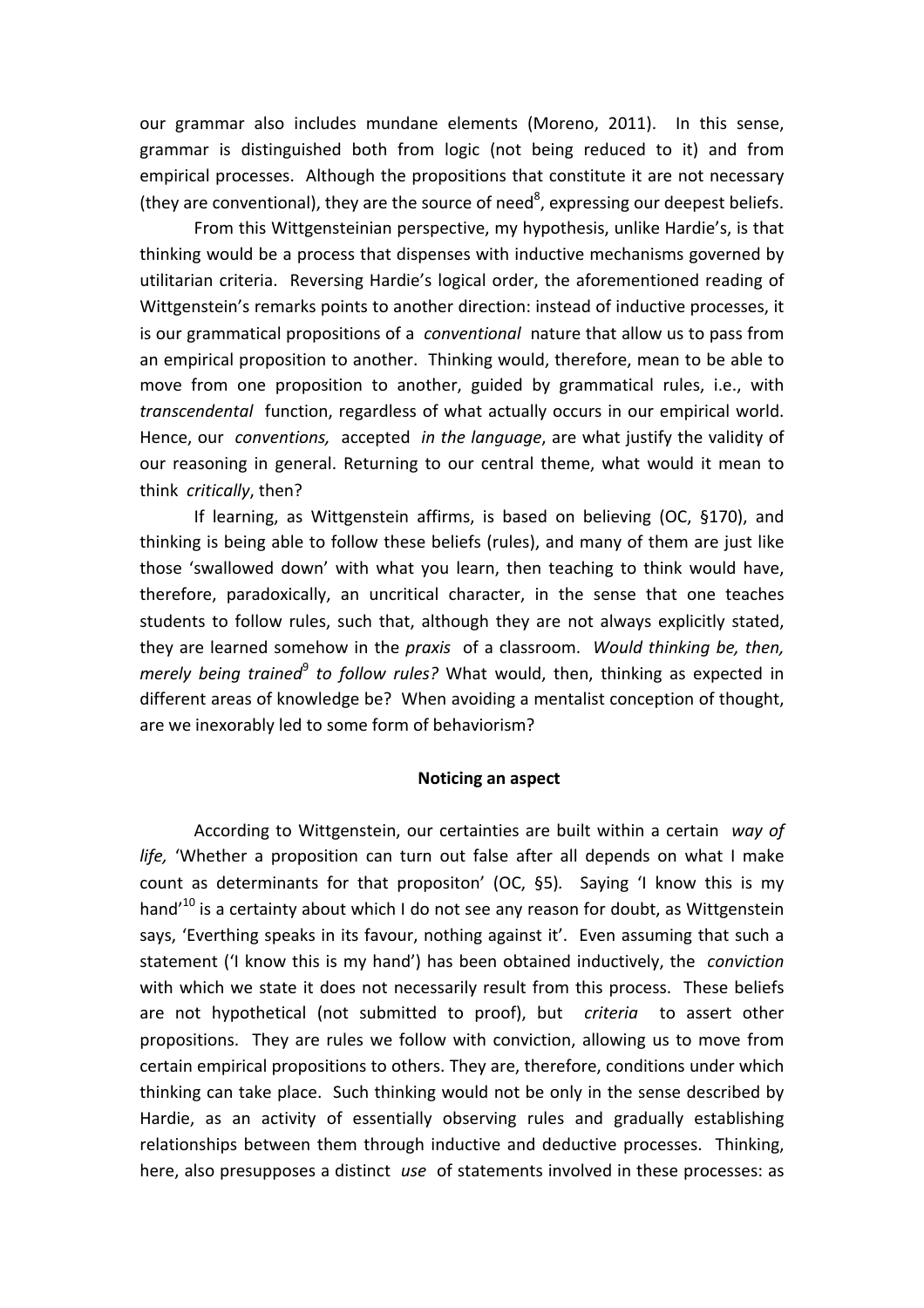our grammar also includes mundane elements (Moreno, 2011). In this sense, grammar is distinguished both from logic (not being reduced to it) and from empirical processes. Although the propositions that constitute it are not necessary (they are conventional), they are the source of need[8], expressing our deepest beliefs.

From this Wittgensteinian perspective, my hypothesis, unlike Hardie's, is that thinking would be a process that dispenses with inductive mechanisms governed by utilitarian criteria. Reversing Hardie's logical order, the aforementioned reading of Wittgenstein's remarks points to another direction: instead of inductive processes, it is our grammatical propositions of a *conventional* nature that allow us to pass from an empirical proposition to another. Thinking would, therefore, mean to be able to move from one proposition to another, guided by grammatical rules, i.e., with *transcendental* function, regardless of what actually occurs in our empirical world. Hence, our *conventions,* accepted *in the language*, are what justify the validity of our reasoning in general. Returning to our central theme, what would it mean to think *critically*, then?

If learning, as Wittgenstein affirms, is based on believing (OC, §170), and thinking is being able to follow these beliefs (rules), and many of them are just like those 'swallowed down' with what you learn, then teaching to think would have, therefore, paradoxically, an uncritical character, in the sense that one teaches students to follow rules, such that, although they are not always explicitly stated, they are learned somehow in the *praxis* of a classroom. *Would thinking be, then, merely being trained*[9] *to follow rules?* What would, then, thinking as expected in different areas of knowledge be? When avoiding a mentalist conception of thought, are we inexorably led to some form of behaviorism?

**Noticing an aspect**

According to Wittgenstein, our certainties are built within a certain *way of life,* 'Whether a proposition can turn out false after all depends on what I make count as determinants for that propositon' (OC, §5). Saying 'I know this is my hand'[10] is a certainty about which I do not see any reason for doubt, as Wittgenstein says, 'Everthing speaks in its favour, nothing against it'. Even assuming that such a statement ('I know this is my hand') has been obtained inductively, the *conviction* with which we state it does not necessarily result from this process. These beliefs are not hypothetical (not submitted to proof), but *criteria* to assert other propositions. They are rules we follow with conviction, allowing us to move from certain empirical propositions to others. They are, therefore, conditions under which thinking can take place. Such thinking would not be only in the sense described by Hardie, as an activity of essentially observing rules and gradually establishing relationships between them through inductive and deductive processes. Thinking, here, also presupposes a distinct *use* of statements involved in these processes: as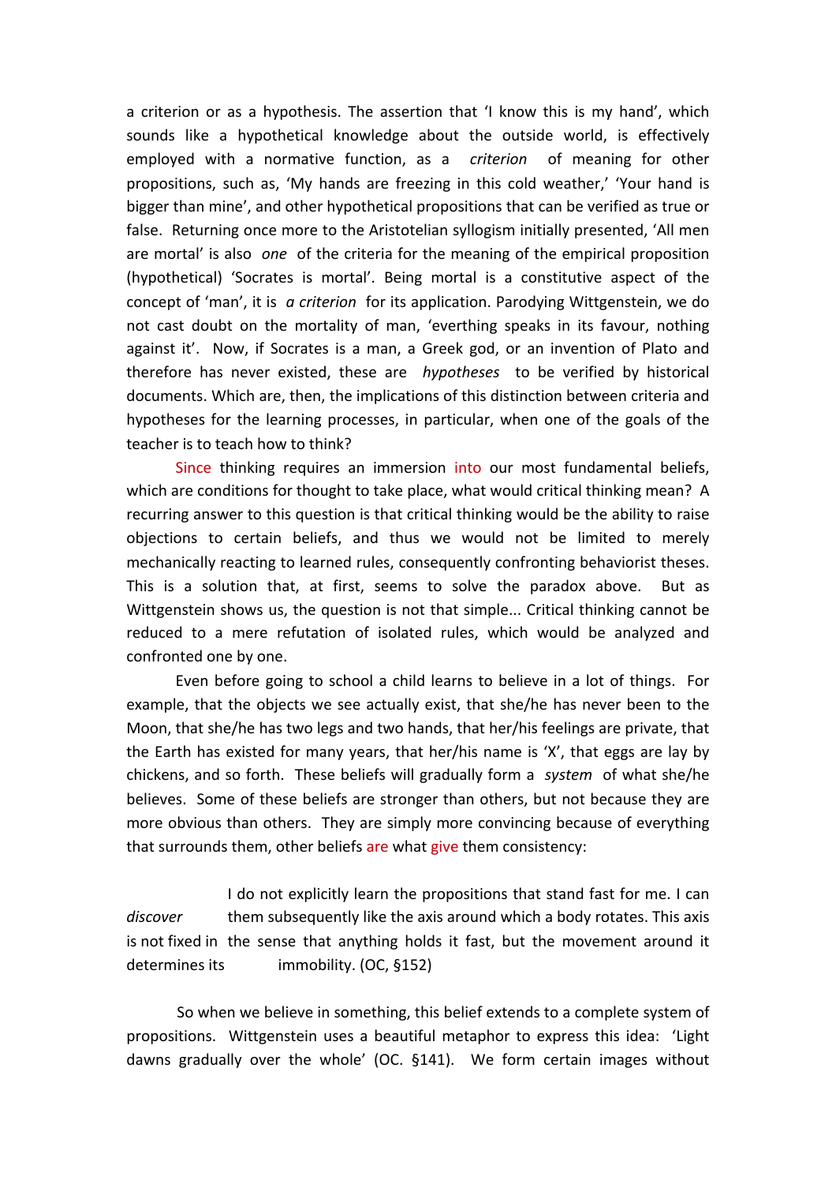a criterion or as a hypothesis. The assertion that 'I know this is my hand', which sounds like a hypothetical knowledge about the outside world, is effectively employed with a normative function, as a *criterion* of meaning for other propositions, such as, 'My hands are freezing in this cold weather,' 'Your hand is bigger than mine', and other hypothetical propositions that can be verified as true or false. Returning once more to the Aristotelian syllogism initially presented, 'All men are mortal' is also *one* of the criteria for the meaning of the empirical proposition (hypothetical) 'Socrates is mortal'. Being mortal is a constitutive aspect of the concept of 'man', it is *a criterion* for its application. Parodying Wittgenstein, we do not cast doubt on the mortality of man, 'everthing speaks in its favour, nothing against it'. Now, if Socrates is a man, a Greek god, or an invention of Plato and therefore has never existed, these are *hypotheses* to be verified by historical documents. Which are, then, the implications of this distinction between criteria and hypotheses for the learning processes, in particular, when one of the goals of the teacher is to teach how to think?

Since thinking requires an immersion into our most fundamental beliefs, which are conditions for thought to take place, what would critical thinking mean? A recurring answer to this question is that critical thinking would be the ability to raise objections to certain beliefs, and thus we would not be limited to merely mechanically reacting to learned rules, consequently confronting behaviorist theses. This is a solution that, at first, seems to solve the paradox above. But as Wittgenstein shows us, the question is not that simple... Critical thinking cannot be reduced to a mere refutation of isolated rules, which would be analyzed and confronted one by one.

Even before going to school a child learns to believe in a lot of things. For example, that the objects we see actually exist, that she/he has never been to the Moon, that she/he has two legs and two hands, that her/his feelings are private, that the Earth has existed for many years, that her/his name is 'X', that eggs are lay by chickens, and so forth. These beliefs will gradually form a *system* of what she/he believes. Some of these beliefs are stronger than others, but not because they are more obvious than others. They are simply more convincing because of everything that surrounds them, other beliefs are what give them consistency:

> I do not explicitly learn the propositions that stand fast for me. I can *discover* them subsequently like the axis around which a body rotates. This axis is not fixed in the sense that anything holds it fast, but the movement around it determines its immobility. (OC, §152)

So when we believe in something, this belief extends to a complete system of propositions. Wittgenstein uses a beautiful metaphor to express this idea: 'Light dawns gradually over the whole' (OC. §141). We form certain images without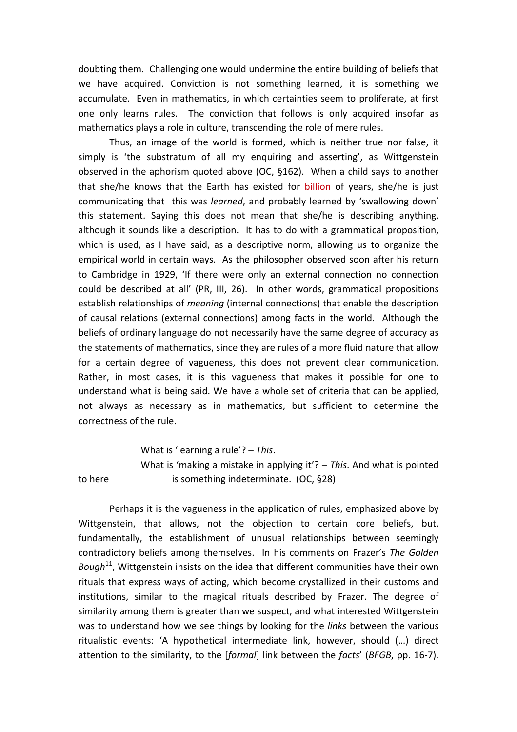doubting them. Challenging one would undermine the entire building of beliefs that we have acquired. Conviction is not something learned, it is something we accumulate. Even in mathematics, in which certainties seem to proliferate, at first one only learns rules. The conviction that follows is only acquired insofar as mathematics plays a role in culture, transcending the role of mere rules.

Thus, an image of the world is formed, which is neither true nor false, it simply is 'the substratum of all my enquiring and asserting', as Wittgenstein observed in the aphorism quoted above (OC, §162). When a child says to another that she/he knows that the Earth has existed for billion of years, she/he is just communicating that this was *learned*, and probably learned by 'swallowing down' this statement. Saying this does not mean that she/he is describing anything, although it sounds like a description. It has to do with a grammatical proposition, which is used, as I have said, as a descriptive norm, allowing us to organize the empirical world in certain ways. As the philosopher observed soon after his return to Cambridge in 1929, 'If there were only an external connection no connection could be described at all' (PR, III, 26). In other words, grammatical propositions establish relationships of *meaning* (internal connections) that enable the description of causal relations (external connections) among facts in the world. Although the beliefs of ordinary language do not necessarily have the same degree of accuracy as the statements of mathematics, since they are rules of a more fluid nature that allow for a certain degree of vagueness, this does not prevent clear communication. Rather, in most cases, it is this vagueness that makes it possible for one to understand what is being said. We have a whole set of criteria that can be applied, not always as necessary as in mathematics, but sufficient to determine the correctness of the rule.

> What is 'learning a rule'? – *This*.
> What is 'making a mistake in applying it'? – *This*. And what is pointed to here is something indeterminate. (OC, §28)

Perhaps it is the vagueness in the application of rules, emphasized above by Wittgenstein, that allows, not the objection to certain core beliefs, but, fundamentally, the establishment of unusual relationships between seemingly contradictory beliefs among themselves. In his comments on Frazer's *The Golden Bough*[11], Wittgenstein insists on the idea that different communities have their own rituals that express ways of acting, which become crystallized in their customs and institutions, similar to the magical rituals described by Frazer. The degree of similarity among them is greater than we suspect, and what interested Wittgenstein was to understand how we see things by looking for the *links* between the various ritualistic events: 'A hypothetical intermediate link, however, should (…) direct attention to the similarity, to the [*formal*] link between the *facts*' (*BFGB*, pp. 16-7).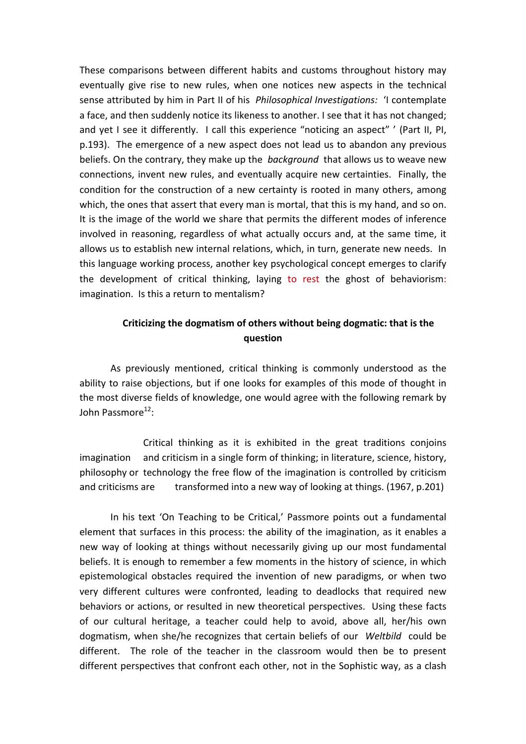These comparisons between different habits and customs throughout history may eventually give rise to new rules, when one notices new aspects in the technical sense attributed by him in Part II of his *Philosophical Investigations:* 'I contemplate a face, and then suddenly notice its likeness to another. I see that it has not changed; and yet I see it differently. I call this experience "noticing an aspect" ' (Part II, PI, p.193). The emergence of a new aspect does not lead us to abandon any previous beliefs. On the contrary, they make up the *background* that allows us to weave new connections, invent new rules, and eventually acquire new certainties. Finally, the condition for the construction of a new certainty is rooted in many others, among which, the ones that assert that every man is mortal, that this is my hand, and so on. It is the image of the world we share that permits the different modes of inference involved in reasoning, regardless of what actually occurs and, at the same time, it allows us to establish new internal relations, which, in turn, generate new needs. In this language working process, another key psychological concept emerges to clarify the development of critical thinking, laying to rest the ghost of behaviorism: imagination. Is this a return to mentalism?

## Criticizing the dogmatism of others without being dogmatic: that is the question

As previously mentioned, critical thinking is commonly understood as the ability to raise objections, but if one looks for examples of this mode of thought in the most diverse fields of knowledge, one would agree with the following remark by John Passmore[12]:

> Critical thinking as it is exhibited in the great traditions conjoins imagination and criticism in a single form of thinking; in literature, science, history, philosophy or technology the free flow of the imagination is controlled by criticism and criticisms are transformed into a new way of looking at things. (1967, p.201)

In his text 'On Teaching to be Critical,' Passmore points out a fundamental element that surfaces in this process: the ability of the imagination, as it enables a new way of looking at things without necessarily giving up our most fundamental beliefs. It is enough to remember a few moments in the history of science, in which epistemological obstacles required the invention of new paradigms, or when two very different cultures were confronted, leading to deadlocks that required new behaviors or actions, or resulted in new theoretical perspectives. Using these facts of our cultural heritage, a teacher could help to avoid, above all, her/his own dogmatism, when she/he recognizes that certain beliefs of our *Weltbild* could be different. The role of the teacher in the classroom would then be to present different perspectives that confront each other, not in the Sophistic way, as a clash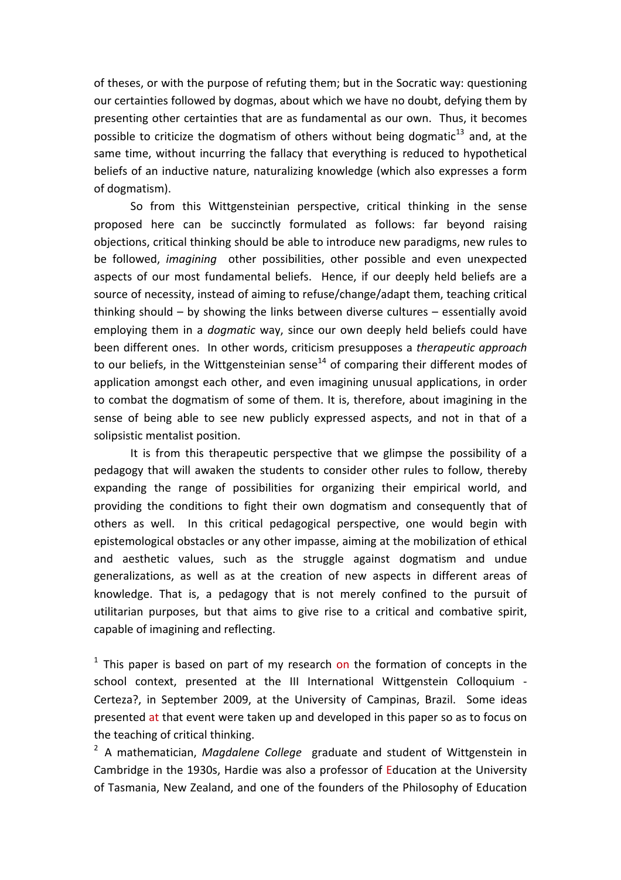of theses, or with the purpose of refuting them; but in the Socratic way: questioning our certainties followed by dogmas, about which we have no doubt, defying them by presenting other certainties that are as fundamental as our own. Thus, it becomes possible to criticize the dogmatism of others without being dogmatic[13] and, at the same time, without incurring the fallacy that everything is reduced to hypothetical beliefs of an inductive nature, naturalizing knowledge (which also expresses a form of dogmatism).

So from this Wittgensteinian perspective, critical thinking in the sense proposed here can be succinctly formulated as follows: far beyond raising objections, critical thinking should be able to introduce new paradigms, new rules to be followed, *imagining* other possibilities, other possible and even unexpected aspects of our most fundamental beliefs. Hence, if our deeply held beliefs are a source of necessity, instead of aiming to refuse/change/adapt them, teaching critical thinking should – by showing the links between diverse cultures – essentially avoid employing them in a *dogmatic* way, since our own deeply held beliefs could have been different ones. In other words, criticism presupposes a *therapeutic approach* to our beliefs, in the Wittgensteinian sense[14] of comparing their different modes of application amongst each other, and even imagining unusual applications, in order to combat the dogmatism of some of them. It is, therefore, about imagining in the sense of being able to see new publicly expressed aspects, and not in that of a solipsistic mentalist position.

It is from this therapeutic perspective that we glimpse the possibility of a pedagogy that will awaken the students to consider other rules to follow, thereby expanding the range of possibilities for organizing their empirical world, and providing the conditions to fight their own dogmatism and consequently that of others as well. In this critical pedagogical perspective, one would begin with epistemological obstacles or any other impasse, aiming at the mobilization of ethical and aesthetic values, such as the struggle against dogmatism and undue generalizations, as well as at the creation of new aspects in different areas of knowledge. That is, a pedagogy that is not merely confined to the pursuit of utilitarian purposes, but that aims to give rise to a critical and combative spirit, capable of imagining and reflecting.

[1] This paper is based on part of my research on the formation of concepts in the school context, presented at the III International Wittgenstein Colloquium - Certeza?, in September 2009, at the University of Campinas, Brazil. Some ideas presented at that event were taken up and developed in this paper so as to focus on the teaching of critical thinking.

[2] A mathematician, *Magdalene College* graduate and student of Wittgenstein in Cambridge in the 1930s, Hardie was also a professor of Education at the University of Tasmania, New Zealand, and one of the founders of the Philosophy of Education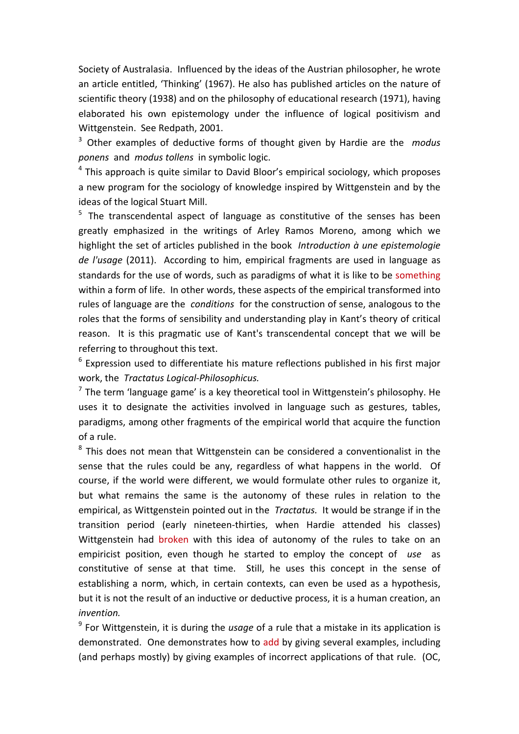Society of Australasia. Influenced by the ideas of the Austrian philosopher, he wrote an article entitled, 'Thinking' (1967). He also has published articles on the nature of scientific theory (1938) and on the philosophy of educational research (1971), having elaborated his own epistemology under the influence of logical positivism and Wittgenstein. See Redpath, 2001.

[3] Other examples of deductive forms of thought given by Hardie are the *modus ponens* and *modus tollens* in symbolic logic.

[4] This approach is quite similar to David Bloor's empirical sociology, which proposes a new program for the sociology of knowledge inspired by Wittgenstein and by the ideas of the logical Stuart Mill.

[5] The transcendental aspect of language as constitutive of the senses has been greatly emphasized in the writings of Arley Ramos Moreno, among which we highlight the set of articles published in the book *Introduction à une epistemologie de l'usage* (2011). According to him, empirical fragments are used in language as standards for the use of words, such as paradigms of what it is like to be something within a form of life. In other words, these aspects of the empirical transformed into rules of language are the *conditions* for the construction of sense, analogous to the roles that the forms of sensibility and understanding play in Kant's theory of critical reason. It is this pragmatic use of Kant's transcendental concept that we will be referring to throughout this text.

[6] Expression used to differentiate his mature reflections published in his first major work, the *Tractatus Logical-Philosophicus.*

[7] The term 'language game' is a key theoretical tool in Wittgenstein's philosophy. He uses it to designate the activities involved in language such as gestures, tables, paradigms, among other fragments of the empirical world that acquire the function of a rule.

[8] This does not mean that Wittgenstein can be considered a conventionalist in the sense that the rules could be any, regardless of what happens in the world. Of course, if the world were different, we would formulate other rules to organize it, but what remains the same is the autonomy of these rules in relation to the empirical, as Wittgenstein pointed out in the *Tractatus.* It would be strange if in the transition period (early nineteen-thirties, when Hardie attended his classes) Wittgenstein had broken with this idea of autonomy of the rules to take on an empiricist position, even though he started to employ the concept of *use* as constitutive of sense at that time. Still, he uses this concept in the sense of establishing a norm, which, in certain contexts, can even be used as a hypothesis, but it is not the result of an inductive or deductive process, it is a human creation, an *invention.*

[9] For Wittgenstein, it is during the *usage* of a rule that a mistake in its application is demonstrated. One demonstrates how to add by giving several examples, including (and perhaps mostly) by giving examples of incorrect applications of that rule. (OC,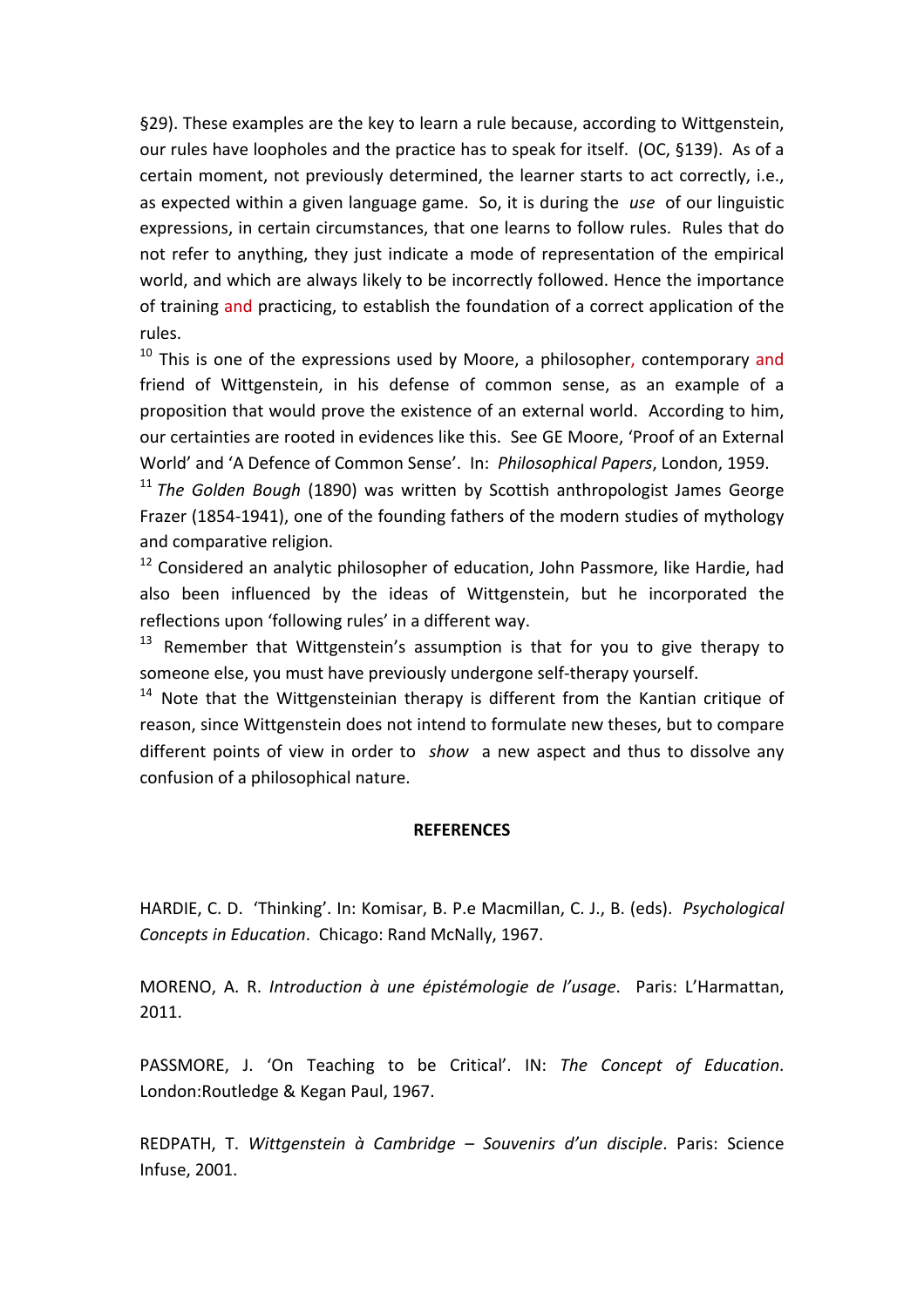§29). These examples are the key to learn a rule because, according to Wittgenstein, our rules have loopholes and the practice has to speak for itself. (OC, §139). As of a certain moment, not previously determined, the learner starts to act correctly, i.e., as expected within a given language game. So, it is during the *use* of our linguistic expressions, in certain circumstances, that one learns to follow rules. Rules that do not refer to anything, they just indicate a mode of representation of the empirical world, and which are always likely to be incorrectly followed. Hence the importance of training and practicing, to establish the foundation of a correct application of the rules.

[10] This is one of the expressions used by Moore, a philosopher, contemporary and friend of Wittgenstein, in his defense of common sense, as an example of a proposition that would prove the existence of an external world. According to him, our certainties are rooted in evidences like this. See GE Moore, 'Proof of an External World' and 'A Defence of Common Sense'. In: *Philosophical Papers*, London, 1959.

[11] *The Golden Bough* (1890) was written by Scottish anthropologist James George Frazer (1854-1941), one of the founding fathers of the modern studies of mythology and comparative religion.

[12] Considered an analytic philosopher of education, John Passmore, like Hardie, had also been influenced by the ideas of Wittgenstein, but he incorporated the reflections upon 'following rules' in a different way.

[13] Remember that Wittgenstein's assumption is that for you to give therapy to someone else, you must have previously undergone self-therapy yourself.

[14] Note that the Wittgensteinian therapy is different from the Kantian critique of reason, since Wittgenstein does not intend to formulate new theses, but to compare different points of view in order to *show* a new aspect and thus to dissolve any confusion of a philosophical nature.

## REFERENCES

HARDIE, C. D. 'Thinking'. In: Komisar, B. P.e Macmillan, C. J., B. (eds). *Psychological Concepts in Education*. Chicago: Rand McNally, 1967.

MORENO, A. R. *Introduction à une épistémologie de l'usage*. Paris: L'Harmattan, 2011.

PASSMORE, J. 'On Teaching to be Critical'. IN: *The Concept of Education*. London:Routledge & Kegan Paul, 1967.

REDPATH, T. *Wittgenstein à Cambridge – Souvenirs d'un disciple*. Paris: Science Infuse, 2001.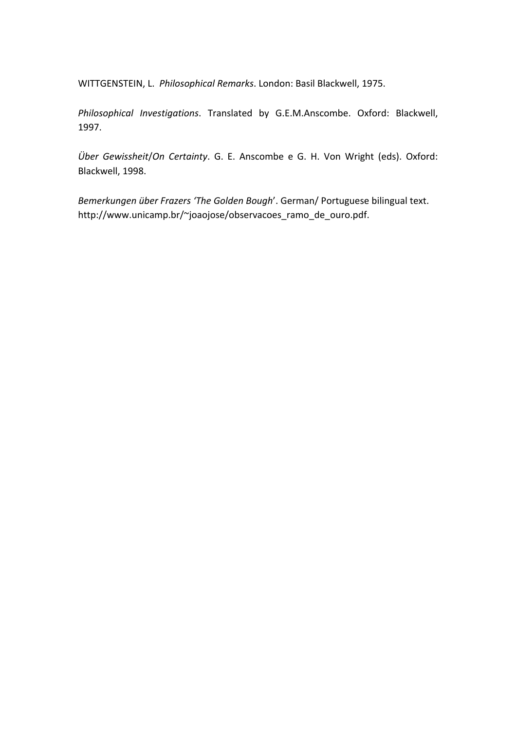WITTGENSTEIN, L. *Philosophical Remarks*. London: Basil Blackwell, 1975.

*Philosophical Investigations*. Translated by G.E.M.Anscombe. Oxford: Blackwell, 1997.

*Über Gewissheit*/*On Certainty*. G. E. Anscombe e G. H. Von Wright (eds). Oxford: Blackwell, 1998.

*Bemerkungen über Frazers 'The Golden Bough*'. German/ Portuguese bilingual text. http://www.unicamp.br/~joaojose/observacoes_ramo_de_ouro.pdf.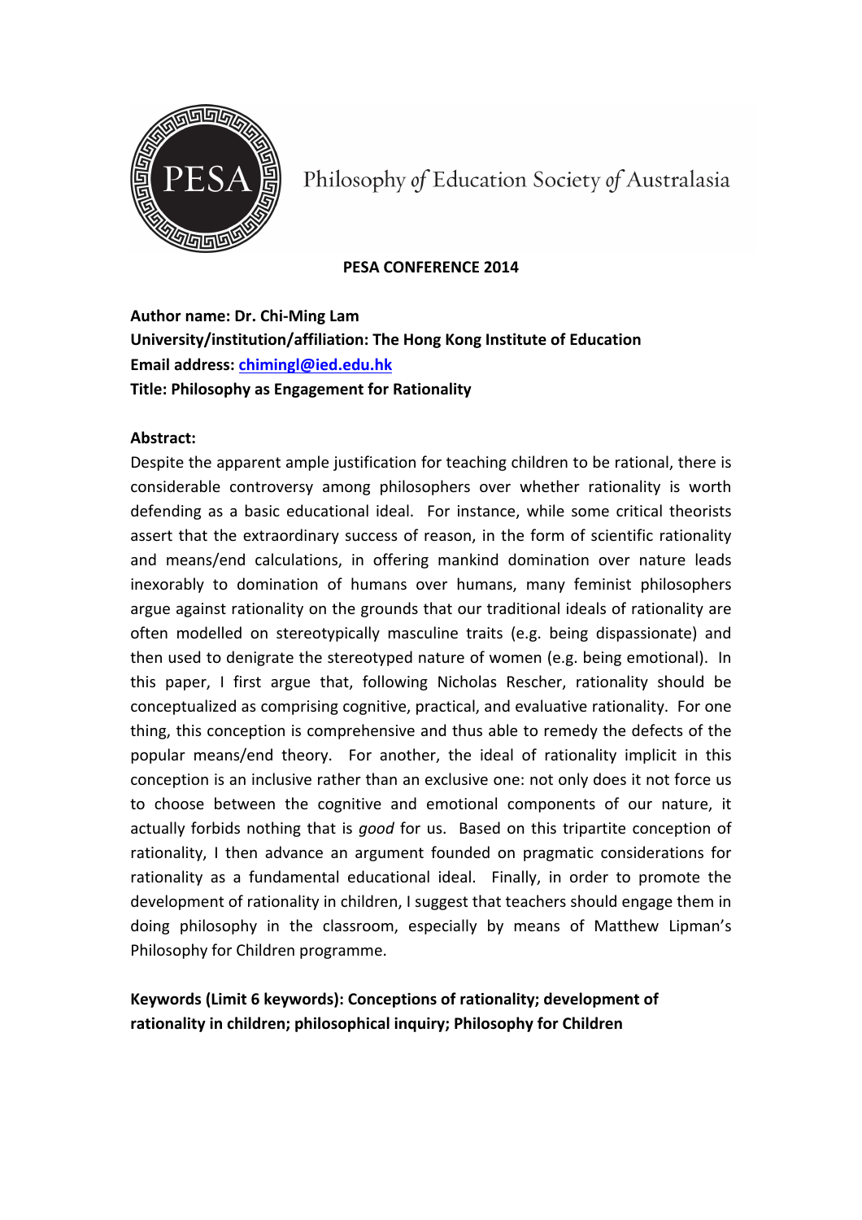Philosophy of Education Society of Australasia

**PESA CONFERENCE 2014**

**Author name: Dr. Chi-Ming Lam**
**University/institution/affiliation: The Hong Kong Institute of Education**
**Email address: chimingl@ied.edu.hk**
**Title: Philosophy as Engagement for Rationality**

**Abstract:**

Despite the apparent ample justification for teaching children to be rational, there is considerable controversy among philosophers over whether rationality is worth defending as a basic educational ideal. For instance, while some critical theorists assert that the extraordinary success of reason, in the form of scientific rationality and means/end calculations, in offering mankind domination over nature leads inexorably to domination of humans over humans, many feminist philosophers argue against rationality on the grounds that our traditional ideals of rationality are often modelled on stereotypically masculine traits (e.g. being dispassionate) and then used to denigrate the stereotyped nature of women (e.g. being emotional). In this paper, I first argue that, following Nicholas Rescher, rationality should be conceptualized as comprising cognitive, practical, and evaluative rationality. For one thing, this conception is comprehensive and thus able to remedy the defects of the popular means/end theory. For another, the ideal of rationality implicit in this conception is an inclusive rather than an exclusive one: not only does it not force us to choose between the cognitive and emotional components of our nature, it actually forbids nothing that is *good* for us. Based on this tripartite conception of rationality, I then advance an argument founded on pragmatic considerations for rationality as a fundamental educational ideal. Finally, in order to promote the development of rationality in children, I suggest that teachers should engage them in doing philosophy in the classroom, especially by means of Matthew Lipman's Philosophy for Children programme.

**Keywords (Limit 6 keywords): Conceptions of rationality; development of rationality in children; philosophical inquiry; Philosophy for Children**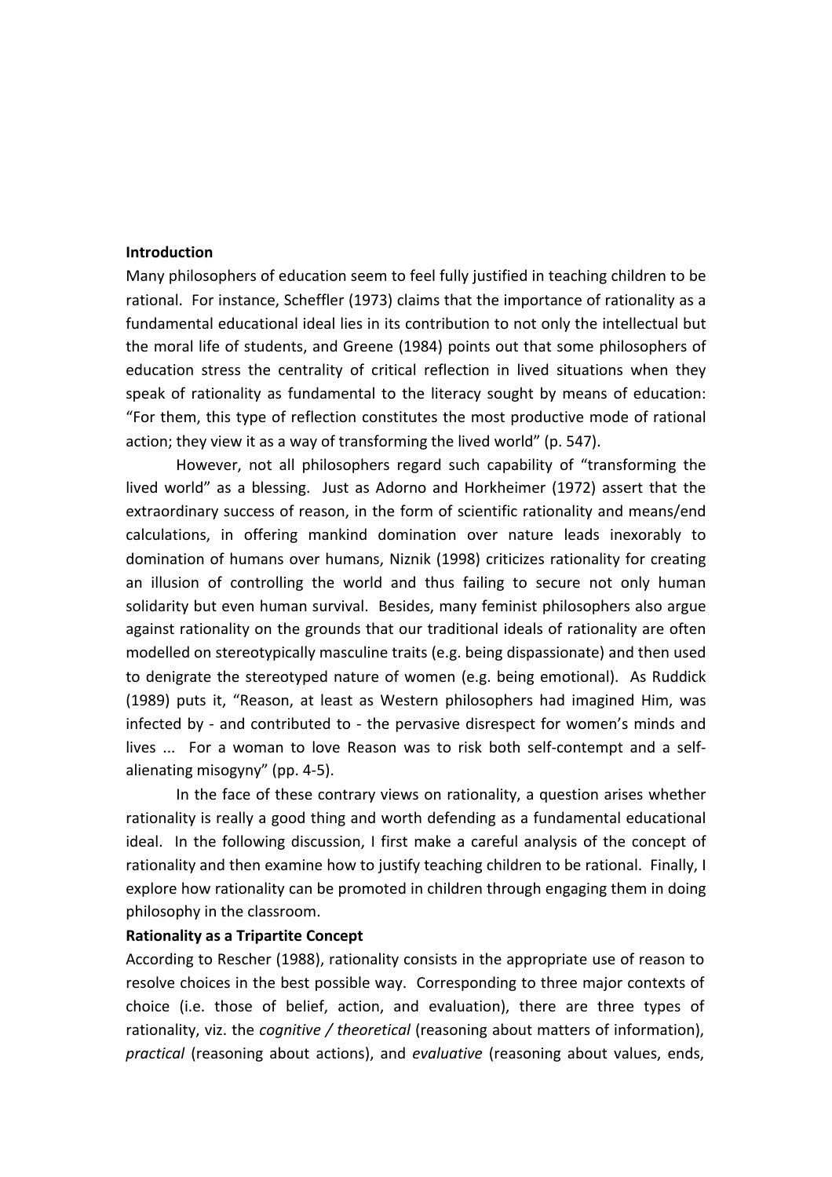**Introduction**

Many philosophers of education seem to feel fully justified in teaching children to be rational. For instance, Scheffler (1973) claims that the importance of rationality as a fundamental educational ideal lies in its contribution to not only the intellectual but the moral life of students, and Greene (1984) points out that some philosophers of education stress the centrality of critical reflection in lived situations when they speak of rationality as fundamental to the literacy sought by means of education: "For them, this type of reflection constitutes the most productive mode of rational action; they view it as a way of transforming the lived world" (p. 547).

However, not all philosophers regard such capability of "transforming the lived world" as a blessing. Just as Adorno and Horkheimer (1972) assert that the extraordinary success of reason, in the form of scientific rationality and means/end calculations, in offering mankind domination over nature leads inexorably to domination of humans over humans, Niznik (1998) criticizes rationality for creating an illusion of controlling the world and thus failing to secure not only human solidarity but even human survival. Besides, many feminist philosophers also argue against rationality on the grounds that our traditional ideals of rationality are often modelled on stereotypically masculine traits (e.g. being dispassionate) and then used to denigrate the stereotyped nature of women (e.g. being emotional). As Ruddick (1989) puts it, "Reason, at least as Western philosophers had imagined Him, was infected by - and contributed to - the pervasive disrespect for women's minds and lives ... For a woman to love Reason was to risk both self-contempt and a self-alienating misogyny" (pp. 4-5).

In the face of these contrary views on rationality, a question arises whether rationality is really a good thing and worth defending as a fundamental educational ideal. In the following discussion, I first make a careful analysis of the concept of rationality and then examine how to justify teaching children to be rational. Finally, I explore how rationality can be promoted in children through engaging them in doing philosophy in the classroom.

**Rationality as a Tripartite Concept**

According to Rescher (1988), rationality consists in the appropriate use of reason to resolve choices in the best possible way. Corresponding to three major contexts of choice (i.e. those of belief, action, and evaluation), there are three types of rationality, viz. the *cognitive / theoretical* (reasoning about matters of information), *practical* (reasoning about actions), and *evaluative* (reasoning about values, ends,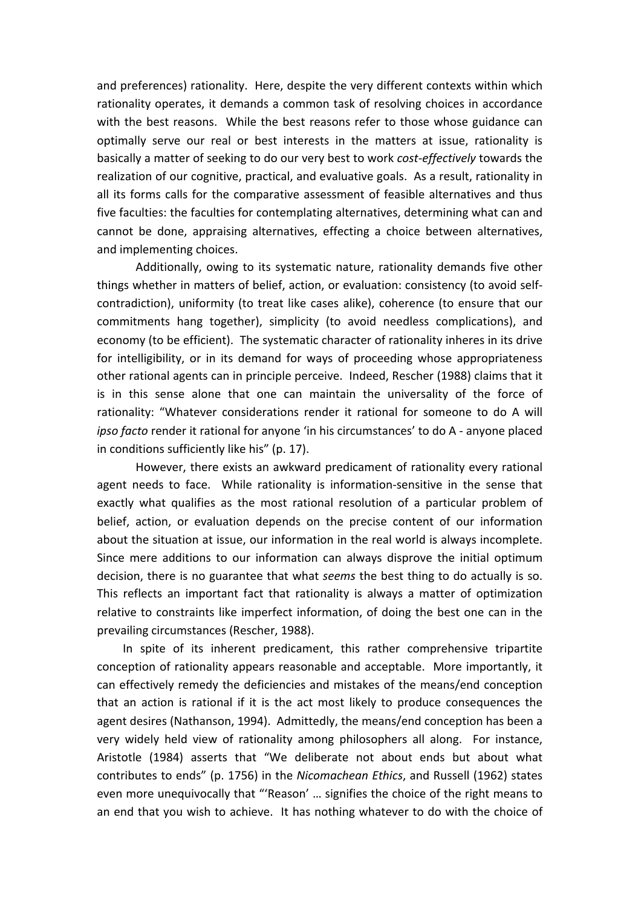and preferences) rationality. Here, despite the very different contexts within which rationality operates, it demands a common task of resolving choices in accordance with the best reasons. While the best reasons refer to those whose guidance can optimally serve our real or best interests in the matters at issue, rationality is basically a matter of seeking to do our very best to work *cost-effectively* towards the realization of our cognitive, practical, and evaluative goals. As a result, rationality in all its forms calls for the comparative assessment of feasible alternatives and thus five faculties: the faculties for contemplating alternatives, determining what can and cannot be done, appraising alternatives, effecting a choice between alternatives, and implementing choices.

Additionally, owing to its systematic nature, rationality demands five other things whether in matters of belief, action, or evaluation: consistency (to avoid self-contradiction), uniformity (to treat like cases alike), coherence (to ensure that our commitments hang together), simplicity (to avoid needless complications), and economy (to be efficient). The systematic character of rationality inheres in its drive for intelligibility, or in its demand for ways of proceeding whose appropriateness other rational agents can in principle perceive. Indeed, Rescher (1988) claims that it is in this sense alone that one can maintain the universality of the force of rationality: "Whatever considerations render it rational for someone to do A will *ipso facto* render it rational for anyone 'in his circumstances' to do A - anyone placed in conditions sufficiently like his" (p. 17).

However, there exists an awkward predicament of rationality every rational agent needs to face. While rationality is information-sensitive in the sense that exactly what qualifies as the most rational resolution of a particular problem of belief, action, or evaluation depends on the precise content of our information about the situation at issue, our information in the real world is always incomplete. Since mere additions to our information can always disprove the initial optimum decision, there is no guarantee that what *seems* the best thing to do actually is so. This reflects an important fact that rationality is always a matter of optimization relative to constraints like imperfect information, of doing the best one can in the prevailing circumstances (Rescher, 1988).

In spite of its inherent predicament, this rather comprehensive tripartite conception of rationality appears reasonable and acceptable. More importantly, it can effectively remedy the deficiencies and mistakes of the means/end conception that an action is rational if it is the act most likely to produce consequences the agent desires (Nathanson, 1994). Admittedly, the means/end conception has been a very widely held view of rationality among philosophers all along. For instance, Aristotle (1984) asserts that "We deliberate not about ends but about what contributes to ends" (p. 1756) in the *Nicomachean Ethics*, and Russell (1962) states even more unequivocally that "'Reason' … signifies the choice of the right means to an end that you wish to achieve. It has nothing whatever to do with the choice of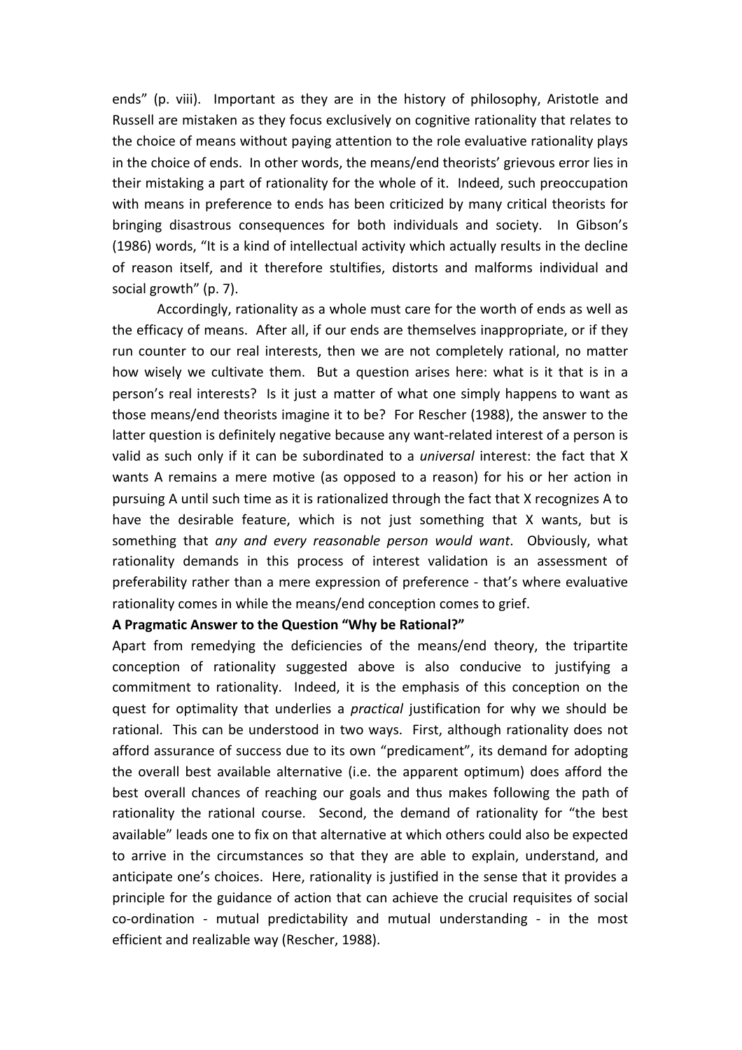ends" (p. viii). Important as they are in the history of philosophy, Aristotle and Russell are mistaken as they focus exclusively on cognitive rationality that relates to the choice of means without paying attention to the role evaluative rationality plays in the choice of ends. In other words, the means/end theorists' grievous error lies in their mistaking a part of rationality for the whole of it. Indeed, such preoccupation with means in preference to ends has been criticized by many critical theorists for bringing disastrous consequences for both individuals and society. In Gibson's (1986) words, "It is a kind of intellectual activity which actually results in the decline of reason itself, and it therefore stultifies, distorts and malforms individual and social growth" (p. 7).

Accordingly, rationality as a whole must care for the worth of ends as well as the efficacy of means. After all, if our ends are themselves inappropriate, or if they run counter to our real interests, then we are not completely rational, no matter how wisely we cultivate them. But a question arises here: what is it that is in a person's real interests? Is it just a matter of what one simply happens to want as those means/end theorists imagine it to be? For Rescher (1988), the answer to the latter question is definitely negative because any want-related interest of a person is valid as such only if it can be subordinated to a *universal* interest: the fact that X wants A remains a mere motive (as opposed to a reason) for his or her action in pursuing A until such time as it is rationalized through the fact that X recognizes A to have the desirable feature, which is not just something that X wants, but is something that *any and every reasonable person would want*. Obviously, what rationality demands in this process of interest validation is an assessment of preferability rather than a mere expression of preference - that's where evaluative rationality comes in while the means/end conception comes to grief.

**A Pragmatic Answer to the Question "Why be Rational?"**

Apart from remedying the deficiencies of the means/end theory, the tripartite conception of rationality suggested above is also conducive to justifying a commitment to rationality. Indeed, it is the emphasis of this conception on the quest for optimality that underlies a *practical* justification for why we should be rational. This can be understood in two ways. First, although rationality does not afford assurance of success due to its own "predicament", its demand for adopting the overall best available alternative (i.e. the apparent optimum) does afford the best overall chances of reaching our goals and thus makes following the path of rationality the rational course. Second, the demand of rationality for "the best available" leads one to fix on that alternative at which others could also be expected to arrive in the circumstances so that they are able to explain, understand, and anticipate one's choices. Here, rationality is justified in the sense that it provides a principle for the guidance of action that can achieve the crucial requisites of social co-ordination - mutual predictability and mutual understanding - in the most efficient and realizable way (Rescher, 1988).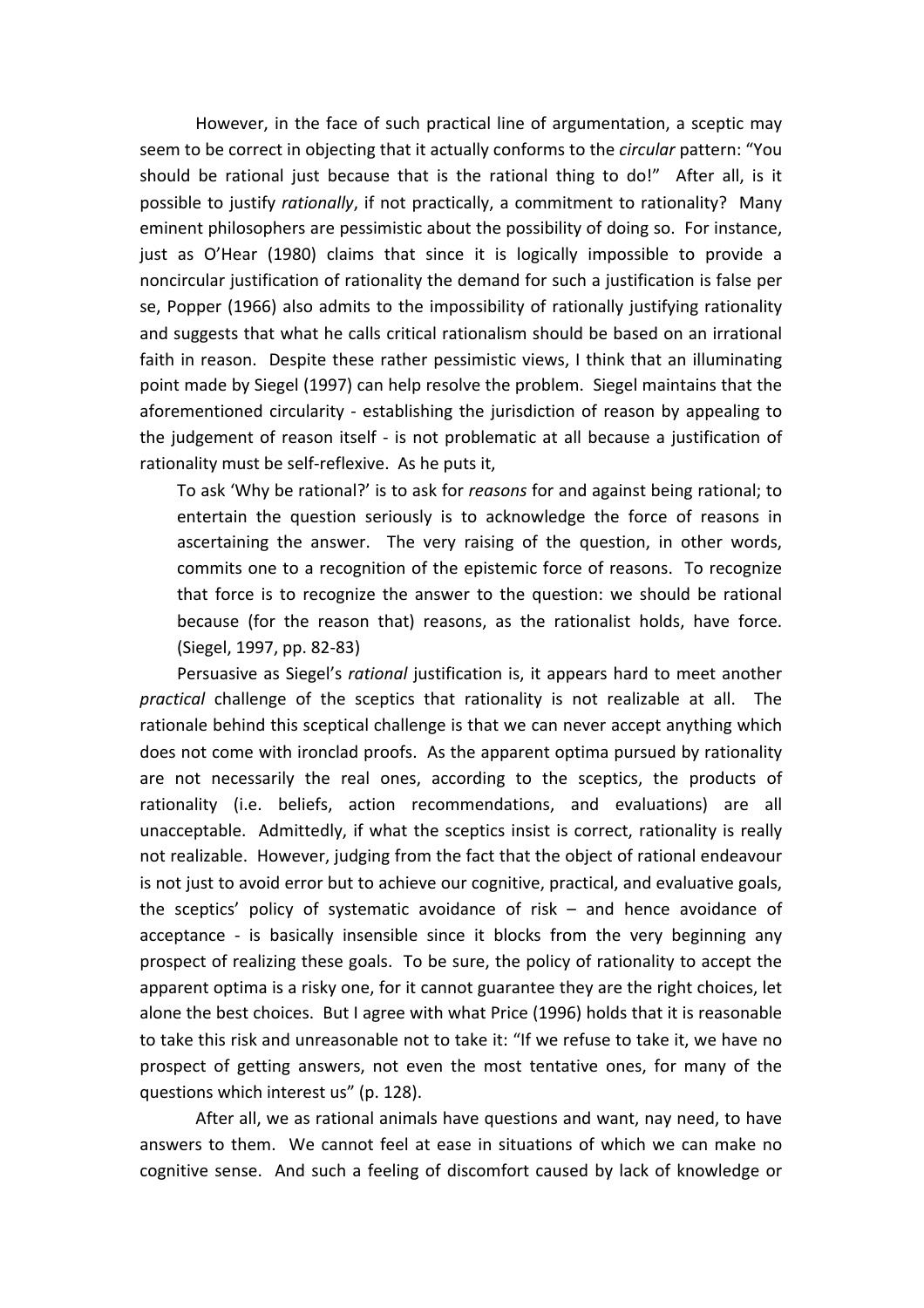However, in the face of such practical line of argumentation, a sceptic may seem to be correct in objecting that it actually conforms to the *circular* pattern: "You should be rational just because that is the rational thing to do!" After all, is it possible to justify *rationally*, if not practically, a commitment to rationality? Many eminent philosophers are pessimistic about the possibility of doing so. For instance, just as O'Hear (1980) claims that since it is logically impossible to provide a noncircular justification of rationality the demand for such a justification is false per se, Popper (1966) also admits to the impossibility of rationally justifying rationality and suggests that what he calls critical rationalism should be based on an irrational faith in reason. Despite these rather pessimistic views, I think that an illuminating point made by Siegel (1997) can help resolve the problem. Siegel maintains that the aforementioned circularity - establishing the jurisdiction of reason by appealing to the judgement of reason itself - is not problematic at all because a justification of rationality must be self-reflexive. As he puts it,

> To ask 'Why be rational?' is to ask for *reasons* for and against being rational; to entertain the question seriously is to acknowledge the force of reasons in ascertaining the answer. The very raising of the question, in other words, commits one to a recognition of the epistemic force of reasons. To recognize that force is to recognize the answer to the question: we should be rational because (for the reason that) reasons, as the rationalist holds, have force. (Siegel, 1997, pp. 82-83)

Persuasive as Siegel's *rational* justification is, it appears hard to meet another *practical* challenge of the sceptics that rationality is not realizable at all. The rationale behind this sceptical challenge is that we can never accept anything which does not come with ironclad proofs. As the apparent optima pursued by rationality are not necessarily the real ones, according to the sceptics, the products of rationality (i.e. beliefs, action recommendations, and evaluations) are all unacceptable. Admittedly, if what the sceptics insist is correct, rationality is really not realizable. However, judging from the fact that the object of rational endeavour is not just to avoid error but to achieve our cognitive, practical, and evaluative goals, the sceptics' policy of systematic avoidance of risk – and hence avoidance of acceptance - is basically insensible since it blocks from the very beginning any prospect of realizing these goals. To be sure, the policy of rationality to accept the apparent optima is a risky one, for it cannot guarantee they are the right choices, let alone the best choices. But I agree with what Price (1996) holds that it is reasonable to take this risk and unreasonable not to take it: "If we refuse to take it, we have no prospect of getting answers, not even the most tentative ones, for many of the questions which interest us" (p. 128).

After all, we as rational animals have questions and want, nay need, to have answers to them. We cannot feel at ease in situations of which we can make no cognitive sense. And such a feeling of discomfort caused by lack of knowledge or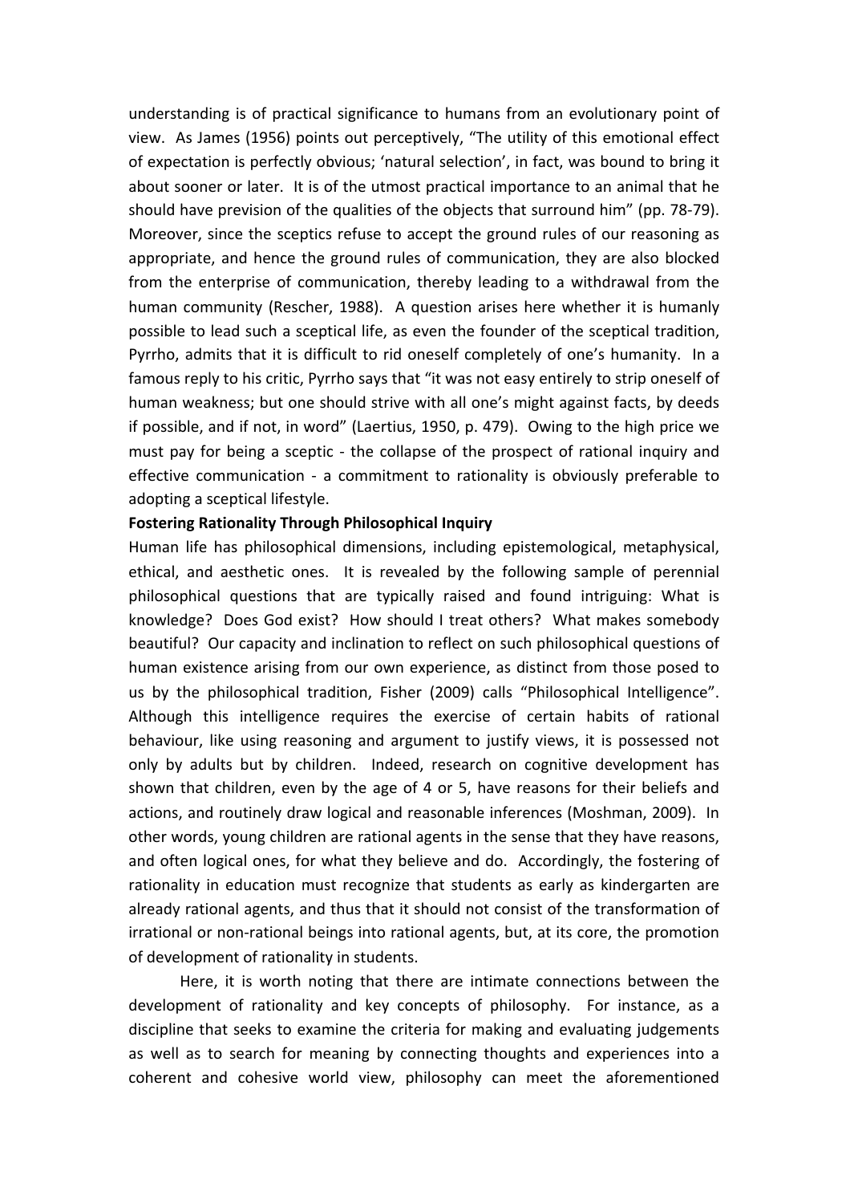understanding is of practical significance to humans from an evolutionary point of view. As James (1956) points out perceptively, "The utility of this emotional effect of expectation is perfectly obvious; 'natural selection', in fact, was bound to bring it about sooner or later. It is of the utmost practical importance to an animal that he should have prevision of the qualities of the objects that surround him" (pp. 78-79). Moreover, since the sceptics refuse to accept the ground rules of our reasoning as appropriate, and hence the ground rules of communication, they are also blocked from the enterprise of communication, thereby leading to a withdrawal from the human community (Rescher, 1988). A question arises here whether it is humanly possible to lead such a sceptical life, as even the founder of the sceptical tradition, Pyrrho, admits that it is difficult to rid oneself completely of one's humanity. In a famous reply to his critic, Pyrrho says that "it was not easy entirely to strip oneself of human weakness; but one should strive with all one's might against facts, by deeds if possible, and if not, in word" (Laertius, 1950, p. 479). Owing to the high price we must pay for being a sceptic - the collapse of the prospect of rational inquiry and effective communication - a commitment to rationality is obviously preferable to adopting a sceptical lifestyle.

**Fostering Rationality Through Philosophical Inquiry**

Human life has philosophical dimensions, including epistemological, metaphysical, ethical, and aesthetic ones. It is revealed by the following sample of perennial philosophical questions that are typically raised and found intriguing: What is knowledge? Does God exist? How should I treat others? What makes somebody beautiful? Our capacity and inclination to reflect on such philosophical questions of human existence arising from our own experience, as distinct from those posed to us by the philosophical tradition, Fisher (2009) calls "Philosophical Intelligence". Although this intelligence requires the exercise of certain habits of rational behaviour, like using reasoning and argument to justify views, it is possessed not only by adults but by children. Indeed, research on cognitive development has shown that children, even by the age of 4 or 5, have reasons for their beliefs and actions, and routinely draw logical and reasonable inferences (Moshman, 2009). In other words, young children are rational agents in the sense that they have reasons, and often logical ones, for what they believe and do. Accordingly, the fostering of rationality in education must recognize that students as early as kindergarten are already rational agents, and thus that it should not consist of the transformation of irrational or non-rational beings into rational agents, but, at its core, the promotion of development of rationality in students.

Here, it is worth noting that there are intimate connections between the development of rationality and key concepts of philosophy. For instance, as a discipline that seeks to examine the criteria for making and evaluating judgements as well as to search for meaning by connecting thoughts and experiences into a coherent and cohesive world view, philosophy can meet the aforementioned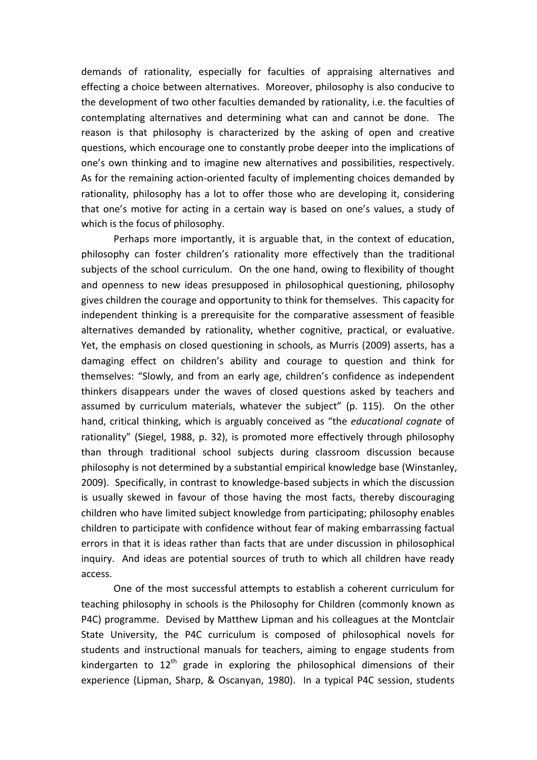demands of rationality, especially for faculties of appraising alternatives and effecting a choice between alternatives. Moreover, philosophy is also conducive to the development of two other faculties demanded by rationality, i.e. the faculties of contemplating alternatives and determining what can and cannot be done. The reason is that philosophy is characterized by the asking of open and creative questions, which encourage one to constantly probe deeper into the implications of one's own thinking and to imagine new alternatives and possibilities, respectively. As for the remaining action-oriented faculty of implementing choices demanded by rationality, philosophy has a lot to offer those who are developing it, considering that one's motive for acting in a certain way is based on one's values, a study of which is the focus of philosophy.

Perhaps more importantly, it is arguable that, in the context of education, philosophy can foster children's rationality more effectively than the traditional subjects of the school curriculum. On the one hand, owing to flexibility of thought and openness to new ideas presupposed in philosophical questioning, philosophy gives children the courage and opportunity to think for themselves. This capacity for independent thinking is a prerequisite for the comparative assessment of feasible alternatives demanded by rationality, whether cognitive, practical, or evaluative. Yet, the emphasis on closed questioning in schools, as Murris (2009) asserts, has a damaging effect on children's ability and courage to question and think for themselves: "Slowly, and from an early age, children's confidence as independent thinkers disappears under the waves of closed questions asked by teachers and assumed by curriculum materials, whatever the subject" (p. 115). On the other hand, critical thinking, which is arguably conceived as "the *educational cognate* of rationality" (Siegel, 1988, p. 32), is promoted more effectively through philosophy than through traditional school subjects during classroom discussion because philosophy is not determined by a substantial empirical knowledge base (Winstanley, 2009). Specifically, in contrast to knowledge-based subjects in which the discussion is usually skewed in favour of those having the most facts, thereby discouraging children who have limited subject knowledge from participating; philosophy enables children to participate with confidence without fear of making embarrassing factual errors in that it is ideas rather than facts that are under discussion in philosophical inquiry. And ideas are potential sources of truth to which all children have ready access.

One of the most successful attempts to establish a coherent curriculum for teaching philosophy in schools is the Philosophy for Children (commonly known as P4C) programme. Devised by Matthew Lipman and his colleagues at the Montclair State University, the P4C curriculum is composed of philosophical novels for students and instructional manuals for teachers, aiming to engage students from kindergarten to 12th grade in exploring the philosophical dimensions of their experience (Lipman, Sharp, & Oscanyan, 1980). In a typical P4C session, students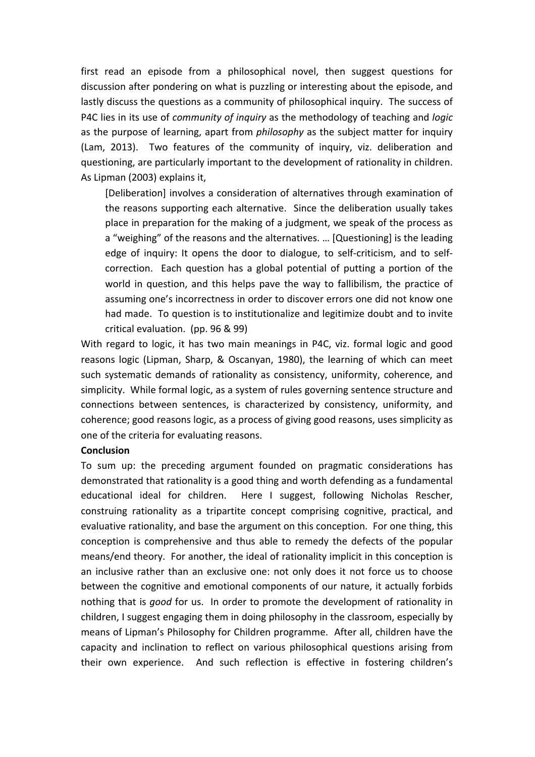first read an episode from a philosophical novel, then suggest questions for discussion after pondering on what is puzzling or interesting about the episode, and lastly discuss the questions as a community of philosophical inquiry. The success of P4C lies in its use of *community of inquiry* as the methodology of teaching and *logic* as the purpose of learning, apart from *philosophy* as the subject matter for inquiry (Lam, 2013). Two features of the community of inquiry, viz. deliberation and questioning, are particularly important to the development of rationality in children. As Lipman (2003) explains it,

> [Deliberation] involves a consideration of alternatives through examination of the reasons supporting each alternative. Since the deliberation usually takes place in preparation for the making of a judgment, we speak of the process as a "weighing" of the reasons and the alternatives. … [Questioning] is the leading edge of inquiry: It opens the door to dialogue, to self-criticism, and to self-correction. Each question has a global potential of putting a portion of the world in question, and this helps pave the way to fallibilism, the practice of assuming one's incorrectness in order to discover errors one did not know one had made. To question is to institutionalize and legitimize doubt and to invite critical evaluation. (pp. 96 & 99)

With regard to logic, it has two main meanings in P4C, viz. formal logic and good reasons logic (Lipman, Sharp, & Oscanyan, 1980), the learning of which can meet such systematic demands of rationality as consistency, uniformity, coherence, and simplicity. While formal logic, as a system of rules governing sentence structure and connections between sentences, is characterized by consistency, uniformity, and coherence; good reasons logic, as a process of giving good reasons, uses simplicity as one of the criteria for evaluating reasons.

**Conclusion**

To sum up: the preceding argument founded on pragmatic considerations has demonstrated that rationality is a good thing and worth defending as a fundamental educational ideal for children. Here I suggest, following Nicholas Rescher, construing rationality as a tripartite concept comprising cognitive, practical, and evaluative rationality, and base the argument on this conception. For one thing, this conception is comprehensive and thus able to remedy the defects of the popular means/end theory. For another, the ideal of rationality implicit in this conception is an inclusive rather than an exclusive one: not only does it not force us to choose between the cognitive and emotional components of our nature, it actually forbids nothing that is *good* for us. In order to promote the development of rationality in children, I suggest engaging them in doing philosophy in the classroom, especially by means of Lipman's Philosophy for Children programme. After all, children have the capacity and inclination to reflect on various philosophical questions arising from their own experience. And such reflection is effective in fostering children's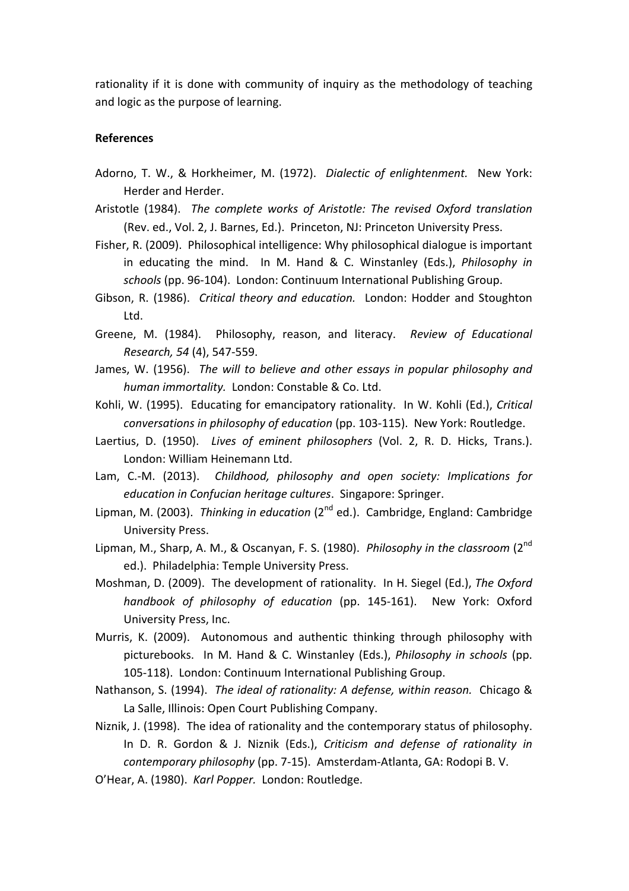rationality if it is done with community of inquiry as the methodology of teaching and logic as the purpose of learning.

**References**

Adorno, T. W., & Horkheimer, M. (1972). *Dialectic of enlightenment.* New York: Herder and Herder.

Aristotle (1984). *The complete works of Aristotle: The revised Oxford translation* (Rev. ed., Vol. 2, J. Barnes, Ed.). Princeton, NJ: Princeton University Press.

Fisher, R. (2009). Philosophical intelligence: Why philosophical dialogue is important in educating the mind. In M. Hand & C. Winstanley (Eds.), *Philosophy in schools* (pp. 96-104). London: Continuum International Publishing Group.

Gibson, R. (1986). *Critical theory and education.* London: Hodder and Stoughton Ltd.

Greene, M. (1984). Philosophy, reason, and literacy. *Review of Educational Research, 54* (4), 547-559.

James, W. (1956). *The will to believe and other essays in popular philosophy and human immortality.* London: Constable & Co. Ltd.

Kohli, W. (1995). Educating for emancipatory rationality. In W. Kohli (Ed.), *Critical conversations in philosophy of education* (pp. 103-115). New York: Routledge.

Laertius, D. (1950). *Lives of eminent philosophers* (Vol. 2, R. D. Hicks, Trans.). London: William Heinemann Ltd.

Lam, C.-M. (2013). *Childhood, philosophy and open society: Implications for education in Confucian heritage cultures*. Singapore: Springer.

Lipman, M. (2003). *Thinking in education* (2nd ed.). Cambridge, England: Cambridge University Press.

Lipman, M., Sharp, A. M., & Oscanyan, F. S. (1980). *Philosophy in the classroom* (2nd ed.). Philadelphia: Temple University Press.

Moshman, D. (2009). The development of rationality. In H. Siegel (Ed.), *The Oxford handbook of philosophy of education* (pp. 145-161). New York: Oxford University Press, Inc.

Murris, K. (2009). Autonomous and authentic thinking through philosophy with picturebooks. In M. Hand & C. Winstanley (Eds.), *Philosophy in schools* (pp. 105-118). London: Continuum International Publishing Group.

Nathanson, S. (1994). *The ideal of rationality: A defense, within reason.* Chicago & La Salle, Illinois: Open Court Publishing Company.

Niznik, J. (1998). The idea of rationality and the contemporary status of philosophy. In D. R. Gordon & J. Niznik (Eds.), *Criticism and defense of rationality in contemporary philosophy* (pp. 7-15). Amsterdam-Atlanta, GA: Rodopi B. V.

O'Hear, A. (1980). *Karl Popper.* London: Routledge.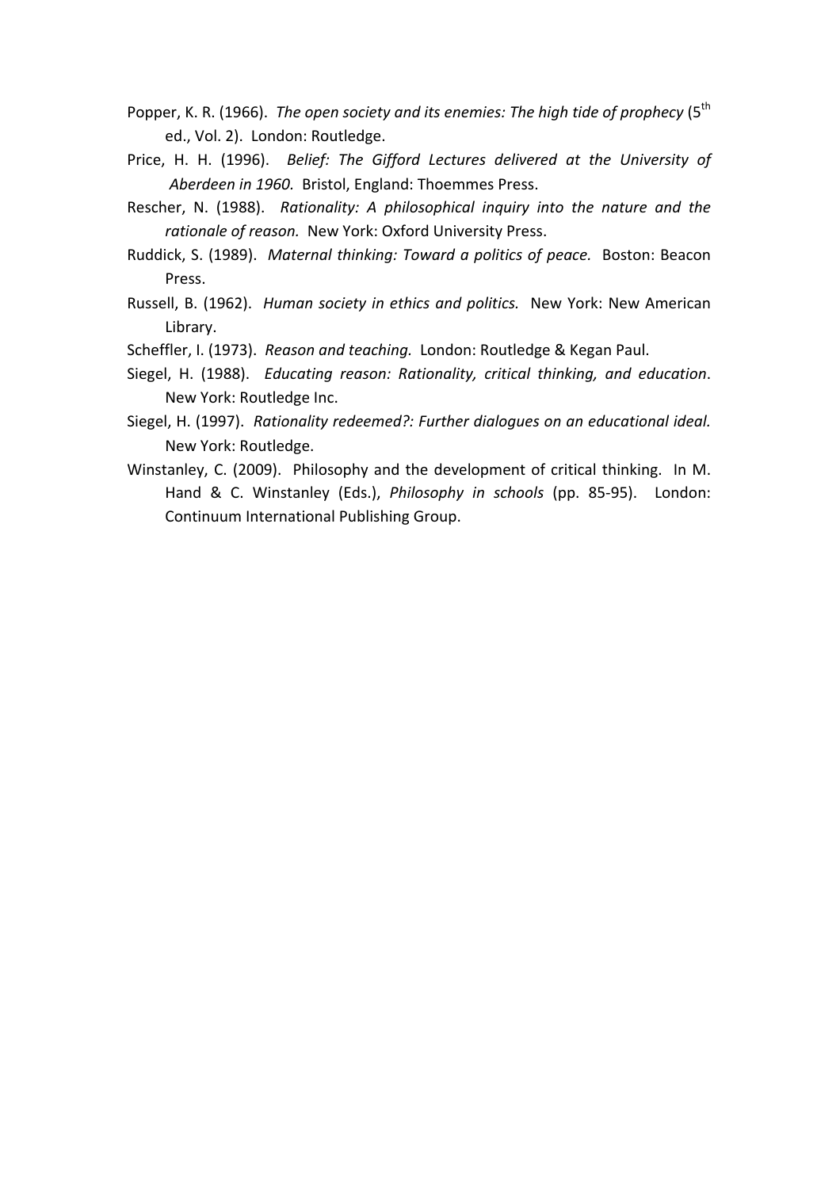Popper, K. R. (1966). *The open society and its enemies: The high tide of prophecy* (5th ed., Vol. 2). London: Routledge.

Price, H. H. (1996). *Belief: The Gifford Lectures delivered at the University of Aberdeen in 1960.* Bristol, England: Thoemmes Press.

Rescher, N. (1988). *Rationality: A philosophical inquiry into the nature and the rationale of reason.* New York: Oxford University Press.

Ruddick, S. (1989). *Maternal thinking: Toward a politics of peace.* Boston: Beacon Press.

Russell, B. (1962). *Human society in ethics and politics.* New York: New American Library.

Scheffler, I. (1973). *Reason and teaching.* London: Routledge & Kegan Paul.

Siegel, H. (1988). *Educating reason: Rationality, critical thinking, and education*. New York: Routledge Inc.

Siegel, H. (1997). *Rationality redeemed?: Further dialogues on an educational ideal.* New York: Routledge.

Winstanley, C. (2009). Philosophy and the development of critical thinking. In M. Hand & C. Winstanley (Eds.), *Philosophy in schools* (pp. 85-95). London: Continuum International Publishing Group.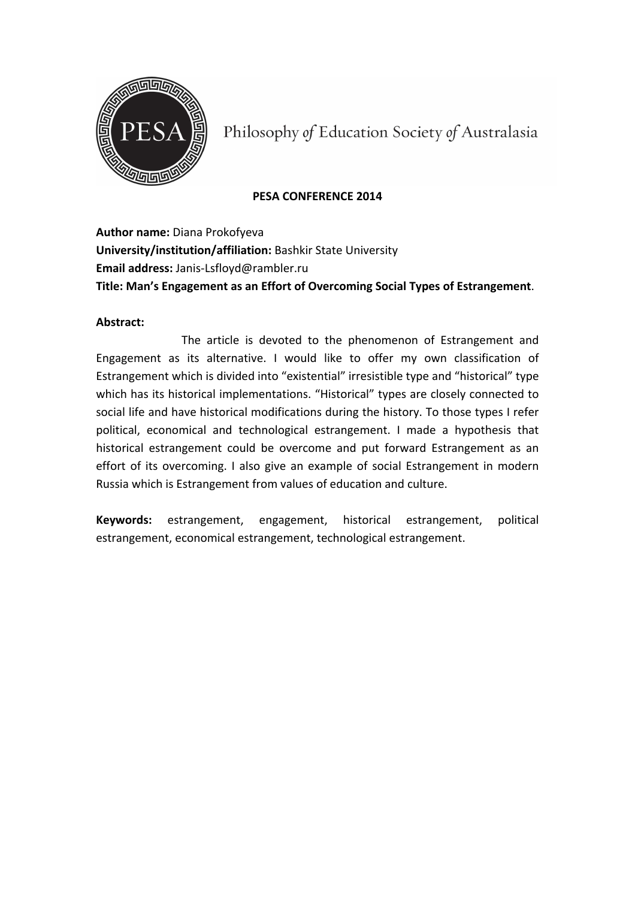Philosophy *of* Education Society *of* Australasia

**PESA CONFERENCE 2014**

**Author name:** Diana Prokofyeva
**University/institution/affiliation:** Bashkir State University
**Email address:** Janis-Lsfloyd@rambler.ru
**Title: Man's Engagement as an Effort of Overcoming Social Types of Estrangement**.

**Abstract:**

The article is devoted to the phenomenon of Estrangement and Engagement as its alternative. I would like to offer my own classification of Estrangement which is divided into "existential" irresistible type and "historical" type which has its historical implementations. "Historical" types are closely connected to social life and have historical modifications during the history. To those types I refer political, economical and technological estrangement. I made a hypothesis that historical estrangement could be overcome and put forward Estrangement as an effort of its overcoming. I also give an example of social Estrangement in modern Russia which is Estrangement from values of education and culture.

**Keywords:** estrangement, engagement, historical estrangement, political estrangement, economical estrangement, technological estrangement.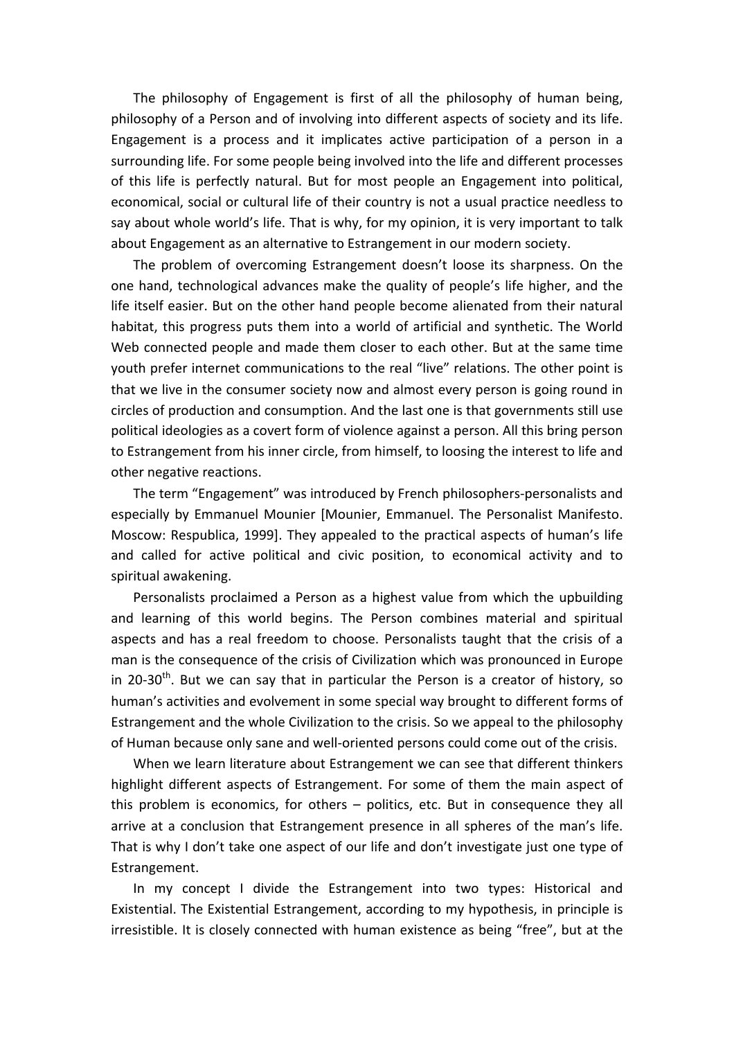The philosophy of Engagement is first of all the philosophy of human being, philosophy of a Person and of involving into different aspects of society and its life. Engagement is a process and it implicates active participation of a person in a surrounding life. For some people being involved into the life and different processes of this life is perfectly natural. But for most people an Engagement into political, economical, social or cultural life of their country is not a usual practice needless to say about whole world's life. That is why, for my opinion, it is very important to talk about Engagement as an alternative to Estrangement in our modern society.

The problem of overcoming Estrangement doesn't loose its sharpness. On the one hand, technological advances make the quality of people's life higher, and the life itself easier. But on the other hand people become alienated from their natural habitat, this progress puts them into a world of artificial and synthetic. The World Web connected people and made them closer to each other. But at the same time youth prefer internet communications to the real "live" relations. The other point is that we live in the consumer society now and almost every person is going round in circles of production and consumption. And the last one is that governments still use political ideologies as a covert form of violence against a person. All this bring person to Estrangement from his inner circle, from himself, to loosing the interest to life and other negative reactions.

The term "Engagement" was introduced by French philosophers-personalists and especially by Emmanuel Mounier [Mounier, Emmanuel. The Personalist Manifesto. Moscow: Respublica, 1999]. They appealed to the practical aspects of human's life and called for active political and civic position, to economical activity and to spiritual awakening.

Personalists proclaimed a Person as a highest value from which the upbuilding and learning of this world begins. The Person combines material and spiritual aspects and has a real freedom to choose. Personalists taught that the crisis of a man is the consequence of the crisis of Civilization which was pronounced in Europe in 20-30th. But we can say that in particular the Person is a creator of history, so human's activities and evolvement in some special way brought to different forms of Estrangement and the whole Civilization to the crisis. So we appeal to the philosophy of Human because only sane and well-oriented persons could come out of the crisis.

When we learn literature about Estrangement we can see that different thinkers highlight different aspects of Estrangement. For some of them the main aspect of this problem is economics, for others – politics, etc. But in consequence they all arrive at a conclusion that Estrangement presence in all spheres of the man's life. That is why I don't take one aspect of our life and don't investigate just one type of Estrangement.

In my concept I divide the Estrangement into two types: Historical and Existential. The Existential Estrangement, according to my hypothesis, in principle is irresistible. It is closely connected with human existence as being "free", but at the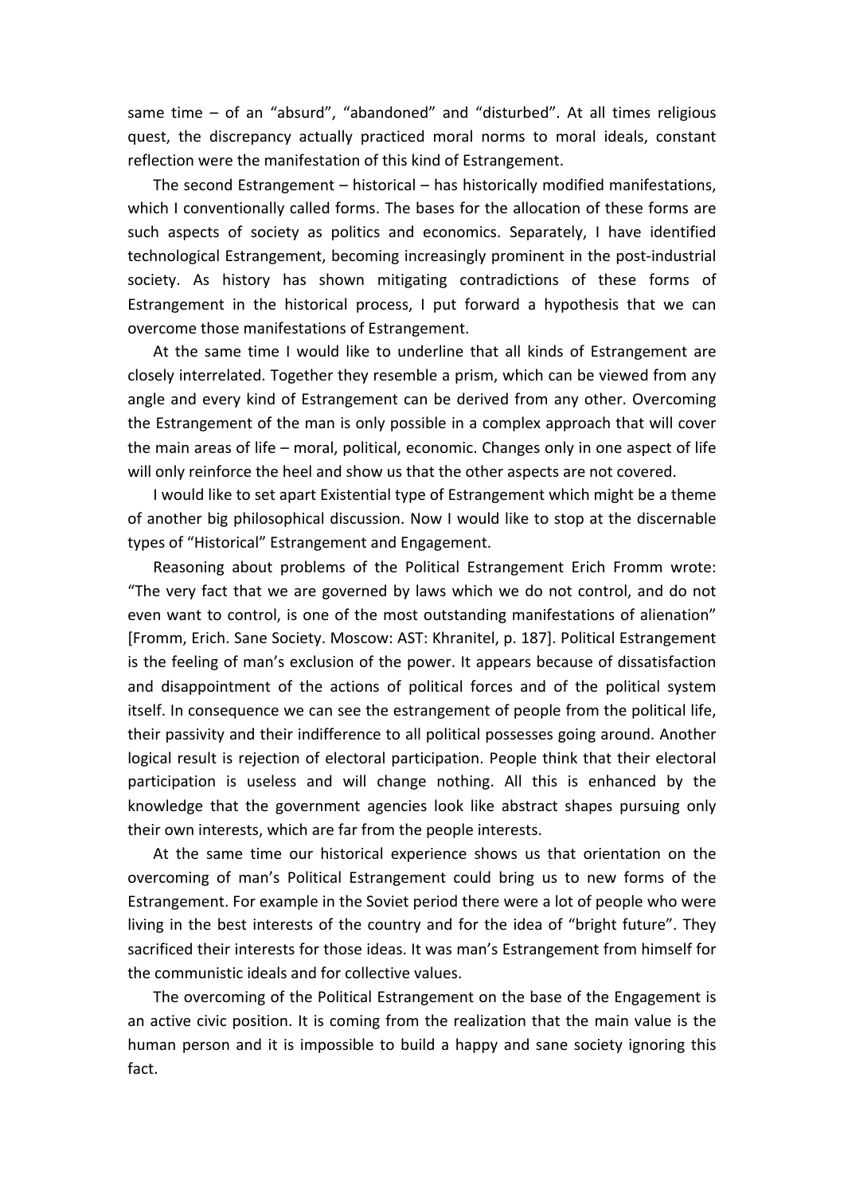same time – of an “absurd”, “abandoned” and “disturbed”. At all times religious quest, the discrepancy actually practiced moral norms to moral ideals, constant reflection were the manifestation of this kind of Estrangement.

The second Estrangement – historical – has historically modified manifestations, which I conventionally called forms. The bases for the allocation of these forms are such aspects of society as politics and economics. Separately, I have identified technological Estrangement, becoming increasingly prominent in the post-industrial society. As history has shown mitigating contradictions of these forms of Estrangement in the historical process, I put forward a hypothesis that we can overcome those manifestations of Estrangement.

At the same time I would like to underline that all kinds of Estrangement are closely interrelated. Together they resemble a prism, which can be viewed from any angle and every kind of Estrangement can be derived from any other. Overcoming the Estrangement of the man is only possible in a complex approach that will cover the main areas of life – moral, political, economic. Changes only in one aspect of life will only reinforce the heel and show us that the other aspects are not covered.

I would like to set apart Existential type of Estrangement which might be a theme of another big philosophical discussion. Now I would like to stop at the discernable types of “Historical” Estrangement and Engagement.

Reasoning about problems of the Political Estrangement Erich Fromm wrote: “The very fact that we are governed by laws which we do not control, and do not even want to control, is one of the most outstanding manifestations of alienation” [Fromm, Erich. Sane Society. Moscow: AST: Khranitel, p. 187]. Political Estrangement is the feeling of man’s exclusion of the power. It appears because of dissatisfaction and disappointment of the actions of political forces and of the political system itself. In consequence we can see the estrangement of people from the political life, their passivity and their indifference to all political possesses going around. Another logical result is rejection of electoral participation. People think that their electoral participation is useless and will change nothing. All this is enhanced by the knowledge that the government agencies look like abstract shapes pursuing only their own interests, which are far from the people interests.

At the same time our historical experience shows us that orientation on the overcoming of man’s Political Estrangement could bring us to new forms of the Estrangement. For example in the Soviet period there were a lot of people who were living in the best interests of the country and for the idea of “bright future”. They sacrificed their interests for those ideas. It was man’s Estrangement from himself for the communistic ideals and for collective values.

The overcoming of the Political Estrangement on the base of the Engagement is an active civic position. It is coming from the realization that the main value is the human person and it is impossible to build a happy and sane society ignoring this fact.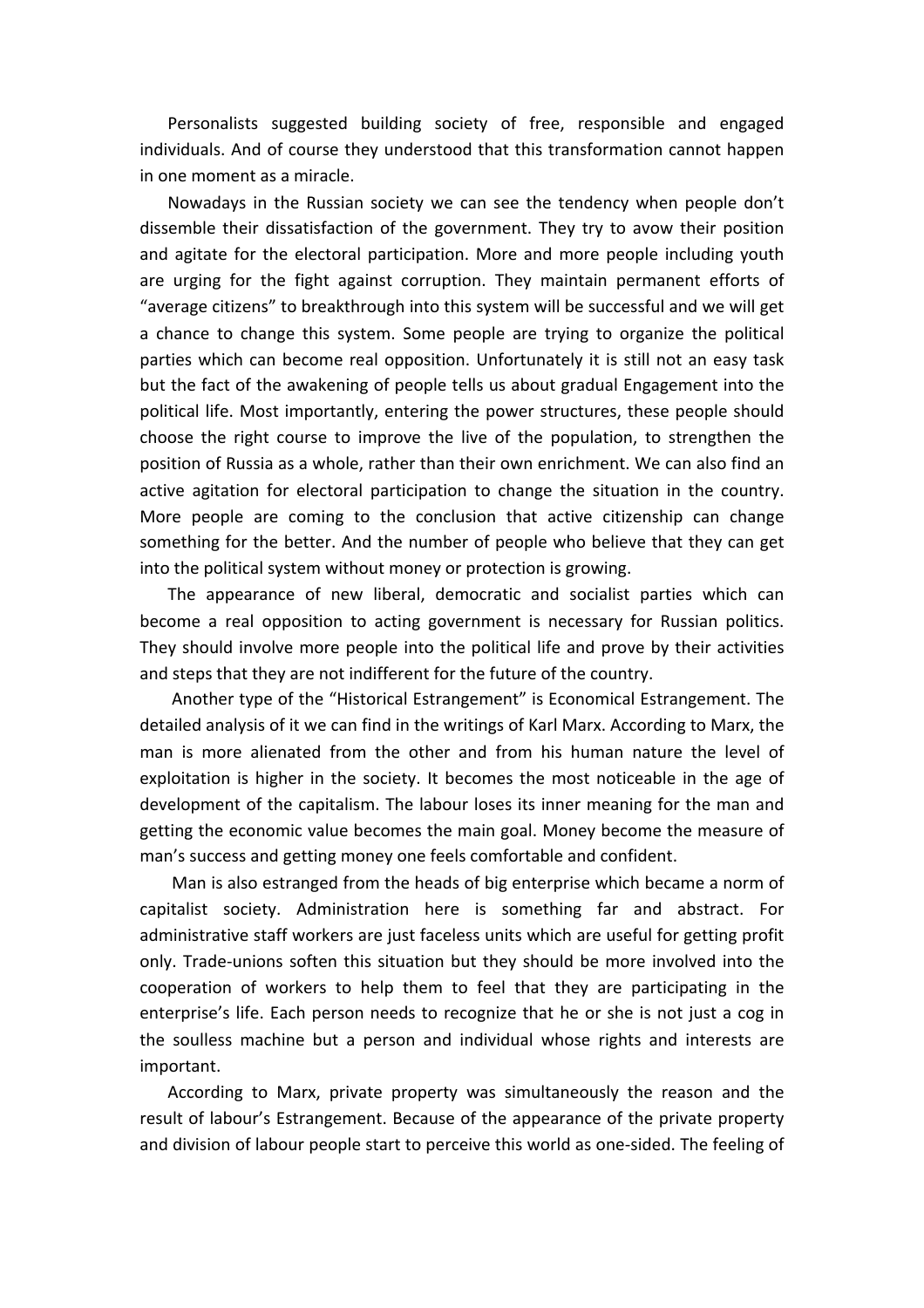Personalists suggested building society of free, responsible and engaged individuals. And of course they understood that this transformation cannot happen in one moment as a miracle.

Nowadays in the Russian society we can see the tendency when people don't dissemble their dissatisfaction of the government. They try to avow their position and agitate for the electoral participation. More and more people including youth are urging for the fight against corruption. They maintain permanent efforts of "average citizens" to breakthrough into this system will be successful and we will get a chance to change this system. Some people are trying to organize the political parties which can become real opposition. Unfortunately it is still not an easy task but the fact of the awakening of people tells us about gradual Engagement into the political life. Most importantly, entering the power structures, these people should choose the right course to improve the live of the population, to strengthen the position of Russia as a whole, rather than their own enrichment. We can also find an active agitation for electoral participation to change the situation in the country. More people are coming to the conclusion that active citizenship can change something for the better. And the number of people who believe that they can get into the political system without money or protection is growing.

The appearance of new liberal, democratic and socialist parties which can become a real opposition to acting government is necessary for Russian politics. They should involve more people into the political life and prove by their activities and steps that they are not indifferent for the future of the country.

Another type of the "Historical Estrangement" is Economical Estrangement. The detailed analysis of it we can find in the writings of Karl Marx. According to Marx, the man is more alienated from the other and from his human nature the level of exploitation is higher in the society. It becomes the most noticeable in the age of development of the capitalism. The labour loses its inner meaning for the man and getting the economic value becomes the main goal. Money become the measure of man's success and getting money one feels comfortable and confident.

Man is also estranged from the heads of big enterprise which became a norm of capitalist society. Administration here is something far and abstract. For administrative staff workers are just faceless units which are useful for getting profit only. Trade-unions soften this situation but they should be more involved into the cooperation of workers to help them to feel that they are participating in the enterprise's life. Each person needs to recognize that he or she is not just a cog in the soulless machine but a person and individual whose rights and interests are important.

According to Marx, private property was simultaneously the reason and the result of labour's Estrangement. Because of the appearance of the private property and division of labour people start to perceive this world as one-sided. The feeling of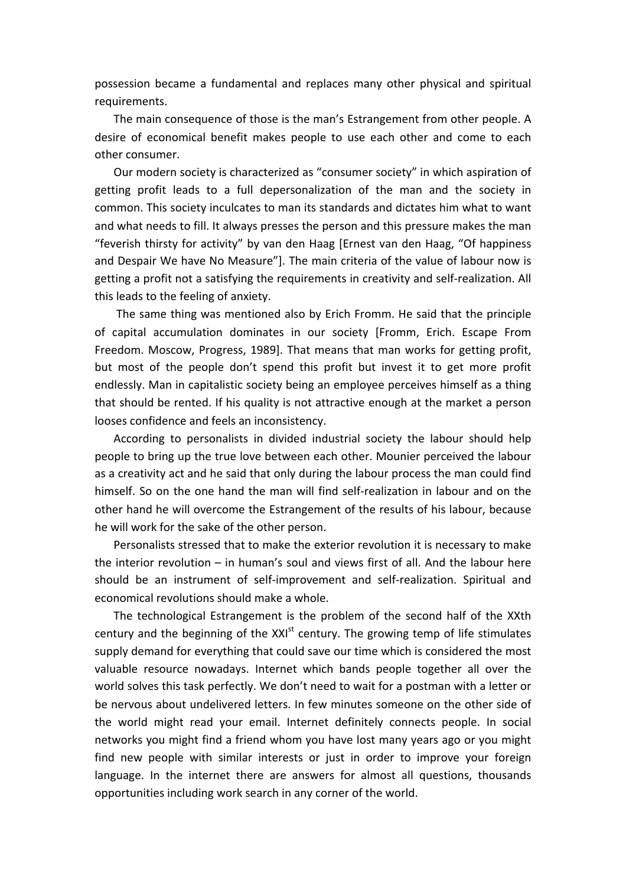possession became a fundamental and replaces many other physical and spiritual requirements.

The main consequence of those is the man's Estrangement from other people. A desire of economical benefit makes people to use each other and come to each other consumer.

Our modern society is characterized as "consumer society" in which aspiration of getting profit leads to a full depersonalization of the man and the society in common. This society inculcates to man its standards and dictates him what to want and what needs to fill. It always presses the person and this pressure makes the man "feverish thirsty for activity" by van den Haag [Ernest van den Haag, "Of happiness and Despair We have No Measure"]. The main criteria of the value of labour now is getting a profit not a satisfying the requirements in creativity and self-realization. All this leads to the feeling of anxiety.

The same thing was mentioned also by Erich Fromm. He said that the principle of capital accumulation dominates in our society [Fromm, Erich. Escape From Freedom. Moscow, Progress, 1989]. That means that man works for getting profit, but most of the people don't spend this profit but invest it to get more profit endlessly. Man in capitalistic society being an employee perceives himself as a thing that should be rented. If his quality is not attractive enough at the market a person looses confidence and feels an inconsistency.

According to personalists in divided industrial society the labour should help people to bring up the true love between each other. Mounier perceived the labour as a creativity act and he said that only during the labour process the man could find himself. So on the one hand the man will find self-realization in labour and on the other hand he will overcome the Estrangement of the results of his labour, because he will work for the sake of the other person.

Personalists stressed that to make the exterior revolution it is necessary to make the interior revolution – in human's soul and views first of all. And the labour here should be an instrument of self-improvement and self-realization. Spiritual and economical revolutions should make a whole.

The technological Estrangement is the problem of the second half of the XXth century and the beginning of the XXI^st century. The growing temp of life stimulates supply demand for everything that could save our time which is considered the most valuable resource nowadays. Internet which bands people together all over the world solves this task perfectly. We don't need to wait for a postman with a letter or be nervous about undelivered letters. In few minutes someone on the other side of the world might read your email. Internet definitely connects people. In social networks you might find a friend whom you have lost many years ago or you might find new people with similar interests or just in order to improve your foreign language. In the internet there are answers for almost all questions, thousands opportunities including work search in any corner of the world.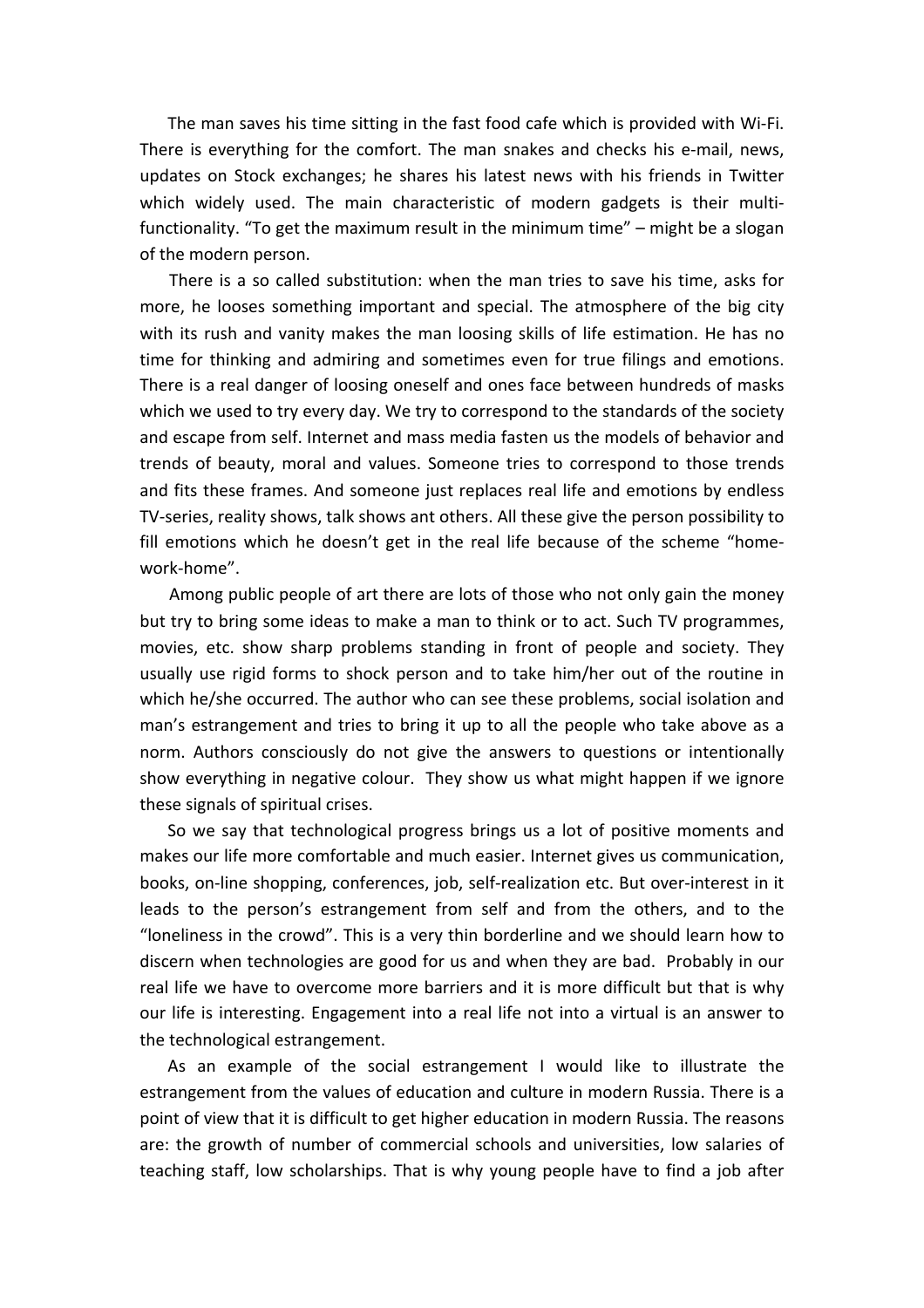The man saves his time sitting in the fast food cafe which is provided with Wi-Fi. There is everything for the comfort. The man snakes and checks his e-mail, news, updates on Stock exchanges; he shares his latest news with his friends in Twitter which widely used. The main characteristic of modern gadgets is their multi-functionality. "To get the maximum result in the minimum time" – might be a slogan of the modern person.

There is a so called substitution: when the man tries to save his time, asks for more, he looses something important and special. The atmosphere of the big city with its rush and vanity makes the man loosing skills of life estimation. He has no time for thinking and admiring and sometimes even for true filings and emotions. There is a real danger of loosing oneself and ones face between hundreds of masks which we used to try every day. We try to correspond to the standards of the society and escape from self. Internet and mass media fasten us the models of behavior and trends of beauty, moral and values. Someone tries to correspond to those trends and fits these frames. And someone just replaces real life and emotions by endless TV-series, reality shows, talk shows ant others. All these give the person possibility to fill emotions which he doesn't get in the real life because of the scheme "home-work-home".

Among public people of art there are lots of those who not only gain the money but try to bring some ideas to make a man to think or to act. Such TV programmes, movies, etc. show sharp problems standing in front of people and society. They usually use rigid forms to shock person and to take him/her out of the routine in which he/she occurred. The author who can see these problems, social isolation and man's estrangement and tries to bring it up to all the people who take above as a norm. Authors consciously do not give the answers to questions or intentionally show everything in negative colour. They show us what might happen if we ignore these signals of spiritual crises.

So we say that technological progress brings us a lot of positive moments and makes our life more comfortable and much easier. Internet gives us communication, books, on-line shopping, conferences, job, self-realization etc. But over-interest in it leads to the person's estrangement from self and from the others, and to the "loneliness in the crowd". This is a very thin borderline and we should learn how to discern when technologies are good for us and when they are bad. Probably in our real life we have to overcome more barriers and it is more difficult but that is why our life is interesting. Engagement into a real life not into a virtual is an answer to the technological estrangement.

As an example of the social estrangement I would like to illustrate the estrangement from the values of education and culture in modern Russia. There is a point of view that it is difficult to get higher education in modern Russia. The reasons are: the growth of number of commercial schools and universities, low salaries of teaching staff, low scholarships. That is why young people have to find a job after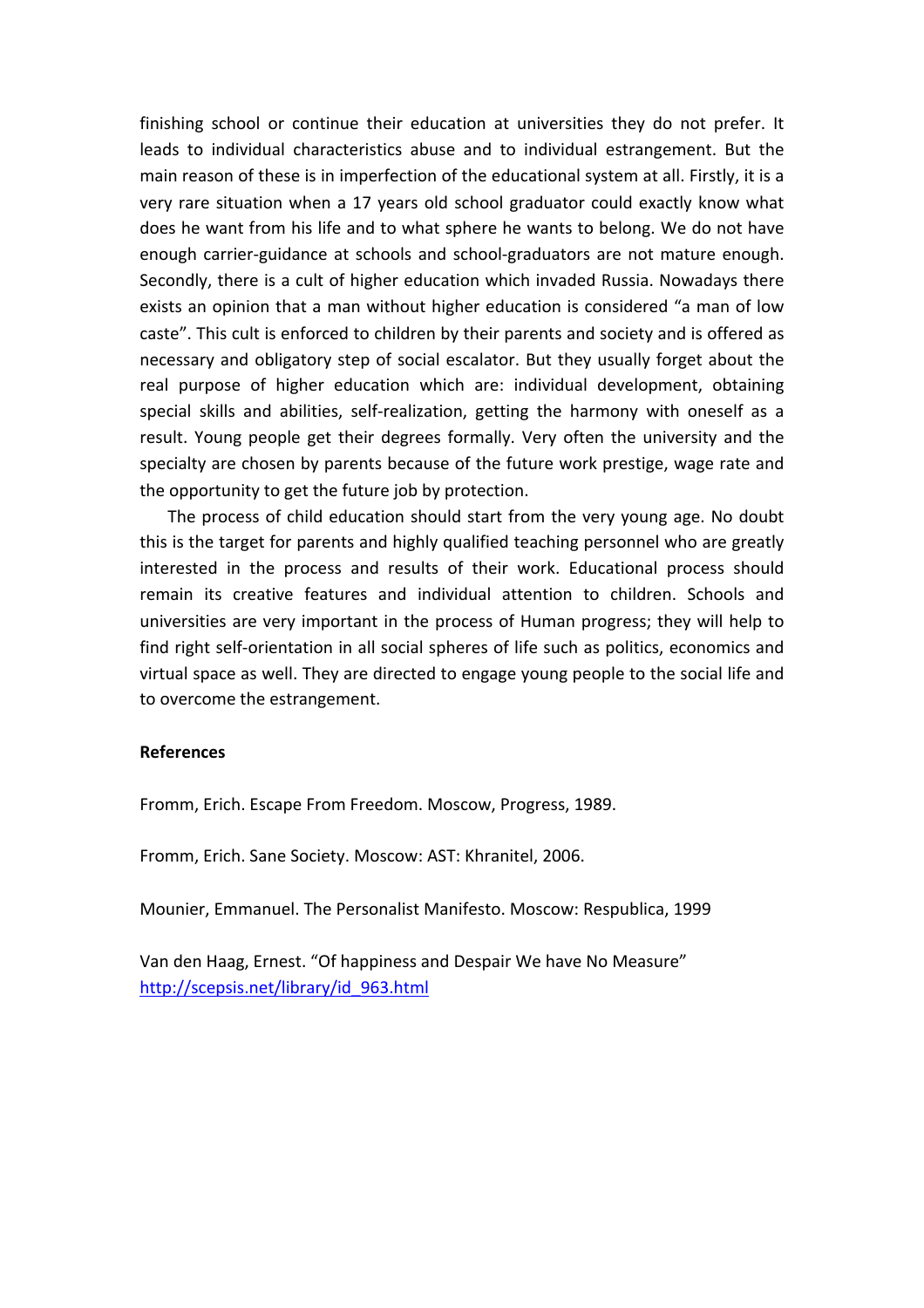finishing school or continue their education at universities they do not prefer. It leads to individual characteristics abuse and to individual estrangement. But the main reason of these is in imperfection of the educational system at all. Firstly, it is a very rare situation when a 17 years old school graduator could exactly know what does he want from his life and to what sphere he wants to belong. We do not have enough carrier-guidance at schools and school-graduators are not mature enough. Secondly, there is a cult of higher education which invaded Russia. Nowadays there exists an opinion that a man without higher education is considered "a man of low caste". This cult is enforced to children by their parents and society and is offered as necessary and obligatory step of social escalator. But they usually forget about the real purpose of higher education which are: individual development, obtaining special skills and abilities, self-realization, getting the harmony with oneself as a result. Young people get their degrees formally. Very often the university and the specialty are chosen by parents because of the future work prestige, wage rate and the opportunity to get the future job by protection.

The process of child education should start from the very young age. No doubt this is the target for parents and highly qualified teaching personnel who are greatly interested in the process and results of their work. Educational process should remain its creative features and individual attention to children. Schools and universities are very important in the process of Human progress; they will help to find right self-orientation in all social spheres of life such as politics, economics and virtual space as well. They are directed to engage young people to the social life and to overcome the estrangement.

**References**

Fromm, Erich. Escape From Freedom. Moscow, Progress, 1989.

Fromm, Erich. Sane Society. Moscow: AST: Khranitel, 2006.

Mounier, Emmanuel. The Personalist Manifesto. Moscow: Respublica, 1999

Van den Haag, Ernest. "Of happiness and Despair We have No Measure" http://scepsis.net/library/id_963.html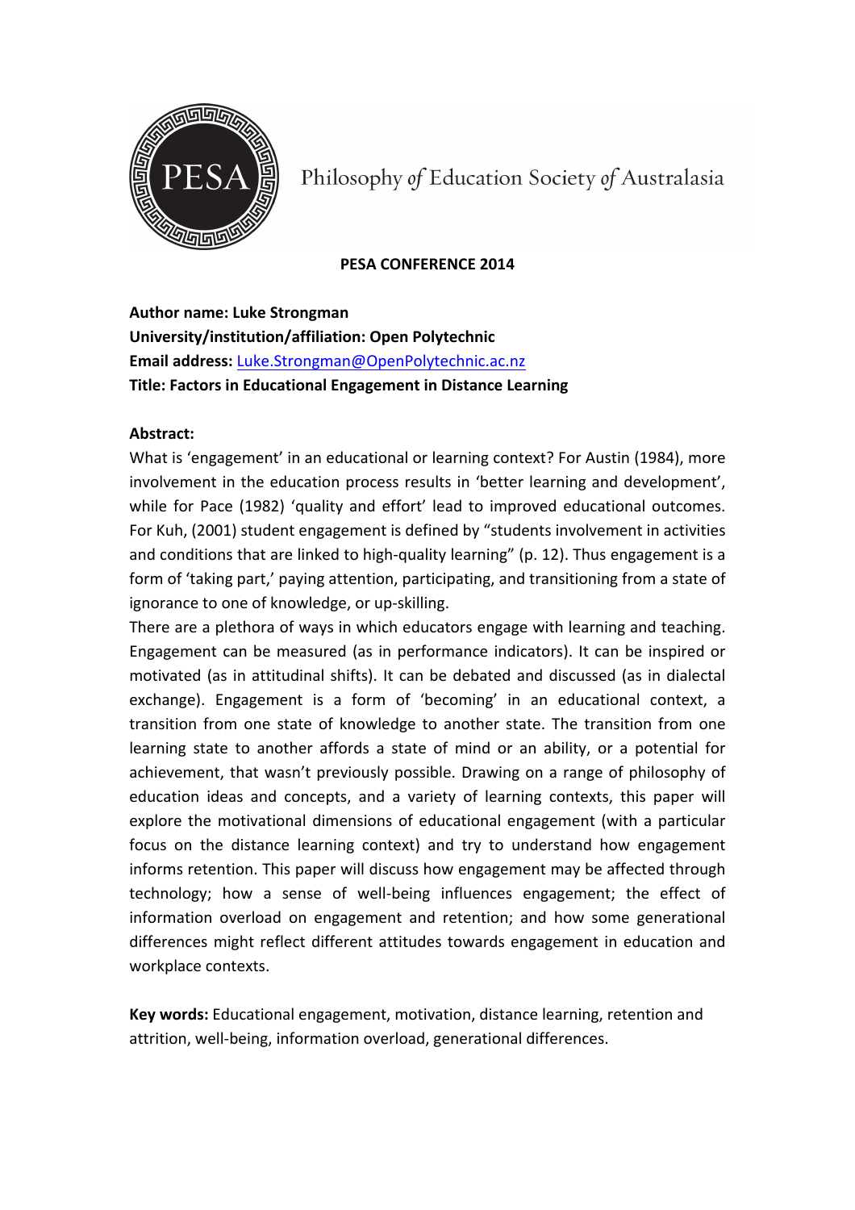Philosophy *of* Education Society *of* Australasia

**PESA CONFERENCE 2014**

**Author name: Luke Strongman**
**University/institution/affiliation: Open Polytechnic**
**Email address:** Luke.Strongman@OpenPolytechnic.ac.nz
**Title: Factors in Educational Engagement in Distance Learning**

**Abstract:**

What is 'engagement' in an educational or learning context? For Austin (1984), more involvement in the education process results in 'better learning and development', while for Pace (1982) 'quality and effort' lead to improved educational outcomes. For Kuh, (2001) student engagement is defined by "students involvement in activities and conditions that are linked to high-quality learning" (p. 12). Thus engagement is a form of 'taking part,' paying attention, participating, and transitioning from a state of ignorance to one of knowledge, or up-skilling.

There are a plethora of ways in which educators engage with learning and teaching. Engagement can be measured (as in performance indicators). It can be inspired or motivated (as in attitudinal shifts). It can be debated and discussed (as in dialectal exchange). Engagement is a form of 'becoming' in an educational context, a transition from one state of knowledge to another state. The transition from one learning state to another affords a state of mind or an ability, or a potential for achievement, that wasn't previously possible. Drawing on a range of philosophy of education ideas and concepts, and a variety of learning contexts, this paper will explore the motivational dimensions of educational engagement (with a particular focus on the distance learning context) and try to understand how engagement informs retention. This paper will discuss how engagement may be affected through technology; how a sense of well-being influences engagement; the effect of information overload on engagement and retention; and how some generational differences might reflect different attitudes towards engagement in education and workplace contexts.

**Key words:** Educational engagement, motivation, distance learning, retention and attrition, well-being, information overload, generational differences.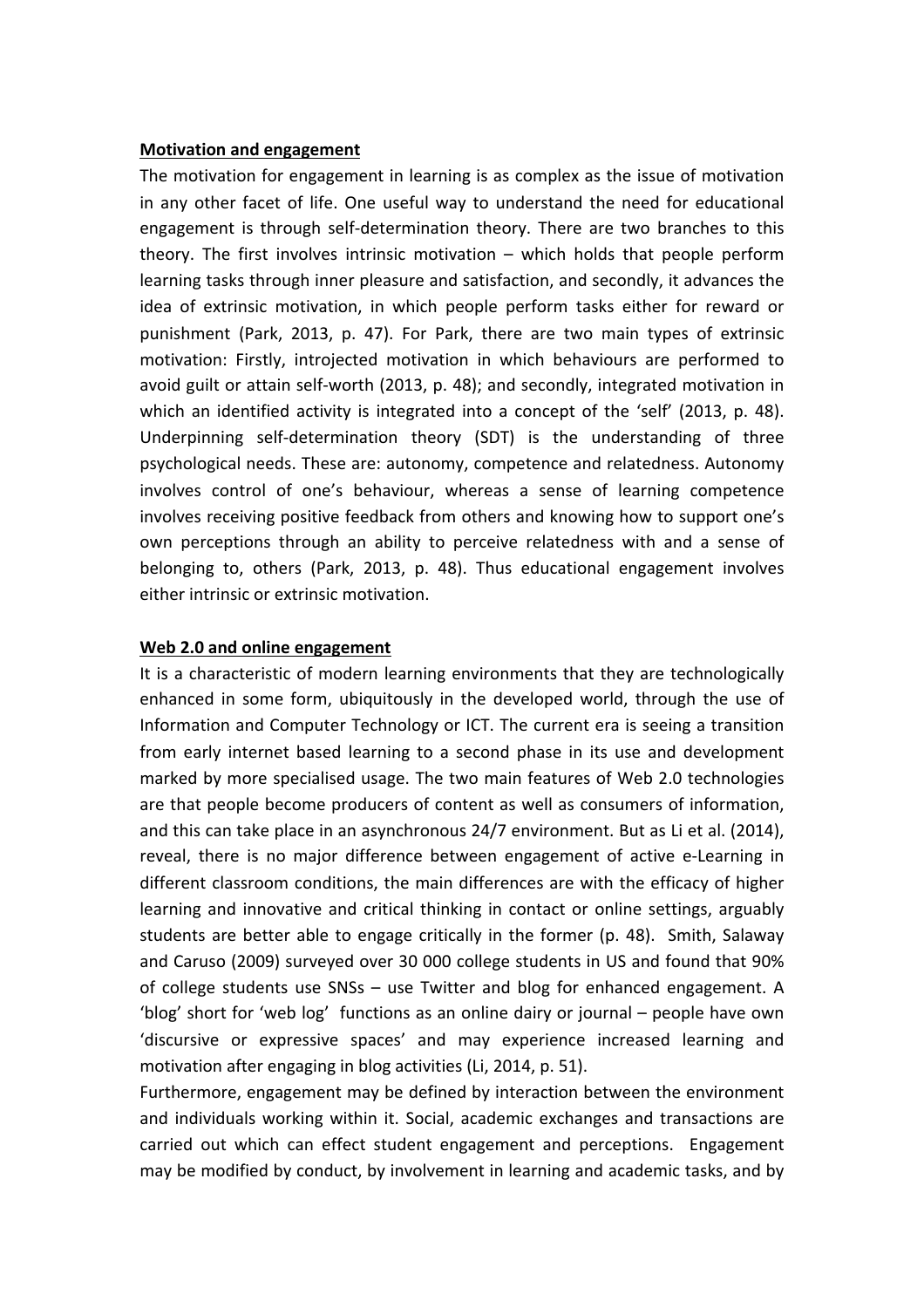**Motivation and engagement**

The motivation for engagement in learning is as complex as the issue of motivation in any other facet of life. One useful way to understand the need for educational engagement is through self-determination theory. There are two branches to this theory. The first involves intrinsic motivation – which holds that people perform learning tasks through inner pleasure and satisfaction, and secondly, it advances the idea of extrinsic motivation, in which people perform tasks either for reward or punishment (Park, 2013, p. 47). For Park, there are two main types of extrinsic motivation: Firstly, introjected motivation in which behaviours are performed to avoid guilt or attain self-worth (2013, p. 48); and secondly, integrated motivation in which an identified activity is integrated into a concept of the 'self' (2013, p. 48). Underpinning self-determination theory (SDT) is the understanding of three psychological needs. These are: autonomy, competence and relatedness. Autonomy involves control of one's behaviour, whereas a sense of learning competence involves receiving positive feedback from others and knowing how to support one's own perceptions through an ability to perceive relatedness with and a sense of belonging to, others (Park, 2013, p. 48). Thus educational engagement involves either intrinsic or extrinsic motivation.

**Web 2.0 and online engagement**

It is a characteristic of modern learning environments that they are technologically enhanced in some form, ubiquitously in the developed world, through the use of Information and Computer Technology or ICT. The current era is seeing a transition from early internet based learning to a second phase in its use and development marked by more specialised usage. The two main features of Web 2.0 technologies are that people become producers of content as well as consumers of information, and this can take place in an asynchronous 24/7 environment. But as Li et al. (2014), reveal, there is no major difference between engagement of active e-Learning in different classroom conditions, the main differences are with the efficacy of higher learning and innovative and critical thinking in contact or online settings, arguably students are better able to engage critically in the former (p. 48). Smith, Salaway and Caruso (2009) surveyed over 30 000 college students in US and found that 90% of college students use SNSs – use Twitter and blog for enhanced engagement. A 'blog' short for 'web log' functions as an online dairy or journal – people have own 'discursive or expressive spaces' and may experience increased learning and motivation after engaging in blog activities (Li, 2014, p. 51).

Furthermore, engagement may be defined by interaction between the environment and individuals working within it. Social, academic exchanges and transactions are carried out which can effect student engagement and perceptions. Engagement may be modified by conduct, by involvement in learning and academic tasks, and by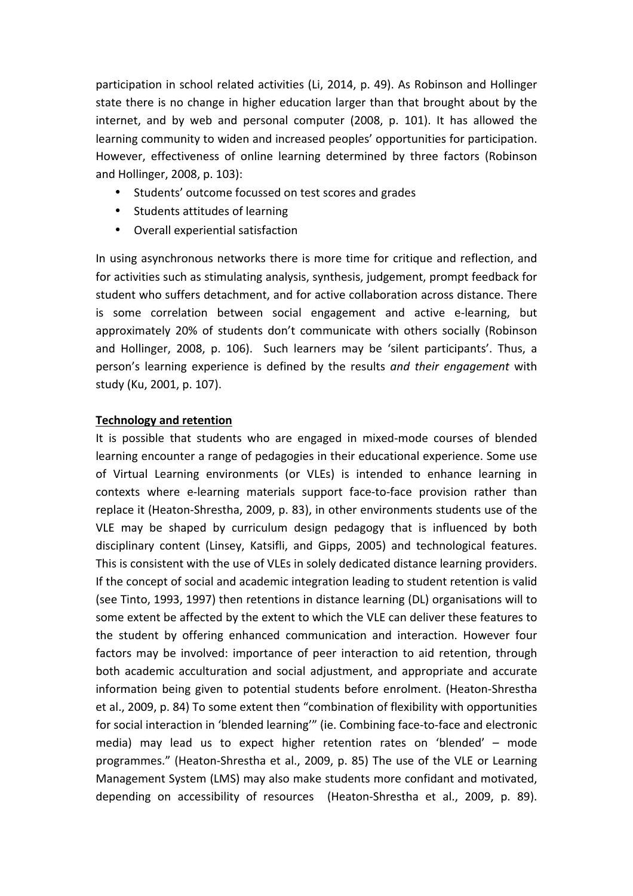participation in school related activities (Li, 2014, p. 49). As Robinson and Hollinger state there is no change in higher education larger than that brought about by the internet, and by web and personal computer (2008, p. 101). It has allowed the learning community to widen and increased peoples' opportunities for participation. However, effectiveness of online learning determined by three factors (Robinson and Hollinger, 2008, p. 103):

- Students' outcome focussed on test scores and grades
- Students attitudes of learning
- Overall experiential satisfaction

In using asynchronous networks there is more time for critique and reflection, and for activities such as stimulating analysis, synthesis, judgement, prompt feedback for student who suffers detachment, and for active collaboration across distance. There is some correlation between social engagement and active e-learning, but approximately 20% of students don't communicate with others socially (Robinson and Hollinger, 2008, p. 106). Such learners may be 'silent participants'. Thus, a person's learning experience is defined by the results *and their engagement* with study (Ku, 2001, p. 107).

**Technology and retention**

It is possible that students who are engaged in mixed-mode courses of blended learning encounter a range of pedagogies in their educational experience. Some use of Virtual Learning environments (or VLEs) is intended to enhance learning in contexts where e-learning materials support face-to-face provision rather than replace it (Heaton-Shrestha, 2009, p. 83), in other environments students use of the VLE may be shaped by curriculum design pedagogy that is influenced by both disciplinary content (Linsey, Katsifli, and Gipps, 2005) and technological features. This is consistent with the use of VLEs in solely dedicated distance learning providers. If the concept of social and academic integration leading to student retention is valid (see Tinto, 1993, 1997) then retentions in distance learning (DL) organisations will to some extent be affected by the extent to which the VLE can deliver these features to the student by offering enhanced communication and interaction. However four factors may be involved: importance of peer interaction to aid retention, through both academic acculturation and social adjustment, and appropriate and accurate information being given to potential students before enrolment. (Heaton-Shrestha et al., 2009, p. 84) To some extent then "combination of flexibility with opportunities for social interaction in 'blended learning'" (ie. Combining face-to-face and electronic media) may lead us to expect higher retention rates on 'blended' – mode programmes." (Heaton-Shrestha et al., 2009, p. 85) The use of the VLE or Learning Management System (LMS) may also make students more confidant and motivated, depending on accessibility of resources (Heaton-Shrestha et al., 2009, p. 89).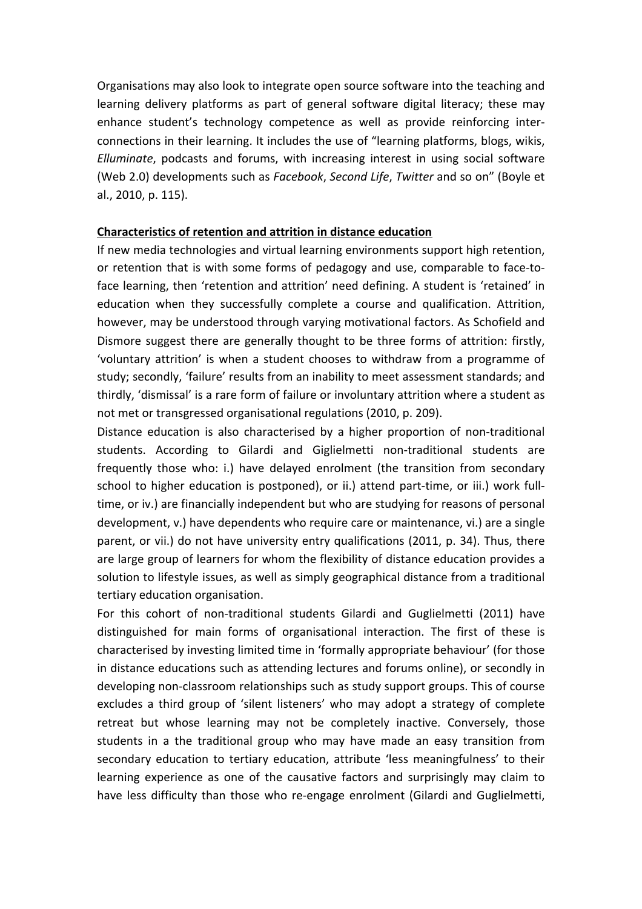Organisations may also look to integrate open source software into the teaching and learning delivery platforms as part of general software digital literacy; these may enhance student's technology competence as well as provide reinforcing inter-connections in their learning. It includes the use of "learning platforms, blogs, wikis, *Elluminate*, podcasts and forums, with increasing interest in using social software (Web 2.0) developments such as *Facebook*, *Second Life*, *Twitter* and so on" (Boyle et al., 2010, p. 115).

**Characteristics of retention and attrition in distance education**

If new media technologies and virtual learning environments support high retention, or retention that is with some forms of pedagogy and use, comparable to face-to-face learning, then 'retention and attrition' need defining. A student is 'retained' in education when they successfully complete a course and qualification. Attrition, however, may be understood through varying motivational factors. As Schofield and Dismore suggest there are generally thought to be three forms of attrition: firstly, 'voluntary attrition' is when a student chooses to withdraw from a programme of study; secondly, 'failure' results from an inability to meet assessment standards; and thirdly, 'dismissal' is a rare form of failure or involuntary attrition where a student as not met or transgressed organisational regulations (2010, p. 209).

Distance education is also characterised by a higher proportion of non-traditional students. According to Gilardi and Giglielmetti non-traditional students are frequently those who: i.) have delayed enrolment (the transition from secondary school to higher education is postponed), or ii.) attend part-time, or iii.) work full-time, or iv.) are financially independent but who are studying for reasons of personal development, v.) have dependents who require care or maintenance, vi.) are a single parent, or vii.) do not have university entry qualifications (2011, p. 34). Thus, there are large group of learners for whom the flexibility of distance education provides a solution to lifestyle issues, as well as simply geographical distance from a traditional tertiary education organisation.

For this cohort of non-traditional students Gilardi and Guglielmetti (2011) have distinguished for main forms of organisational interaction. The first of these is characterised by investing limited time in 'formally appropriate behaviour' (for those in distance educations such as attending lectures and forums online), or secondly in developing non-classroom relationships such as study support groups. This of course excludes a third group of 'silent listeners' who may adopt a strategy of complete retreat but whose learning may not be completely inactive. Conversely, those students in a the traditional group who may have made an easy transition from secondary education to tertiary education, attribute 'less meaningfulness' to their learning experience as one of the causative factors and surprisingly may claim to have less difficulty than those who re-engage enrolment (Gilardi and Guglielmetti,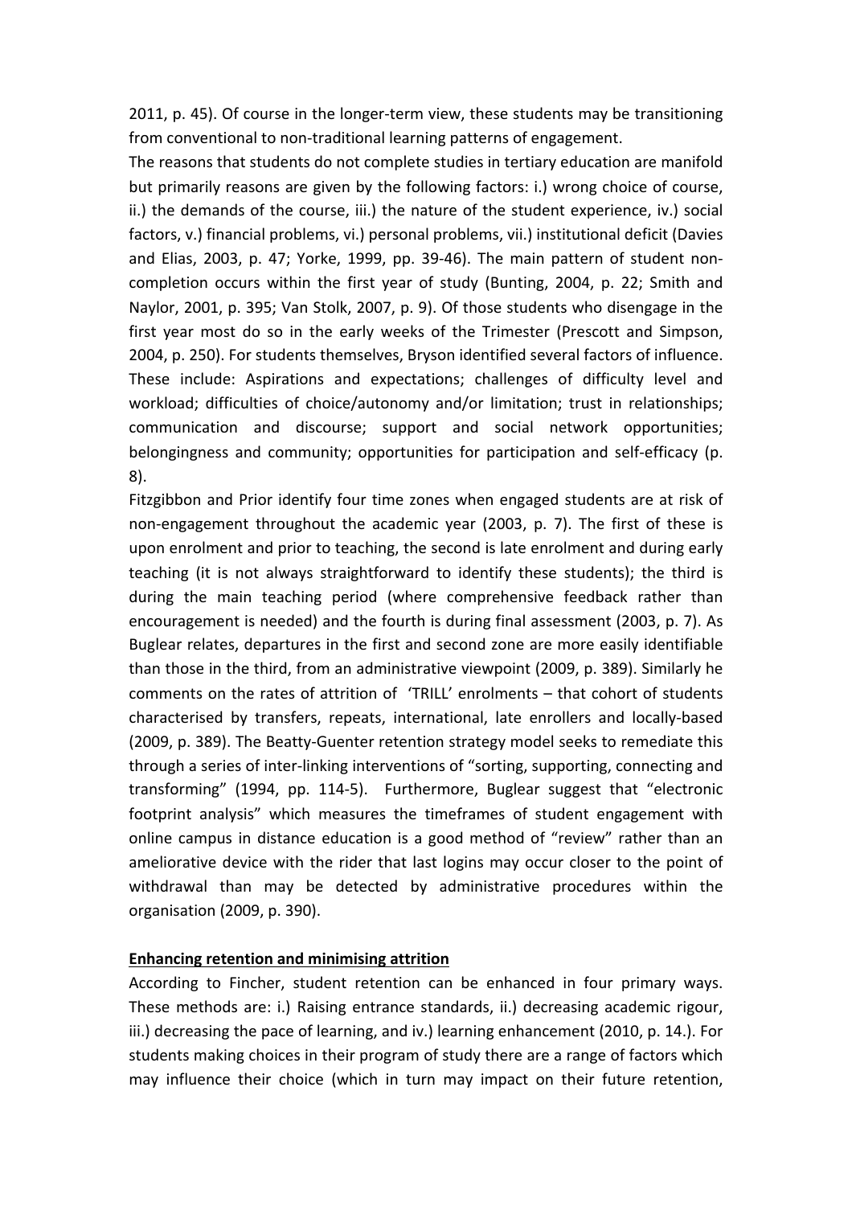2011, p. 45). Of course in the longer-term view, these students may be transitioning from conventional to non-traditional learning patterns of engagement.

The reasons that students do not complete studies in tertiary education are manifold but primarily reasons are given by the following factors: i.) wrong choice of course, ii.) the demands of the course, iii.) the nature of the student experience, iv.) social factors, v.) financial problems, vi.) personal problems, vii.) institutional deficit (Davies and Elias, 2003, p. 47; Yorke, 1999, pp. 39-46). The main pattern of student non-completion occurs within the first year of study (Bunting, 2004, p. 22; Smith and Naylor, 2001, p. 395; Van Stolk, 2007, p. 9). Of those students who disengage in the first year most do so in the early weeks of the Trimester (Prescott and Simpson, 2004, p. 250). For students themselves, Bryson identified several factors of influence. These include: Aspirations and expectations; challenges of difficulty level and workload; difficulties of choice/autonomy and/or limitation; trust in relationships; communication and discourse; support and social network opportunities; belongingness and community; opportunities for participation and self-efficacy (p. 8).

Fitzgibbon and Prior identify four time zones when engaged students are at risk of non-engagement throughout the academic year (2003, p. 7). The first of these is upon enrolment and prior to teaching, the second is late enrolment and during early teaching (it is not always straightforward to identify these students); the third is during the main teaching period (where comprehensive feedback rather than encouragement is needed) and the fourth is during final assessment (2003, p. 7). As Buglear relates, departures in the first and second zone are more easily identifiable than those in the third, from an administrative viewpoint (2009, p. 389). Similarly he comments on the rates of attrition of 'TRILL' enrolments – that cohort of students characterised by transfers, repeats, international, late enrollers and locally-based (2009, p. 389). The Beatty-Guenter retention strategy model seeks to remediate this through a series of inter-linking interventions of "sorting, supporting, connecting and transforming" (1994, pp. 114-5). Furthermore, Buglear suggest that "electronic footprint analysis" which measures the timeframes of student engagement with online campus in distance education is a good method of "review" rather than an ameliorative device with the rider that last logins may occur closer to the point of withdrawal than may be detected by administrative procedures within the organisation (2009, p. 390).

**Enhancing retention and minimising attrition**

According to Fincher, student retention can be enhanced in four primary ways. These methods are: i.) Raising entrance standards, ii.) decreasing academic rigour, iii.) decreasing the pace of learning, and iv.) learning enhancement (2010, p. 14.). For students making choices in their program of study there are a range of factors which may influence their choice (which in turn may impact on their future retention,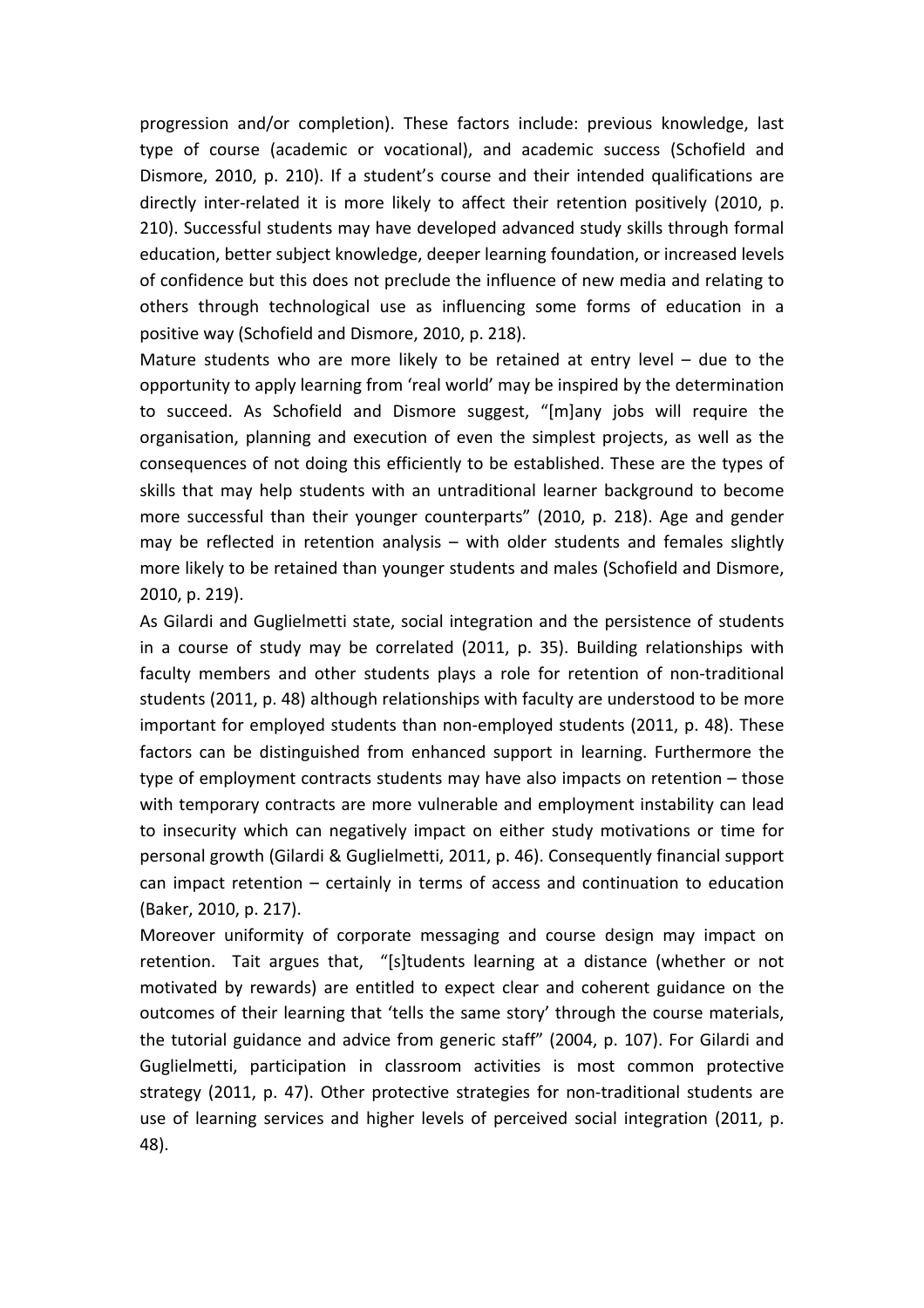progression and/or completion). These factors include: previous knowledge, last type of course (academic or vocational), and academic success (Schofield and Dismore, 2010, p. 210). If a student's course and their intended qualifications are directly inter-related it is more likely to affect their retention positively (2010, p. 210). Successful students may have developed advanced study skills through formal education, better subject knowledge, deeper learning foundation, or increased levels of confidence but this does not preclude the influence of new media and relating to others through technological use as influencing some forms of education in a positive way (Schofield and Dismore, 2010, p. 218).

Mature students who are more likely to be retained at entry level – due to the opportunity to apply learning from 'real world' may be inspired by the determination to succeed. As Schofield and Dismore suggest, "[m]any jobs will require the organisation, planning and execution of even the simplest projects, as well as the consequences of not doing this efficiently to be established. These are the types of skills that may help students with an untraditional learner background to become more successful than their younger counterparts" (2010, p. 218). Age and gender may be reflected in retention analysis – with older students and females slightly more likely to be retained than younger students and males (Schofield and Dismore, 2010, p. 219).

As Gilardi and Guglielmetti state, social integration and the persistence of students in a course of study may be correlated (2011, p. 35). Building relationships with faculty members and other students plays a role for retention of non-traditional students (2011, p. 48) although relationships with faculty are understood to be more important for employed students than non-employed students (2011, p. 48). These factors can be distinguished from enhanced support in learning. Furthermore the type of employment contracts students may have also impacts on retention – those with temporary contracts are more vulnerable and employment instability can lead to insecurity which can negatively impact on either study motivations or time for personal growth (Gilardi & Guglielmetti, 2011, p. 46). Consequently financial support can impact retention – certainly in terms of access and continuation to education (Baker, 2010, p. 217).

Moreover uniformity of corporate messaging and course design may impact on retention. Tait argues that, "[s]tudents learning at a distance (whether or not motivated by rewards) are entitled to expect clear and coherent guidance on the outcomes of their learning that 'tells the same story' through the course materials, the tutorial guidance and advice from generic staff" (2004, p. 107). For Gilardi and Guglielmetti, participation in classroom activities is most common protective strategy (2011, p. 47). Other protective strategies for non-traditional students are use of learning services and higher levels of perceived social integration (2011, p. 48).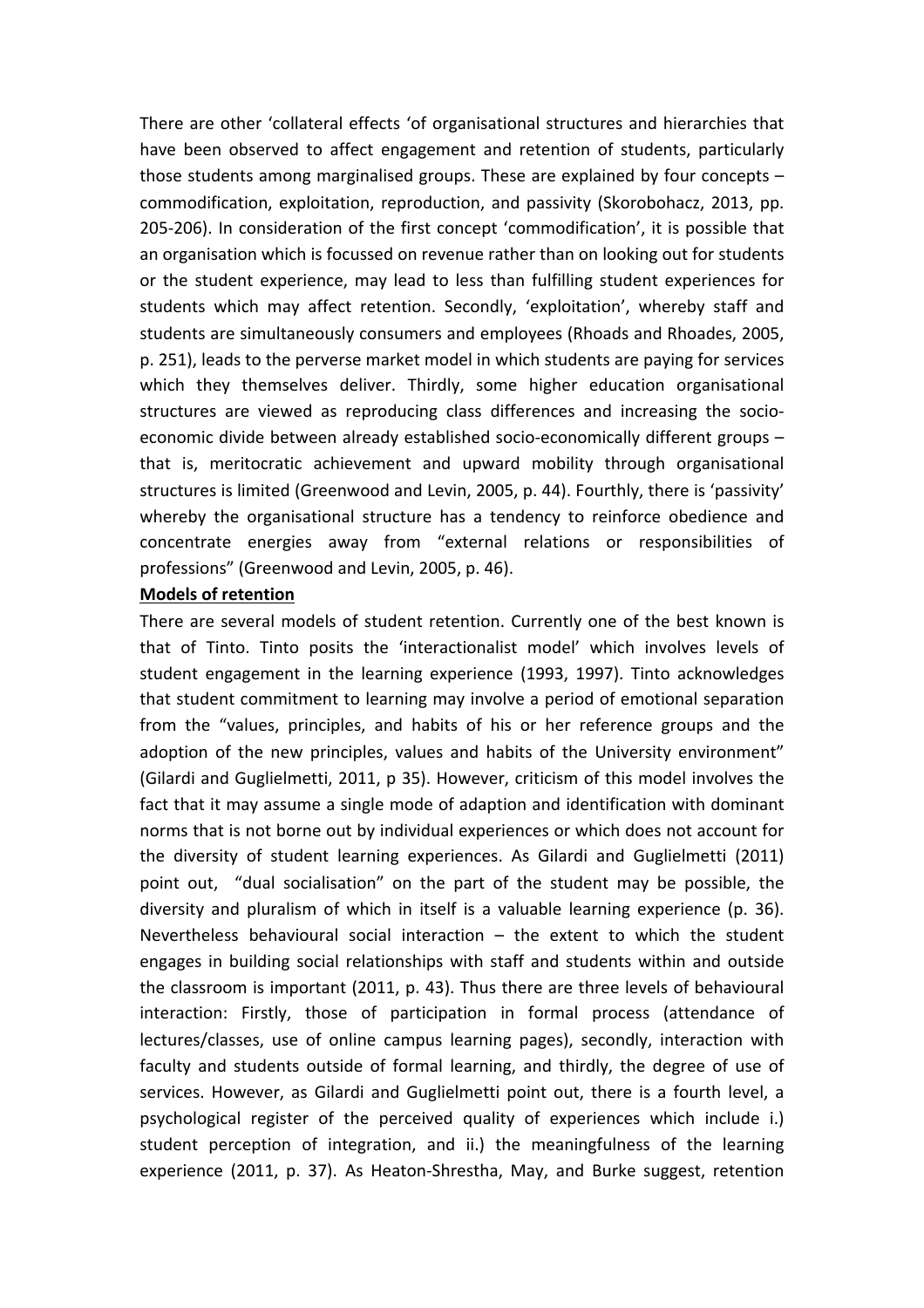There are other 'collateral effects 'of organisational structures and hierarchies that have been observed to affect engagement and retention of students, particularly those students among marginalised groups. These are explained by four concepts – commodification, exploitation, reproduction, and passivity (Skorobohacz, 2013, pp. 205-206). In consideration of the first concept 'commodification', it is possible that an organisation which is focussed on revenue rather than on looking out for students or the student experience, may lead to less than fulfilling student experiences for students which may affect retention. Secondly, 'exploitation', whereby staff and students are simultaneously consumers and employees (Rhoads and Rhoades, 2005, p. 251), leads to the perverse market model in which students are paying for services which they themselves deliver. Thirdly, some higher education organisational structures are viewed as reproducing class differences and increasing the socio-economic divide between already established socio-economically different groups – that is, meritocratic achievement and upward mobility through organisational structures is limited (Greenwood and Levin, 2005, p. 44). Fourthly, there is 'passivity' whereby the organisational structure has a tendency to reinforce obedience and concentrate energies away from "external relations or responsibilities of professions" (Greenwood and Levin, 2005, p. 46).

**Models of retention**

There are several models of student retention. Currently one of the best known is that of Tinto. Tinto posits the 'interactionalist model' which involves levels of student engagement in the learning experience (1993, 1997). Tinto acknowledges that student commitment to learning may involve a period of emotional separation from the "values, principles, and habits of his or her reference groups and the adoption of the new principles, values and habits of the University environment" (Gilardi and Guglielmetti, 2011, p 35). However, criticism of this model involves the fact that it may assume a single mode of adaption and identification with dominant norms that is not borne out by individual experiences or which does not account for the diversity of student learning experiences. As Gilardi and Guglielmetti (2011) point out, "dual socialisation" on the part of the student may be possible, the diversity and pluralism of which in itself is a valuable learning experience (p. 36). Nevertheless behavioural social interaction – the extent to which the student engages in building social relationships with staff and students within and outside the classroom is important (2011, p. 43). Thus there are three levels of behavioural interaction: Firstly, those of participation in formal process (attendance of lectures/classes, use of online campus learning pages), secondly, interaction with faculty and students outside of formal learning, and thirdly, the degree of use of services. However, as Gilardi and Guglielmetti point out, there is a fourth level, a psychological register of the perceived quality of experiences which include i.) student perception of integration, and ii.) the meaningfulness of the learning experience (2011, p. 37). As Heaton-Shrestha, May, and Burke suggest, retention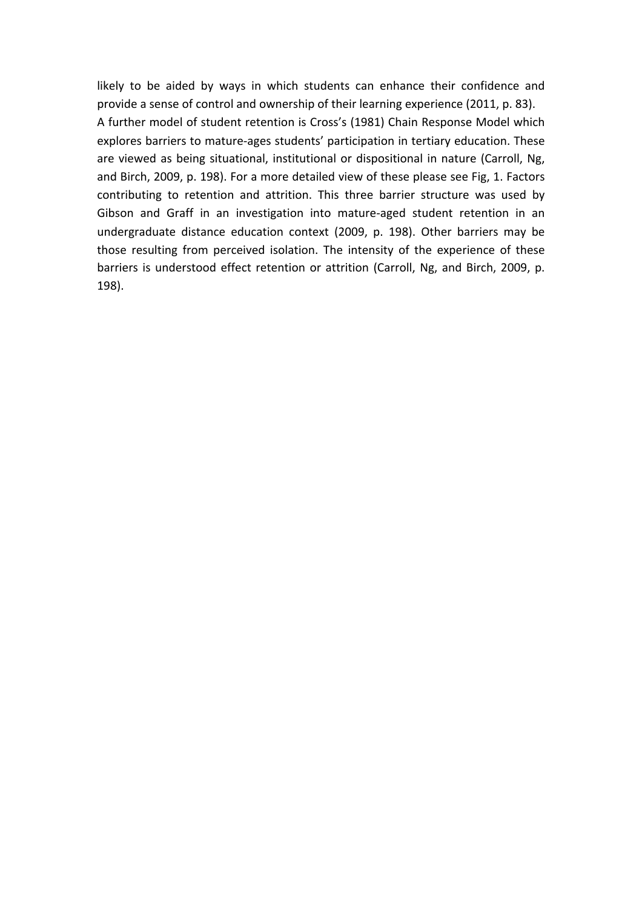likely to be aided by ways in which students can enhance their confidence and provide a sense of control and ownership of their learning experience (2011, p. 83).

A further model of student retention is Cross's (1981) Chain Response Model which explores barriers to mature-ages students' participation in tertiary education. These are viewed as being situational, institutional or dispositional in nature (Carroll, Ng, and Birch, 2009, p. 198). For a more detailed view of these please see Fig, 1. Factors contributing to retention and attrition. This three barrier structure was used by Gibson and Graff in an investigation into mature-aged student retention in an undergraduate distance education context (2009, p. 198). Other barriers may be those resulting from perceived isolation. The intensity of the experience of these barriers is understood effect retention or attrition (Carroll, Ng, and Birch, 2009, p. 198).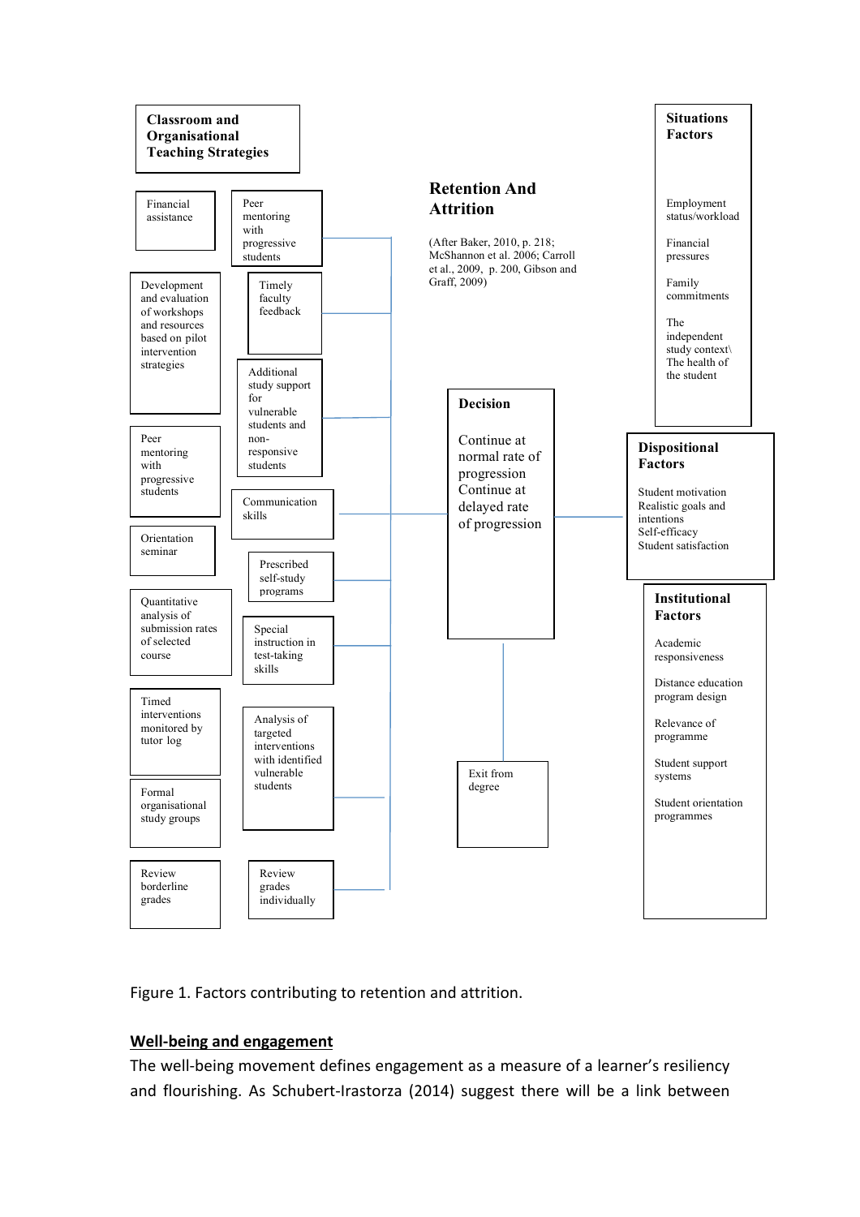**Classroom and Organisational Teaching Strategies**

Financial assistance

Peer mentoring with progressive students

Development and evaluation of workshops and resources based on pilot intervention strategies

Timely faculty feedback

Additional study support for vulnerable students and non-responsive students

Peer mentoring with progressive students

Communication skills

Orientation seminar

Prescribed self-study programs

Quantitative analysis of submission rates of selected course

Special instruction in test-taking skills

Timed interventions monitored by tutor log

Analysis of targeted interventions with identified vulnerable students

Formal organisational study groups

Review borderline grades

Review grades individually

**Retention And Attrition**

(After Baker, 2010, p. 218; McShannon et al. 2006; Carroll et al., 2009, p. 200, Gibson and Graff, 2009)

**Decision**

Continue at normal rate of progression
Continue at delayed rate of progression

Exit from degree

**Situations Factors**

Employment status/workload

Financial pressures

Family commitments

The independent study context\
The health of the student

**Dispositional Factors**

Student motivation
Realistic goals and intentions
Self-efficacy
Student satisfaction

**Institutional Factors**

Academic responsiveness

Distance education program design

Relevance of programme

Student support systems

Student orientation programmes

Figure 1. Factors contributing to retention and attrition.

## Well-being and engagement

The well-being movement defines engagement as a measure of a learner's resiliency and flourishing. As Schubert-Irastorza (2014) suggest there will be a link between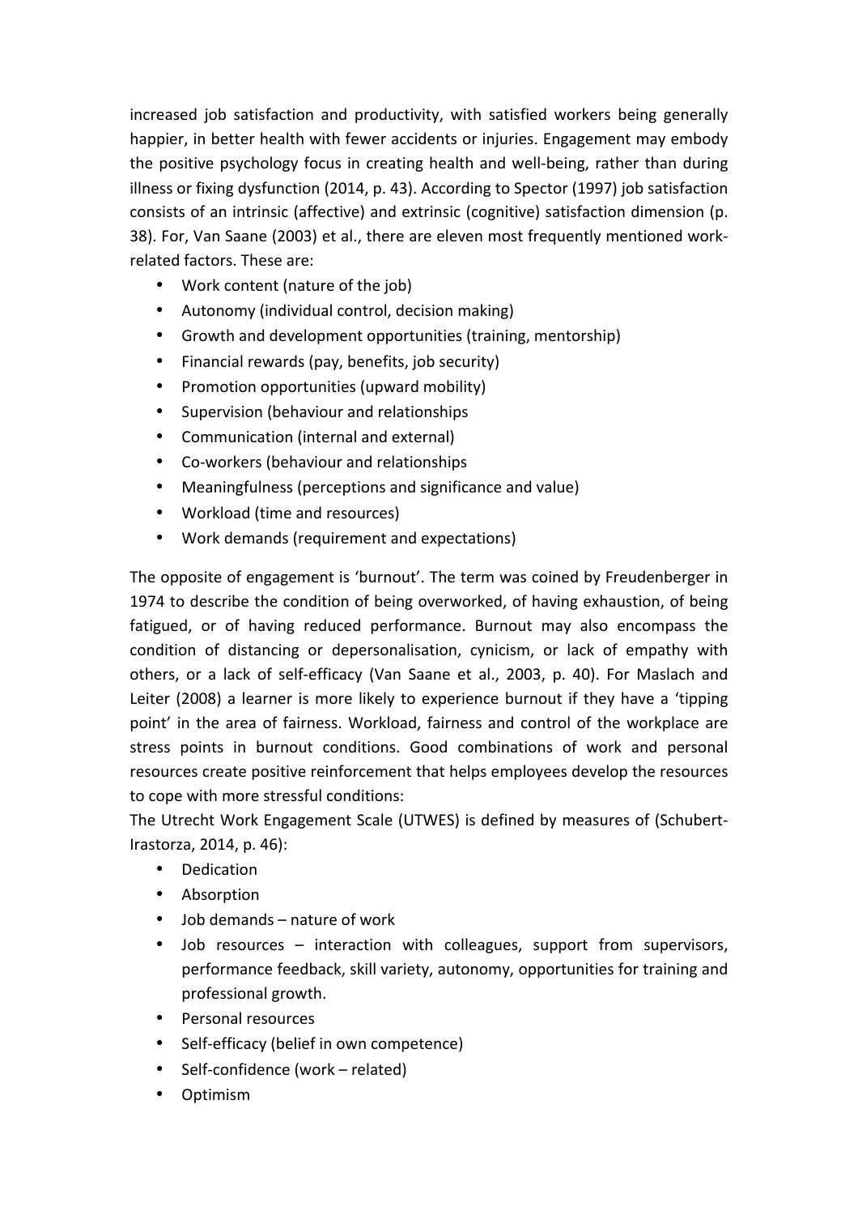increased job satisfaction and productivity, with satisfied workers being generally happier, in better health with fewer accidents or injuries. Engagement may embody the positive psychology focus in creating health and well-being, rather than during illness or fixing dysfunction (2014, p. 43). According to Spector (1997) job satisfaction consists of an intrinsic (affective) and extrinsic (cognitive) satisfaction dimension (p. 38). For, Van Saane (2003) et al., there are eleven most frequently mentioned work-related factors. These are:

- Work content (nature of the job)
- Autonomy (individual control, decision making)
- Growth and development opportunities (training, mentorship)
- Financial rewards (pay, benefits, job security)
- Promotion opportunities (upward mobility)
- Supervision (behaviour and relationships
- Communication (internal and external)
- Co-workers (behaviour and relationships
- Meaningfulness (perceptions and significance and value)
- Workload (time and resources)
- Work demands (requirement and expectations)

The opposite of engagement is 'burnout'. The term was coined by Freudenberger in 1974 to describe the condition of being overworked, of having exhaustion, of being fatigued, or of having reduced performance. Burnout may also encompass the condition of distancing or depersonalisation, cynicism, or lack of empathy with others, or a lack of self-efficacy (Van Saane et al., 2003, p. 40). For Maslach and Leiter (2008) a learner is more likely to experience burnout if they have a 'tipping point' in the area of fairness. Workload, fairness and control of the workplace are stress points in burnout conditions. Good combinations of work and personal resources create positive reinforcement that helps employees develop the resources to cope with more stressful conditions:

The Utrecht Work Engagement Scale (UTWES) is defined by measures of (Schubert-Irastorza, 2014, p. 46):

- Dedication
- Absorption
- Job demands – nature of work
- Job resources – interaction with colleagues, support from supervisors, performance feedback, skill variety, autonomy, opportunities for training and professional growth.
- Personal resources
- Self-efficacy (belief in own competence)
- Self-confidence (work – related)
- Optimism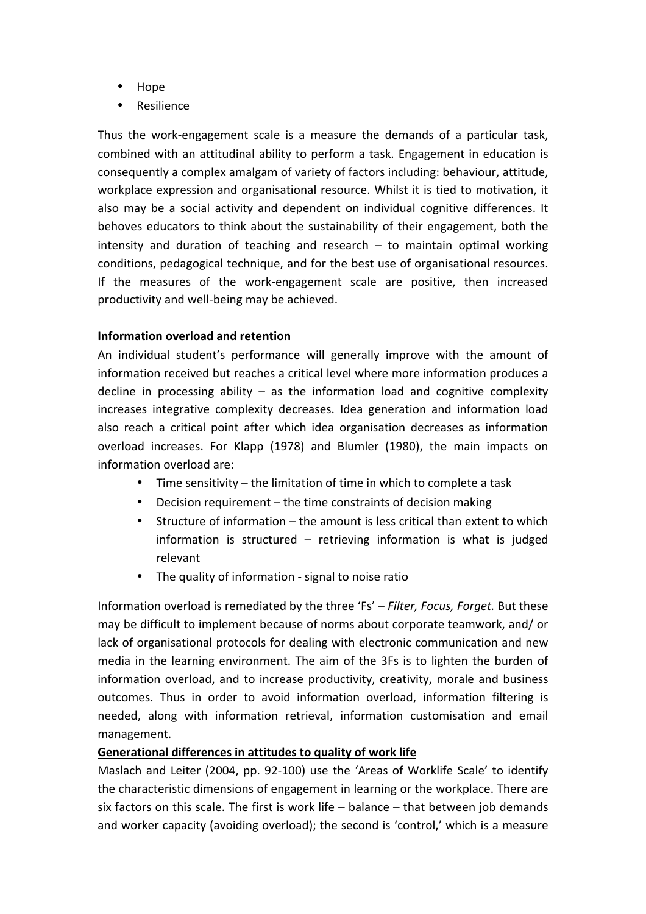- Hope
- Resilience

Thus the work-engagement scale is a measure the demands of a particular task, combined with an attitudinal ability to perform a task. Engagement in education is consequently a complex amalgam of variety of factors including: behaviour, attitude, workplace expression and organisational resource. Whilst it is tied to motivation, it also may be a social activity and dependent on individual cognitive differences. It behoves educators to think about the sustainability of their engagement, both the intensity and duration of teaching and research – to maintain optimal working conditions, pedagogical technique, and for the best use of organisational resources. If the measures of the work-engagement scale are positive, then increased productivity and well-being may be achieved.

**Information overload and retention**

An individual student's performance will generally improve with the amount of information received but reaches a critical level where more information produces a decline in processing ability – as the information load and cognitive complexity increases integrative complexity decreases. Idea generation and information load also reach a critical point after which idea organisation decreases as information overload increases. For Klapp (1978) and Blumler (1980), the main impacts on information overload are:

- Time sensitivity – the limitation of time in which to complete a task
- Decision requirement – the time constraints of decision making
- Structure of information – the amount is less critical than extent to which information is structured – retrieving information is what is judged relevant
- The quality of information - signal to noise ratio

Information overload is remediated by the three 'Fs' – *Filter, Focus, Forget.* But these may be difficult to implement because of norms about corporate teamwork, and/ or lack of organisational protocols for dealing with electronic communication and new media in the learning environment. The aim of the 3Fs is to lighten the burden of information overload, and to increase productivity, creativity, morale and business outcomes. Thus in order to avoid information overload, information filtering is needed, along with information retrieval, information customisation and email management.

**Generational differences in attitudes to quality of work life**

Maslach and Leiter (2004, pp. 92-100) use the 'Areas of Worklife Scale' to identify the characteristic dimensions of engagement in learning or the workplace. There are six factors on this scale. The first is work life – balance – that between job demands and worker capacity (avoiding overload); the second is 'control,' which is a measure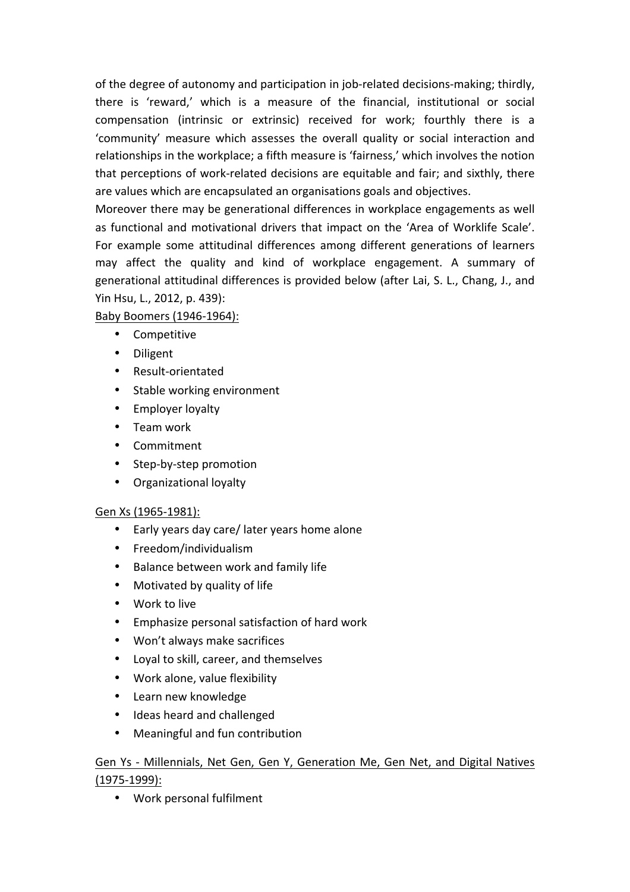of the degree of autonomy and participation in job-related decisions-making; thirdly, there is 'reward,' which is a measure of the financial, institutional or social compensation (intrinsic or extrinsic) received for work; fourthly there is a 'community' measure which assesses the overall quality or social interaction and relationships in the workplace; a fifth measure is 'fairness,' which involves the notion that perceptions of work-related decisions are equitable and fair; and sixthly, there are values which are encapsulated an organisations goals and objectives.

Moreover there may be generational differences in workplace engagements as well as functional and motivational drivers that impact on the 'Area of Worklife Scale'. For example some attitudinal differences among different generations of learners may affect the quality and kind of workplace engagement. A summary of generational attitudinal differences is provided below (after Lai, S. L., Chang, J., and Yin Hsu, L., 2012, p. 439):

<u>Baby Boomers (1946-1964):</u>

- Competitive
- Diligent
- Result-orientated
- Stable working environment
- Employer loyalty
- Team work
- Commitment
- Step-by-step promotion
- Organizational loyalty

<u>Gen Xs (1965-1981):</u>

- Early years day care/ later years home alone
- Freedom/individualism
- Balance between work and family life
- Motivated by quality of life
- Work to live
- Emphasize personal satisfaction of hard work
- Won't always make sacrifices
- Loyal to skill, career, and themselves
- Work alone, value flexibility
- Learn new knowledge
- Ideas heard and challenged
- Meaningful and fun contribution

<u>Gen Ys - Millennials, Net Gen, Gen Y, Generation Me, Gen Net, and Digital Natives (1975-1999):</u>

- Work personal fulfilment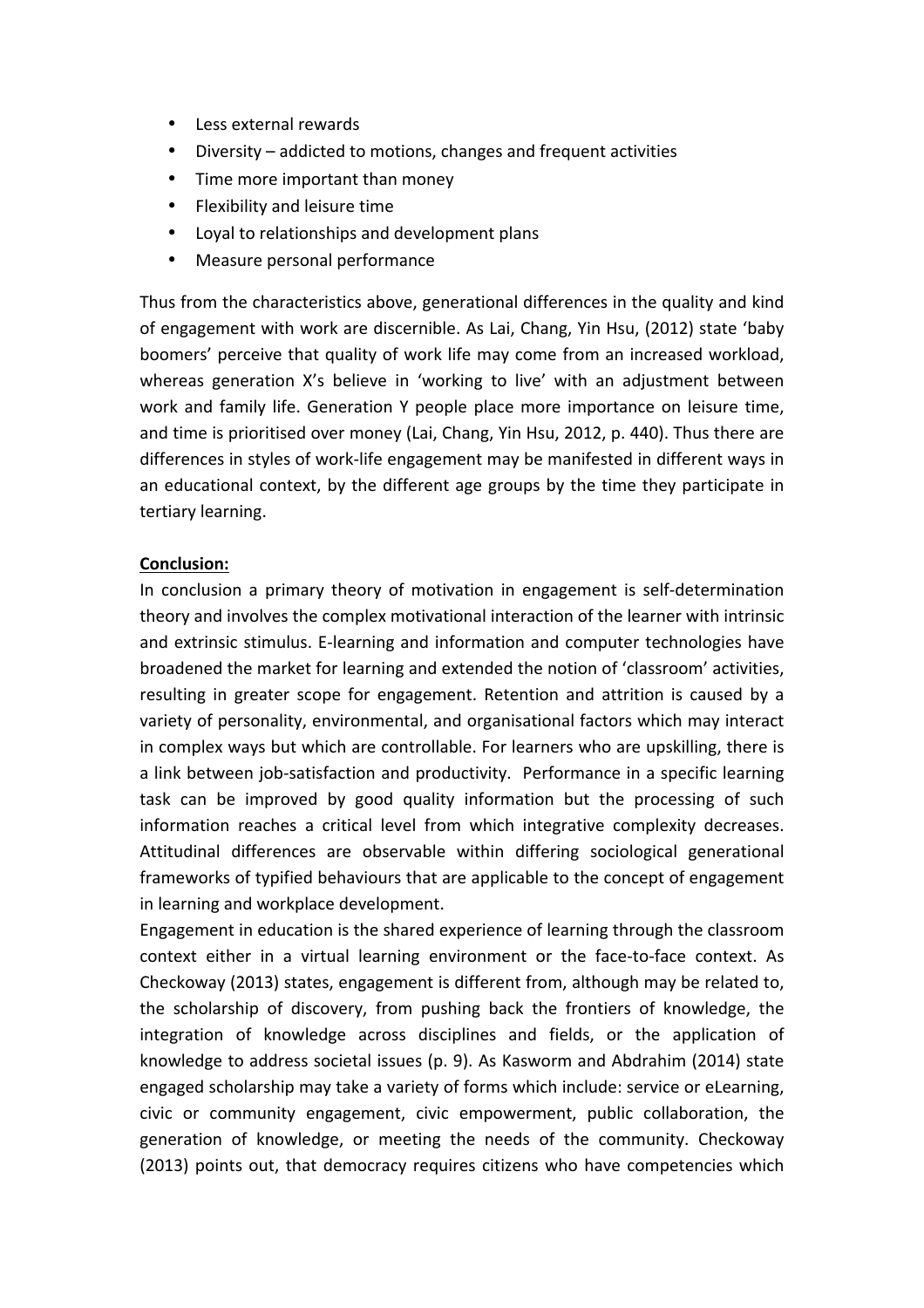- Less external rewards
- Diversity – addicted to motions, changes and frequent activities
- Time more important than money
- Flexibility and leisure time
- Loyal to relationships and development plans
- Measure personal performance

Thus from the characteristics above, generational differences in the quality and kind of engagement with work are discernible. As Lai, Chang, Yin Hsu, (2012) state 'baby boomers' perceive that quality of work life may come from an increased workload, whereas generation X's believe in 'working to live' with an adjustment between work and family life. Generation Y people place more importance on leisure time, and time is prioritised over money (Lai, Chang, Yin Hsu, 2012, p. 440). Thus there are differences in styles of work-life engagement may be manifested in different ways in an educational context, by the different age groups by the time they participate in tertiary learning.

**Conclusion:**

In conclusion a primary theory of motivation in engagement is self-determination theory and involves the complex motivational interaction of the learner with intrinsic and extrinsic stimulus. E-learning and information and computer technologies have broadened the market for learning and extended the notion of 'classroom' activities, resulting in greater scope for engagement. Retention and attrition is caused by a variety of personality, environmental, and organisational factors which may interact in complex ways but which are controllable. For learners who are upskilling, there is a link between job-satisfaction and productivity. Performance in a specific learning task can be improved by good quality information but the processing of such information reaches a critical level from which integrative complexity decreases. Attitudinal differences are observable within differing sociological generational frameworks of typified behaviours that are applicable to the concept of engagement in learning and workplace development.

Engagement in education is the shared experience of learning through the classroom context either in a virtual learning environment or the face-to-face context. As Checkoway (2013) states, engagement is different from, although may be related to, the scholarship of discovery, from pushing back the frontiers of knowledge, the integration of knowledge across disciplines and fields, or the application of knowledge to address societal issues (p. 9). As Kasworm and Abdrahim (2014) state engaged scholarship may take a variety of forms which include: service or eLearning, civic or community engagement, civic empowerment, public collaboration, the generation of knowledge, or meeting the needs of the community. Checkoway (2013) points out, that democracy requires citizens who have competencies which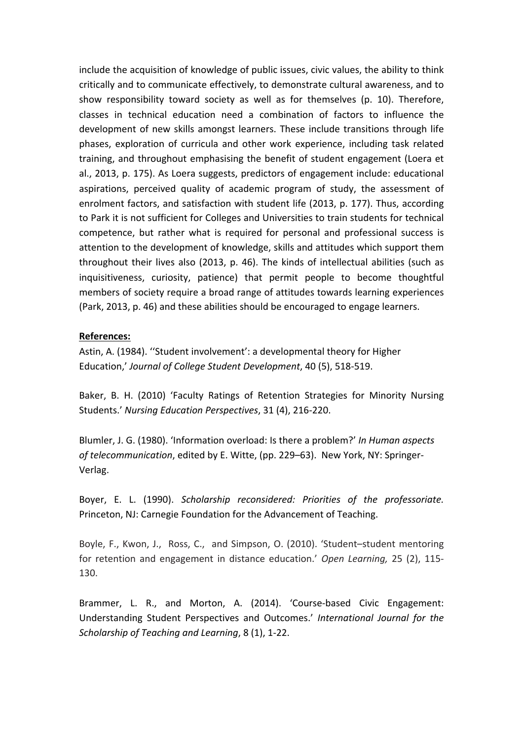include the acquisition of knowledge of public issues, civic values, the ability to think critically and to communicate effectively, to demonstrate cultural awareness, and to show responsibility toward society as well as for themselves (p. 10). Therefore, classes in technical education need a combination of factors to influence the development of new skills amongst learners. These include transitions through life phases, exploration of curricula and other work experience, including task related training, and throughout emphasising the benefit of student engagement (Loera et al., 2013, p. 175). As Loera suggests, predictors of engagement include: educational aspirations, perceived quality of academic program of study, the assessment of enrolment factors, and satisfaction with student life (2013, p. 177). Thus, according to Park it is not sufficient for Colleges and Universities to train students for technical competence, but rather what is required for personal and professional success is attention to the development of knowledge, skills and attitudes which support them throughout their lives also (2013, p. 46). The kinds of intellectual abilities (such as inquisitiveness, curiosity, patience) that permit people to become thoughtful members of society require a broad range of attitudes towards learning experiences (Park, 2013, p. 46) and these abilities should be encouraged to engage learners.

**References:**

Astin, A. (1984). ''Student involvement': a developmental theory for Higher Education,' *Journal of College Student Development*, 40 (5), 518-519.

Baker, B. H. (2010) 'Faculty Ratings of Retention Strategies for Minority Nursing Students.' *Nursing Education Perspectives*, 31 (4), 216-220.

Blumler, J. G. (1980). 'Information overload: Is there a problem?' *In Human aspects of telecommunication*, edited by E. Witte, (pp. 229–63). New York, NY: Springer-Verlag.

Boyer, E. L. (1990). *Scholarship reconsidered: Priorities of the professoriate.* Princeton, NJ: Carnegie Foundation for the Advancement of Teaching.

Boyle, F., Kwon, J., Ross, C., and Simpson, O. (2010). 'Student–student mentoring for retention and engagement in distance education.' *Open Learning,* 25 (2), 115-130.

Brammer, L. R., and Morton, A. (2014). 'Course-based Civic Engagement: Understanding Student Perspectives and Outcomes.' *International Journal for the Scholarship of Teaching and Learning*, 8 (1), 1-22.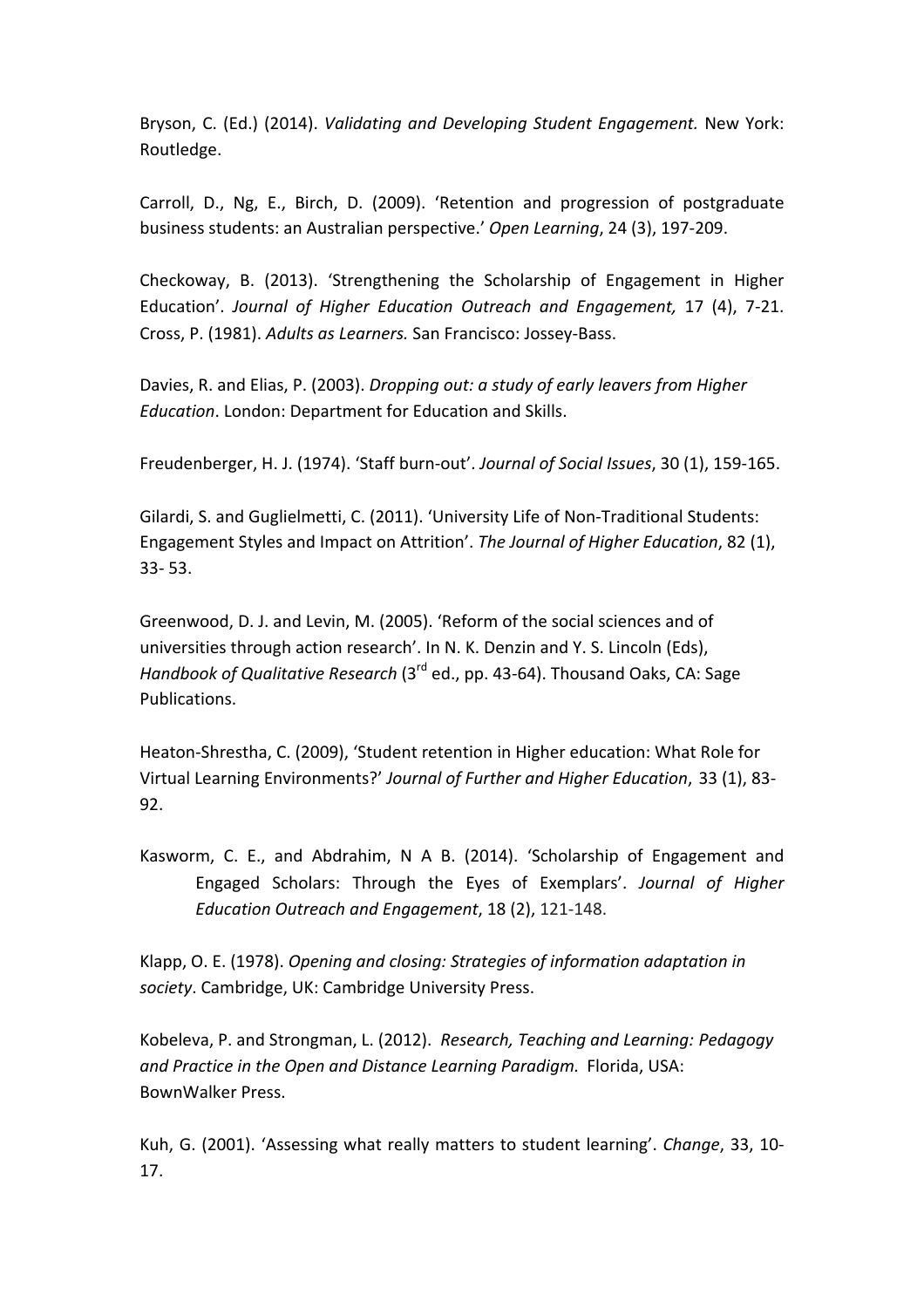Bryson, C. (Ed.) (2014). *Validating and Developing Student Engagement.* New York: Routledge.

Carroll, D., Ng, E., Birch, D. (2009). 'Retention and progression of postgraduate business students: an Australian perspective.' *Open Learning*, 24 (3), 197-209.

Checkoway, B. (2013). 'Strengthening the Scholarship of Engagement in Higher Education'. *Journal of Higher Education Outreach and Engagement,* 17 (4), 7-21. Cross, P. (1981). *Adults as Learners.* San Francisco: Jossey-Bass.

Davies, R. and Elias, P. (2003). *Dropping out: a study of early leavers from Higher Education*. London: Department for Education and Skills.

Freudenberger, H. J. (1974). 'Staff burn-out'. *Journal of Social Issues*, 30 (1), 159-165.

Gilardi, S. and Guglielmetti, C. (2011). 'University Life of Non-Traditional Students: Engagement Styles and Impact on Attrition'. *The Journal of Higher Education*, 82 (1), 33- 53.

Greenwood, D. J. and Levin, M. (2005). 'Reform of the social sciences and of universities through action research'. In N. K. Denzin and Y. S. Lincoln (Eds), *Handbook of Qualitative Research* (3rd ed., pp. 43-64). Thousand Oaks, CA: Sage Publications.

Heaton-Shrestha, C. (2009), 'Student retention in Higher education: What Role for Virtual Learning Environments?' *Journal of Further and Higher Education*, 33 (1), 83-92.

Kasworm, C. E., and Abdrahim, N A B. (2014). 'Scholarship of Engagement and Engaged Scholars: Through the Eyes of Exemplars'. *Journal of Higher Education Outreach and Engagement*, 18 (2), 121-148.

Klapp, O. E. (1978). *Opening and closing: Strategies of information adaptation in society*. Cambridge, UK: Cambridge University Press.

Kobeleva, P. and Strongman, L. (2012). *Research, Teaching and Learning: Pedagogy and Practice in the Open and Distance Learning Paradigm.* Florida, USA: BownWalker Press.

Kuh, G. (2001). 'Assessing what really matters to student learning'. *Change*, 33, 10-17.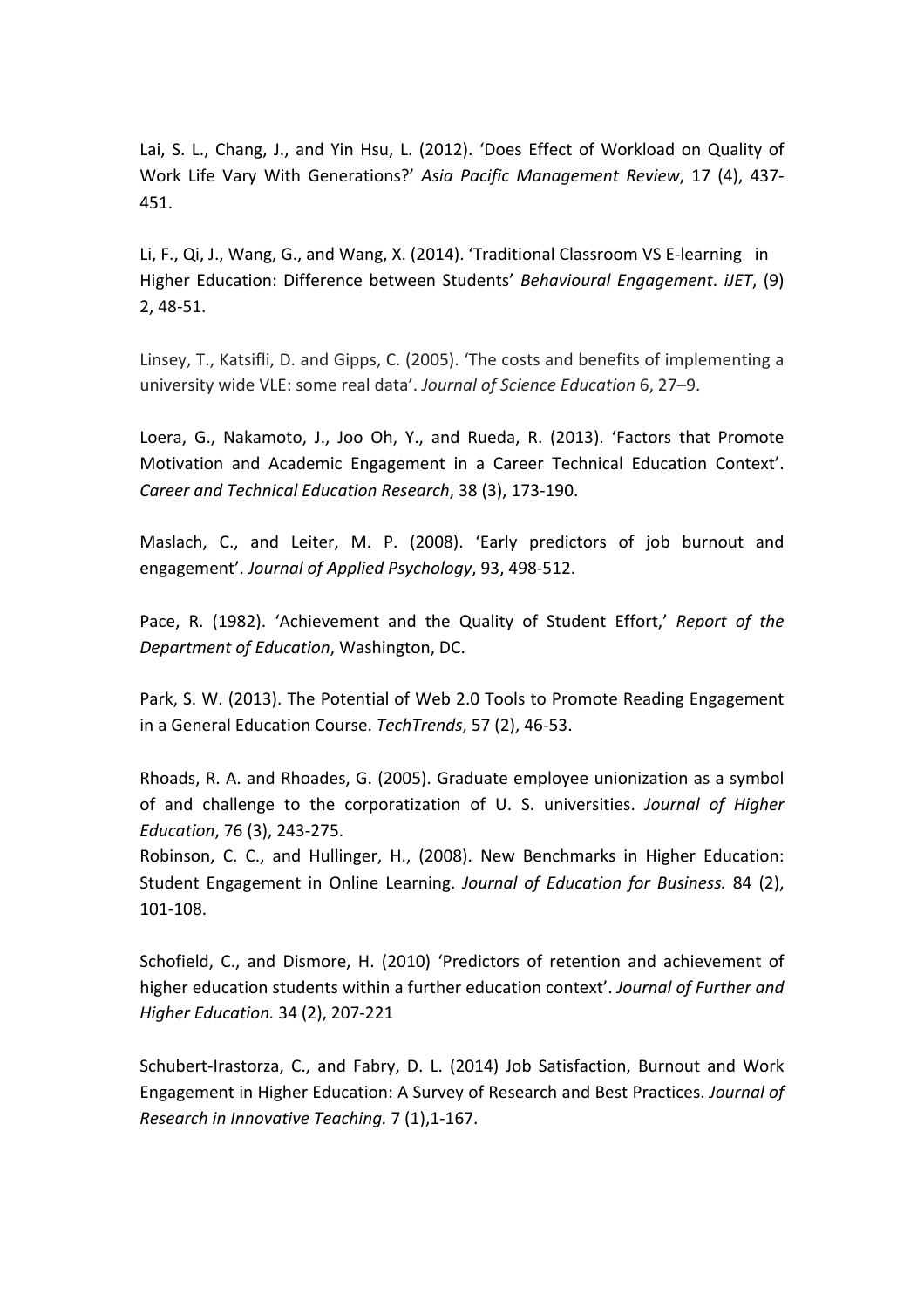Lai, S. L., Chang, J., and Yin Hsu, L. (2012). 'Does Effect of Workload on Quality of Work Life Vary With Generations?' *Asia Pacific Management Review*, 17 (4), 437-451.

Li, F., Qi, J., Wang, G., and Wang, X. (2014). 'Traditional Classroom VS E-learning in Higher Education: Difference between Students' *Behavioural Engagement*. *iJET*, (9) 2, 48-51.

Linsey, T., Katsifli, D. and Gipps, C. (2005). 'The costs and benefits of implementing a university wide VLE: some real data'. *Journal of Science Education* 6, 27–9.

Loera, G., Nakamoto, J., Joo Oh, Y., and Rueda, R. (2013). 'Factors that Promote Motivation and Academic Engagement in a Career Technical Education Context'. *Career and Technical Education Research*, 38 (3), 173-190.

Maslach, C., and Leiter, M. P. (2008). 'Early predictors of job burnout and engagement'. *Journal of Applied Psychology*, 93, 498-512.

Pace, R. (1982). 'Achievement and the Quality of Student Effort,' *Report of the Department of Education*, Washington, DC.

Park, S. W. (2013). The Potential of Web 2.0 Tools to Promote Reading Engagement in a General Education Course. *TechTrends*, 57 (2), 46-53.

Rhoads, R. A. and Rhoades, G. (2005). Graduate employee unionization as a symbol of and challenge to the corporatization of U. S. universities. *Journal of Higher Education*, 76 (3), 243-275.

Robinson, C. C., and Hullinger, H., (2008). New Benchmarks in Higher Education: Student Engagement in Online Learning. *Journal of Education for Business.* 84 (2), 101-108.

Schofield, C., and Dismore, H. (2010) 'Predictors of retention and achievement of higher education students within a further education context'. *Journal of Further and Higher Education.* 34 (2), 207-221

Schubert-Irastorza, C., and Fabry, D. L. (2014) Job Satisfaction, Burnout and Work Engagement in Higher Education: A Survey of Research and Best Practices. *Journal of Research in Innovative Teaching.* 7 (1),1-167.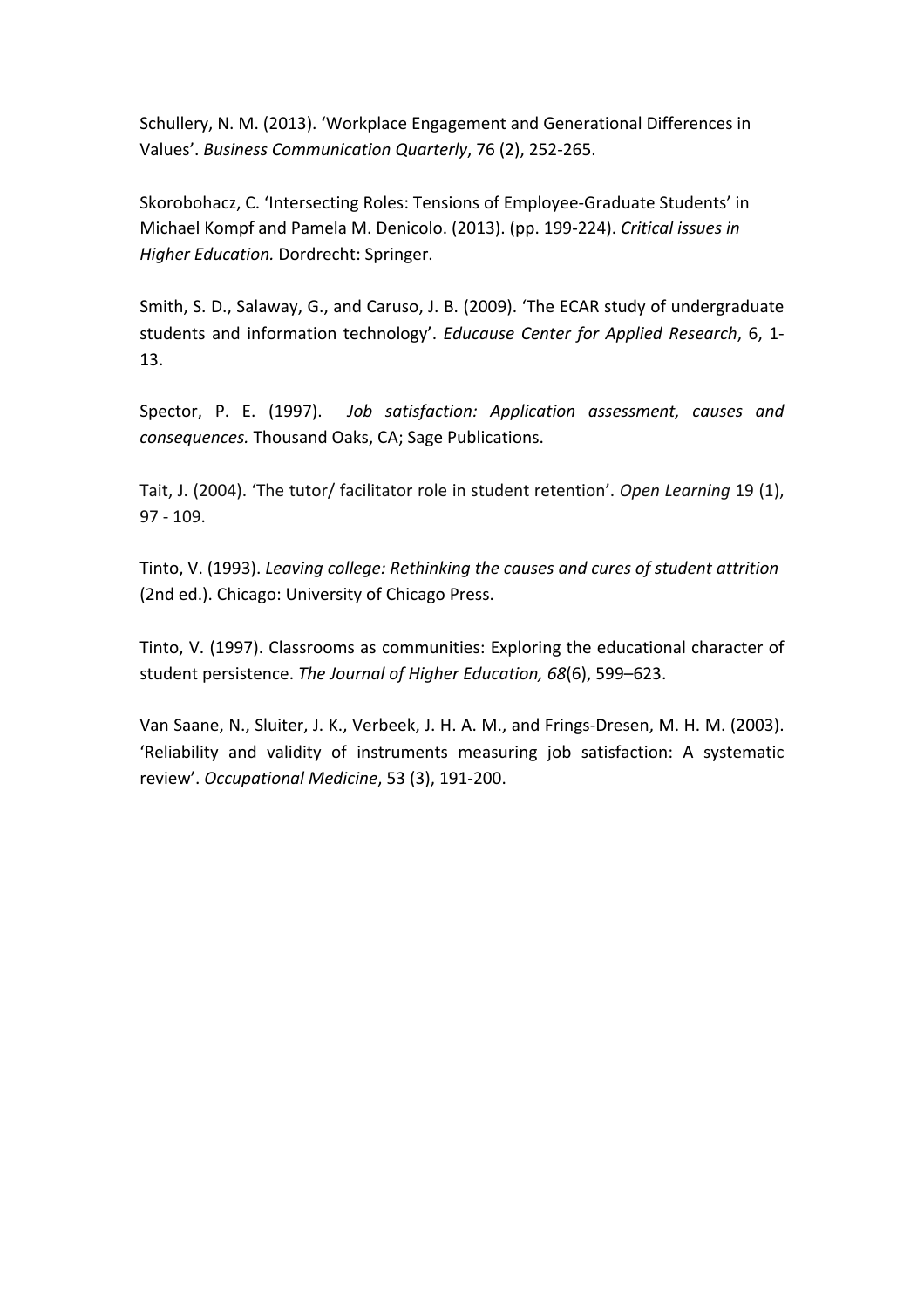Schullery, N. M. (2013). ‘Workplace Engagement and Generational Differences in Values’. *Business Communication Quarterly*, 76 (2), 252-265.

Skorobohacz, C. ‘Intersecting Roles: Tensions of Employee-Graduate Students’ in Michael Kompf and Pamela M. Denicolo. (2013). (pp. 199-224). *Critical issues in Higher Education.* Dordrecht: Springer.

Smith, S. D., Salaway, G., and Caruso, J. B. (2009). ‘The ECAR study of undergraduate students and information technology’. *Educause Center for Applied Research*, 6, 1-13.

Spector, P. E. (1997). *Job satisfaction: Application assessment, causes and consequences.* Thousand Oaks, CA; Sage Publications.

Tait, J. (2004). ‘The tutor/ facilitator role in student retention’. *Open Learning* 19 (1), 97 - 109.

Tinto, V. (1993). *Leaving college: Rethinking the causes and cures of student attrition* (2nd ed.). Chicago: University of Chicago Press.

Tinto, V. (1997). Classrooms as communities: Exploring the educational character of student persistence. *The Journal of Higher Education, 68*(6), 599–623.

Van Saane, N., Sluiter, J. K., Verbeek, J. H. A. M., and Frings-Dresen, M. H. M. (2003). ‘Reliability and validity of instruments measuring job satisfaction: A systematic review’. *Occupational Medicine*, 53 (3), 191-200.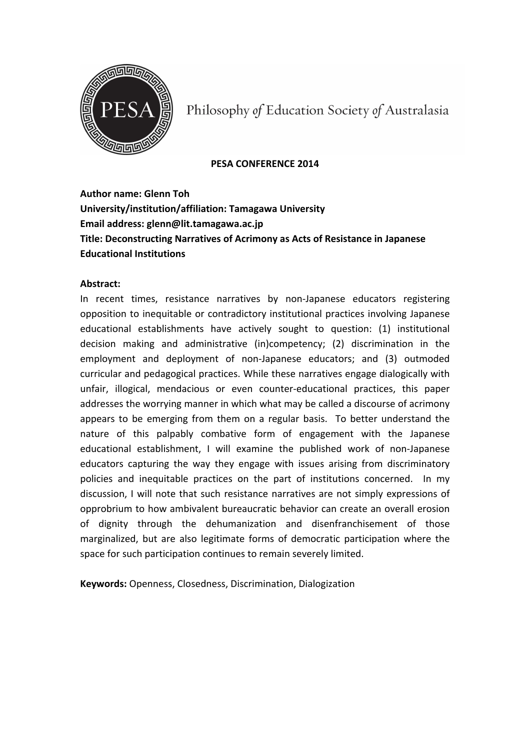Philosophy *of* Education Society *of* Australasia

**PESA CONFERENCE 2014**

**Author name: Glenn Toh**
**University/institution/affiliation: Tamagawa University**
**Email address: glenn@lit.tamagawa.ac.jp**
**Title: Deconstructing Narratives of Acrimony as Acts of Resistance in Japanese Educational Institutions**

**Abstract:**

In recent times, resistance narratives by non-Japanese educators registering opposition to inequitable or contradictory institutional practices involving Japanese educational establishments have actively sought to question: (1) institutional decision making and administrative (in)competency; (2) discrimination in the employment and deployment of non-Japanese educators; and (3) outmoded curricular and pedagogical practices. While these narratives engage dialogically with unfair, illogical, mendacious or even counter-educational practices, this paper addresses the worrying manner in which what may be called a discourse of acrimony appears to be emerging from them on a regular basis. To better understand the nature of this palpably combative form of engagement with the Japanese educational establishment, I will examine the published work of non-Japanese educators capturing the way they engage with issues arising from discriminatory policies and inequitable practices on the part of institutions concerned. In my discussion, I will note that such resistance narratives are not simply expressions of opprobrium to how ambivalent bureaucratic behavior can create an overall erosion of dignity through the dehumanization and disenfranchisement of those marginalized, but are also legitimate forms of democratic participation where the space for such participation continues to remain severely limited.

**Keywords:** Openness, Closedness, Discrimination, Dialogization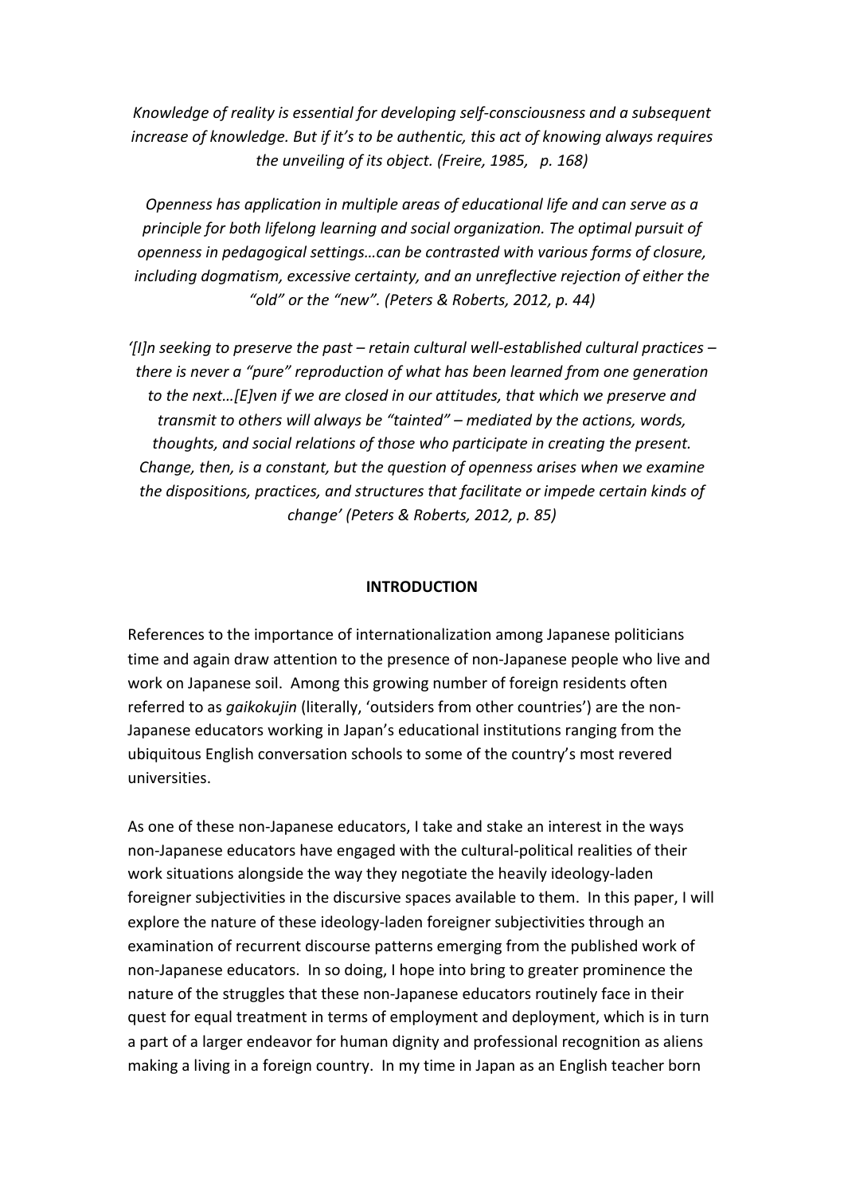*Knowledge of reality is essential for developing self-consciousness and a subsequent increase of knowledge. But if it's to be authentic, this act of knowing always requires the unveiling of its object. (Freire, 1985, p. 168)*

*Openness has application in multiple areas of educational life and can serve as a principle for both lifelong learning and social organization. The optimal pursuit of openness in pedagogical settings…can be contrasted with various forms of closure, including dogmatism, excessive certainty, and an unreflective rejection of either the "old" or the "new". (Peters & Roberts, 2012, p. 44)*

*'[I]n seeking to preserve the past – retain cultural well-established cultural practices – there is never a "pure" reproduction of what has been learned from one generation to the next…[E]ven if we are closed in our attitudes, that which we preserve and transmit to others will always be "tainted" – mediated by the actions, words, thoughts, and social relations of those who participate in creating the present. Change, then, is a constant, but the question of openness arises when we examine the dispositions, practices, and structures that facilitate or impede certain kinds of change' (Peters & Roberts, 2012, p. 85)*

## INTRODUCTION

References to the importance of internationalization among Japanese politicians time and again draw attention to the presence of non-Japanese people who live and work on Japanese soil. Among this growing number of foreign residents often referred to as *gaikokujin* (literally, 'outsiders from other countries') are the non-Japanese educators working in Japan's educational institutions ranging from the ubiquitous English conversation schools to some of the country's most revered universities.

As one of these non-Japanese educators, I take and stake an interest in the ways non-Japanese educators have engaged with the cultural-political realities of their work situations alongside the way they negotiate the heavily ideology-laden foreigner subjectivities in the discursive spaces available to them. In this paper, I will explore the nature of these ideology-laden foreigner subjectivities through an examination of recurrent discourse patterns emerging from the published work of non-Japanese educators. In so doing, I hope into bring to greater prominence the nature of the struggles that these non-Japanese educators routinely face in their quest for equal treatment in terms of employment and deployment, which is in turn a part of a larger endeavor for human dignity and professional recognition as aliens making a living in a foreign country. In my time in Japan as an English teacher born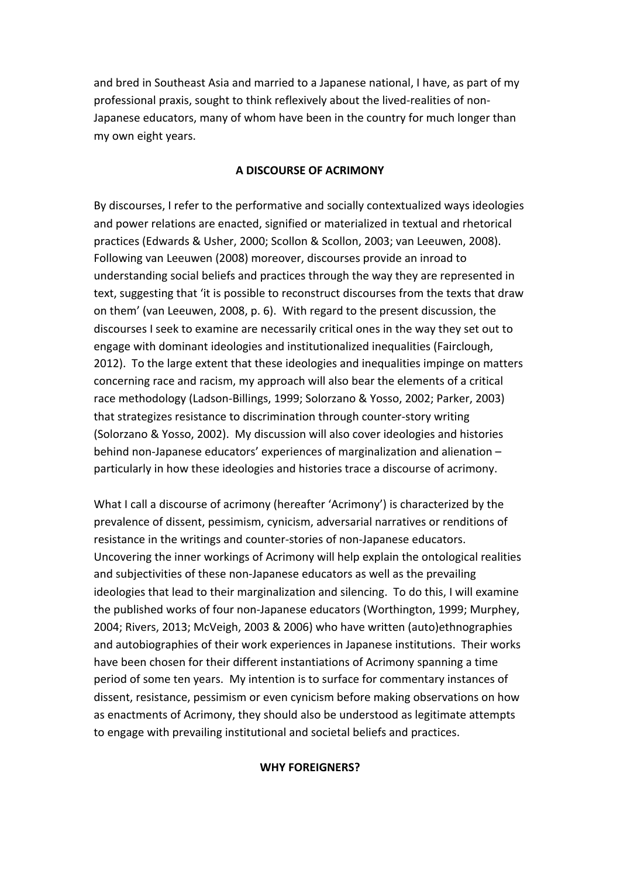and bred in Southeast Asia and married to a Japanese national, I have, as part of my professional praxis, sought to think reflexively about the lived-realities of non-Japanese educators, many of whom have been in the country for much longer than my own eight years.

## A DISCOURSE OF ACRIMONY

By discourses, I refer to the performative and socially contextualized ways ideologies and power relations are enacted, signified or materialized in textual and rhetorical practices (Edwards & Usher, 2000; Scollon & Scollon, 2003; van Leeuwen, 2008). Following van Leeuwen (2008) moreover, discourses provide an inroad to understanding social beliefs and practices through the way they are represented in text, suggesting that 'it is possible to reconstruct discourses from the texts that draw on them' (van Leeuwen, 2008, p. 6). With regard to the present discussion, the discourses I seek to examine are necessarily critical ones in the way they set out to engage with dominant ideologies and institutionalized inequalities (Fairclough, 2012). To the large extent that these ideologies and inequalities impinge on matters concerning race and racism, my approach will also bear the elements of a critical race methodology (Ladson-Billings, 1999; Solorzano & Yosso, 2002; Parker, 2003) that strategizes resistance to discrimination through counter-story writing (Solorzano & Yosso, 2002). My discussion will also cover ideologies and histories behind non-Japanese educators' experiences of marginalization and alienation – particularly in how these ideologies and histories trace a discourse of acrimony.

What I call a discourse of acrimony (hereafter 'Acrimony') is characterized by the prevalence of dissent, pessimism, cynicism, adversarial narratives or renditions of resistance in the writings and counter-stories of non-Japanese educators. Uncovering the inner workings of Acrimony will help explain the ontological realities and subjectivities of these non-Japanese educators as well as the prevailing ideologies that lead to their marginalization and silencing. To do this, I will examine the published works of four non-Japanese educators (Worthington, 1999; Murphey, 2004; Rivers, 2013; McVeigh, 2003 & 2006) who have written (auto)ethnographies and autobiographies of their work experiences in Japanese institutions. Their works have been chosen for their different instantiations of Acrimony spanning a time period of some ten years. My intention is to surface for commentary instances of dissent, resistance, pessimism or even cynicism before making observations on how as enactments of Acrimony, they should also be understood as legitimate attempts to engage with prevailing institutional and societal beliefs and practices.

## WHY FOREIGNERS?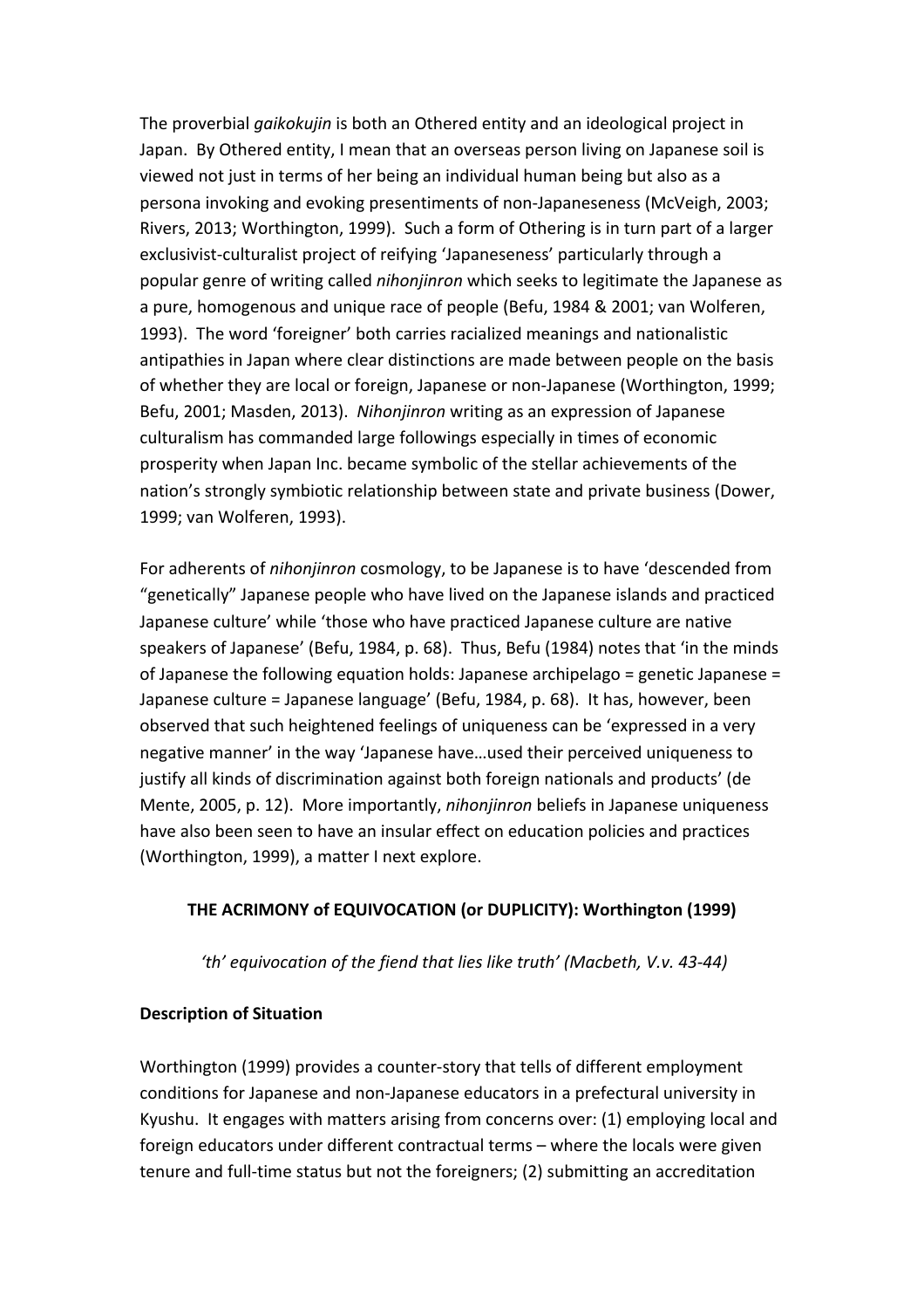The proverbial *gaikokujin* is both an Othered entity and an ideological project in Japan. By Othered entity, I mean that an overseas person living on Japanese soil is viewed not just in terms of her being an individual human being but also as a persona invoking and evoking presentiments of non-Japaneseness (McVeigh, 2003; Rivers, 2013; Worthington, 1999). Such a form of Othering is in turn part of a larger exclusivist-culturalist project of reifying 'Japaneseness' particularly through a popular genre of writing called *nihonjinron* which seeks to legitimate the Japanese as a pure, homogenous and unique race of people (Befu, 1984 & 2001; van Wolferen, 1993). The word 'foreigner' both carries racialized meanings and nationalistic antipathies in Japan where clear distinctions are made between people on the basis of whether they are local or foreign, Japanese or non-Japanese (Worthington, 1999; Befu, 2001; Masden, 2013). *Nihonjinron* writing as an expression of Japanese culturalism has commanded large followings especially in times of economic prosperity when Japan Inc. became symbolic of the stellar achievements of the nation's strongly symbiotic relationship between state and private business (Dower, 1999; van Wolferen, 1993).

For adherents of *nihonjinron* cosmology, to be Japanese is to have 'descended from "genetically" Japanese people who have lived on the Japanese islands and practiced Japanese culture' while 'those who have practiced Japanese culture are native speakers of Japanese' (Befu, 1984, p. 68). Thus, Befu (1984) notes that 'in the minds of Japanese the following equation holds: Japanese archipelago = genetic Japanese = Japanese culture = Japanese language' (Befu, 1984, p. 68). It has, however, been observed that such heightened feelings of uniqueness can be 'expressed in a very negative manner' in the way 'Japanese have…used their perceived uniqueness to justify all kinds of discrimination against both foreign nationals and products' (de Mente, 2005, p. 12). More importantly, *nihonjinron* beliefs in Japanese uniqueness have also been seen to have an insular effect on education policies and practices (Worthington, 1999), a matter I next explore.

## THE ACRIMONY of EQUIVOCATION (or DUPLICITY): Worthington (1999)

*'th' equivocation of the fiend that lies like truth' (Macbeth, V.v. 43-44)*

### Description of Situation

Worthington (1999) provides a counter-story that tells of different employment conditions for Japanese and non-Japanese educators in a prefectural university in Kyushu. It engages with matters arising from concerns over: (1) employing local and foreign educators under different contractual terms – where the locals were given tenure and full-time status but not the foreigners; (2) submitting an accreditation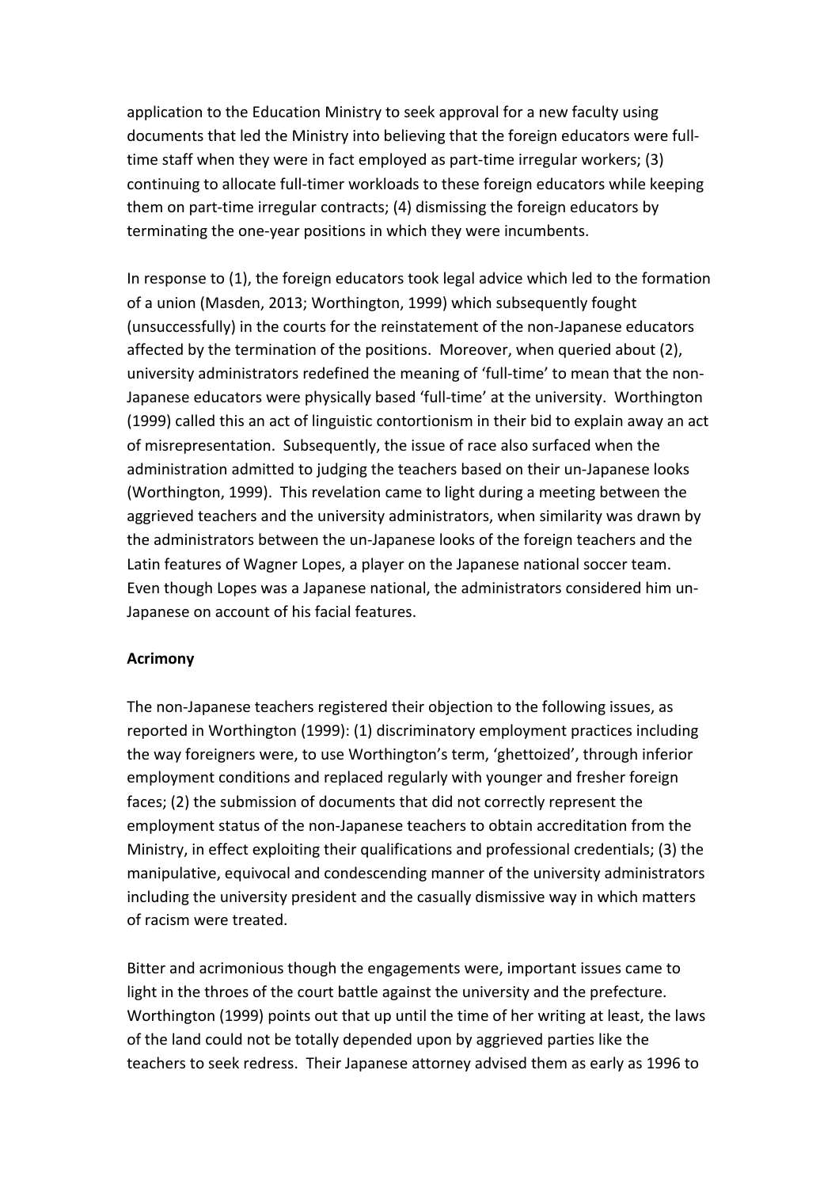application to the Education Ministry to seek approval for a new faculty using documents that led the Ministry into believing that the foreign educators were full-time staff when they were in fact employed as part-time irregular workers; (3) continuing to allocate full-timer workloads to these foreign educators while keeping them on part-time irregular contracts; (4) dismissing the foreign educators by terminating the one-year positions in which they were incumbents.

In response to (1), the foreign educators took legal advice which led to the formation of a union (Masden, 2013; Worthington, 1999) which subsequently fought (unsuccessfully) in the courts for the reinstatement of the non-Japanese educators affected by the termination of the positions. Moreover, when queried about (2), university administrators redefined the meaning of 'full-time' to mean that the non-Japanese educators were physically based 'full-time' at the university. Worthington (1999) called this an act of linguistic contortionism in their bid to explain away an act of misrepresentation. Subsequently, the issue of race also surfaced when the administration admitted to judging the teachers based on their un-Japanese looks (Worthington, 1999). This revelation came to light during a meeting between the aggrieved teachers and the university administrators, when similarity was drawn by the administrators between the un-Japanese looks of the foreign teachers and the Latin features of Wagner Lopes, a player on the Japanese national soccer team. Even though Lopes was a Japanese national, the administrators considered him un-Japanese on account of his facial features.

**Acrimony**

The non-Japanese teachers registered their objection to the following issues, as reported in Worthington (1999): (1) discriminatory employment practices including the way foreigners were, to use Worthington's term, 'ghettoized', through inferior employment conditions and replaced regularly with younger and fresher foreign faces; (2) the submission of documents that did not correctly represent the employment status of the non-Japanese teachers to obtain accreditation from the Ministry, in effect exploiting their qualifications and professional credentials; (3) the manipulative, equivocal and condescending manner of the university administrators including the university president and the casually dismissive way in which matters of racism were treated.

Bitter and acrimonious though the engagements were, important issues came to light in the throes of the court battle against the university and the prefecture. Worthington (1999) points out that up until the time of her writing at least, the laws of the land could not be totally depended upon by aggrieved parties like the teachers to seek redress. Their Japanese attorney advised them as early as 1996 to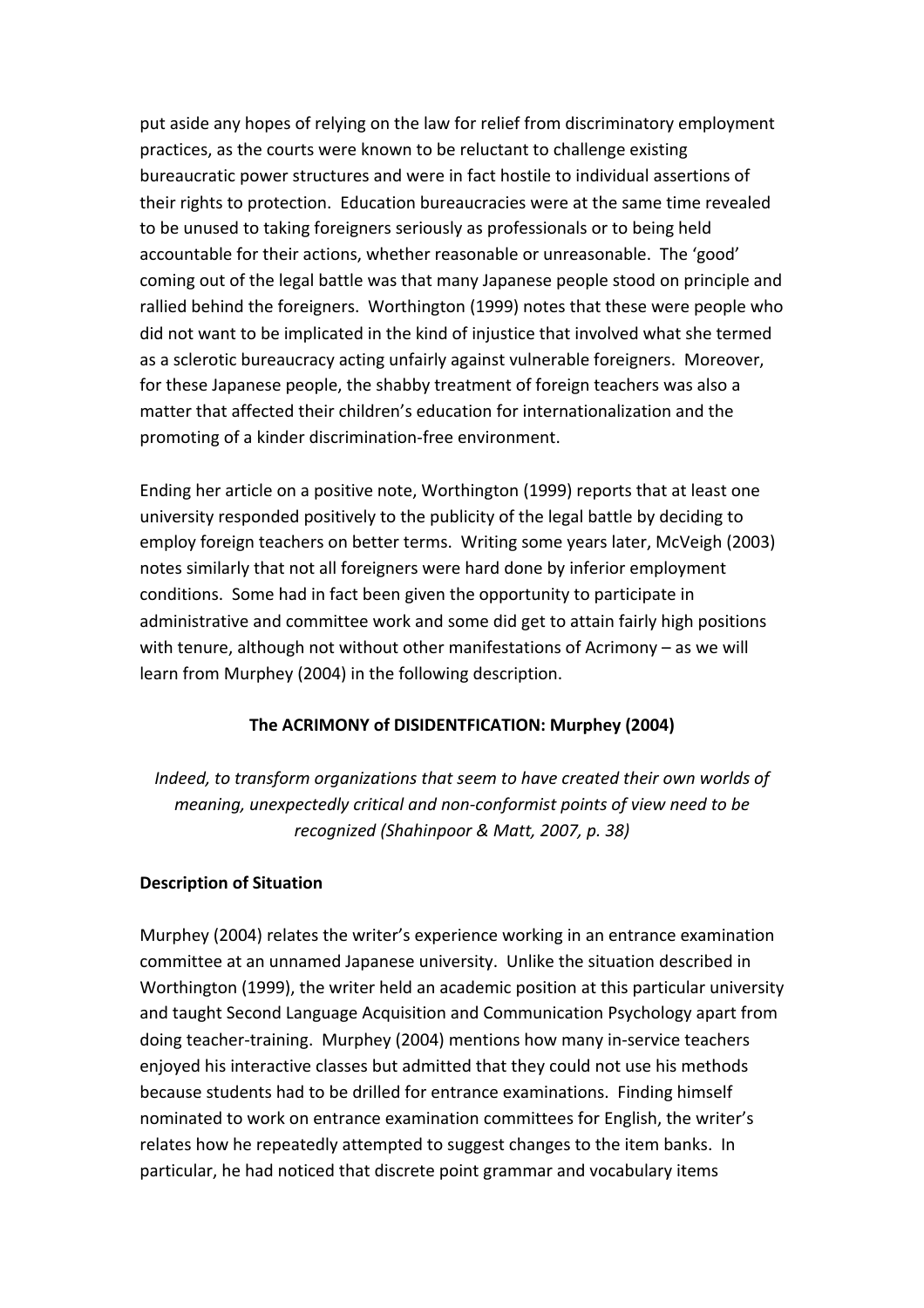put aside any hopes of relying on the law for relief from discriminatory employment practices, as the courts were known to be reluctant to challenge existing bureaucratic power structures and were in fact hostile to individual assertions of their rights to protection. Education bureaucracies were at the same time revealed to be unused to taking foreigners seriously as professionals or to being held accountable for their actions, whether reasonable or unreasonable. The 'good' coming out of the legal battle was that many Japanese people stood on principle and rallied behind the foreigners. Worthington (1999) notes that these were people who did not want to be implicated in the kind of injustice that involved what she termed as a sclerotic bureaucracy acting unfairly against vulnerable foreigners. Moreover, for these Japanese people, the shabby treatment of foreign teachers was also a matter that affected their children's education for internationalization and the promoting of a kinder discrimination-free environment.

Ending her article on a positive note, Worthington (1999) reports that at least one university responded positively to the publicity of the legal battle by deciding to employ foreign teachers on better terms. Writing some years later, McVeigh (2003) notes similarly that not all foreigners were hard done by inferior employment conditions. Some had in fact been given the opportunity to participate in administrative and committee work and some did get to attain fairly high positions with tenure, although not without other manifestations of Acrimony – as we will learn from Murphey (2004) in the following description.

## The ACRIMONY of DISIDENTFICATION: Murphey (2004)

*Indeed, to transform organizations that seem to have created their own worlds of meaning, unexpectedly critical and non-conformist points of view need to be recognized (Shahinpoor & Matt, 2007, p. 38)*

### Description of Situation

Murphey (2004) relates the writer's experience working in an entrance examination committee at an unnamed Japanese university. Unlike the situation described in Worthington (1999), the writer held an academic position at this particular university and taught Second Language Acquisition and Communication Psychology apart from doing teacher-training. Murphey (2004) mentions how many in-service teachers enjoyed his interactive classes but admitted that they could not use his methods because students had to be drilled for entrance examinations. Finding himself nominated to work on entrance examination committees for English, the writer's relates how he repeatedly attempted to suggest changes to the item banks. In particular, he had noticed that discrete point grammar and vocabulary items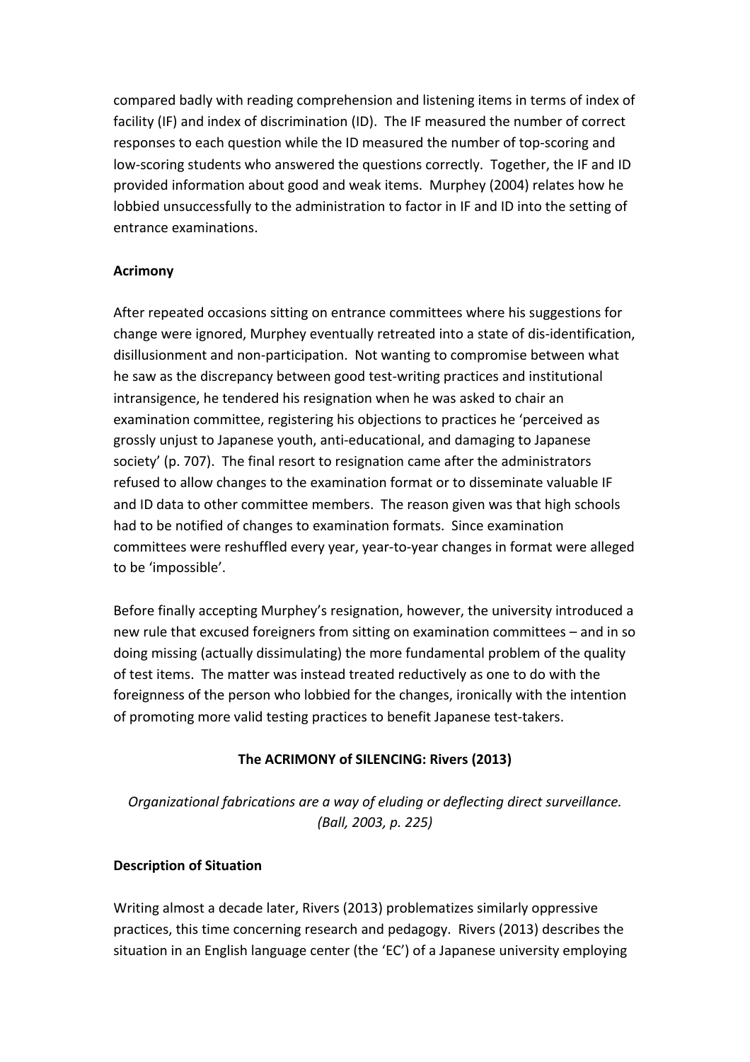compared badly with reading comprehension and listening items in terms of index of facility (IF) and index of discrimination (ID). The IF measured the number of correct responses to each question while the ID measured the number of top-scoring and low-scoring students who answered the questions correctly. Together, the IF and ID provided information about good and weak items. Murphey (2004) relates how he lobbied unsuccessfully to the administration to factor in IF and ID into the setting of entrance examinations.

**Acrimony**

After repeated occasions sitting on entrance committees where his suggestions for change were ignored, Murphey eventually retreated into a state of dis-identification, disillusionment and non-participation. Not wanting to compromise between what he saw as the discrepancy between good test-writing practices and institutional intransigence, he tendered his resignation when he was asked to chair an examination committee, registering his objections to practices he 'perceived as grossly unjust to Japanese youth, anti-educational, and damaging to Japanese society' (p. 707). The final resort to resignation came after the administrators refused to allow changes to the examination format or to disseminate valuable IF and ID data to other committee members. The reason given was that high schools had to be notified of changes to examination formats. Since examination committees were reshuffled every year, year-to-year changes in format were alleged to be 'impossible'.

Before finally accepting Murphey's resignation, however, the university introduced a new rule that excused foreigners from sitting on examination committees – and in so doing missing (actually dissimulating) the more fundamental problem of the quality of test items. The matter was instead treated reductively as one to do with the foreignness of the person who lobbied for the changes, ironically with the intention of promoting more valid testing practices to benefit Japanese test-takers.

**The ACRIMONY of SILENCING: Rivers (2013)**

*Organizational fabrications are a way of eluding or deflecting direct surveillance. (Ball, 2003, p. 225)*

**Description of Situation**

Writing almost a decade later, Rivers (2013) problematizes similarly oppressive practices, this time concerning research and pedagogy. Rivers (2013) describes the situation in an English language center (the 'EC') of a Japanese university employing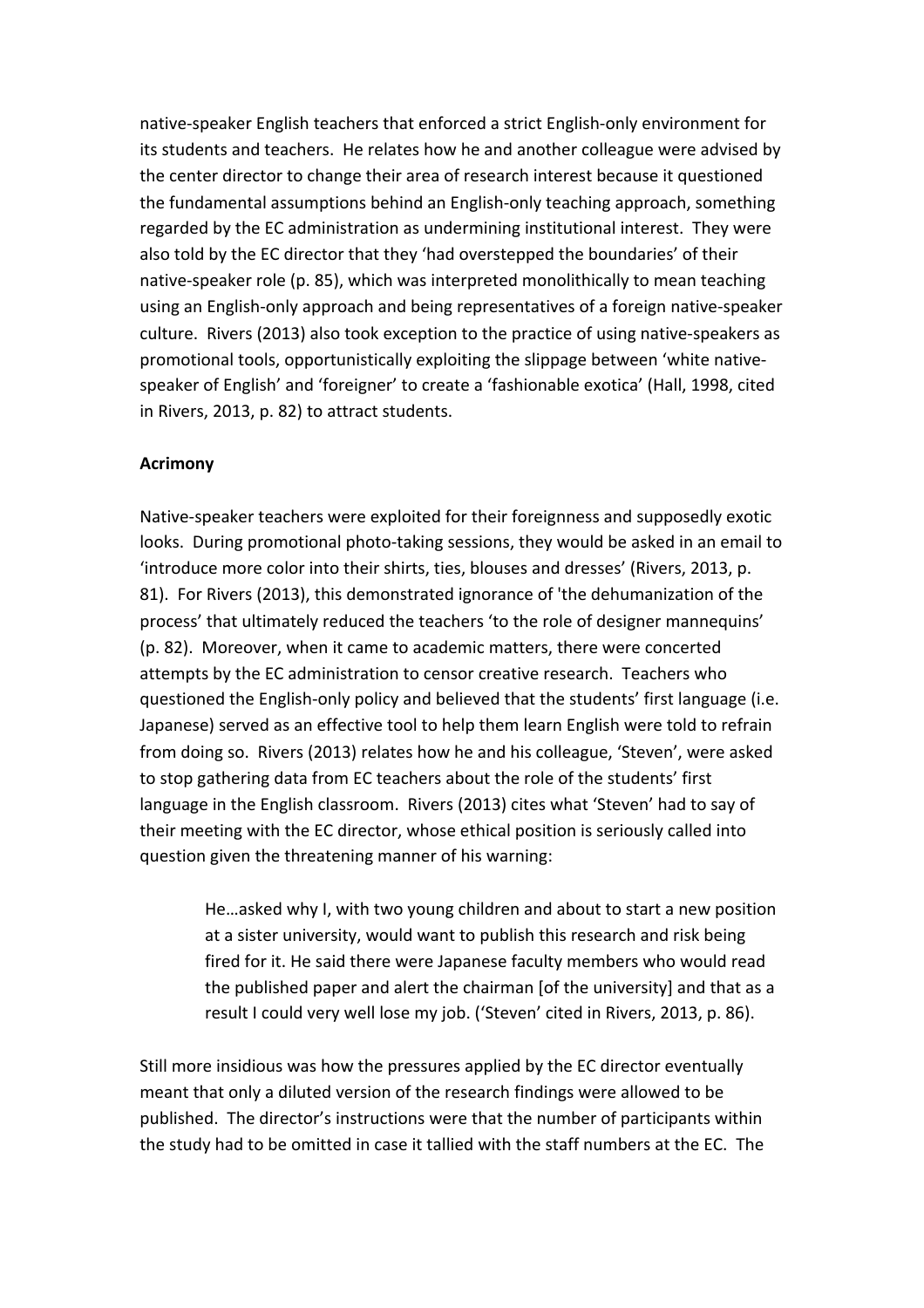native-speaker English teachers that enforced a strict English-only environment for its students and teachers. He relates how he and another colleague were advised by the center director to change their area of research interest because it questioned the fundamental assumptions behind an English-only teaching approach, something regarded by the EC administration as undermining institutional interest. They were also told by the EC director that they 'had overstepped the boundaries' of their native-speaker role (p. 85), which was interpreted monolithically to mean teaching using an English-only approach and being representatives of a foreign native-speaker culture. Rivers (2013) also took exception to the practice of using native-speakers as promotional tools, opportunistically exploiting the slippage between 'white native-speaker of English' and 'foreigner' to create a 'fashionable exotica' (Hall, 1998, cited in Rivers, 2013, p. 82) to attract students.

**Acrimony**

Native-speaker teachers were exploited for their foreignness and supposedly exotic looks. During promotional photo-taking sessions, they would be asked in an email to 'introduce more color into their shirts, ties, blouses and dresses' (Rivers, 2013, p. 81). For Rivers (2013), this demonstrated ignorance of 'the dehumanization of the process' that ultimately reduced the teachers 'to the role of designer mannequins' (p. 82). Moreover, when it came to academic matters, there were concerted attempts by the EC administration to censor creative research. Teachers who questioned the English-only policy and believed that the students' first language (i.e. Japanese) served as an effective tool to help them learn English were told to refrain from doing so. Rivers (2013) relates how he and his colleague, 'Steven', were asked to stop gathering data from EC teachers about the role of the students' first language in the English classroom. Rivers (2013) cites what 'Steven' had to say of their meeting with the EC director, whose ethical position is seriously called into question given the threatening manner of his warning:

> He…asked why I, with two young children and about to start a new position at a sister university, would want to publish this research and risk being fired for it. He said there were Japanese faculty members who would read the published paper and alert the chairman [of the university] and that as a result I could very well lose my job. ('Steven' cited in Rivers, 2013, p. 86).

Still more insidious was how the pressures applied by the EC director eventually meant that only a diluted version of the research findings were allowed to be published. The director's instructions were that the number of participants within the study had to be omitted in case it tallied with the staff numbers at the EC. The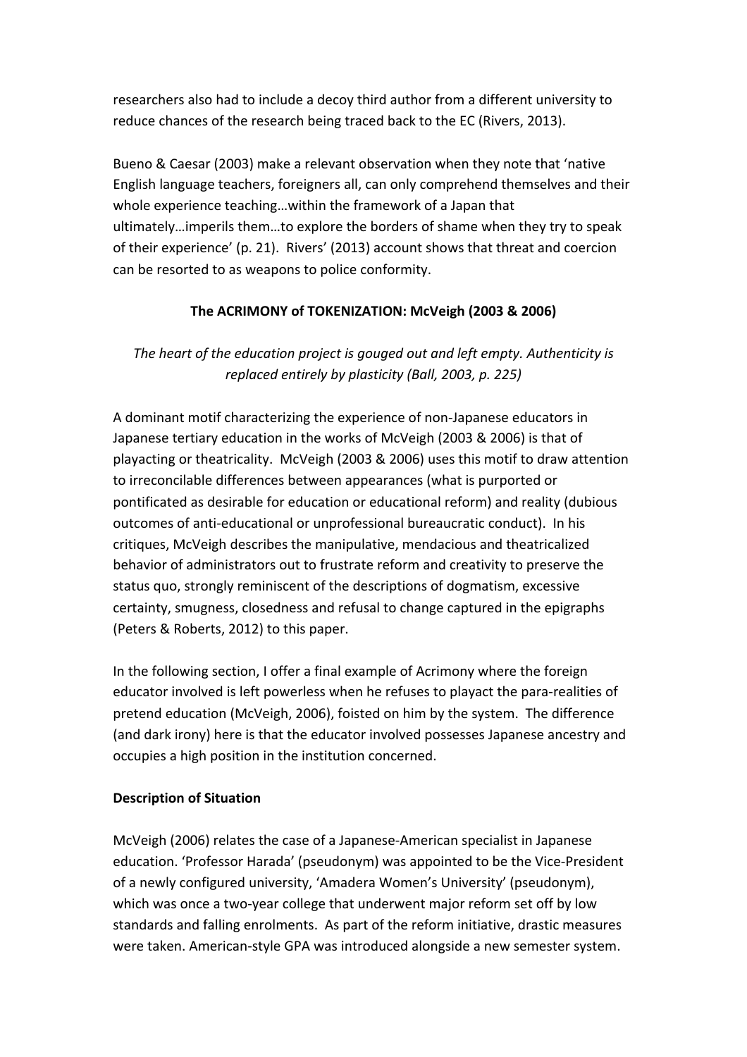researchers also had to include a decoy third author from a different university to reduce chances of the research being traced back to the EC (Rivers, 2013).

Bueno & Caesar (2003) make a relevant observation when they note that 'native English language teachers, foreigners all, can only comprehend themselves and their whole experience teaching…within the framework of a Japan that ultimately…imperils them…to explore the borders of shame when they try to speak of their experience' (p. 21). Rivers' (2013) account shows that threat and coercion can be resorted to as weapons to police conformity.

## The ACRIMONY of TOKENIZATION: McVeigh (2003 & 2006)

*The heart of the education project is gouged out and left empty. Authenticity is replaced entirely by plasticity (Ball, 2003, p. 225)*

A dominant motif characterizing the experience of non-Japanese educators in Japanese tertiary education in the works of McVeigh (2003 & 2006) is that of playacting or theatricality. McVeigh (2003 & 2006) uses this motif to draw attention to irreconcilable differences between appearances (what is purported or pontificated as desirable for education or educational reform) and reality (dubious outcomes of anti-educational or unprofessional bureaucratic conduct). In his critiques, McVeigh describes the manipulative, mendacious and theatricalized behavior of administrators out to frustrate reform and creativity to preserve the status quo, strongly reminiscent of the descriptions of dogmatism, excessive certainty, smugness, closedness and refusal to change captured in the epigraphs (Peters & Roberts, 2012) to this paper.

In the following section, I offer a final example of Acrimony where the foreign educator involved is left powerless when he refuses to playact the para-realities of pretend education (McVeigh, 2006), foisted on him by the system. The difference (and dark irony) here is that the educator involved possesses Japanese ancestry and occupies a high position in the institution concerned.

### Description of Situation

McVeigh (2006) relates the case of a Japanese-American specialist in Japanese education. 'Professor Harada' (pseudonym) was appointed to be the Vice-President of a newly configured university, 'Amadera Women's University' (pseudonym), which was once a two-year college that underwent major reform set off by low standards and falling enrolments. As part of the reform initiative, drastic measures were taken. American-style GPA was introduced alongside a new semester system.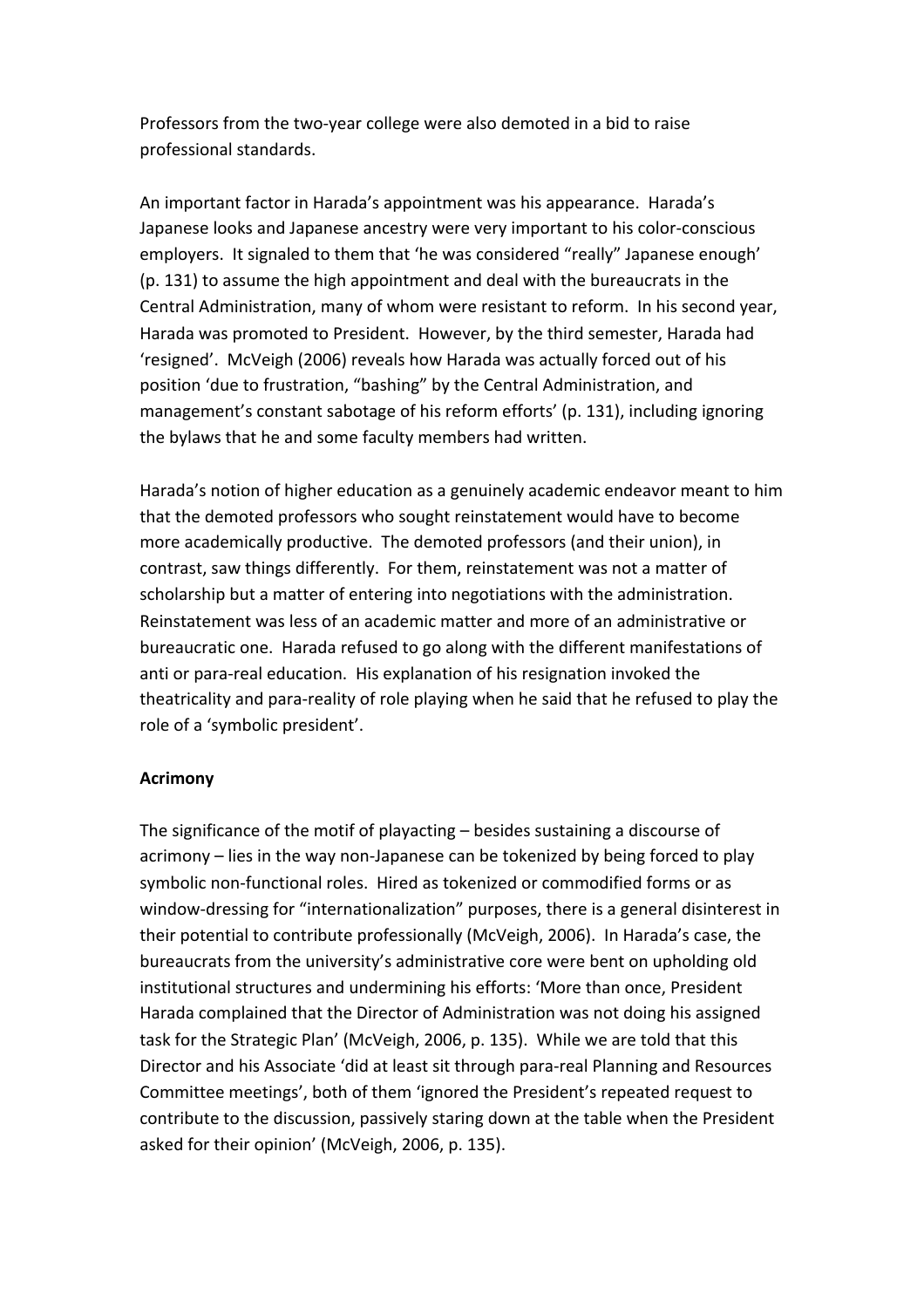Professors from the two-year college were also demoted in a bid to raise professional standards.

An important factor in Harada's appointment was his appearance. Harada's Japanese looks and Japanese ancestry were very important to his color-conscious employers. It signaled to them that 'he was considered "really" Japanese enough' (p. 131) to assume the high appointment and deal with the bureaucrats in the Central Administration, many of whom were resistant to reform. In his second year, Harada was promoted to President. However, by the third semester, Harada had 'resigned'. McVeigh (2006) reveals how Harada was actually forced out of his position 'due to frustration, "bashing" by the Central Administration, and management's constant sabotage of his reform efforts' (p. 131), including ignoring the bylaws that he and some faculty members had written.

Harada's notion of higher education as a genuinely academic endeavor meant to him that the demoted professors who sought reinstatement would have to become more academically productive. The demoted professors (and their union), in contrast, saw things differently. For them, reinstatement was not a matter of scholarship but a matter of entering into negotiations with the administration. Reinstatement was less of an academic matter and more of an administrative or bureaucratic one. Harada refused to go along with the different manifestations of anti or para-real education. His explanation of his resignation invoked the theatricality and para-reality of role playing when he said that he refused to play the role of a 'symbolic president'.

**Acrimony**

The significance of the motif of playacting – besides sustaining a discourse of acrimony – lies in the way non-Japanese can be tokenized by being forced to play symbolic non-functional roles. Hired as tokenized or commodified forms or as window-dressing for "internationalization" purposes, there is a general disinterest in their potential to contribute professionally (McVeigh, 2006). In Harada's case, the bureaucrats from the university's administrative core were bent on upholding old institutional structures and undermining his efforts: 'More than once, President Harada complained that the Director of Administration was not doing his assigned task for the Strategic Plan' (McVeigh, 2006, p. 135). While we are told that this Director and his Associate 'did at least sit through para-real Planning and Resources Committee meetings', both of them 'ignored the President's repeated request to contribute to the discussion, passively staring down at the table when the President asked for their opinion' (McVeigh, 2006, p. 135).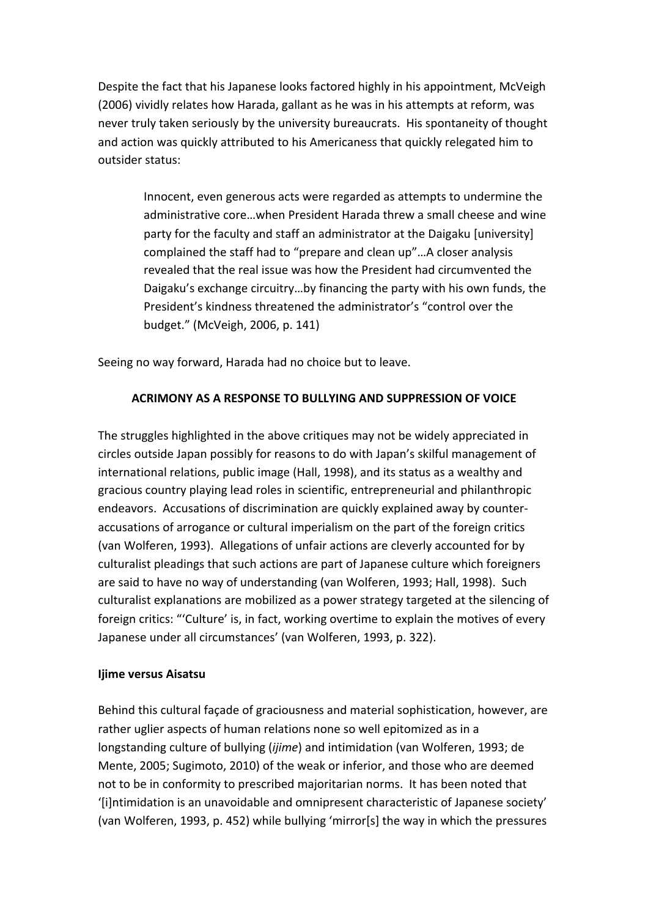Despite the fact that his Japanese looks factored highly in his appointment, McVeigh (2006) vividly relates how Harada, gallant as he was in his attempts at reform, was never truly taken seriously by the university bureaucrats. His spontaneity of thought and action was quickly attributed to his Americaness that quickly relegated him to outsider status:

> Innocent, even generous acts were regarded as attempts to undermine the administrative core…when President Harada threw a small cheese and wine party for the faculty and staff an administrator at the Daigaku [university] complained the staff had to "prepare and clean up"…A closer analysis revealed that the real issue was how the President had circumvented the Daigaku's exchange circuitry…by financing the party with his own funds, the President's kindness threatened the administrator's "control over the budget." (McVeigh, 2006, p. 141)

Seeing no way forward, Harada had no choice but to leave.

## ACRIMONY AS A RESPONSE TO BULLYING AND SUPPRESSION OF VOICE

The struggles highlighted in the above critiques may not be widely appreciated in circles outside Japan possibly for reasons to do with Japan's skilful management of international relations, public image (Hall, 1998), and its status as a wealthy and gracious country playing lead roles in scientific, entrepreneurial and philanthropic endeavors. Accusations of discrimination are quickly explained away by counter-accusations of arrogance or cultural imperialism on the part of the foreign critics (van Wolferen, 1993). Allegations of unfair actions are cleverly accounted for by culturalist pleadings that such actions are part of Japanese culture which foreigners are said to have no way of understanding (van Wolferen, 1993; Hall, 1998). Such culturalist explanations are mobilized as a power strategy targeted at the silencing of foreign critics: "'Culture' is, in fact, working overtime to explain the motives of every Japanese under all circumstances' (van Wolferen, 1993, p. 322).

### Ijime versus Aisatsu

Behind this cultural façade of graciousness and material sophistication, however, are rather uglier aspects of human relations none so well epitomized as in a longstanding culture of bullying (*ijime*) and intimidation (van Wolferen, 1993; de Mente, 2005; Sugimoto, 2010) of the weak or inferior, and those who are deemed not to be in conformity to prescribed majoritarian norms. It has been noted that '[i]ntimidation is an unavoidable and omnipresent characteristic of Japanese society' (van Wolferen, 1993, p. 452) while bullying 'mirror[s] the way in which the pressures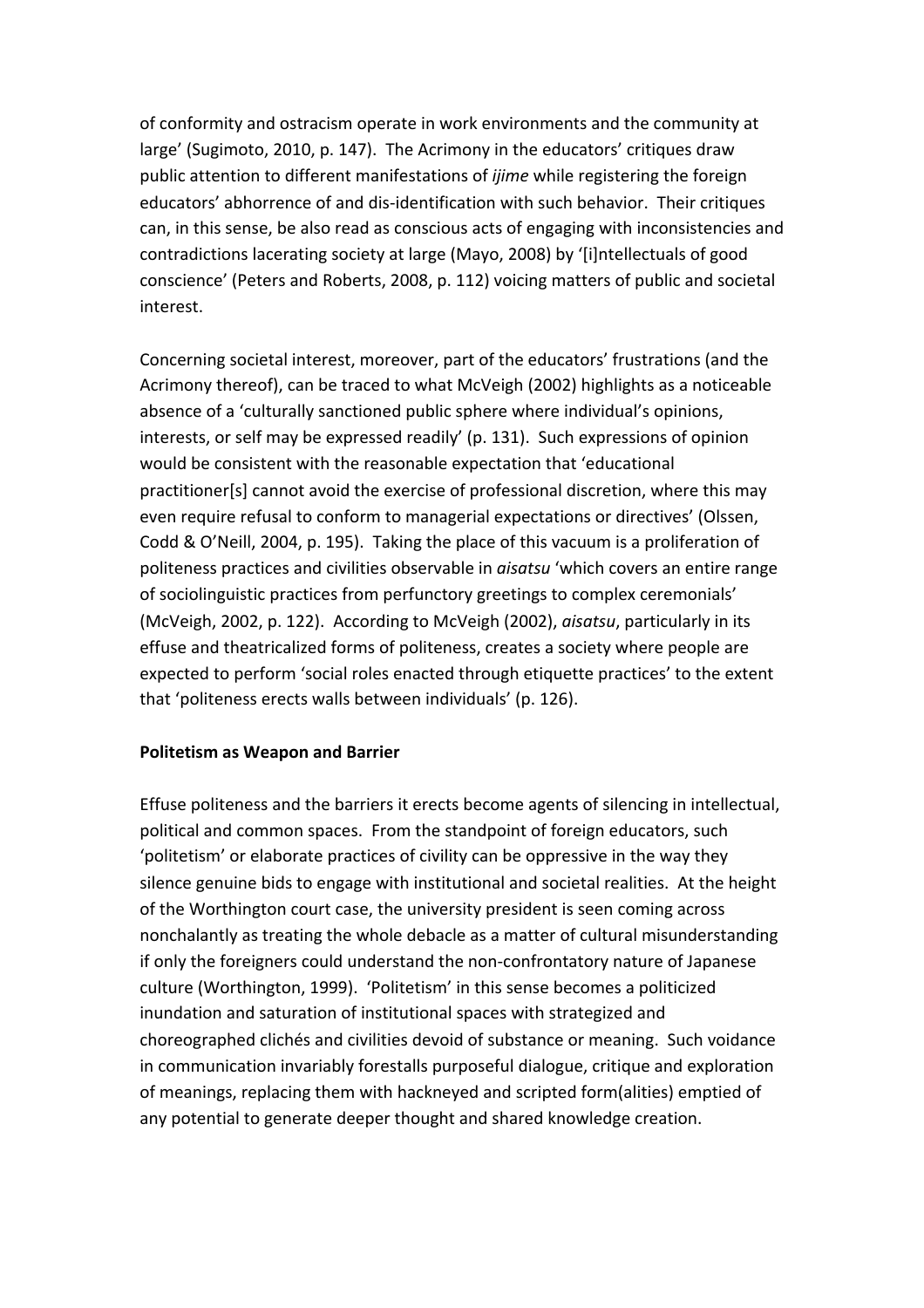of conformity and ostracism operate in work environments and the community at large' (Sugimoto, 2010, p. 147). The Acrimony in the educators' critiques draw public attention to different manifestations of *ijime* while registering the foreign educators' abhorrence of and dis-identification with such behavior. Their critiques can, in this sense, be also read as conscious acts of engaging with inconsistencies and contradictions lacerating society at large (Mayo, 2008) by '[i]ntellectuals of good conscience' (Peters and Roberts, 2008, p. 112) voicing matters of public and societal interest.

Concerning societal interest, moreover, part of the educators' frustrations (and the Acrimony thereof), can be traced to what McVeigh (2002) highlights as a noticeable absence of a 'culturally sanctioned public sphere where individual's opinions, interests, or self may be expressed readily' (p. 131). Such expressions of opinion would be consistent with the reasonable expectation that 'educational practitioner[s] cannot avoid the exercise of professional discretion, where this may even require refusal to conform to managerial expectations or directives' (Olssen, Codd & O'Neill, 2004, p. 195). Taking the place of this vacuum is a proliferation of politeness practices and civilities observable in *aisatsu* 'which covers an entire range of sociolinguistic practices from perfunctory greetings to complex ceremonials' (McVeigh, 2002, p. 122). According to McVeigh (2002), *aisatsu*, particularly in its effuse and theatricalized forms of politeness, creates a society where people are expected to perform 'social roles enacted through etiquette practices' to the extent that 'politeness erects walls between individuals' (p. 126).

**Politetism as Weapon and Barrier**

Effuse politeness and the barriers it erects become agents of silencing in intellectual, political and common spaces. From the standpoint of foreign educators, such 'politetism' or elaborate practices of civility can be oppressive in the way they silence genuine bids to engage with institutional and societal realities. At the height of the Worthington court case, the university president is seen coming across nonchalantly as treating the whole debacle as a matter of cultural misunderstanding if only the foreigners could understand the non-confrontatory nature of Japanese culture (Worthington, 1999). 'Politetism' in this sense becomes a politicized inundation and saturation of institutional spaces with strategized and choreographed clichés and civilities devoid of substance or meaning. Such voidance in communication invariably forestalls purposeful dialogue, critique and exploration of meanings, replacing them with hackneyed and scripted form(alities) emptied of any potential to generate deeper thought and shared knowledge creation.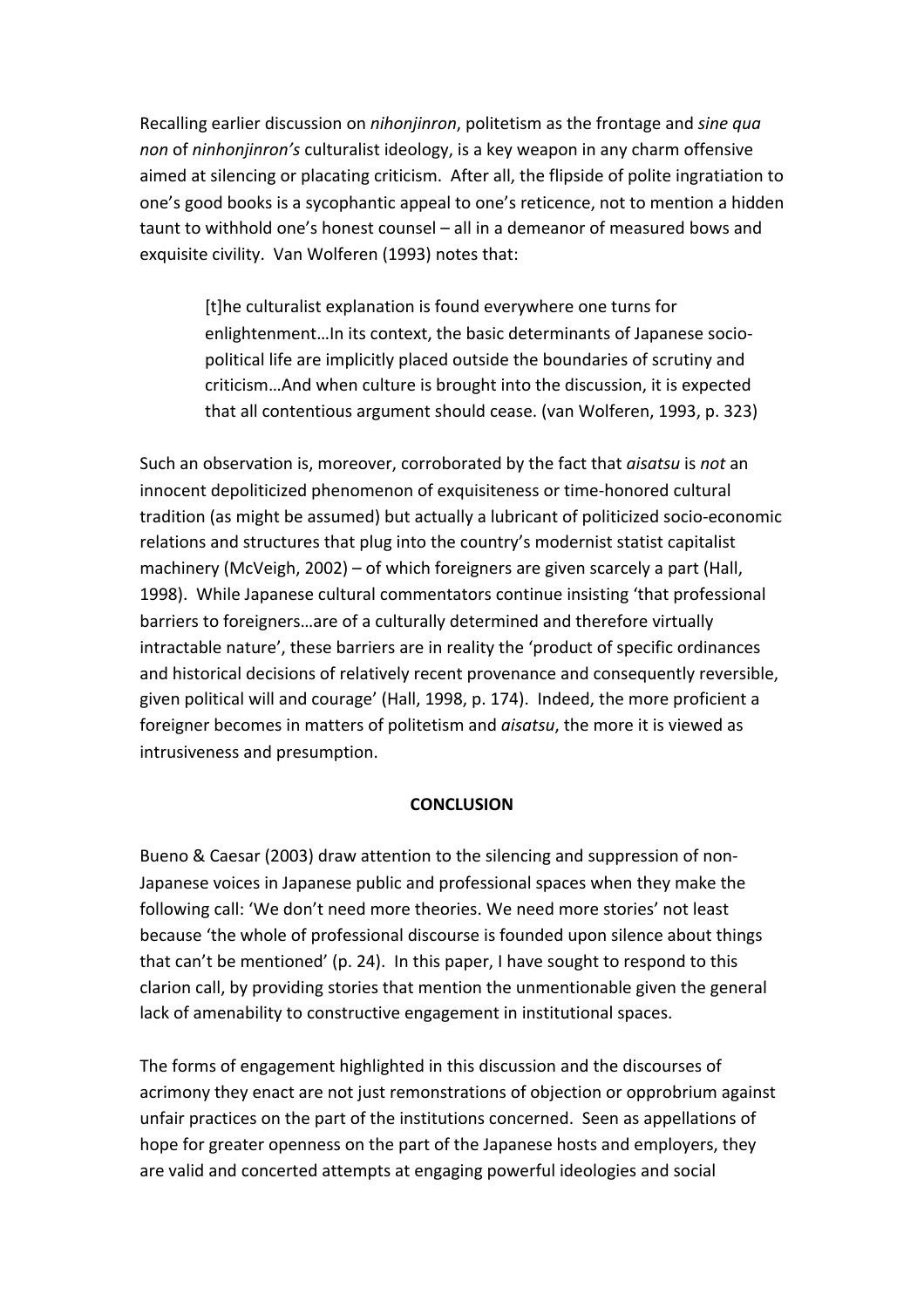Recalling earlier discussion on *nihonjinron*, politetism as the frontage and *sine qua non* of *ninhonjinron's* culturalist ideology, is a key weapon in any charm offensive aimed at silencing or placating criticism. After all, the flipside of polite ingratiation to one's good books is a sycophantic appeal to one's reticence, not to mention a hidden taunt to withhold one's honest counsel – all in a demeanor of measured bows and exquisite civility. Van Wolferen (1993) notes that:

> [t]he culturalist explanation is found everywhere one turns for enlightenment…In its context, the basic determinants of Japanese socio-political life are implicitly placed outside the boundaries of scrutiny and criticism…And when culture is brought into the discussion, it is expected that all contentious argument should cease. (van Wolferen, 1993, p. 323)

Such an observation is, moreover, corroborated by the fact that *aisatsu* is *not* an innocent depoliticized phenomenon of exquisiteness or time-honored cultural tradition (as might be assumed) but actually a lubricant of politicized socio-economic relations and structures that plug into the country's modernist statist capitalist machinery (McVeigh, 2002) – of which foreigners are given scarcely a part (Hall, 1998). While Japanese cultural commentators continue insisting 'that professional barriers to foreigners…are of a culturally determined and therefore virtually intractable nature', these barriers are in reality the 'product of specific ordinances and historical decisions of relatively recent provenance and consequently reversible, given political will and courage' (Hall, 1998, p. 174). Indeed, the more proficient a foreigner becomes in matters of politetism and *aisatsu*, the more it is viewed as intrusiveness and presumption.

## CONCLUSION

Bueno & Caesar (2003) draw attention to the silencing and suppression of non-Japanese voices in Japanese public and professional spaces when they make the following call: 'We don't need more theories. We need more stories' not least because 'the whole of professional discourse is founded upon silence about things that can't be mentioned' (p. 24). In this paper, I have sought to respond to this clarion call, by providing stories that mention the unmentionable given the general lack of amenability to constructive engagement in institutional spaces.

The forms of engagement highlighted in this discussion and the discourses of acrimony they enact are not just remonstrations of objection or opprobrium against unfair practices on the part of the institutions concerned. Seen as appellations of hope for greater openness on the part of the Japanese hosts and employers, they are valid and concerted attempts at engaging powerful ideologies and social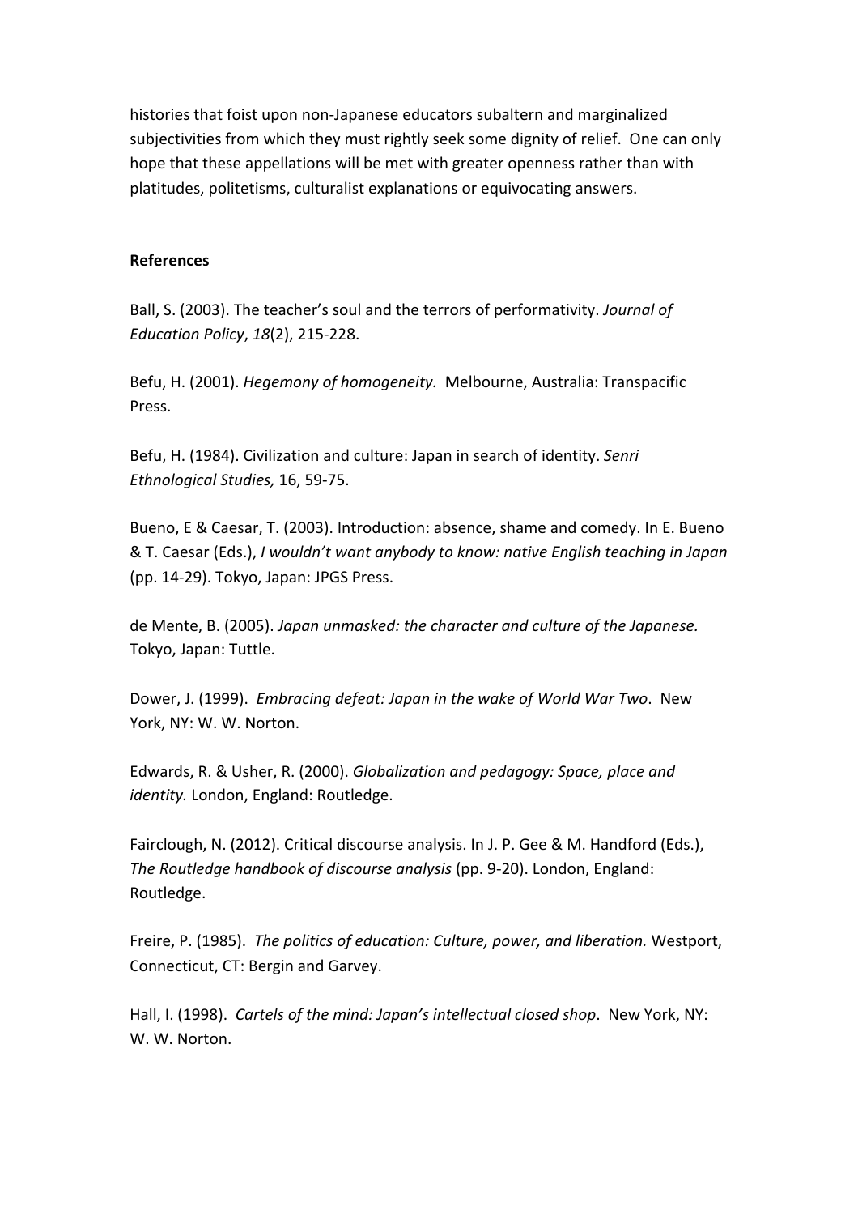histories that foist upon non-Japanese educators subaltern and marginalized subjectivities from which they must rightly seek some dignity of relief. One can only hope that these appellations will be met with greater openness rather than with platitudes, politetisms, culturalist explanations or equivocating answers.

**References**

Ball, S. (2003). The teacher's soul and the terrors of performativity. *Journal of Education Policy*, *18*(2), 215-228.

Befu, H. (2001). *Hegemony of homogeneity.* Melbourne, Australia: Transpacific Press.

Befu, H. (1984). Civilization and culture: Japan in search of identity. *Senri Ethnological Studies,* 16, 59-75.

Bueno, E & Caesar, T. (2003). Introduction: absence, shame and comedy. In E. Bueno & T. Caesar (Eds.), *I wouldn't want anybody to know: native English teaching in Japan* (pp. 14-29). Tokyo, Japan: JPGS Press.

de Mente, B. (2005). *Japan unmasked: the character and culture of the Japanese.* Tokyo, Japan: Tuttle.

Dower, J. (1999). *Embracing defeat: Japan in the wake of World War Two*. New York, NY: W. W. Norton.

Edwards, R. & Usher, R. (2000). *Globalization and pedagogy: Space, place and identity.* London, England: Routledge.

Fairclough, N. (2012). Critical discourse analysis. In J. P. Gee & M. Handford (Eds.), *The Routledge handbook of discourse analysis* (pp. 9-20). London, England: Routledge.

Freire, P. (1985). *The politics of education: Culture, power, and liberation.* Westport, Connecticut, CT: Bergin and Garvey.

Hall, I. (1998). *Cartels of the mind: Japan's intellectual closed shop*. New York, NY: W. W. Norton.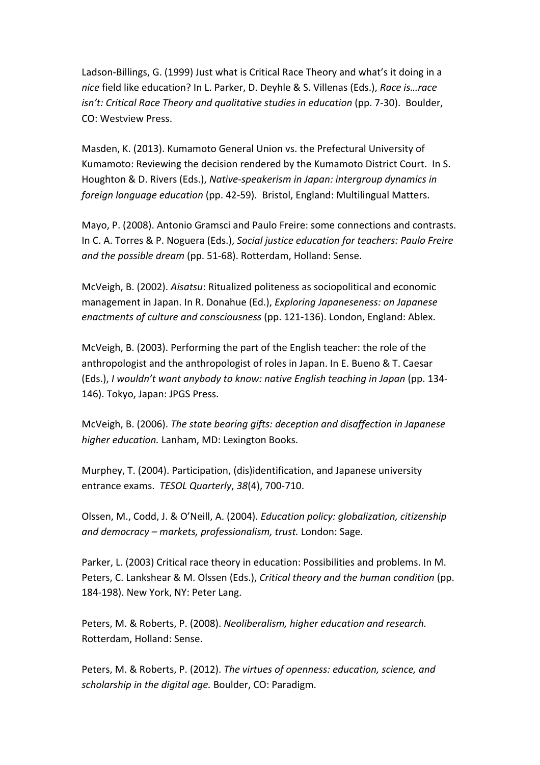Ladson-Billings, G. (1999) Just what is Critical Race Theory and what's it doing in a *nice* field like education? In L. Parker, D. Deyhle & S. Villenas (Eds.), *Race is…race isn't: Critical Race Theory and qualitative studies in education* (pp. 7-30). Boulder, CO: Westview Press.

Masden, K. (2013). Kumamoto General Union vs. the Prefectural University of Kumamoto: Reviewing the decision rendered by the Kumamoto District Court. In S. Houghton & D. Rivers (Eds.), *Native-speakerism in Japan: intergroup dynamics in foreign language education* (pp. 42-59). Bristol, England: Multilingual Matters.

Mayo, P. (2008). Antonio Gramsci and Paulo Freire: some connections and contrasts. In C. A. Torres & P. Noguera (Eds.), *Social justice education for teachers: Paulo Freire and the possible dream* (pp. 51-68). Rotterdam, Holland: Sense.

McVeigh, B. (2002). *Aisatsu*: Ritualized politeness as sociopolitical and economic management in Japan. In R. Donahue (Ed.), *Exploring Japaneseness: on Japanese enactments of culture and consciousness* (pp. 121-136). London, England: Ablex.

McVeigh, B. (2003). Performing the part of the English teacher: the role of the anthropologist and the anthropologist of roles in Japan. In E. Bueno & T. Caesar (Eds.), *I wouldn't want anybody to know: native English teaching in Japan* (pp. 134-146). Tokyo, Japan: JPGS Press.

McVeigh, B. (2006). *The state bearing gifts: deception and disaffection in Japanese higher education.* Lanham, MD: Lexington Books.

Murphey, T. (2004). Participation, (dis)identification, and Japanese university entrance exams. *TESOL Quarterly*, *38*(4), 700-710.

Olssen, M., Codd, J. & O'Neill, A. (2004). *Education policy: globalization, citizenship and democracy – markets, professionalism, trust.* London: Sage.

Parker, L. (2003) Critical race theory in education: Possibilities and problems. In M. Peters, C. Lankshear & M. Olssen (Eds.), *Critical theory and the human condition* (pp. 184-198). New York, NY: Peter Lang.

Peters, M. & Roberts, P. (2008). *Neoliberalism, higher education and research.* Rotterdam, Holland: Sense.

Peters, M. & Roberts, P. (2012). *The virtues of openness: education, science, and scholarship in the digital age.* Boulder, CO: Paradigm.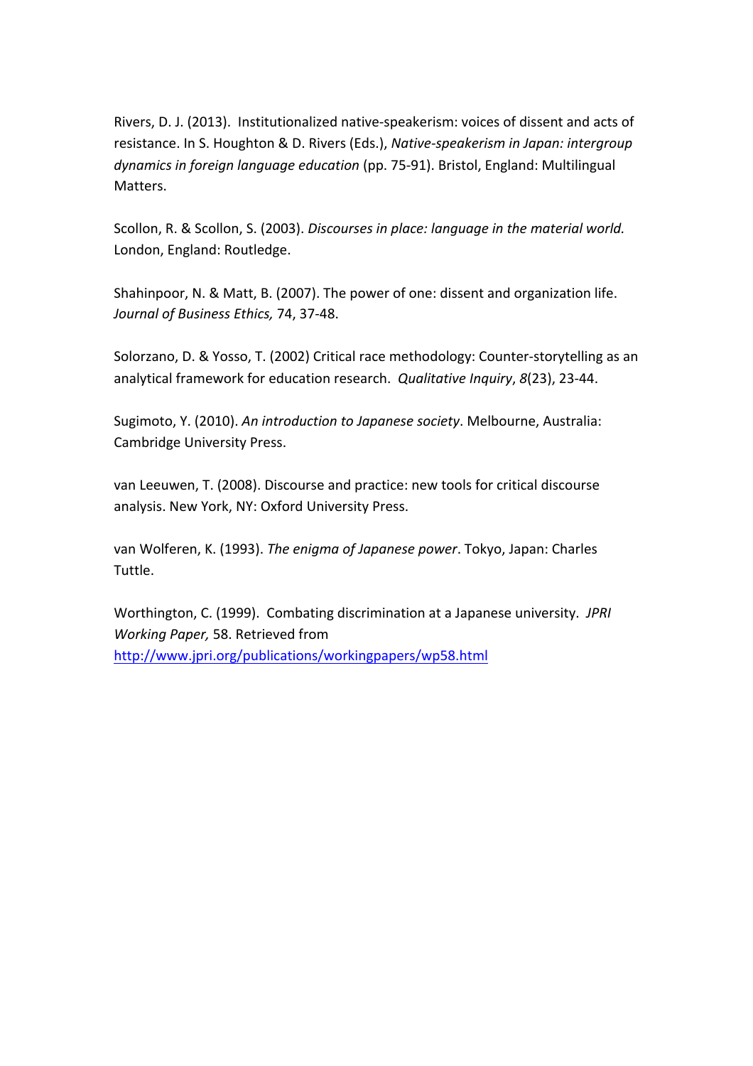Rivers, D. J. (2013). Institutionalized native-speakerism: voices of dissent and acts of resistance. In S. Houghton & D. Rivers (Eds.), *Native-speakerism in Japan: intergroup dynamics in foreign language education* (pp. 75-91). Bristol, England: Multilingual Matters.

Scollon, R. & Scollon, S. (2003). *Discourses in place: language in the material world.* London, England: Routledge.

Shahinpoor, N. & Matt, B. (2007). The power of one: dissent and organization life. *Journal of Business Ethics,* 74, 37-48.

Solorzano, D. & Yosso, T. (2002) Critical race methodology: Counter-storytelling as an analytical framework for education research. *Qualitative Inquiry*, *8*(23), 23-44.

Sugimoto, Y. (2010). *An introduction to Japanese society*. Melbourne, Australia: Cambridge University Press.

van Leeuwen, T. (2008). Discourse and practice: new tools for critical discourse analysis. New York, NY: Oxford University Press.

van Wolferen, K. (1993). *The enigma of Japanese power*. Tokyo, Japan: Charles Tuttle.

Worthington, C. (1999). Combating discrimination at a Japanese university. *JPRI Working Paper,* 58. Retrieved from http://www.jpri.org/publications/workingpapers/wp58.html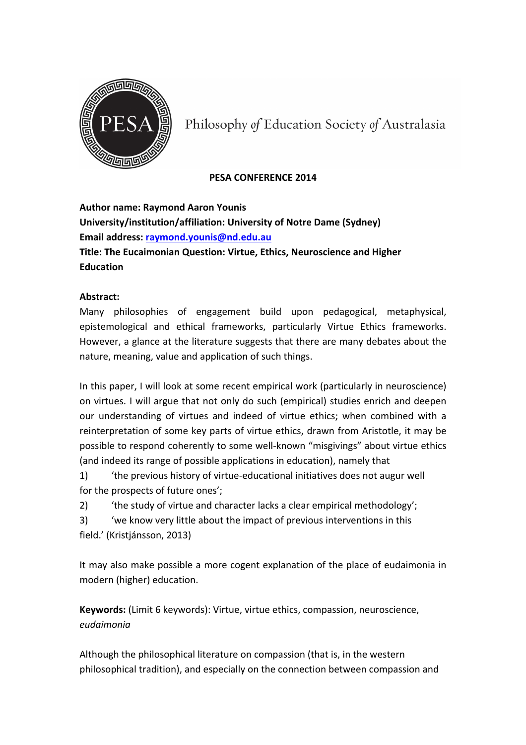Philosophy *of* Education Society *of* Australasia

**PESA CONFERENCE 2014**

**Author name: Raymond Aaron Younis**
**University/institution/affiliation: University of Notre Dame (Sydney)**
**Email address: raymond.younis@nd.edu.au**
**Title: The Eucaimonian Question: Virtue, Ethics, Neuroscience and Higher Education**

**Abstract:**

Many philosophies of engagement build upon pedagogical, metaphysical, epistemological and ethical frameworks, particularly Virtue Ethics frameworks. However, a glance at the literature suggests that there are many debates about the nature, meaning, value and application of such things.

In this paper, I will look at some recent empirical work (particularly in neuroscience) on virtues. I will argue that not only do such (empirical) studies enrich and deepen our understanding of virtues and indeed of virtue ethics; when combined with a reinterpretation of some key parts of virtue ethics, drawn from Aristotle, it may be possible to respond coherently to some well-known "misgivings" about virtue ethics (and indeed its range of possible applications in education), namely that

1) 'the previous history of virtue-educational initiatives does not augur well for the prospects of future ones';
2) 'the study of virtue and character lacks a clear empirical methodology';
3) 'we know very little about the impact of previous interventions in this field.' (Kristjánsson, 2013)

It may also make possible a more cogent explanation of the place of eudaimonia in modern (higher) education.

**Keywords:** (Limit 6 keywords): Virtue, virtue ethics, compassion, neuroscience, *eudaimonia*

Although the philosophical literature on compassion (that is, in the western philosophical tradition), and especially on the connection between compassion and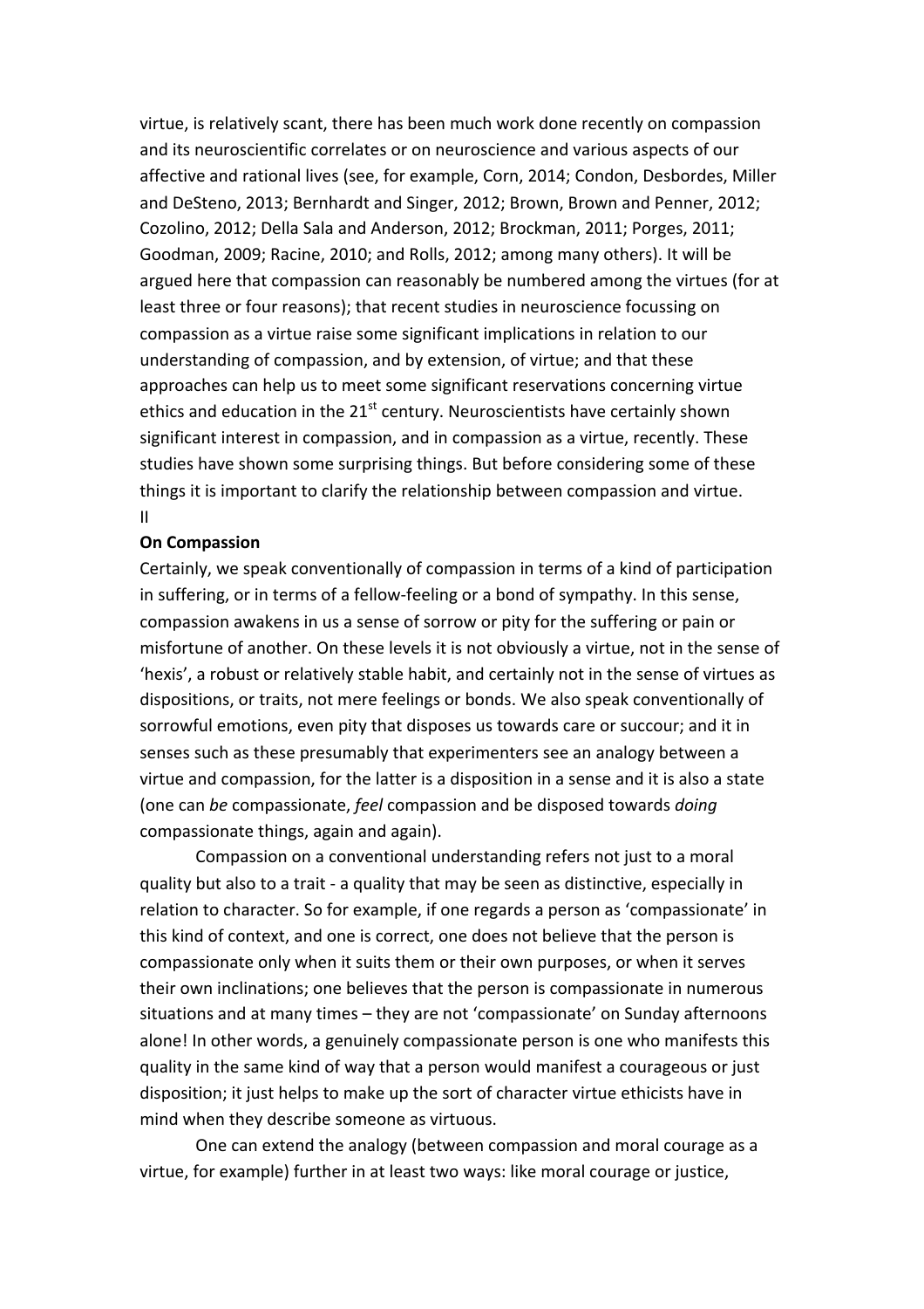virtue, is relatively scant, there has been much work done recently on compassion and its neuroscientific correlates or on neuroscience and various aspects of our affective and rational lives (see, for example, Corn, 2014; Condon, Desbordes, Miller and DeSteno, 2013; Bernhardt and Singer, 2012; Brown, Brown and Penner, 2012; Cozolino, 2012; Della Sala and Anderson, 2012; Brockman, 2011; Porges, 2011; Goodman, 2009; Racine, 2010; and Rolls, 2012; among many others). It will be argued here that compassion can reasonably be numbered among the virtues (for at least three or four reasons); that recent studies in neuroscience focussing on compassion as a virtue raise some significant implications in relation to our understanding of compassion, and by extension, of virtue; and that these approaches can help us to meet some significant reservations concerning virtue ethics and education in the 21st century. Neuroscientists have certainly shown significant interest in compassion, and in compassion as a virtue, recently. These studies have shown some surprising things. But before considering some of these things it is important to clarify the relationship between compassion and virtue.

II

**On Compassion**

Certainly, we speak conventionally of compassion in terms of a kind of participation in suffering, or in terms of a fellow-feeling or a bond of sympathy. In this sense, compassion awakens in us a sense of sorrow or pity for the suffering or pain or misfortune of another. On these levels it is not obviously a virtue, not in the sense of 'hexis', a robust or relatively stable habit, and certainly not in the sense of virtues as dispositions, or traits, not mere feelings or bonds. We also speak conventionally of sorrowful emotions, even pity that disposes us towards care or succour; and it in senses such as these presumably that experimenters see an analogy between a virtue and compassion, for the latter is a disposition in a sense and it is also a state (one can *be* compassionate, *feel* compassion and be disposed towards *doing* compassionate things, again and again).

Compassion on a conventional understanding refers not just to a moral quality but also to a trait - a quality that may be seen as distinctive, especially in relation to character. So for example, if one regards a person as 'compassionate' in this kind of context, and one is correct, one does not believe that the person is compassionate only when it suits them or their own purposes, or when it serves their own inclinations; one believes that the person is compassionate in numerous situations and at many times – they are not 'compassionate' on Sunday afternoons alone! In other words, a genuinely compassionate person is one who manifests this quality in the same kind of way that a person would manifest a courageous or just disposition; it just helps to make up the sort of character virtue ethicists have in mind when they describe someone as virtuous.

One can extend the analogy (between compassion and moral courage as a virtue, for example) further in at least two ways: like moral courage or justice,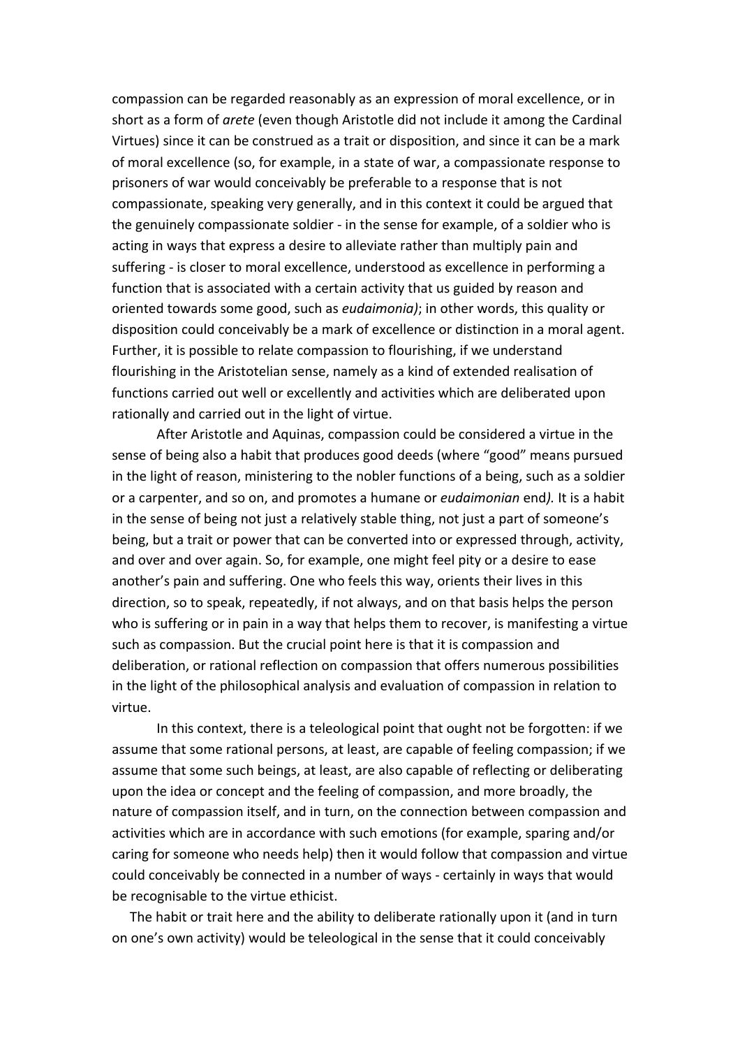compassion can be regarded reasonably as an expression of moral excellence, or in short as a form of *arete* (even though Aristotle did not include it among the Cardinal Virtues) since it can be construed as a trait or disposition, and since it can be a mark of moral excellence (so, for example, in a state of war, a compassionate response to prisoners of war would conceivably be preferable to a response that is not compassionate, speaking very generally, and in this context it could be argued that the genuinely compassionate soldier - in the sense for example, of a soldier who is acting in ways that express a desire to alleviate rather than multiply pain and suffering - is closer to moral excellence, understood as excellence in performing a function that is associated with a certain activity that us guided by reason and oriented towards some good, such as *eudaimonia)*; in other words, this quality or disposition could conceivably be a mark of excellence or distinction in a moral agent. Further, it is possible to relate compassion to flourishing, if we understand flourishing in the Aristotelian sense, namely as a kind of extended realisation of functions carried out well or excellently and activities which are deliberated upon rationally and carried out in the light of virtue.

After Aristotle and Aquinas, compassion could be considered a virtue in the sense of being also a habit that produces good deeds (where "good" means pursued in the light of reason, ministering to the nobler functions of a being, such as a soldier or a carpenter, and so on, and promotes a humane or *eudaimonian* end*).* It is a habit in the sense of being not just a relatively stable thing, not just a part of someone's being, but a trait or power that can be converted into or expressed through, activity, and over and over again. So, for example, one might feel pity or a desire to ease another's pain and suffering. One who feels this way, orients their lives in this direction, so to speak, repeatedly, if not always, and on that basis helps the person who is suffering or in pain in a way that helps them to recover, is manifesting a virtue such as compassion. But the crucial point here is that it is compassion and deliberation, or rational reflection on compassion that offers numerous possibilities in the light of the philosophical analysis and evaluation of compassion in relation to virtue.

In this context, there is a teleological point that ought not be forgotten: if we assume that some rational persons, at least, are capable of feeling compassion; if we assume that some such beings, at least, are also capable of reflecting or deliberating upon the idea or concept and the feeling of compassion, and more broadly, the nature of compassion itself, and in turn, on the connection between compassion and activities which are in accordance with such emotions (for example, sparing and/or caring for someone who needs help) then it would follow that compassion and virtue could conceivably be connected in a number of ways - certainly in ways that would be recognisable to the virtue ethicist.

The habit or trait here and the ability to deliberate rationally upon it (and in turn on one's own activity) would be teleological in the sense that it could conceivably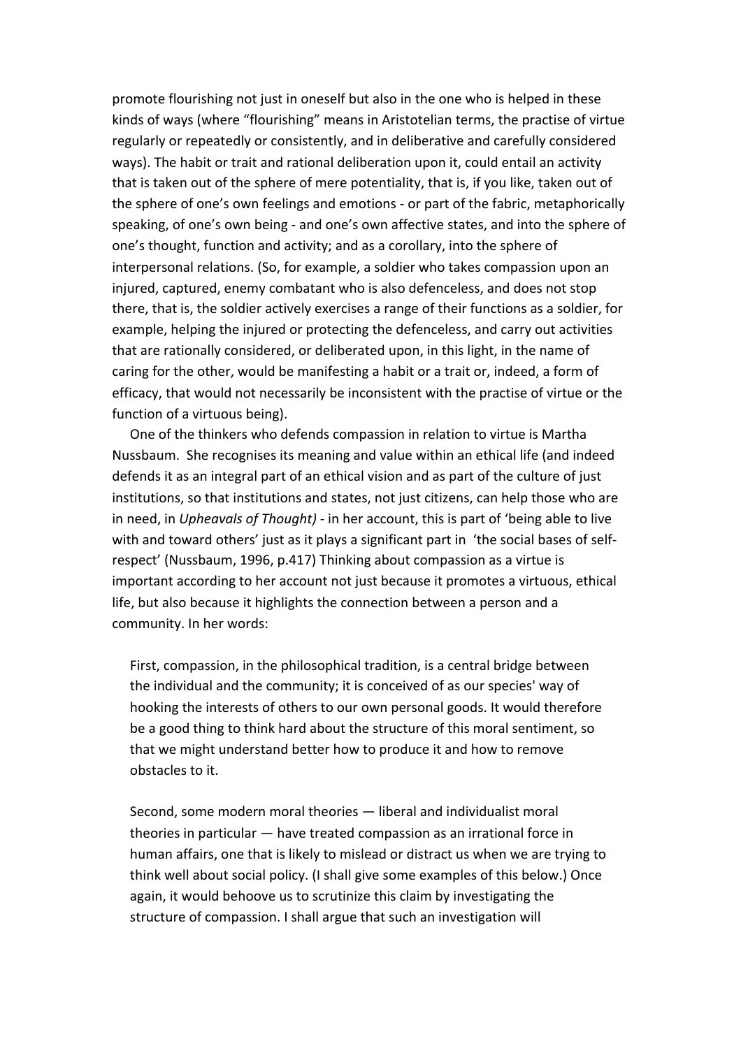promote flourishing not just in oneself but also in the one who is helped in these kinds of ways (where "flourishing" means in Aristotelian terms, the practise of virtue regularly or repeatedly or consistently, and in deliberative and carefully considered ways). The habit or trait and rational deliberation upon it, could entail an activity that is taken out of the sphere of mere potentiality, that is, if you like, taken out of the sphere of one's own feelings and emotions - or part of the fabric, metaphorically speaking, of one's own being - and one's own affective states, and into the sphere of one's thought, function and activity; and as a corollary, into the sphere of interpersonal relations. (So, for example, a soldier who takes compassion upon an injured, captured, enemy combatant who is also defenceless, and does not stop there, that is, the soldier actively exercises a range of their functions as a soldier, for example, helping the injured or protecting the defenceless, and carry out activities that are rationally considered, or deliberated upon, in this light, in the name of caring for the other, would be manifesting a habit or a trait or, indeed, a form of efficacy, that would not necessarily be inconsistent with the practise of virtue or the function of a virtuous being).

One of the thinkers who defends compassion in relation to virtue is Martha Nussbaum. She recognises its meaning and value within an ethical life (and indeed defends it as an integral part of an ethical vision and as part of the culture of just institutions, so that institutions and states, not just citizens, can help those who are in need, in *Upheavals of Thought)* - in her account, this is part of 'being able to live with and toward others' just as it plays a significant part in 'the social bases of self-respect' (Nussbaum, 1996, p.417) Thinking about compassion as a virtue is important according to her account not just because it promotes a virtuous, ethical life, but also because it highlights the connection between a person and a community. In her words:

> First, compassion, in the philosophical tradition, is a central bridge between the individual and the community; it is conceived of as our species' way of hooking the interests of others to our own personal goods. It would therefore be a good thing to think hard about the structure of this moral sentiment, so that we might understand better how to produce it and how to remove obstacles to it.
>
> Second, some modern moral theories — liberal and individualist moral theories in particular — have treated compassion as an irrational force in human affairs, one that is likely to mislead or distract us when we are trying to think well about social policy. (I shall give some examples of this below.) Once again, it would behoove us to scrutinize this claim by investigating the structure of compassion. I shall argue that such an investigation will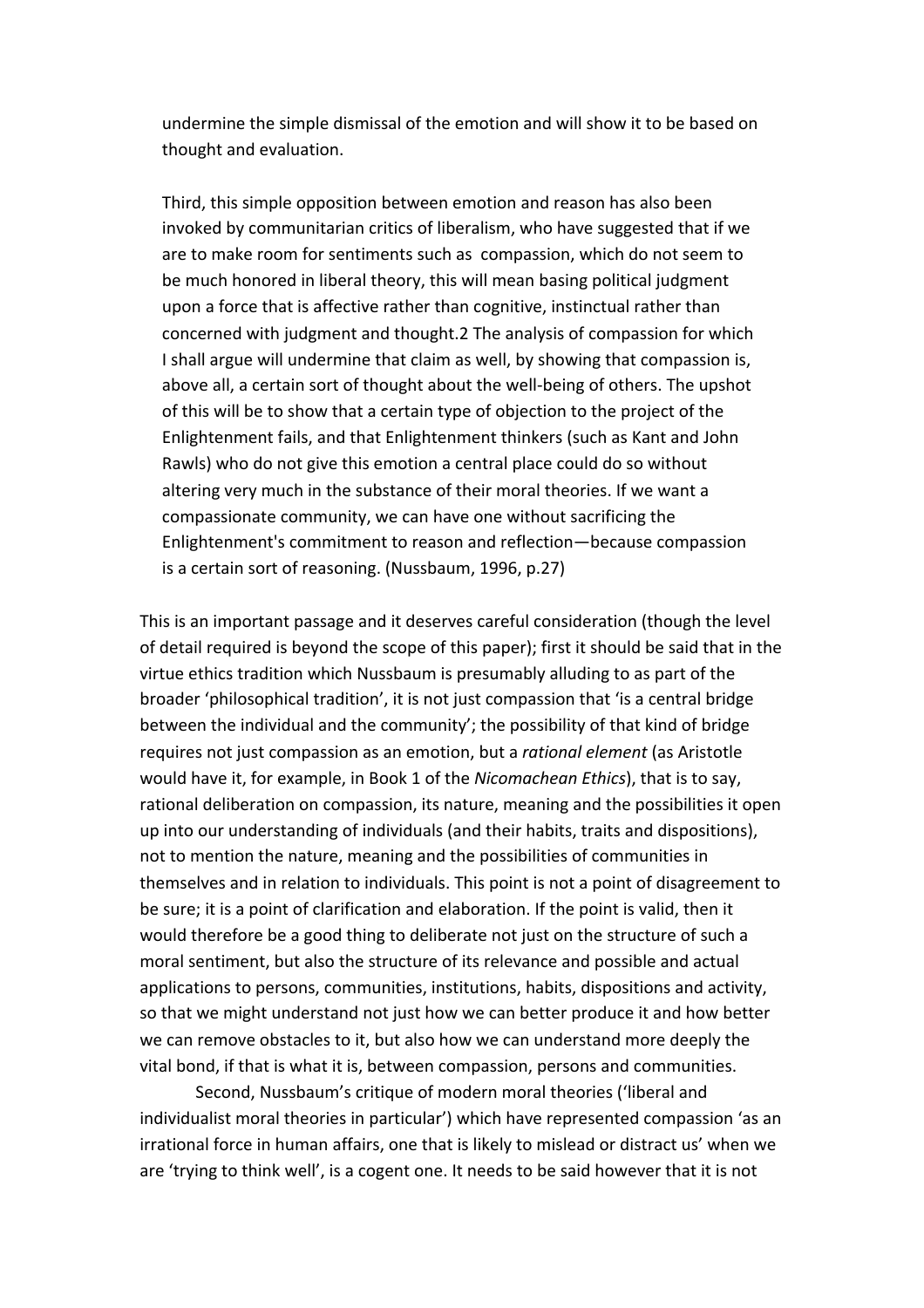> undermine the simple dismissal of the emotion and will show it to be based on thought and evaluation.
>
> Third, this simple opposition between emotion and reason has also been invoked by communitarian critics of liberalism, who have suggested that if we are to make room for sentiments such as compassion, which do not seem to be much honored in liberal theory, this will mean basing political judgment upon a force that is affective rather than cognitive, instinctual rather than concerned with judgment and thought.2 The analysis of compassion for which I shall argue will undermine that claim as well, by showing that compassion is, above all, a certain sort of thought about the well-being of others. The upshot of this will be to show that a certain type of objection to the project of the Enlightenment fails, and that Enlightenment thinkers (such as Kant and John Rawls) who do not give this emotion a central place could do so without altering very much in the substance of their moral theories. If we want a compassionate community, we can have one without sacrificing the Enlightenment's commitment to reason and reflection—because compassion is a certain sort of reasoning. (Nussbaum, 1996, p.27)

This is an important passage and it deserves careful consideration (though the level of detail required is beyond the scope of this paper); first it should be said that in the virtue ethics tradition which Nussbaum is presumably alluding to as part of the broader 'philosophical tradition', it is not just compassion that 'is a central bridge between the individual and the community'; the possibility of that kind of bridge requires not just compassion as an emotion, but a *rational element* (as Aristotle would have it, for example, in Book 1 of the *Nicomachean Ethics*), that is to say, rational deliberation on compassion, its nature, meaning and the possibilities it open up into our understanding of individuals (and their habits, traits and dispositions), not to mention the nature, meaning and the possibilities of communities in themselves and in relation to individuals. This point is not a point of disagreement to be sure; it is a point of clarification and elaboration. If the point is valid, then it would therefore be a good thing to deliberate not just on the structure of such a moral sentiment, but also the structure of its relevance and possible and actual applications to persons, communities, institutions, habits, dispositions and activity, so that we might understand not just how we can better produce it and how better we can remove obstacles to it, but also how we can understand more deeply the vital bond, if that is what it is, between compassion, persons and communities.

Second, Nussbaum's critique of modern moral theories ('liberal and individualist moral theories in particular') which have represented compassion 'as an irrational force in human affairs, one that is likely to mislead or distract us' when we are 'trying to think well', is a cogent one. It needs to be said however that it is not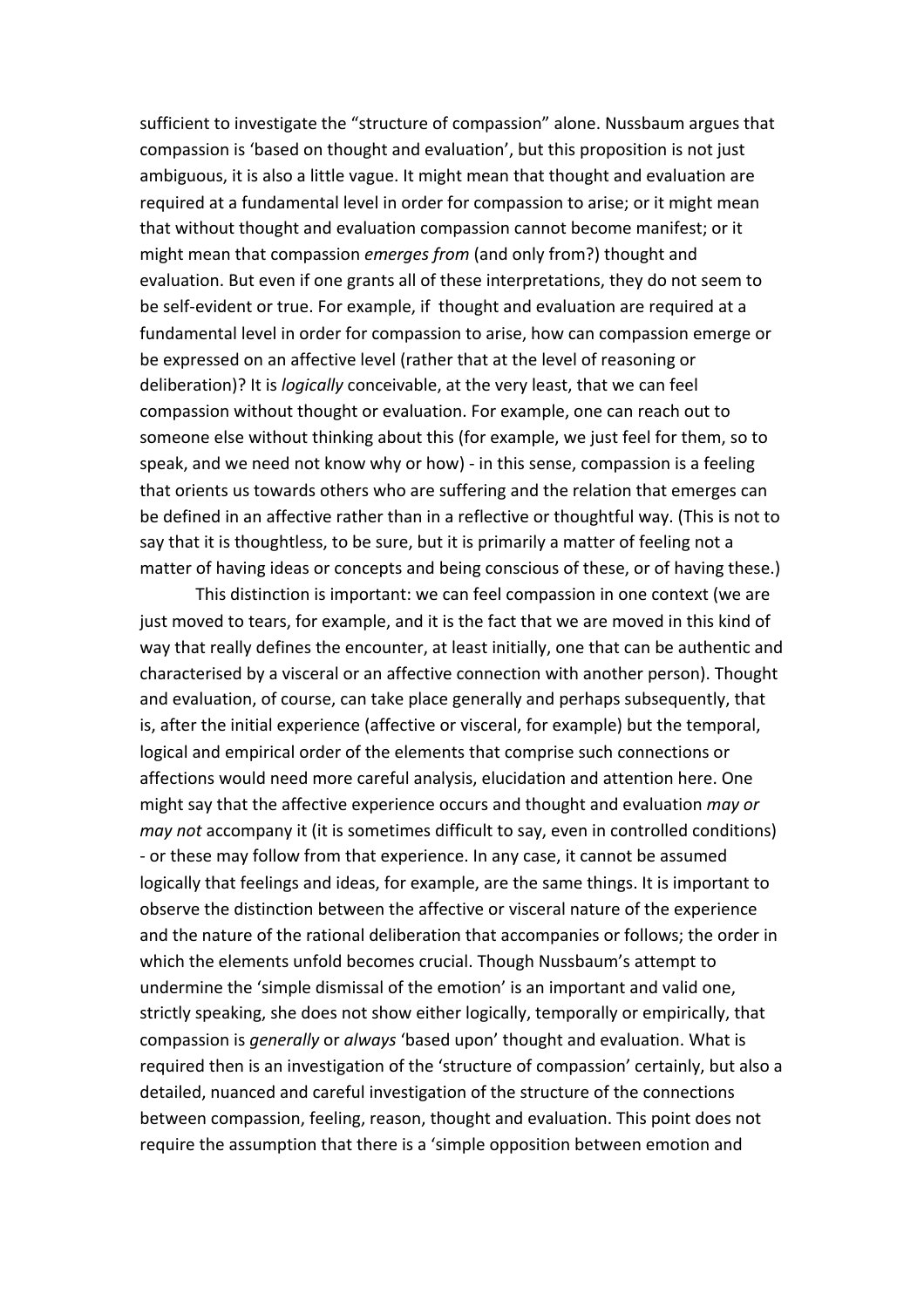sufficient to investigate the "structure of compassion" alone. Nussbaum argues that compassion is 'based on thought and evaluation', but this proposition is not just ambiguous, it is also a little vague. It might mean that thought and evaluation are required at a fundamental level in order for compassion to arise; or it might mean that without thought and evaluation compassion cannot become manifest; or it might mean that compassion *emerges from* (and only from?) thought and evaluation. But even if one grants all of these interpretations, they do not seem to be self-evident or true. For example, if thought and evaluation are required at a fundamental level in order for compassion to arise, how can compassion emerge or be expressed on an affective level (rather that at the level of reasoning or deliberation)? It is *logically* conceivable, at the very least, that we can feel compassion without thought or evaluation. For example, one can reach out to someone else without thinking about this (for example, we just feel for them, so to speak, and we need not know why or how) - in this sense, compassion is a feeling that orients us towards others who are suffering and the relation that emerges can be defined in an affective rather than in a reflective or thoughtful way. (This is not to say that it is thoughtless, to be sure, but it is primarily a matter of feeling not a matter of having ideas or concepts and being conscious of these, or of having these.)

This distinction is important: we can feel compassion in one context (we are just moved to tears, for example, and it is the fact that we are moved in this kind of way that really defines the encounter, at least initially, one that can be authentic and characterised by a visceral or an affective connection with another person). Thought and evaluation, of course, can take place generally and perhaps subsequently, that is, after the initial experience (affective or visceral, for example) but the temporal, logical and empirical order of the elements that comprise such connections or affections would need more careful analysis, elucidation and attention here. One might say that the affective experience occurs and thought and evaluation *may or may not* accompany it (it is sometimes difficult to say, even in controlled conditions) - or these may follow from that experience. In any case, it cannot be assumed logically that feelings and ideas, for example, are the same things. It is important to observe the distinction between the affective or visceral nature of the experience and the nature of the rational deliberation that accompanies or follows; the order in which the elements unfold becomes crucial. Though Nussbaum's attempt to undermine the 'simple dismissal of the emotion' is an important and valid one, strictly speaking, she does not show either logically, temporally or empirically, that compassion is *generally* or *always* 'based upon' thought and evaluation. What is required then is an investigation of the 'structure of compassion' certainly, but also a detailed, nuanced and careful investigation of the structure of the connections between compassion, feeling, reason, thought and evaluation. This point does not require the assumption that there is a 'simple opposition between emotion and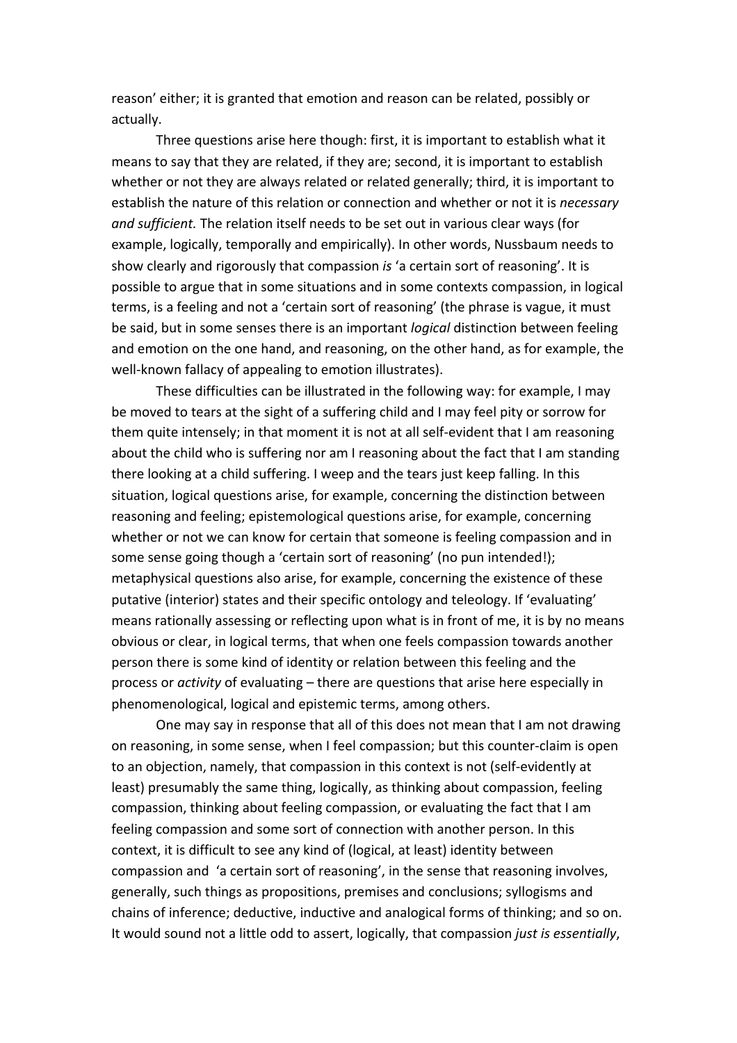reason' either; it is granted that emotion and reason can be related, possibly or actually.

Three questions arise here though: first, it is important to establish what it means to say that they are related, if they are; second, it is important to establish whether or not they are always related or related generally; third, it is important to establish the nature of this relation or connection and whether or not it is *necessary and sufficient.* The relation itself needs to be set out in various clear ways (for example, logically, temporally and empirically). In other words, Nussbaum needs to show clearly and rigorously that compassion *is* 'a certain sort of reasoning'. It is possible to argue that in some situations and in some contexts compassion, in logical terms, is a feeling and not a 'certain sort of reasoning' (the phrase is vague, it must be said, but in some senses there is an important *logical* distinction between feeling and emotion on the one hand, and reasoning, on the other hand, as for example, the well-known fallacy of appealing to emotion illustrates).

These difficulties can be illustrated in the following way: for example, I may be moved to tears at the sight of a suffering child and I may feel pity or sorrow for them quite intensely; in that moment it is not at all self-evident that I am reasoning about the child who is suffering nor am I reasoning about the fact that I am standing there looking at a child suffering. I weep and the tears just keep falling. In this situation, logical questions arise, for example, concerning the distinction between reasoning and feeling; epistemological questions arise, for example, concerning whether or not we can know for certain that someone is feeling compassion and in some sense going though a 'certain sort of reasoning' (no pun intended!); metaphysical questions also arise, for example, concerning the existence of these putative (interior) states and their specific ontology and teleology. If 'evaluating' means rationally assessing or reflecting upon what is in front of me, it is by no means obvious or clear, in logical terms, that when one feels compassion towards another person there is some kind of identity or relation between this feeling and the process or *activity* of evaluating – there are questions that arise here especially in phenomenological, logical and epistemic terms, among others.

One may say in response that all of this does not mean that I am not drawing on reasoning, in some sense, when I feel compassion; but this counter-claim is open to an objection, namely, that compassion in this context is not (self-evidently at least) presumably the same thing, logically, as thinking about compassion, feeling compassion, thinking about feeling compassion, or evaluating the fact that I am feeling compassion and some sort of connection with another person. In this context, it is difficult to see any kind of (logical, at least) identity between compassion and 'a certain sort of reasoning', in the sense that reasoning involves, generally, such things as propositions, premises and conclusions; syllogisms and chains of inference; deductive, inductive and analogical forms of thinking; and so on. It would sound not a little odd to assert, logically, that compassion *just is essentially*,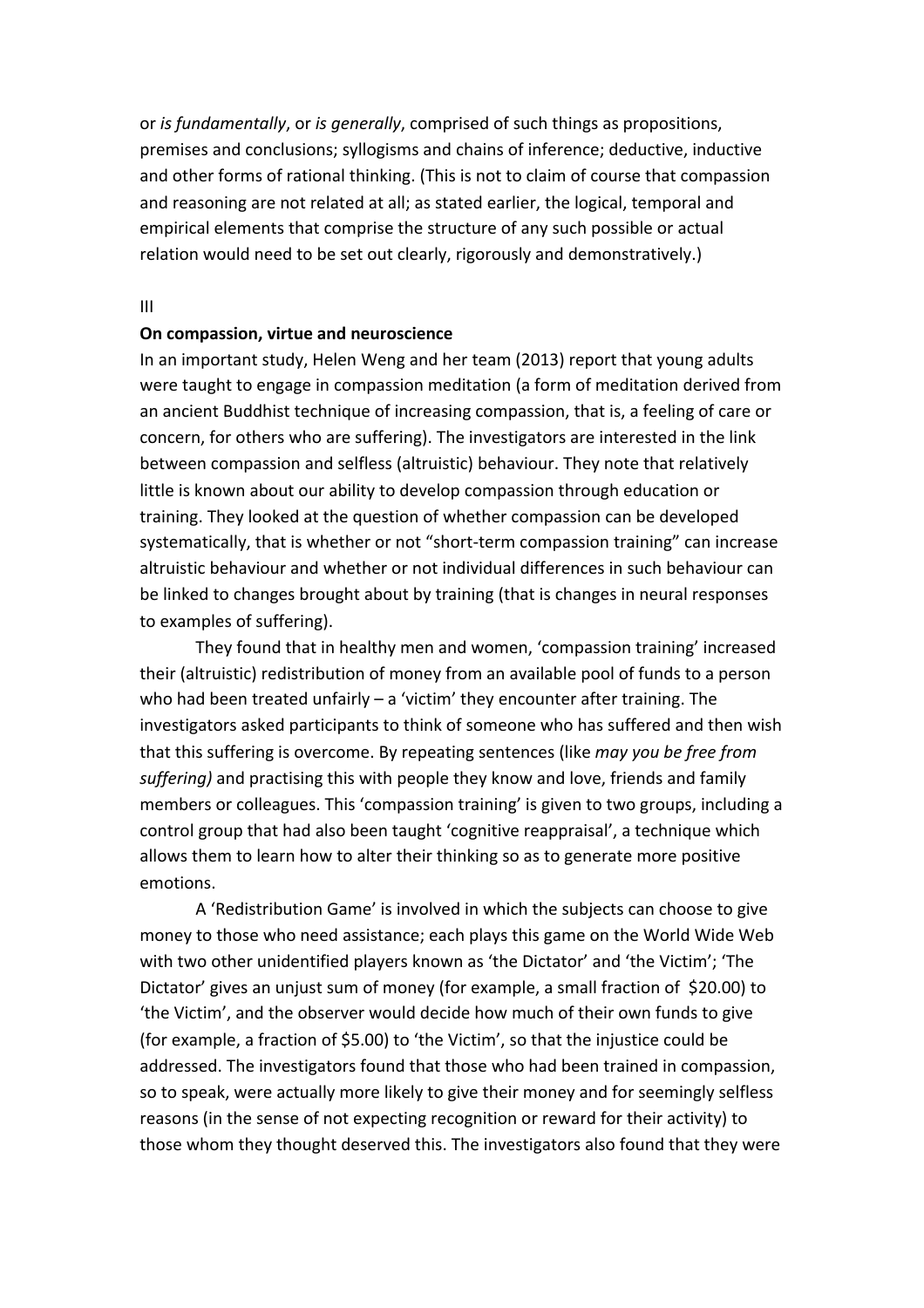or *is fundamentally*, or *is generally*, comprised of such things as propositions, premises and conclusions; syllogisms and chains of inference; deductive, inductive and other forms of rational thinking. (This is not to claim of course that compassion and reasoning are not related at all; as stated earlier, the logical, temporal and empirical elements that comprise the structure of any such possible or actual relation would need to be set out clearly, rigorously and demonstratively.)

III

**On compassion, virtue and neuroscience**

In an important study, Helen Weng and her team (2013) report that young adults were taught to engage in compassion meditation (a form of meditation derived from an ancient Buddhist technique of increasing compassion, that is, a feeling of care or concern, for others who are suffering). The investigators are interested in the link between compassion and selfless (altruistic) behaviour. They note that relatively little is known about our ability to develop compassion through education or training. They looked at the question of whether compassion can be developed systematically, that is whether or not "short-term compassion training" can increase altruistic behaviour and whether or not individual differences in such behaviour can be linked to changes brought about by training (that is changes in neural responses to examples of suffering).

They found that in healthy men and women, 'compassion training' increased their (altruistic) redistribution of money from an available pool of funds to a person who had been treated unfairly – a 'victim' they encounter after training. The investigators asked participants to think of someone who has suffered and then wish that this suffering is overcome. By repeating sentences (like *may you be free from suffering)* and practising this with people they know and love, friends and family members or colleagues. This 'compassion training' is given to two groups, including a control group that had also been taught 'cognitive reappraisal', a technique which allows them to learn how to alter their thinking so as to generate more positive emotions.

A 'Redistribution Game' is involved in which the subjects can choose to give money to those who need assistance; each plays this game on the World Wide Web with two other unidentified players known as 'the Dictator' and 'the Victim'; 'The Dictator' gives an unjust sum of money (for example, a small fraction of $20.00) to 'the Victim', and the observer would decide how much of their own funds to give (for example, a fraction of $5.00) to 'the Victim', so that the injustice could be addressed. The investigators found that those who had been trained in compassion, so to speak, were actually more likely to give their money and for seemingly selfless reasons (in the sense of not expecting recognition or reward for their activity) to those whom they thought deserved this. The investigators also found that they were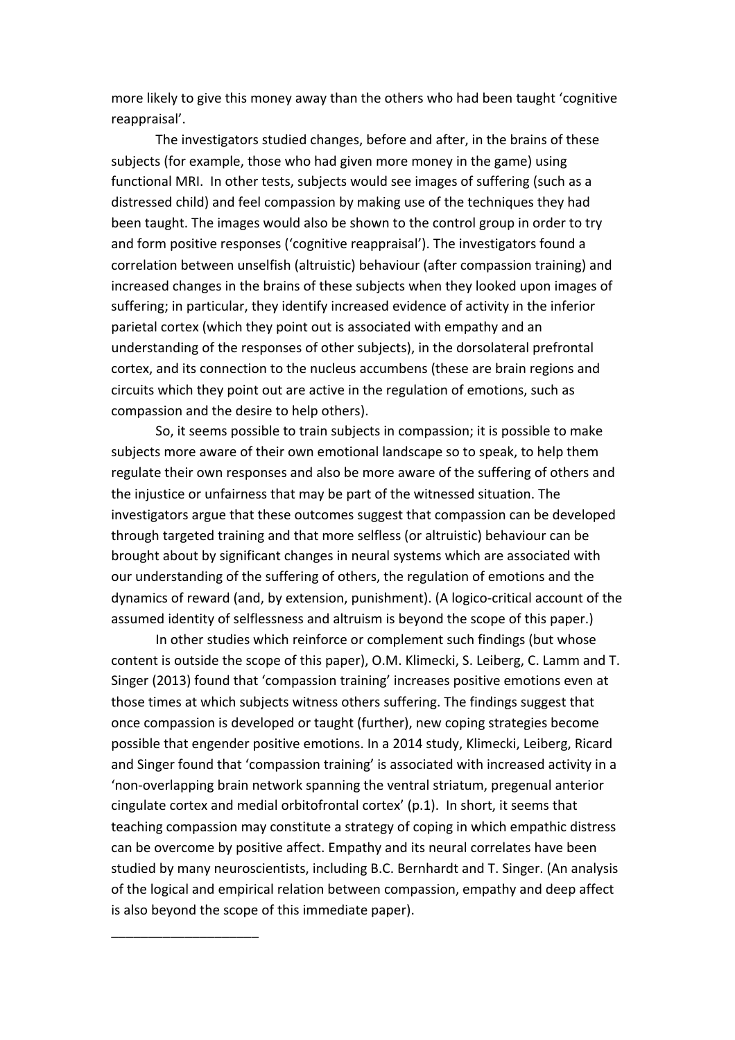more likely to give this money away than the others who had been taught 'cognitive reappraisal'.

The investigators studied changes, before and after, in the brains of these subjects (for example, those who had given more money in the game) using functional MRI. In other tests, subjects would see images of suffering (such as a distressed child) and feel compassion by making use of the techniques they had been taught. The images would also be shown to the control group in order to try and form positive responses ('cognitive reappraisal'). The investigators found a correlation between unselfish (altruistic) behaviour (after compassion training) and increased changes in the brains of these subjects when they looked upon images of suffering; in particular, they identify increased evidence of activity in the inferior parietal cortex (which they point out is associated with empathy and an understanding of the responses of other subjects), in the dorsolateral prefrontal cortex, and its connection to the nucleus accumbens (these are brain regions and circuits which they point out are active in the regulation of emotions, such as compassion and the desire to help others).

So, it seems possible to train subjects in compassion; it is possible to make subjects more aware of their own emotional landscape so to speak, to help them regulate their own responses and also be more aware of the suffering of others and the injustice or unfairness that may be part of the witnessed situation. The investigators argue that these outcomes suggest that compassion can be developed through targeted training and that more selfless (or altruistic) behaviour can be brought about by significant changes in neural systems which are associated with our understanding of the suffering of others, the regulation of emotions and the dynamics of reward (and, by extension, punishment). (A logico-critical account of the assumed identity of selflessness and altruism is beyond the scope of this paper.)

In other studies which reinforce or complement such findings (but whose content is outside the scope of this paper), O.M. Klimecki, S. Leiberg, C. Lamm and T. Singer (2013) found that 'compassion training' increases positive emotions even at those times at which subjects witness others suffering. The findings suggest that once compassion is developed or taught (further), new coping strategies become possible that engender positive emotions. In a 2014 study, Klimecki, Leiberg, Ricard and Singer found that 'compassion training' is associated with increased activity in a 'non-overlapping brain network spanning the ventral striatum, pregenual anterior cingulate cortex and medial orbitofrontal cortex' (p.1). In short, it seems that teaching compassion may constitute a strategy of coping in which empathic distress can be overcome by positive affect. Empathy and its neural correlates have been studied by many neuroscientists, including B.C. Bernhardt and T. Singer. (An analysis of the logical and empirical relation between compassion, empathy and deep affect is also beyond the scope of this immediate paper).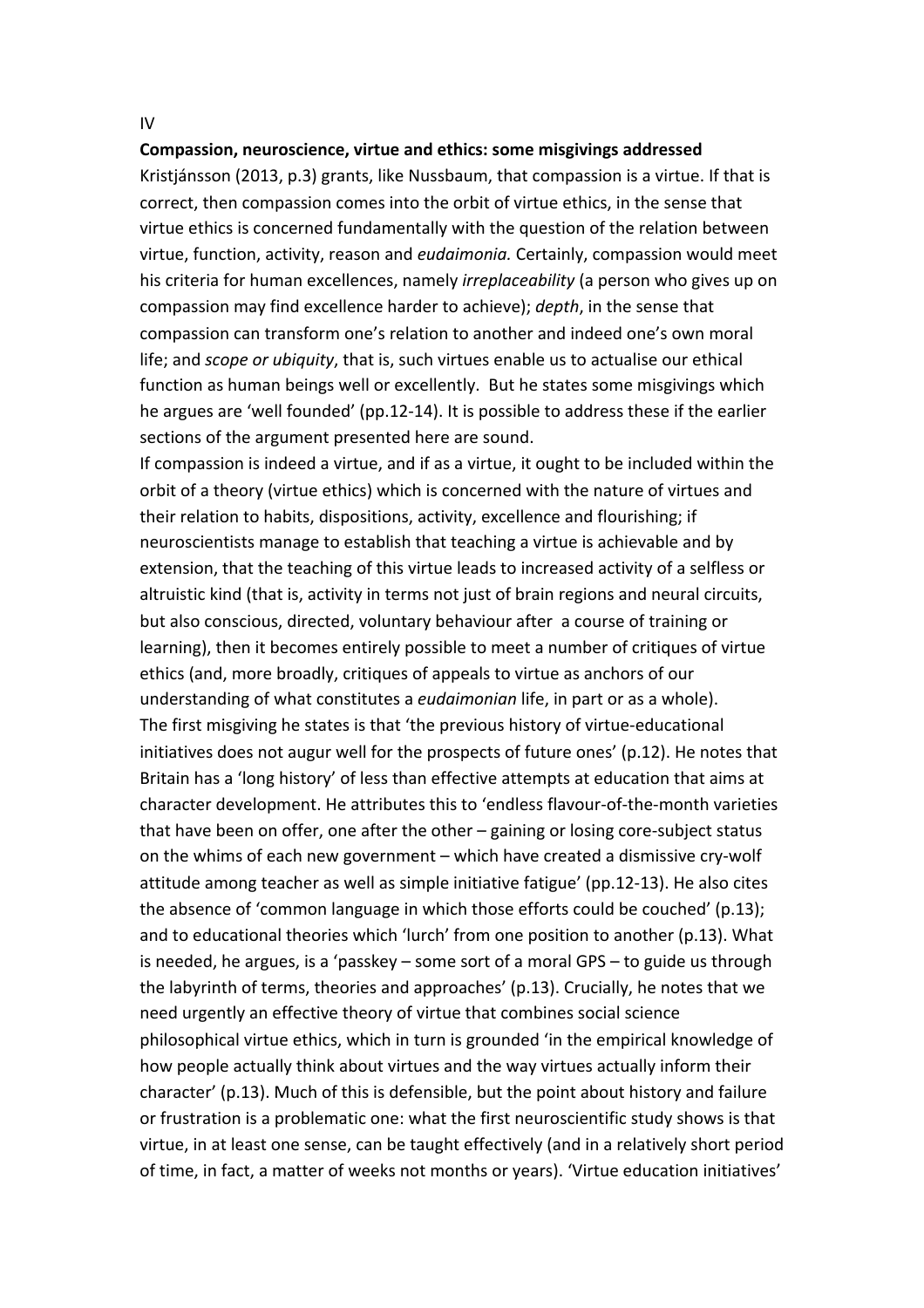IV

**Compassion, neuroscience, virtue and ethics: some misgivings addressed**

Kristjánsson (2013, p.3) grants, like Nussbaum, that compassion is a virtue. If that is correct, then compassion comes into the orbit of virtue ethics, in the sense that virtue ethics is concerned fundamentally with the question of the relation between virtue, function, activity, reason and *eudaimonia.* Certainly, compassion would meet his criteria for human excellences, namely *irreplaceability* (a person who gives up on compassion may find excellence harder to achieve); *depth*, in the sense that compassion can transform one's relation to another and indeed one's own moral life; and *scope or ubiquity*, that is, such virtues enable us to actualise our ethical function as human beings well or excellently. But he states some misgivings which he argues are 'well founded' (pp.12-14). It is possible to address these if the earlier sections of the argument presented here are sound.

If compassion is indeed a virtue, and if as a virtue, it ought to be included within the orbit of a theory (virtue ethics) which is concerned with the nature of virtues and their relation to habits, dispositions, activity, excellence and flourishing; if neuroscientists manage to establish that teaching a virtue is achievable and by extension, that the teaching of this virtue leads to increased activity of a selfless or altruistic kind (that is, activity in terms not just of brain regions and neural circuits, but also conscious, directed, voluntary behaviour after a course of training or learning), then it becomes entirely possible to meet a number of critiques of virtue ethics (and, more broadly, critiques of appeals to virtue as anchors of our understanding of what constitutes a *eudaimonian* life, in part or as a whole).

The first misgiving he states is that 'the previous history of virtue-educational initiatives does not augur well for the prospects of future ones' (p.12). He notes that Britain has a 'long history' of less than effective attempts at education that aims at character development. He attributes this to 'endless flavour-of-the-month varieties that have been on offer, one after the other – gaining or losing core-subject status on the whims of each new government – which have created a dismissive cry-wolf attitude among teacher as well as simple initiative fatigue' (pp.12-13). He also cites the absence of 'common language in which those efforts could be couched' (p.13); and to educational theories which 'lurch' from one position to another (p.13). What is needed, he argues, is a 'passkey – some sort of a moral GPS – to guide us through the labyrinth of terms, theories and approaches' (p.13). Crucially, he notes that we need urgently an effective theory of virtue that combines social science philosophical virtue ethics, which in turn is grounded 'in the empirical knowledge of how people actually think about virtues and the way virtues actually inform their character' (p.13). Much of this is defensible, but the point about history and failure or frustration is a problematic one: what the first neuroscientific study shows is that virtue, in at least one sense, can be taught effectively (and in a relatively short period of time, in fact, a matter of weeks not months or years). 'Virtue education initiatives'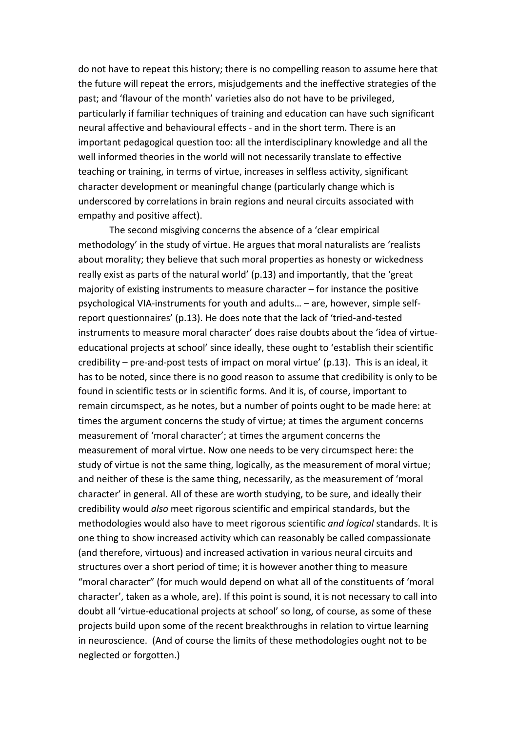do not have to repeat this history; there is no compelling reason to assume here that the future will repeat the errors, misjudgements and the ineffective strategies of the past; and 'flavour of the month' varieties also do not have to be privileged, particularly if familiar techniques of training and education can have such significant neural affective and behavioural effects - and in the short term. There is an important pedagogical question too: all the interdisciplinary knowledge and all the well informed theories in the world will not necessarily translate to effective teaching or training, in terms of virtue, increases in selfless activity, significant character development or meaningful change (particularly change which is underscored by correlations in brain regions and neural circuits associated with empathy and positive affect).

The second misgiving concerns the absence of a 'clear empirical methodology' in the study of virtue. He argues that moral naturalists are 'realists about morality; they believe that such moral properties as honesty or wickedness really exist as parts of the natural world' (p.13) and importantly, that the 'great majority of existing instruments to measure character – for instance the positive psychological VIA-instruments for youth and adults… – are, however, simple self-report questionnaires' (p.13). He does note that the lack of 'tried-and-tested instruments to measure moral character' does raise doubts about the 'idea of virtue-educational projects at school' since ideally, these ought to 'establish their scientific credibility – pre-and-post tests of impact on moral virtue' (p.13). This is an ideal, it has to be noted, since there is no good reason to assume that credibility is only to be found in scientific tests or in scientific forms. And it is, of course, important to remain circumspect, as he notes, but a number of points ought to be made here: at times the argument concerns the study of virtue; at times the argument concerns measurement of 'moral character'; at times the argument concerns the measurement of moral virtue. Now one needs to be very circumspect here: the study of virtue is not the same thing, logically, as the measurement of moral virtue; and neither of these is the same thing, necessarily, as the measurement of 'moral character' in general. All of these are worth studying, to be sure, and ideally their credibility would *also* meet rigorous scientific and empirical standards, but the methodologies would also have to meet rigorous scientific *and logical* standards. It is one thing to show increased activity which can reasonably be called compassionate (and therefore, virtuous) and increased activation in various neural circuits and structures over a short period of time; it is however another thing to measure "moral character" (for much would depend on what all of the constituents of 'moral character', taken as a whole, are). If this point is sound, it is not necessary to call into doubt all 'virtue-educational projects at school' so long, of course, as some of these projects build upon some of the recent breakthroughs in relation to virtue learning in neuroscience. (And of course the limits of these methodologies ought not to be neglected or forgotten.)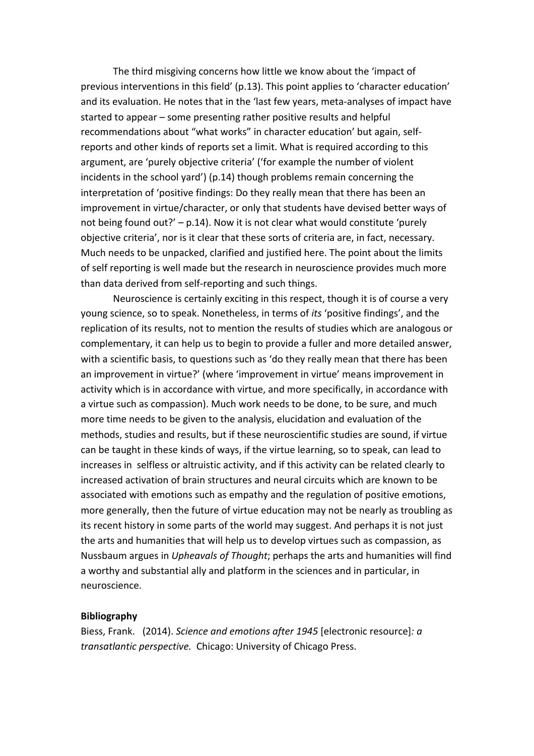The third misgiving concerns how little we know about the 'impact of previous interventions in this field' (p.13). This point applies to 'character education' and its evaluation. He notes that in the 'last few years, meta-analyses of impact have started to appear – some presenting rather positive results and helpful recommendations about "what works" in character education' but again, self-reports and other kinds of reports set a limit. What is required according to this argument, are 'purely objective criteria' ('for example the number of violent incidents in the school yard') (p.14) though problems remain concerning the interpretation of 'positive findings: Do they really mean that there has been an improvement in virtue/character, or only that students have devised better ways of not being found out?' – p.14). Now it is not clear what would constitute 'purely objective criteria', nor is it clear that these sorts of criteria are, in fact, necessary. Much needs to be unpacked, clarified and justified here. The point about the limits of self reporting is well made but the research in neuroscience provides much more than data derived from self-reporting and such things.

Neuroscience is certainly exciting in this respect, though it is of course a very young science, so to speak. Nonetheless, in terms of *its* 'positive findings', and the replication of its results, not to mention the results of studies which are analogous or complementary, it can help us to begin to provide a fuller and more detailed answer, with a scientific basis, to questions such as 'do they really mean that there has been an improvement in virtue?' (where 'improvement in virtue' means improvement in activity which is in accordance with virtue, and more specifically, in accordance with a virtue such as compassion). Much work needs to be done, to be sure, and much more time needs to be given to the analysis, elucidation and evaluation of the methods, studies and results, but if these neuroscientific studies are sound, if virtue can be taught in these kinds of ways, if the virtue learning, so to speak, can lead to increases in selfless or altruistic activity, and if this activity can be related clearly to increased activation of brain structures and neural circuits which are known to be associated with emotions such as empathy and the regulation of positive emotions, more generally, then the future of virtue education may not be nearly as troubling as its recent history in some parts of the world may suggest. And perhaps it is not just the arts and humanities that will help us to develop virtues such as compassion, as Nussbaum argues in *Upheavals of Thought*; perhaps the arts and humanities will find a worthy and substantial ally and platform in the sciences and in particular, in neuroscience.

**Bibliography**

Biess, Frank. (2014). *Science and emotions after 1945* [electronic resource]*: a transatlantic perspective.* Chicago: University of Chicago Press.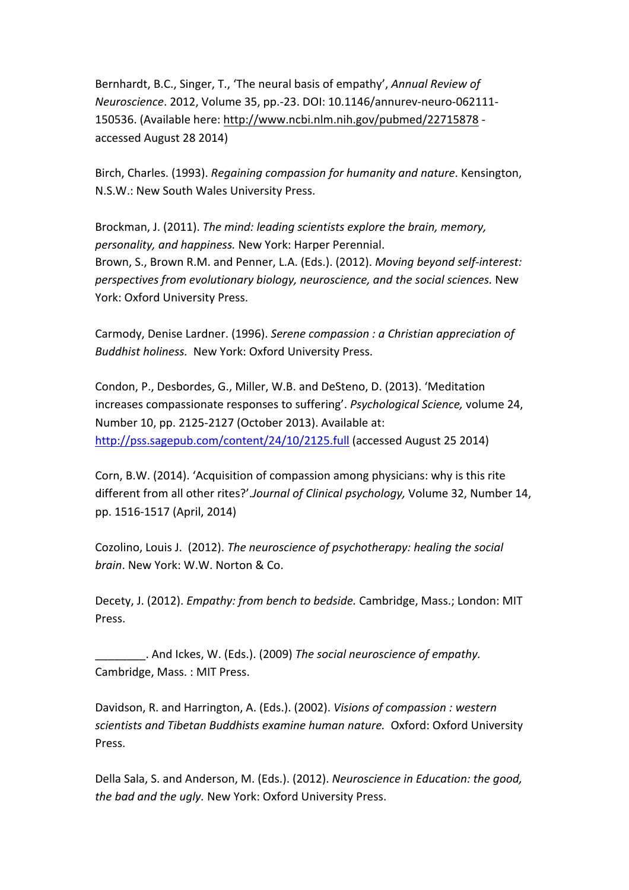Bernhardt, B.C., Singer, T., 'The neural basis of empathy', *Annual Review of Neuroscience*. 2012, Volume 35, pp.-23. DOI: 10.1146/annurev-neuro-062111-150536. (Available here: http://www.ncbi.nlm.nih.gov/pubmed/22715878 - accessed August 28 2014)

Birch, Charles. (1993). *Regaining compassion for humanity and nature*. Kensington, N.S.W.: New South Wales University Press.

Brockman, J. (2011). *The mind: leading scientists explore the brain, memory, personality, and happiness.* New York: Harper Perennial.

Brown, S., Brown R.M. and Penner, L.A. (Eds.). (2012). *Moving beyond self-interest: perspectives from evolutionary biology, neuroscience, and the social sciences.* New York: Oxford University Press.

Carmody, Denise Lardner. (1996). *Serene compassion : a Christian appreciation of Buddhist holiness.* New York: Oxford University Press.

Condon, P., Desbordes, G., Miller, W.B. and DeSteno, D. (2013). 'Meditation increases compassionate responses to suffering'. *Psychological Science,* volume 24, Number 10, pp. 2125-2127 (October 2013). Available at: http://pss.sagepub.com/content/24/10/2125.full (accessed August 25 2014)

Corn, B.W. (2014). 'Acquisition of compassion among physicians: why is this rite different from all other rites?'.*Journal of Clinical psychology,* Volume 32, Number 14, pp. 1516-1517 (April, 2014)

Cozolino, Louis J. (2012). *The neuroscience of psychotherapy: healing the social brain*. New York: W.W. Norton & Co.

Decety, J. (2012). *Empathy: from bench to bedside.* Cambridge, Mass.; London: MIT Press.

________. And Ickes, W. (Eds.). (2009) *The social neuroscience of empathy.* Cambridge, Mass. : MIT Press.

Davidson, R. and Harrington, A. (Eds.). (2002). *Visions of compassion : western scientists and Tibetan Buddhists examine human nature.* Oxford: Oxford University Press.

Della Sala, S. and Anderson, M. (Eds.). (2012). *Neuroscience in Education: the good, the bad and the ugly.* New York: Oxford University Press.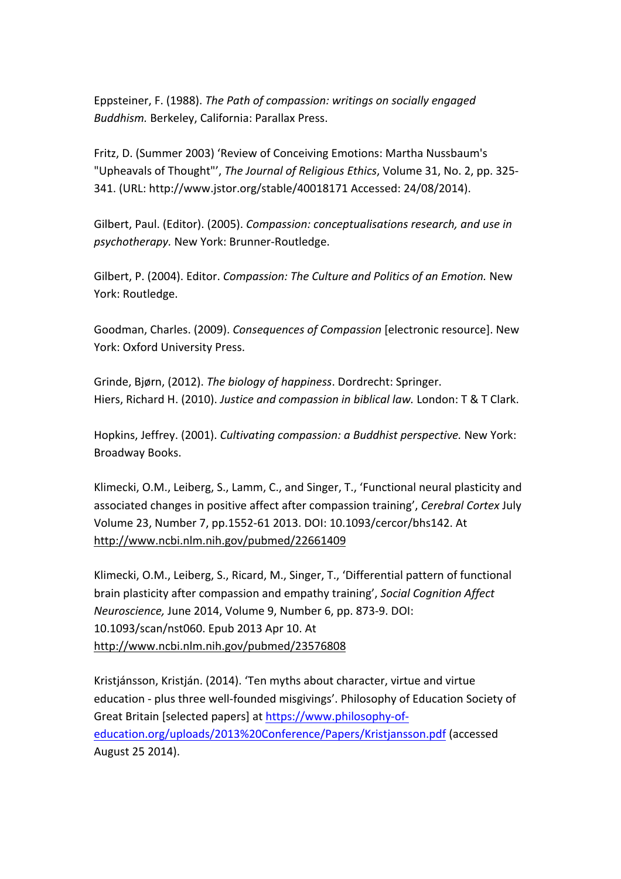Eppsteiner, F. (1988). *The Path of compassion: writings on socially engaged Buddhism.* Berkeley, California: Parallax Press.

Fritz, D. (Summer 2003) 'Review of Conceiving Emotions: Martha Nussbaum's "Upheavals of Thought"', *The Journal of Religious Ethics*, Volume 31, No. 2, pp. 325-341. (URL: http://www.jstor.org/stable/40018171 Accessed: 24/08/2014).

Gilbert, Paul. (Editor). (2005). *Compassion: conceptualisations research, and use in psychotherapy.* New York: Brunner-Routledge.

Gilbert, P. (2004). Editor. *Compassion: The Culture and Politics of an Emotion.* New York: Routledge.

Goodman, Charles. (2009). *Consequences of Compassion* [electronic resource]. New York: Oxford University Press.

Grinde, Bjørn, (2012). *The biology of happiness*. Dordrecht: Springer.
Hiers, Richard H. (2010). *Justice and compassion in biblical law.* London: T & T Clark.

Hopkins, Jeffrey. (2001). *Cultivating compassion: a Buddhist perspective.* New York: Broadway Books.

Klimecki, O.M., Leiberg, S., Lamm, C., and Singer, T., 'Functional neural plasticity and associated changes in positive affect after compassion training', *Cerebral Cortex* July Volume 23, Number 7, pp.1552-61 2013. DOI: 10.1093/cercor/bhs142. At http://www.ncbi.nlm.nih.gov/pubmed/22661409

Klimecki, O.M., Leiberg, S., Ricard, M., Singer, T., 'Differential pattern of functional brain plasticity after compassion and empathy training', *Social Cognition Affect Neuroscience,* June 2014, Volume 9, Number 6, pp. 873-9. DOI: 10.1093/scan/nst060. Epub 2013 Apr 10. At http://www.ncbi.nlm.nih.gov/pubmed/23576808

Kristjánsson, Kristján. (2014). 'Ten myths about character, virtue and virtue education - plus three well-founded misgivings'. Philosophy of Education Society of Great Britain [selected papers] at https://www.philosophy-of-education.org/uploads/2013%20Conference/Papers/Kristjansson.pdf (accessed August 25 2014).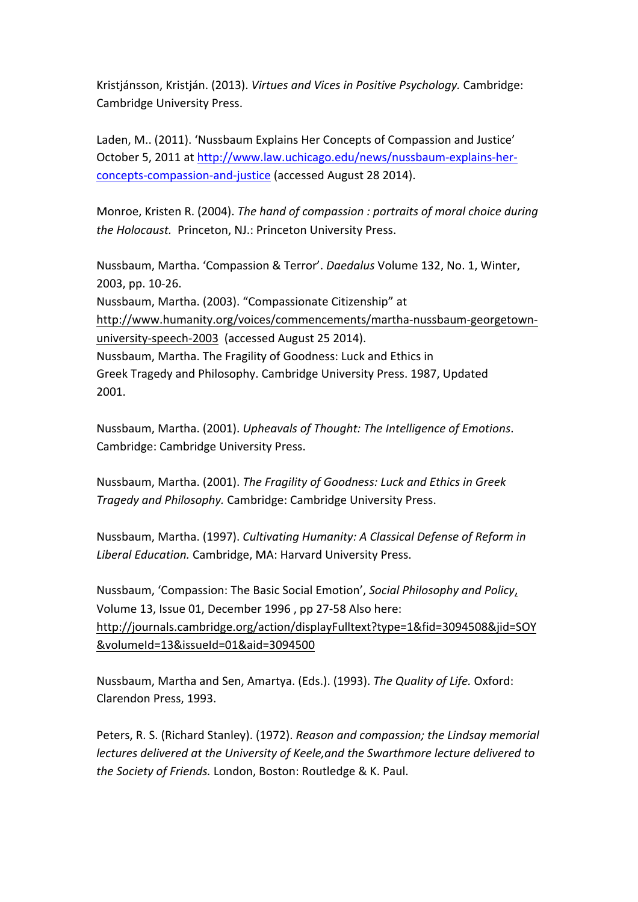Kristjánsson, Kristján. (2013). *Virtues and Vices in Positive Psychology.* Cambridge: Cambridge University Press.

Laden, M.. (2011). 'Nussbaum Explains Her Concepts of Compassion and Justice' October 5, 2011 at http://www.law.uchicago.edu/news/nussbaum-explains-her-concepts-compassion-and-justice (accessed August 28 2014).

Monroe, Kristen R. (2004). *The hand of compassion : portraits of moral choice during the Holocaust.* Princeton, NJ.: Princeton University Press.

Nussbaum, Martha. 'Compassion & Terror'. *Daedalus* Volume 132, No. 1, Winter, 2003, pp. 10-26.
Nussbaum, Martha. (2003). "Compassionate Citizenship" at http://www.humanity.org/voices/commencements/martha-nussbaum-georgetown-university-speech-2003 (accessed August 25 2014).
Nussbaum, Martha. The Fragility of Goodness: Luck and Ethics in Greek Tragedy and Philosophy. Cambridge University Press. 1987, Updated 2001.

Nussbaum, Martha. (2001). *Upheavals of Thought: The Intelligence of Emotions*. Cambridge: Cambridge University Press.

Nussbaum, Martha. (2001). *The Fragility of Goodness: Luck and Ethics in Greek Tragedy and Philosophy.* Cambridge: Cambridge University Press.

Nussbaum, Martha. (1997). *Cultivating Humanity: A Classical Defense of Reform in Liberal Education.* Cambridge, MA: Harvard University Press.

Nussbaum, 'Compassion: The Basic Social Emotion', *Social Philosophy and Policy*, Volume 13, Issue 01, December 1996 , pp 27-58 Also here: http://journals.cambridge.org/action/displayFulltext?type=1&fid=3094508&jid=SOY&volumeId=13&issueId=01&aid=3094500

Nussbaum, Martha and Sen, Amartya. (Eds.). (1993). *The Quality of Life.* Oxford: Clarendon Press, 1993.

Peters, R. S. (Richard Stanley). (1972). *Reason and compassion; the Lindsay memorial lectures delivered at the University of Keele,and the Swarthmore lecture delivered to the Society of Friends.* London, Boston: Routledge & K. Paul.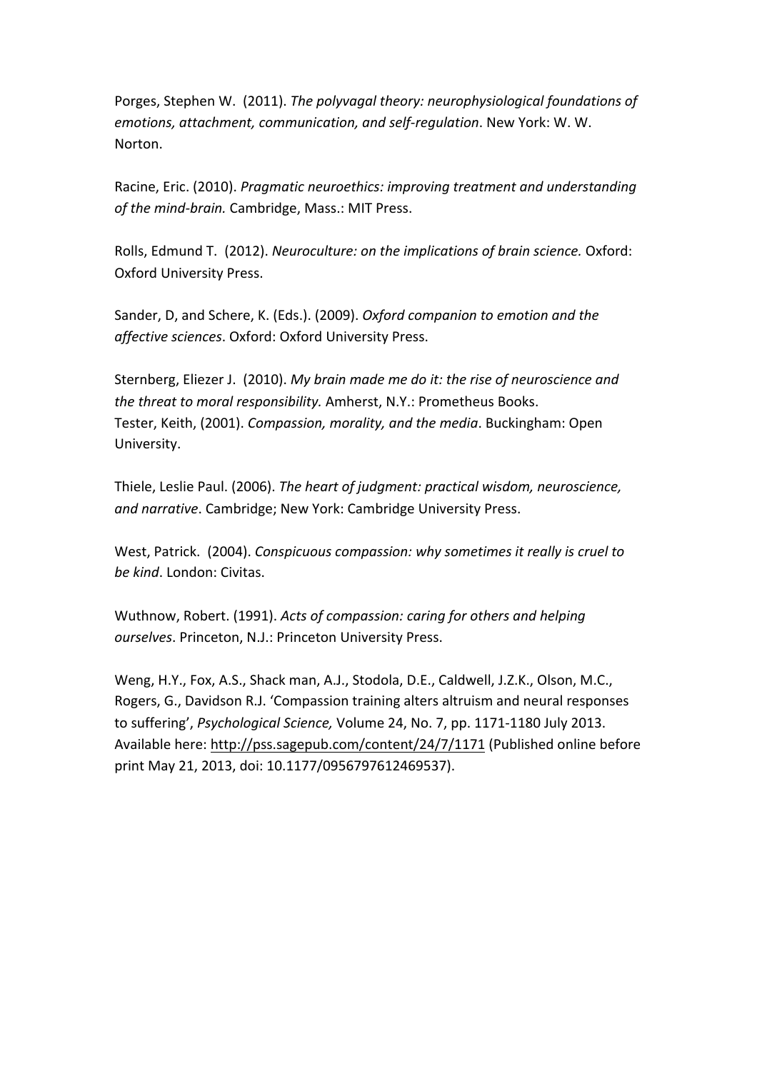Porges, Stephen W. (2011). *The polyvagal theory: neurophysiological foundations of emotions, attachment, communication, and self-regulation*. New York: W. W. Norton.

Racine, Eric. (2010). *Pragmatic neuroethics: improving treatment and understanding of the mind-brain.* Cambridge, Mass.: MIT Press.

Rolls, Edmund T. (2012). *Neuroculture: on the implications of brain science.* Oxford: Oxford University Press.

Sander, D, and Schere, K. (Eds.). (2009). *Oxford companion to emotion and the affective sciences*. Oxford: Oxford University Press.

Sternberg, Eliezer J. (2010). *My brain made me do it: the rise of neuroscience and the threat to moral responsibility.* Amherst, N.Y.: Prometheus Books.
Tester, Keith, (2001). *Compassion, morality, and the media*. Buckingham: Open University.

Thiele, Leslie Paul. (2006). *The heart of judgment: practical wisdom, neuroscience, and narrative*. Cambridge; New York: Cambridge University Press.

West, Patrick. (2004). *Conspicuous compassion: why sometimes it really is cruel to be kind*. London: Civitas.

Wuthnow, Robert. (1991). *Acts of compassion: caring for others and helping ourselves*. Princeton, N.J.: Princeton University Press.

Weng, H.Y., Fox, A.S., Shack man, A.J., Stodola, D.E., Caldwell, J.Z.K., Olson, M.C., Rogers, G., Davidson R.J. 'Compassion training alters altruism and neural responses to suffering', *Psychological Science,* Volume 24, No. 7, pp. 1171-1180 July 2013. Available here: http://pss.sagepub.com/content/24/7/1171 (Published online before print May 21, 2013, doi: 10.1177/0956797612469537).